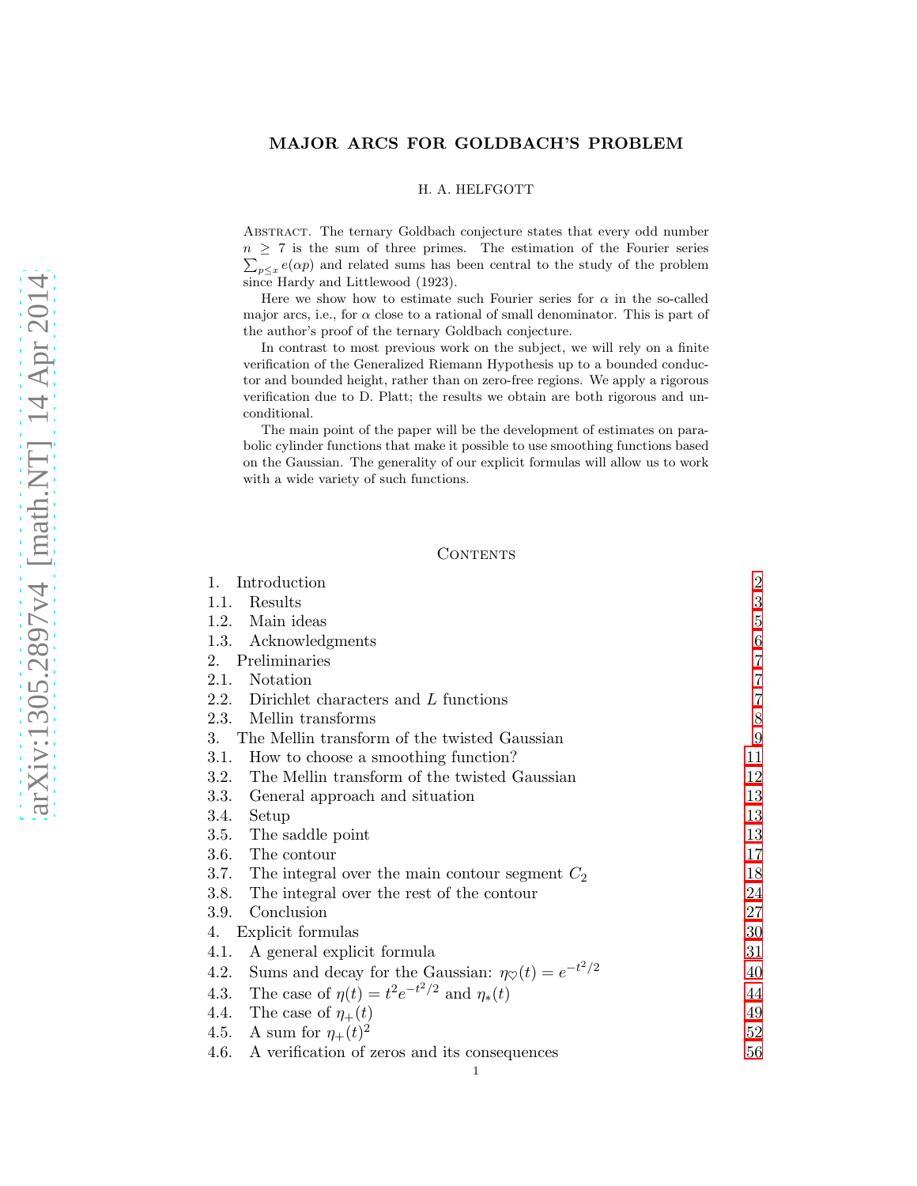# MAJOR ARCS FOR GOLDBACH'S PROBLEM

H. A. HELFGOTT

Abstract. The ternary Goldbach conjecture states that every odd number $n \geq 7$ is the sum of three primes. The estimation of the Fourier series $\sum_{p \leq x} e(\alpha p)$ and related sums has been central to the study of the problem since Hardy and Littlewood (1923).

Here we show how to estimate such Fourier series for $\alpha$ in the so-called major arcs, i.e., for $\alpha$ close to a rational of small denominator. This is part of the author's proof of the ternary Goldbach conjecture.

In contrast to most previous work on the subject, we will rely on a finite verification of the Generalized Riemann Hypothesis up to a bounded conductor and bounded height, rather than on zero-free regions. We apply a rigorous verification due to D. Platt; the results we obtain are both rigorous and unconditional.

The main point of the paper will be the development of estimates on parabolic cylinder functions that make it possible to use smoothing functions based on the Gaussian. The generality of our explicit formulas will allow us to work with a wide variety of such functions.

## Contents

| | | |
|---|---|---|
| 1. | Introduction | 2 |
| 1.1. | Results | 3 |
| 1.2. | Main ideas | 5 |
| 1.3. | Acknowledgments | 6 |
| 2. | Preliminaries | 7 |
| 2.1. | Notation | 7 |
| 2.2. | Dirichlet characters and $L$ functions | 7 |
| 2.3. | Mellin transforms | 8 |
| 3. | The Mellin transform of the twisted Gaussian | 9 |
| 3.1. | How to choose a smoothing function? | 11 |
| 3.2. | The Mellin transform of the twisted Gaussian | 12 |
| 3.3. | General approach and situation | 13 |
| 3.4. | Setup | 13 |
| 3.5. | The saddle point | 13 |
| 3.6. | The contour | 17 |
| 3.7. | The integral over the main contour segment $C_2$ | 18 |
| 3.8. | The integral over the rest of the contour | 24 |
| 3.9. | Conclusion | 27 |
| 4. | Explicit formulas | 30 |
| 4.1. | A general explicit formula | 31 |
| 4.2. | Sums and decay for the Gaussian: $\eta_\heartsuit(t) = e^{-t^2/2}$ | 40 |
| 4.3. | The case of $\eta(t) = t^2 e^{-t^2/2}$ and $\eta_*(t)$ | 44 |
| 4.4. | The case of $\eta_+(t)$ | 49 |
| 4.5. | A sum for $\eta_+(t)^2$ | 52 |
| 4.6. | A verification of zeros and its consequences | 56 |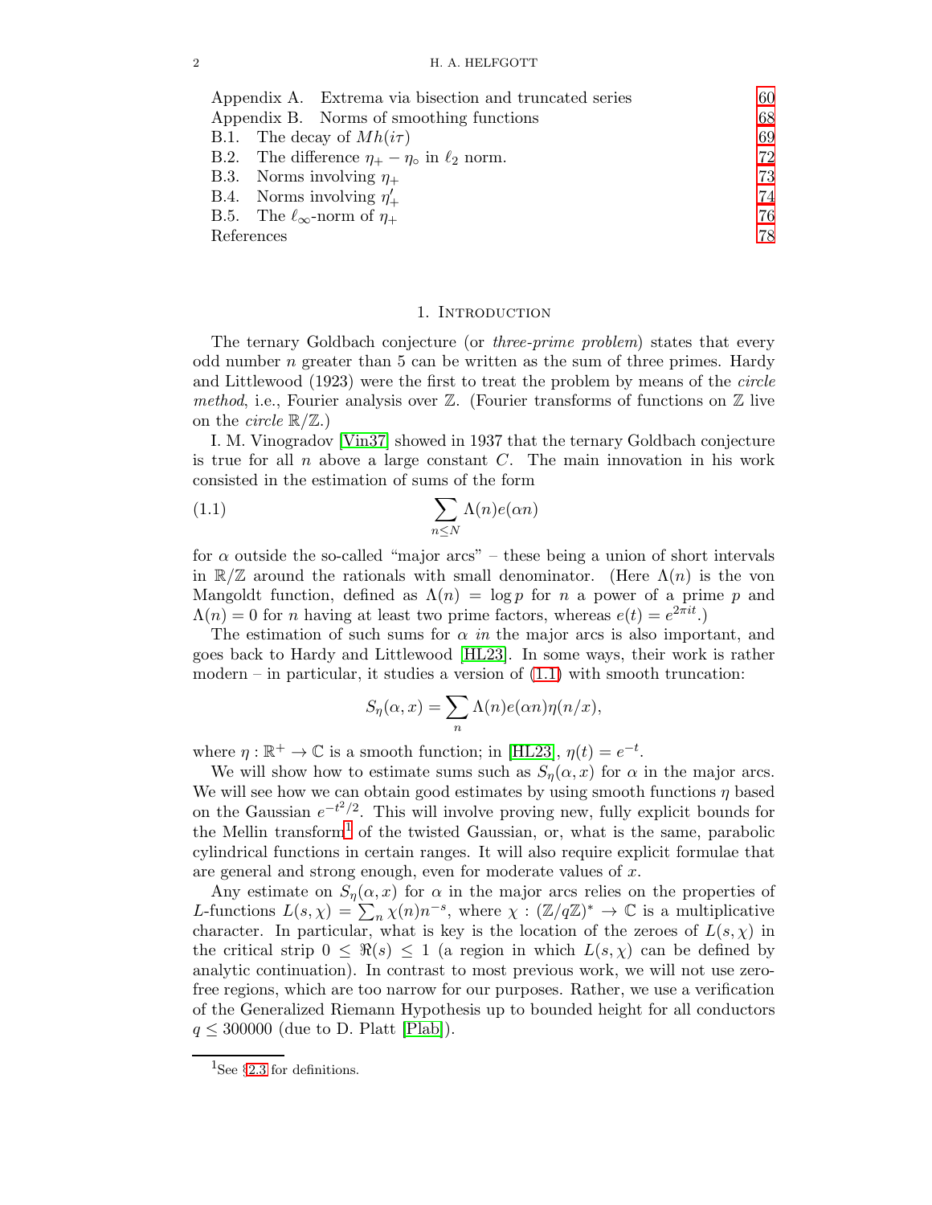| | | |
|---|---|---|
| Appendix A. | Extrema via bisection and truncated series | 60 |
| Appendix B. | Norms of smoothing functions | 68 |
| B.1. | The decay of $Mh(i\tau)$ | 69 |
| B.2. | The difference $\eta_+ - \eta_\circ$ in $\ell_2$ norm. | 72 |
| B.3. | Norms involving $\eta_+$ | 73 |
| B.4. | Norms involving $\eta_+'$ | 74 |
| B.5. | The $\ell_\infty$-norm of $\eta_+$ | 76 |
| References | | 78 |

# 1. Introduction

The ternary Goldbach conjecture (or *three-prime problem*) states that every odd number $n$ greater than 5 can be written as the sum of three primes. Hardy and Littlewood (1923) were the first to treat the problem by means of the *circle method*, i.e., Fourier analysis over $\mathbb{Z}$. (Fourier transforms of functions on $\mathbb{Z}$ live on the *circle* $\mathbb{R}/\mathbb{Z}$.)

I. M. Vinogradov [Vin37] showed in 1937 that the ternary Goldbach conjecture is true for all $n$ above a large constant $C$. The main innovation in his work consisted in the estimation of sums of the form

$$\sum_{n \leq N} \Lambda(n) e(\alpha n) \tag{1.1}$$

for $\alpha$ outside the so-called "major arcs" – these being a union of short intervals in $\mathbb{R}/\mathbb{Z}$ around the rationals with small denominator. (Here $\Lambda(n)$ is the von Mangoldt function, defined as $\Lambda(n) = \log p$ for $n$ a power of a prime $p$ and $\Lambda(n) = 0$ for $n$ having at least two prime factors, whereas $e(t) = e^{2\pi i t}$.)

The estimation of such sums for $\alpha$ *in* the major arcs is also important, and goes back to Hardy and Littlewood [HL23]. In some ways, their work is rather modern – in particular, it studies a version of (1.1) with smooth truncation:

$$S_\eta(\alpha, x) = \sum_n \Lambda(n) e(\alpha n) \eta(n/x),$$

where $\eta : \mathbb{R}^+ \to \mathbb{C}$ is a smooth function; in [HL23], $\eta(t) = e^{-t}$.

We will show how to estimate sums such as $S_\eta(\alpha, x)$ for $\alpha$ in the major arcs. We will see how we can obtain good estimates by using smooth functions $\eta$ based on the Gaussian $e^{-t^2/2}$. This will involve proving new, fully explicit bounds for the Mellin transform[1] of the twisted Gaussian, or, what is the same, parabolic cylindrical functions in certain ranges. It will also require explicit formulae that are general and strong enough, even for moderate values of $x$.

Any estimate on $S_\eta(\alpha, x)$ for $\alpha$ in the major arcs relies on the properties of $L$-functions $L(s, \chi) = \sum_n \chi(n) n^{-s}$, where $\chi : (\mathbb{Z}/q\mathbb{Z})^* \to \mathbb{C}$ is a multiplicative character. In particular, what is key is the location of the zeroes of $L(s, \chi)$ in the critical strip $0 \leq \Re(s) \leq 1$ (a region in which $L(s, \chi)$ can be defined by analytic continuation). In contrast to most previous work, we will not use zero-free regions, which are too narrow for our purposes. Rather, we use a verification of the Generalized Riemann Hypothesis up to bounded height for all conductors $q \leq 300000$ (due to D. Platt [Plab]).

[1] See §2.3 for definitions.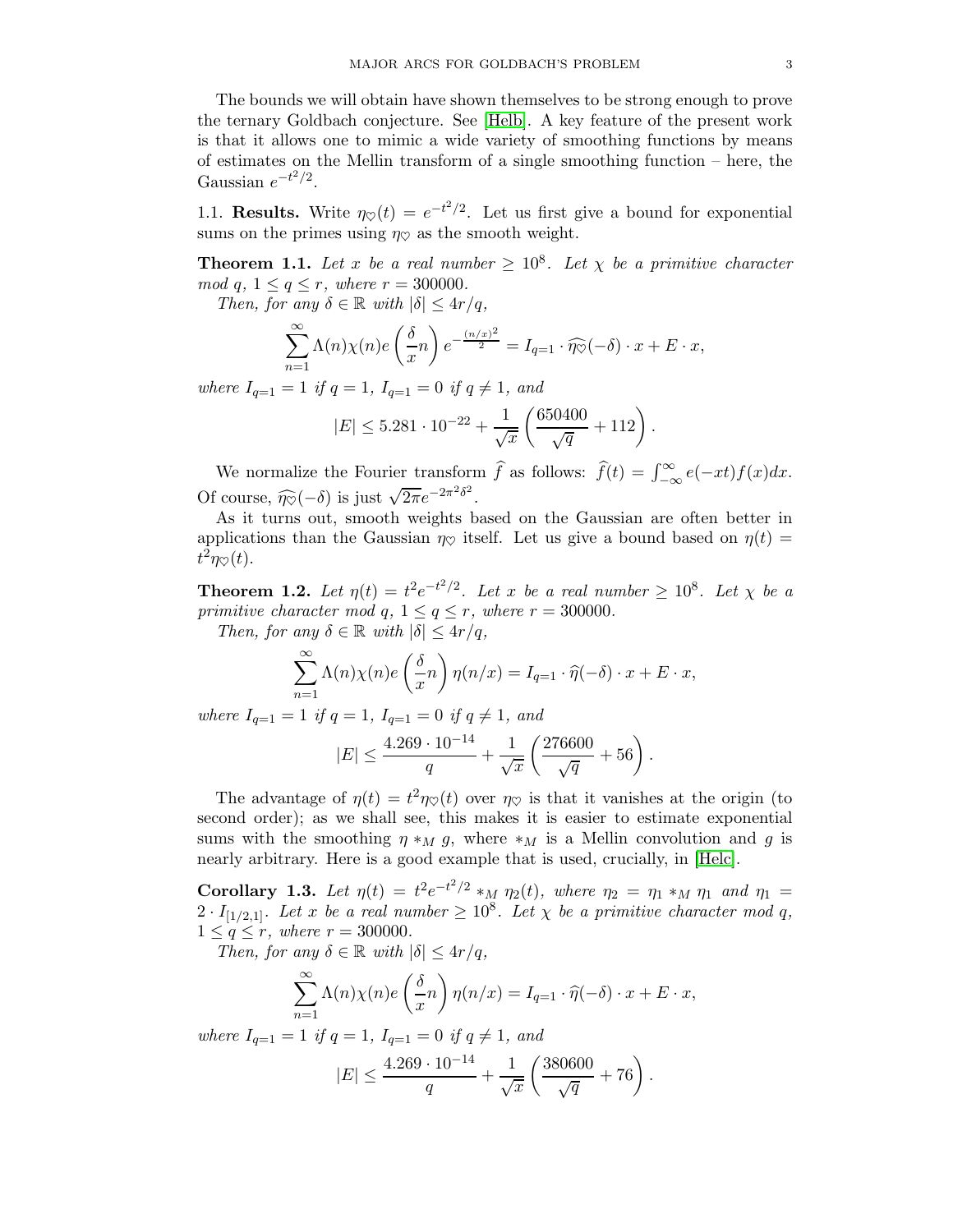The bounds we will obtain have shown themselves to be strong enough to prove the ternary Goldbach conjecture. See [Helb]. A key feature of the present work is that it allows one to mimic a wide variety of smoothing functions by means of estimates on the Mellin transform of a single smoothing function – here, the Gaussian $e^{-t^2/2}$.

1.1. **Results.** Write $\eta_\heartsuit(t) = e^{-t^2/2}$. Let us first give a bound for exponential sums on the primes using $\eta_\heartsuit$ as the smooth weight.

**Theorem 1.1.** *Let $x$ be a real number $\geq 10^8$. Let $\chi$ be a primitive character mod $q$, $1 \leq q \leq r$, where $r = 300000$.*

*Then, for any $\delta \in \mathbb{R}$ with $|\delta| \leq 4r/q$,*

$$\sum_{n=1}^{\infty} \Lambda(n)\chi(n) e\left(\frac{\delta}{x} n\right) e^{-\frac{(n/x)^2}{2}} = I_{q=1} \cdot \widehat{\eta_\heartsuit}(-\delta) \cdot x + E \cdot x,$$

*where $I_{q=1} = 1$ if $q = 1$, $I_{q=1} = 0$ if $q \neq 1$, and*

$$|E| \leq 5.281 \cdot 10^{-22} + \frac{1}{\sqrt{x}}\left(\frac{650400}{\sqrt{q}} + 112\right).$$

We normalize the Fourier transform $\widehat{f}$ as follows: $\widehat{f}(t) = \int_{-\infty}^{\infty} e(-xt) f(x) dx$. Of course, $\widehat{\eta_\heartsuit}(-\delta)$ is just $\sqrt{2\pi} e^{-2\pi^2\delta^2}$.

As it turns out, smooth weights based on the Gaussian are often better in applications than the Gaussian $\eta_\heartsuit$ itself. Let us give a bound based on $\eta(t) = t^2 \eta_\heartsuit(t)$.

**Theorem 1.2.** *Let $\eta(t) = t^2 e^{-t^2/2}$. Let $x$ be a real number $\geq 10^8$. Let $\chi$ be a primitive character mod $q$, $1 \leq q \leq r$, where $r = 300000$.*

*Then, for any $\delta \in \mathbb{R}$ with $|\delta| \leq 4r/q$,*

$$\sum_{n=1}^{\infty} \Lambda(n)\chi(n) e\left(\frac{\delta}{x} n\right) \eta(n/x) = I_{q=1} \cdot \widehat{\eta}(-\delta) \cdot x + E \cdot x,$$

*where $I_{q=1} = 1$ if $q = 1$, $I_{q=1} = 0$ if $q \neq 1$, and*

$$|E| \leq \frac{4.269 \cdot 10^{-14}}{q} + \frac{1}{\sqrt{x}}\left(\frac{276600}{\sqrt{q}} + 56\right).$$

The advantage of $\eta(t) = t^2 \eta_\heartsuit(t)$ over $\eta_\heartsuit$ is that it vanishes at the origin (to second order); as we shall see, this makes it is easier to estimate exponential sums with the smoothing $\eta *_M g$, where $*_M$ is a Mellin convolution and $g$ is nearly arbitrary. Here is a good example that is used, crucially, in [Helc].

**Corollary 1.3.** *Let $\eta(t) = t^2 e^{-t^2/2} *_M \eta_2(t)$, where $\eta_2 = \eta_1 *_M \eta_1$ and $\eta_1 = 2 \cdot I_{[1/2,1]}$. Let $x$ be a real number $\geq 10^8$. Let $\chi$ be a primitive character mod $q$, $1 \leq q \leq r$, where $r = 300000$.*

*Then, for any $\delta \in \mathbb{R}$ with $|\delta| \leq 4r/q$,*

$$\sum_{n=1}^{\infty} \Lambda(n)\chi(n) e\left(\frac{\delta}{x} n\right) \eta(n/x) = I_{q=1} \cdot \widehat{\eta}(-\delta) \cdot x + E \cdot x,$$

*where $I_{q=1} = 1$ if $q = 1$, $I_{q=1} = 0$ if $q \neq 1$, and*

$$|E| \leq \frac{4.269 \cdot 10^{-14}}{q} + \frac{1}{\sqrt{x}}\left(\frac{380600}{\sqrt{q}} + 76\right).$$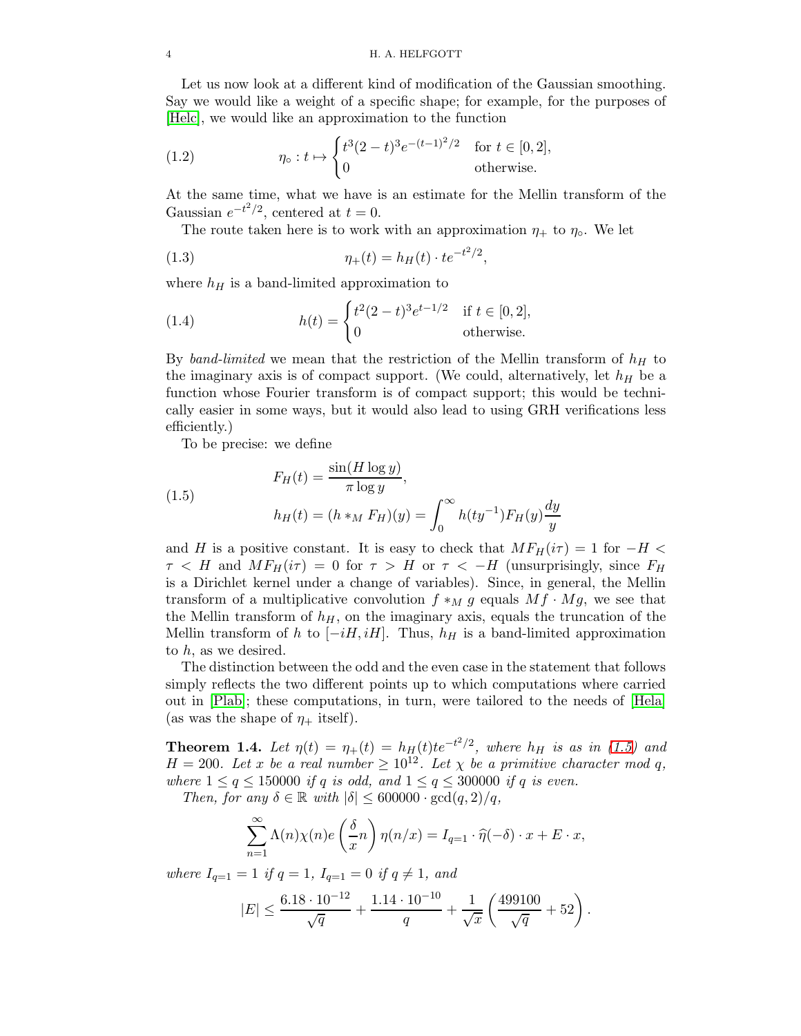Let us now look at a different kind of modification of the Gaussian smoothing. Say we would like a weight of a specific shape; for example, for the purposes of [Helc], we would like an approximation to the function

$$\eta_\circ : t \mapsto \begin{cases} t^3(2-t)^3 e^{-(t-1)^2/2} & \text{for } t \in [0,2], \\ 0 & \text{otherwise.} \end{cases} \tag{1.2}$$

At the same time, what we have is an estimate for the Mellin transform of the Gaussian $e^{-t^2/2}$, centered at $t = 0$.

The route taken here is to work with an approximation $\eta_+$ to $\eta_\circ$. We let

$$\eta_+(t) = h_H(t) \cdot t e^{-t^2/2}, \tag{1.3}$$

where $h_H$ is a band-limited approximation to

$$h(t) = \begin{cases} t^2(2-t)^3 e^{t-1/2} & \text{if } t \in [0,2], \\ 0 & \text{otherwise.} \end{cases} \tag{1.4}$$

By *band-limited* we mean that the restriction of the Mellin transform of $h_H$ to the imaginary axis is of compact support. (We could, alternatively, let $h_H$ be a function whose Fourier transform is of compact support; this would be technically easier in some ways, but it would also lead to using GRH verifications less efficiently.)

To be precise: we define

$$\begin{aligned} F_H(t) &= \frac{\sin(H \log y)}{\pi \log y}, \\ h_H(t) &= (h *_M F_H)(y) = \int_0^\infty h(ty^{-1}) F_H(y) \frac{dy}{y} \end{aligned} \tag{1.5}$$

and $H$ is a positive constant. It is easy to check that $MF_H(i\tau) = 1$ for $-H < \tau < H$ and $MF_H(i\tau) = 0$ for $\tau > H$ or $\tau < -H$ (unsurprisingly, since $F_H$ is a Dirichlet kernel under a change of variables). Since, in general, the Mellin transform of a multiplicative convolution $f *_M g$ equals $Mf \cdot Mg$, we see that the Mellin transform of $h_H$, on the imaginary axis, equals the truncation of the Mellin transform of $h$ to $[-iH, iH]$. Thus, $h_H$ is a band-limited approximation to $h$, as we desired.

The distinction between the odd and the even case in the statement that follows simply reflects the two different points up to which computations where carried out in [Plab]; these computations, in turn, were tailored to the needs of [Hela] (as was the shape of $\eta_+$ itself).

**Theorem 1.4.** *Let $\eta(t) = \eta_+(t) = h_H(t) t e^{-t^2/2}$, where $h_H$ is as in (1.5) and $H = 200$. Let $x$ be a real number $\geq 10^{12}$. Let $\chi$ be a primitive character mod $q$, where $1 \leq q \leq 150000$ if $q$ is odd, and $1 \leq q \leq 300000$ if $q$ is even.*

*Then, for any $\delta \in \mathbb{R}$ with $|\delta| \leq 600000 \cdot \gcd(q,2)/q$,*

$$\sum_{n=1}^{\infty} \Lambda(n)\chi(n) e\left(\frac{\delta}{x} n\right) \eta(n/x) = I_{q=1} \cdot \widehat{\eta}(-\delta) \cdot x + E \cdot x,$$

*where $I_{q=1} = 1$ if $q = 1$, $I_{q=1} = 0$ if $q \neq 1$, and*

$$|E| \leq \frac{6.18 \cdot 10^{-12}}{\sqrt{q}} + \frac{1.14 \cdot 10^{-10}}{q} + \frac{1}{\sqrt{x}} \left( \frac{499100}{\sqrt{q}} + 52 \right).$$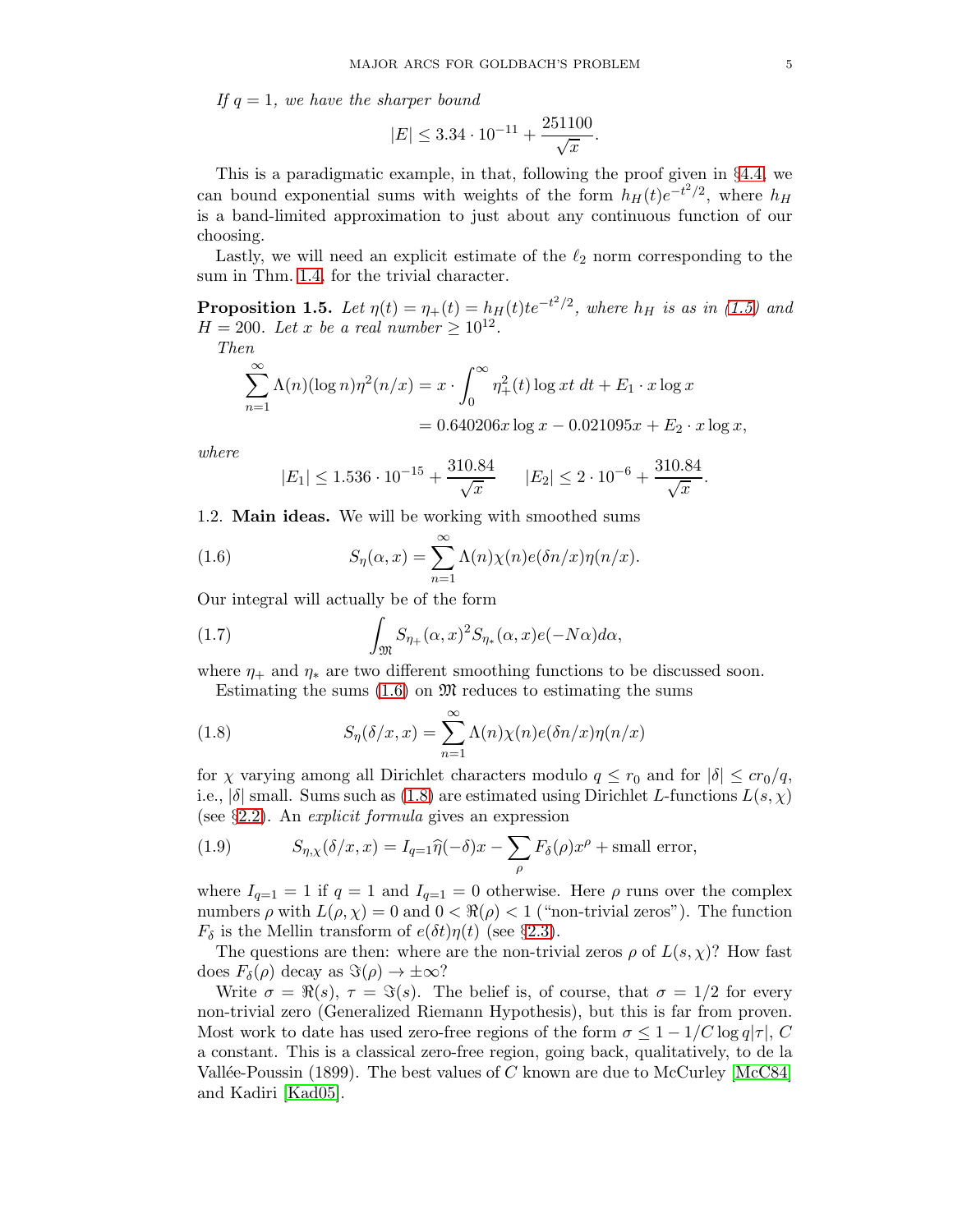*If $q = 1$, we have the sharper bound*

$$|E| \leq 3.34 \cdot 10^{-11} + \frac{251100}{\sqrt{x}}.$$

This is a paradigmatic example, in that, following the proof given in §4.4, we can bound exponential sums with weights of the form $h_H(t)e^{-t^2/2}$, where $h_H$ is a band-limited approximation to just about any continuous function of our choosing.

Lastly, we will need an explicit estimate of the $\ell_2$ norm corresponding to the sum in Thm. 1.4, for the trivial character.

**Proposition 1.5.** *Let $\eta(t) = \eta_+(t) = h_H(t)te^{-t^2/2}$, where $h_H$ is as in (1.5) and $H = 200$. Let $x$ be a real number $\geq 10^{12}$.*

*Then*

$$\begin{aligned}\sum_{n=1}^{\infty} \Lambda(n)(\log n)\eta^2(n/x) &= x \cdot \int_0^{\infty} \eta_+^2(t) \log xt \, dt + E_1 \cdot x \log x \\ &= 0.640206 x \log x - 0.021095 x + E_2 \cdot x \log x,\end{aligned}$$

*where*

$$|E_1| \leq 1.536 \cdot 10^{-15} + \frac{310.84}{\sqrt{x}} \qquad |E_2| \leq 2 \cdot 10^{-6} + \frac{310.84}{\sqrt{x}}.$$

1.2. **Main ideas.** We will be working with smoothed sums

$$S_\eta(\alpha, x) = \sum_{n=1}^{\infty} \Lambda(n)\chi(n)e(\delta n/x)\eta(n/x). \tag{1.6}$$

Our integral will actually be of the form

$$\int_{\mathfrak{M}} S_{\eta_+}(\alpha, x)^2 S_{\eta_*}(\alpha, x) e(-N\alpha) d\alpha, \tag{1.7}$$

where $\eta_+$ and $\eta_*$ are two different smoothing functions to be discussed soon.

Estimating the sums (1.6) on $\mathfrak{M}$ reduces to estimating the sums

$$S_\eta(\delta/x, x) = \sum_{n=1}^{\infty} \Lambda(n)\chi(n)e(\delta n/x)\eta(n/x) \tag{1.8}$$

for $\chi$ varying among all Dirichlet characters modulo $q \leq r_0$ and for $|\delta| \leq cr_0/q$, i.e., $|\delta|$ small. Sums such as (1.8) are estimated using Dirichlet $L$-functions $L(s, \chi)$ (see §2.2). An *explicit formula* gives an expression

$$S_{\eta,\chi}(\delta/x, x) = I_{q=1}\widehat{\eta}(-\delta)x - \sum_\rho F_\delta(\rho)x^\rho + \text{small error}, \tag{1.9}$$

where $I_{q=1} = 1$ if $q = 1$ and $I_{q=1} = 0$ otherwise. Here $\rho$ runs over the complex numbers $\rho$ with $L(\rho, \chi) = 0$ and $0 < \Re(\rho) < 1$ ("non-trivial zeros"). The function $F_\delta$ is the Mellin transform of $e(\delta t)\eta(t)$ (see §2.3).

The questions are then: where are the non-trivial zeros $\rho$ of $L(s, \chi)$? How fast does $F_\delta(\rho)$ decay as $\Im(\rho) \to \pm\infty$?

Write $\sigma = \Re(s)$, $\tau = \Im(s)$. The belief is, of course, that $\sigma = 1/2$ for every non-trivial zero (Generalized Riemann Hypothesis), but this is far from proven. Most work to date has used zero-free regions of the form $\sigma \leq 1 - 1/C \log q|\tau|$, $C$ a constant. This is a classical zero-free region, going back, qualitatively, to de la Vallée-Poussin (1899). The best values of $C$ known are due to McCurley [McC84] and Kadiri [Kad05].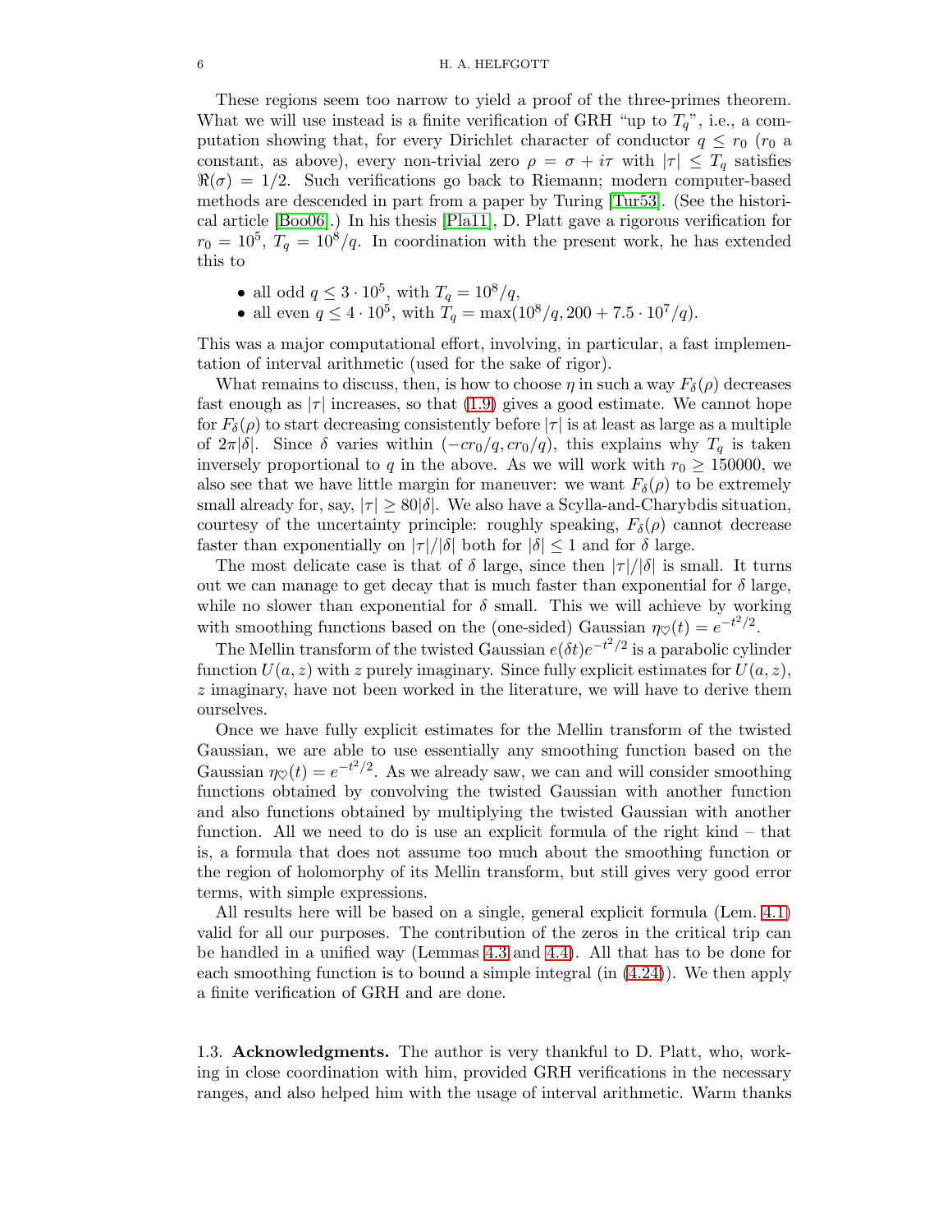These regions seem too narrow to yield a proof of the three-primes theorem. What we will use instead is a finite verification of GRH "up to $T_q$", i.e., a computation showing that, for every Dirichlet character of conductor $q \leq r_0$ ($r_0$ a constant, as above), every non-trivial zero $\rho = \sigma + i\tau$ with $|\tau| \leq T_q$ satisfies $\Re(\sigma) = 1/2$. Such verifications go back to Riemann; modern computer-based methods are descended in part from a paper by Turing [Tur53]. (See the historical article [Boo06].) In his thesis [Pla11], D. Platt gave a rigorous verification for $r_0 = 10^5$, $T_q = 10^8/q$. In coordination with the present work, he has extended this to

- all odd $q \leq 3 \cdot 10^5$, with $T_q = 10^8/q$,
- all even $q \leq 4 \cdot 10^5$, with $T_q = \max(10^8/q, 200 + 7.5 \cdot 10^7/q)$.

This was a major computational effort, involving, in particular, a fast implementation of interval arithmetic (used for the sake of rigor).

What remains to discuss, then, is how to choose $\eta$ in such a way $F_\delta(\rho)$ decreases fast enough as $|\tau|$ increases, so that (1.9) gives a good estimate. We cannot hope for $F_\delta(\rho)$ to start decreasing consistently before $|\tau|$ is at least as large as a multiple of $2\pi|\delta|$. Since $\delta$ varies within $(-cr_0/q, cr_0/q)$, this explains why $T_q$ is taken inversely proportional to $q$ in the above. As we will work with $r_0 \geq 150000$, we also see that we have little margin for maneuver: we want $F_\delta(\rho)$ to be extremely small already for, say, $|\tau| \geq 80|\delta|$. We also have a Scylla-and-Charybdis situation, courtesy of the uncertainty principle: roughly speaking, $F_\delta(\rho)$ cannot decrease faster than exponentially on $|\tau|/|\delta|$ both for $|\delta| \leq 1$ and for $\delta$ large.

The most delicate case is that of $\delta$ large, since then $|\tau|/|\delta|$ is small. It turns out we can manage to get decay that is much faster than exponential for $\delta$ large, while no slower than exponential for $\delta$ small. This we will achieve by working with smoothing functions based on the (one-sided) Gaussian $\eta_\heartsuit(t) = e^{-t^2/2}$.

The Mellin transform of the twisted Gaussian $e(\delta t)e^{-t^2/2}$ is a parabolic cylinder function $U(a, z)$ with $z$ purely imaginary. Since fully explicit estimates for $U(a, z)$, $z$ imaginary, have not been worked in the literature, we will have to derive them ourselves.

Once we have fully explicit estimates for the Mellin transform of the twisted Gaussian, we are able to use essentially any smoothing function based on the Gaussian $\eta_\heartsuit(t) = e^{-t^2/2}$. As we already saw, we can and will consider smoothing functions obtained by convolving the twisted Gaussian with another function and also functions obtained by multiplying the twisted Gaussian with another function. All we need to do is use an explicit formula of the right kind – that is, a formula that does not assume too much about the smoothing function or the region of holomorphy of its Mellin transform, but still gives very good error terms, with simple expressions.

All results here will be based on a single, general explicit formula (Lem. 4.1) valid for all our purposes. The contribution of the zeros in the critical trip can be handled in a unified way (Lemmas 4.3 and 4.4). All that has to be done for each smoothing function is to bound a simple integral (in (4.24)). We then apply a finite verification of GRH and are done.

### 1.3. Acknowledgments.

The author is very thankful to D. Platt, who, working in close coordination with him, provided GRH verifications in the necessary ranges, and also helped him with the usage of interval arithmetic. Warm thanks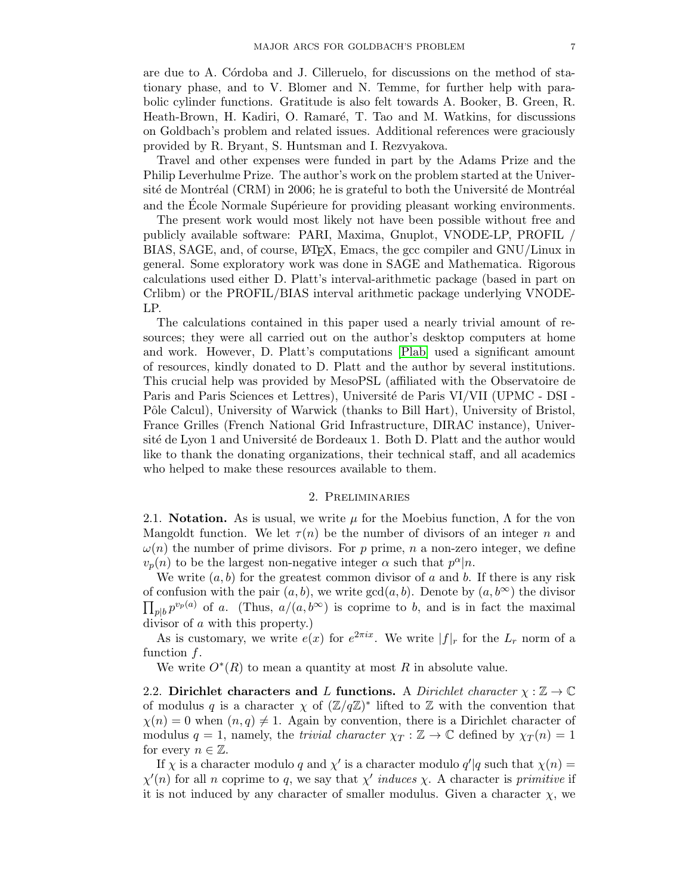are due to A. Córdoba and J. Cilleruelo, for discussions on the method of stationary phase, and to V. Blomer and N. Temme, for further help with parabolic cylinder functions. Gratitude is also felt towards A. Booker, B. Green, R. Heath-Brown, H. Kadiri, O. Ramaré, T. Tao and M. Watkins, for discussions on Goldbach's problem and related issues. Additional references were graciously provided by R. Bryant, S. Huntsman and I. Rezvyakova.

Travel and other expenses were funded in part by the Adams Prize and the Philip Leverhulme Prize. The author's work on the problem started at the Université de Montréal (CRM) in 2006; he is grateful to both the Université de Montréal and the École Normale Supérieure for providing pleasant working environments.

The present work would most likely not have been possible without free and publicly available software: PARI, Maxima, Gnuplot, VNODE-LP, PROFIL / BIAS, SAGE, and, of course, LaTeX, Emacs, the gcc compiler and GNU/Linux in general. Some exploratory work was done in SAGE and Mathematica. Rigorous calculations used either D. Platt's interval-arithmetic package (based in part on Crlibm) or the PROFIL/BIAS interval arithmetic package underlying VNODE-LP.

The calculations contained in this paper used a nearly trivial amount of resources; they were all carried out on the author's desktop computers at home and work. However, D. Platt's computations [Plab] used a significant amount of resources, kindly donated to D. Platt and the author by several institutions. This crucial help was provided by MesoPSL (affiliated with the Observatoire de Paris and Paris Sciences et Lettres), Université de Paris VI/VII (UPMC - DSI - Pôle Calcul), University of Warwick (thanks to Bill Hart), University of Bristol, France Grilles (French National Grid Infrastructure, DIRAC instance), Université de Lyon 1 and Université de Bordeaux 1. Both D. Platt and the author would like to thank the donating organizations, their technical staff, and all academics who helped to make these resources available to them.

## 2. Preliminaries

**2.1. Notation.** As is usual, we write $\mu$ for the Moebius function, $\Lambda$ for the von Mangoldt function. We let $\tau(n)$ be the number of divisors of an integer $n$ and $\omega(n)$ the number of prime divisors. For $p$ prime, $n$ a non-zero integer, we define $v_p(n)$ to be the largest non-negative integer $\alpha$ such that $p^\alpha | n$.

We write $(a,b)$ for the greatest common divisor of $a$ and $b$. If there is any risk of confusion with the pair $(a,b)$, we write $\gcd(a,b)$. Denote by $(a,b^\infty)$ the divisor $\prod_{p|b} p^{v_p(a)}$ of $a$. (Thus, $a/(a,b^\infty)$ is coprime to $b$, and is in fact the maximal divisor of $a$ with this property.)

As is customary, we write $e(x)$ for $e^{2\pi i x}$. We write $|f|_r$ for the $L_r$ norm of a function $f$.

We write $O^*(R)$ to mean a quantity at most $R$ in absolute value.

**2.2. Dirichlet characters and $L$ functions.** A *Dirichlet character* $\chi : \mathbb{Z} \to \mathbb{C}$ of modulus $q$ is a character $\chi$ of $(\mathbb{Z}/q\mathbb{Z})^*$ lifted to $\mathbb{Z}$ with the convention that $\chi(n) = 0$ when $(n,q) \neq 1$. Again by convention, there is a Dirichlet character of modulus $q = 1$, namely, the *trivial character* $\chi_T : \mathbb{Z} \to \mathbb{C}$ defined by $\chi_T(n) = 1$ for every $n \in \mathbb{Z}$.

If $\chi$ is a character modulo $q$ and $\chi'$ is a character modulo $q'|q$ such that $\chi(n) = \chi'(n)$ for all $n$ coprime to $q$, we say that $\chi'$ *induces* $\chi$. A character is *primitive* if it is not induced by any character of smaller modulus. Given a character $\chi$, we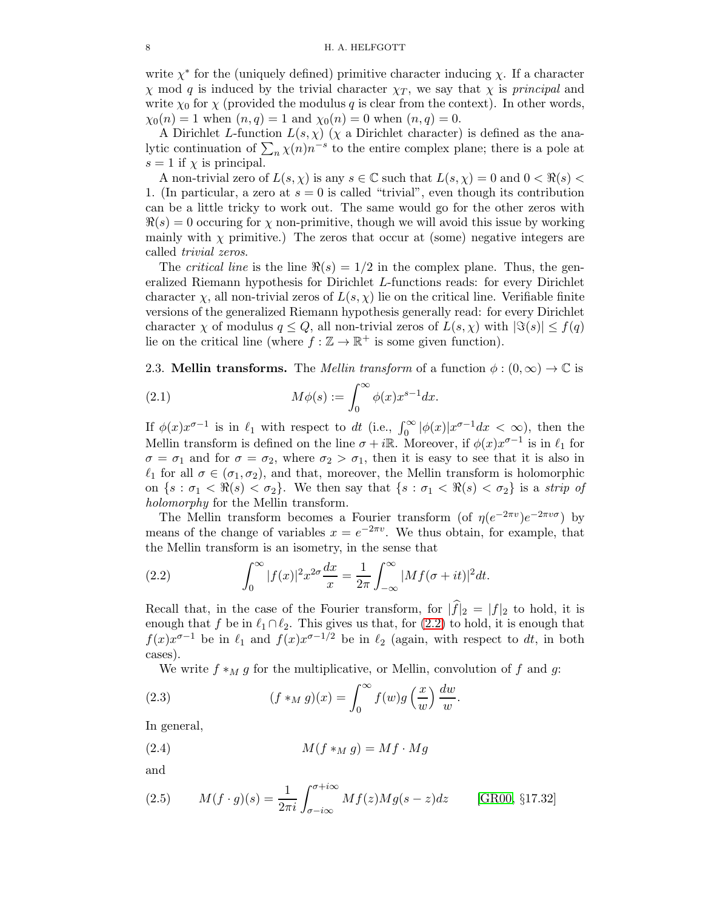write $\chi^*$ for the (uniquely defined) primitive character inducing $\chi$. If a character $\chi$ mod $q$ is induced by the trivial character $\chi_T$, we say that $\chi$ is *principal* and write $\chi_0$ for $\chi$ (provided the modulus $q$ is clear from the context). In other words, $\chi_0(n) = 1$ when $(n, q) = 1$ and $\chi_0(n) = 0$ when $(n, q) = 0$.

A Dirichlet $L$-function $L(s, \chi)$ ($\chi$ a Dirichlet character) is defined as the analytic continuation of $\sum_n \chi(n) n^{-s}$ to the entire complex plane; there is a pole at $s = 1$ if $\chi$ is principal.

A non-trivial zero of $L(s, \chi)$ is any $s \in \mathbb{C}$ such that $L(s, \chi) = 0$ and $0 < \Re(s) < 1$. (In particular, a zero at $s = 0$ is called "trivial", even though its contribution can be a little tricky to work out. The same would go for the other zeros with $\Re(s) = 0$ occuring for $\chi$ non-primitive, though we will avoid this issue by working mainly with $\chi$ primitive.) The zeros that occur at (some) negative integers are called *trivial zeros*.

The *critical line* is the line $\Re(s) = 1/2$ in the complex plane. Thus, the generalized Riemann hypothesis for Dirichlet $L$-functions reads: for every Dirichlet character $\chi$, all non-trivial zeros of $L(s, \chi)$ lie on the critical line. Verifiable finite versions of the generalized Riemann hypothesis generally read: for every Dirichlet character $\chi$ of modulus $q \le Q$, all non-trivial zeros of $L(s, \chi)$ with $|\Im(s)| \le f(q)$ lie on the critical line (where $f : \mathbb{Z} \to \mathbb{R}^+$ is some given function).

2.3. **Mellin transforms.** The *Mellin transform* of a function $\phi : (0, \infty) \to \mathbb{C}$ is

$$M\phi(s) := \int_0^\infty \phi(x) x^{s-1} dx. \tag{2.1}$$

If $\phi(x)x^{\sigma-1}$ is in $\ell_1$ with respect to $dt$ (i.e., $\int_0^\infty |\phi(x)|x^{\sigma-1}dx < \infty$), then the Mellin transform is defined on the line $\sigma + i\mathbb{R}$. Moreover, if $\phi(x)x^{\sigma-1}$ is in $\ell_1$ for $\sigma = \sigma_1$ and for $\sigma = \sigma_2$, where $\sigma_2 > \sigma_1$, then it is easy to see that it is also in $\ell_1$ for all $\sigma \in (\sigma_1, \sigma_2)$, and that, moreover, the Mellin transform is holomorphic on $\{s : \sigma_1 < \Re(s) < \sigma_2\}$. We then say that $\{s : \sigma_1 < \Re(s) < \sigma_2\}$ is a *strip of holomorphy* for the Mellin transform.

The Mellin transform becomes a Fourier transform (of $\eta(e^{-2\pi v})e^{-2\pi v\sigma}$) by means of the change of variables $x = e^{-2\pi v}$. We thus obtain, for example, that the Mellin transform is an isometry, in the sense that

$$\int_0^\infty |f(x)|^2 x^{2\sigma} \frac{dx}{x} = \frac{1}{2\pi} \int_{-\infty}^\infty |Mf(\sigma + it)|^2 dt. \tag{2.2}$$

Recall that, in the case of the Fourier transform, for $|\widehat{f}|_2 = |f|_2$ to hold, it is enough that $f$ be in $\ell_1 \cap \ell_2$. This gives us that, for (2.2) to hold, it is enough that $f(x)x^{\sigma-1}$ be in $\ell_1$ and $f(x)x^{\sigma-1/2}$ be in $\ell_2$ (again, with respect to $dt$, in both cases).

We write $f *_M g$ for the multiplicative, or Mellin, convolution of $f$ and $g$:

$$(f *_M g)(x) = \int_0^\infty f(w) g\left(\frac{x}{w}\right) \frac{dw}{w}. \tag{2.3}$$

In general,

$$M(f *_M g) = Mf \cdot Mg \tag{2.4}$$

and

$$M(f \cdot g)(s) = \frac{1}{2\pi i} \int_{\sigma - i\infty}^{\sigma + i\infty} Mf(z) Mg(s - z) dz \qquad \text{[GR00, §17.32]} \tag{2.5}$$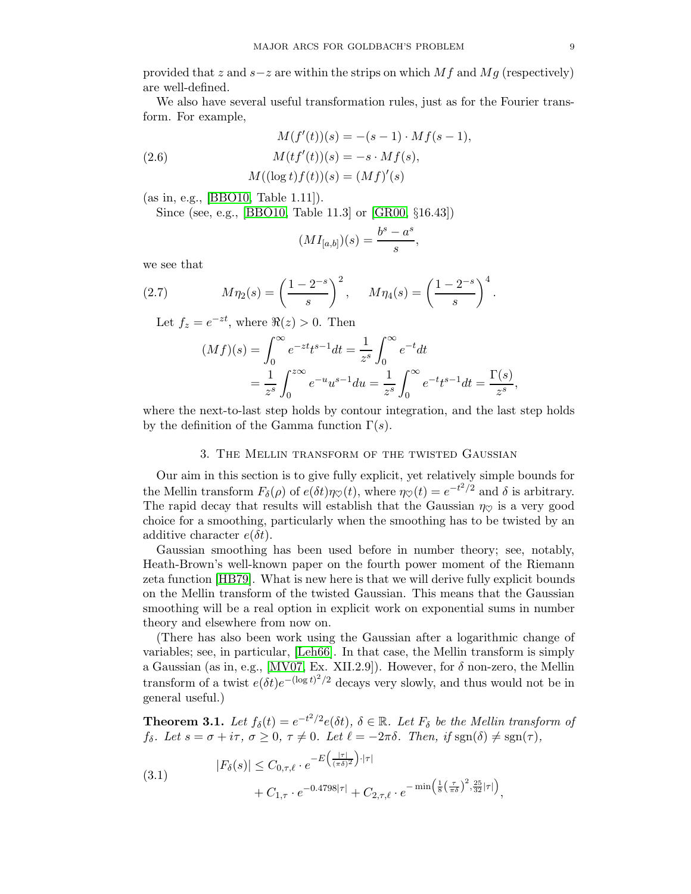provided that $z$ and $s-z$ are within the strips on which $Mf$ and $Mg$ (respectively) are well-defined.

We also have several useful transformation rules, just as for the Fourier transform. For example,

$$
\begin{aligned}
M(f'(t))(s) &= -(s-1) \cdot Mf(s-1), \\
M(tf'(t))(s) &= -s \cdot Mf(s), \qquad (2.6)\\
M((\log t) f(t))(s) &= (Mf)'(s)
\end{aligned}
$$

(as in, e.g., [BBO10, Table 1.11]).

Since (see, e.g., [BBO10, Table 11.3] or [GR00, §16.43])

$$
(MI_{[a,b]})(s) = \frac{b^s - a^s}{s},
$$

we see that

$$
M\eta_2(s) = \left(\frac{1-2^{-s}}{s}\right)^2, \quad M\eta_4(s) = \left(\frac{1-2^{-s}}{s}\right)^4. \qquad (2.7)
$$

Let $f_z = e^{-zt}$, where $\Re(z) > 0$. Then

$$
\begin{aligned}
(Mf)(s) &= \int_0^\infty e^{-zt} t^{s-1} dt = \frac{1}{z^s} \int_0^\infty e^{-t} dt \\
&= \frac{1}{z^s} \int_0^{z\infty} e^{-u} u^{s-1} du = \frac{1}{z^s} \int_0^\infty e^{-t} t^{s-1} dt = \frac{\Gamma(s)}{z^s},
\end{aligned}
$$

where the next-to-last step holds by contour integration, and the last step holds by the definition of the Gamma function $\Gamma(s)$.

## 3. The Mellin transform of the twisted Gaussian

Our aim in this section is to give fully explicit, yet relatively simple bounds for the Mellin transform $F_\delta(\rho)$ of $e(\delta t)\eta_\heartsuit(t)$, where $\eta_\heartsuit(t) = e^{-t^2/2}$ and $\delta$ is arbitrary. The rapid decay that results will establish that the Gaussian $\eta_\heartsuit$ is a very good choice for a smoothing, particularly when the smoothing has to be twisted by an additive character $e(\delta t)$.

Gaussian smoothing has been used before in number theory; see, notably, Heath-Brown's well-known paper on the fourth power moment of the Riemann zeta function [HB79]. What is new here is that we will derive fully explicit bounds on the Mellin transform of the twisted Gaussian. This means that the Gaussian smoothing will be a real option in explicit work on exponential sums in number theory and elsewhere from now on.

(There has also been work using the Gaussian after a logarithmic change of variables; see, in particular, [Leh66]. In that case, the Mellin transform is simply a Gaussian (as in, e.g., [MV07, Ex. XII.2.9]). However, for $\delta$ non-zero, the Mellin transform of a twist $e(\delta t) e^{-(\log t)^2/2}$ decays very slowly, and thus would not be in general useful.)

**Theorem 3.1.** *Let $f_\delta(t) = e^{-t^2/2} e(\delta t)$, $\delta \in \mathbb{R}$. Let $F_\delta$ be the Mellin transform of $f_\delta$. Let $s = \sigma + i\tau$, $\sigma \geq 0$, $\tau \neq 0$. Let $\ell = -2\pi\delta$. Then, if $\operatorname{sgn}(\delta) \neq \operatorname{sgn}(\tau)$,*

$$
\begin{aligned}
|F_\delta(s)| \leq\ & C_{0,\tau,\ell} \cdot e^{-E\left(\frac{|\tau|}{(\pi\delta)^2}\right) \cdot |\tau|} \\
&+ C_{1,\tau} \cdot e^{-0.4798|\tau|} + C_{2,\tau,\ell} \cdot e^{-\min\left(\frac{1}{8}\left(\frac{\tau}{\pi\delta}\right)^2, \frac{25}{32}|\tau|\right)},
\end{aligned} \qquad (3.1)
$$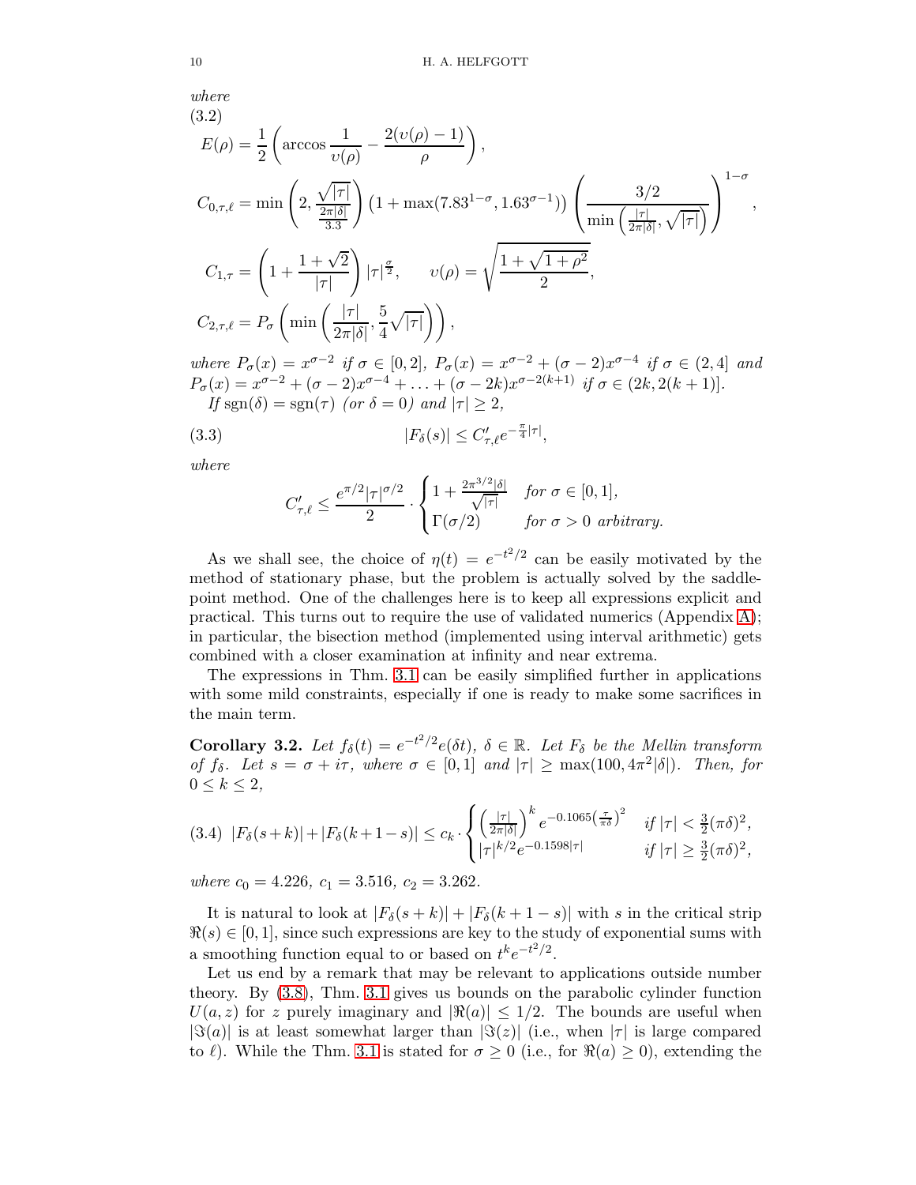*where*

(3.2)

$$
\begin{aligned}
E(\rho) &= \frac{1}{2}\left(\arccos\frac{1}{\upsilon(\rho)} - \frac{2(\upsilon(\rho)-1)}{\rho}\right),\\
C_{0,\tau,\ell} &= \min\left(2, \frac{\sqrt{|\tau|}}{\frac{2\pi|\delta|}{3.3}}\right)\left(1+\max(7.83^{1-\sigma}, 1.63^{\sigma-1})\right)\left(\frac{3/2}{\min\left(\frac{|\tau|}{2\pi|\delta|}, \sqrt{|\tau|}\right)}\right)^{1-\sigma},\\
C_{1,\tau} &= \left(1+\frac{1+\sqrt{2}}{|\tau|}\right)|\tau|^{\frac{\sigma}{2}}, \qquad \upsilon(\rho) = \sqrt{\frac{1+\sqrt{1+\rho^2}}{2}},\\
C_{2,\tau,\ell} &= P_\sigma\left(\min\left(\frac{|\tau|}{2\pi|\delta|}, \frac{5}{4}\sqrt{|\tau|}\right)\right),
\end{aligned}
$$

*where* $P_\sigma(x) = x^{\sigma-2}$ *if* $\sigma \in [0,2]$, $P_\sigma(x) = x^{\sigma-2} + (\sigma-2)x^{\sigma-4}$ *if* $\sigma \in (2,4]$ *and* $P_\sigma(x) = x^{\sigma-2} + (\sigma-2)x^{\sigma-4} + \ldots + (\sigma-2k)x^{\sigma-2(k+1)}$ *if* $\sigma \in (2k, 2(k+1)]$.

*If* $\operatorname{sgn}(\delta) = \operatorname{sgn}(\tau)$ *(or* $\delta = 0$*) and* $|\tau| \geq 2$,

$$
|F_\delta(s)| \leq C'_{\tau,\ell} e^{-\frac{\pi}{4}|\tau|}, \tag{3.3}
$$

*where*

$$
C'_{\tau,\ell} \leq \frac{e^{\pi/2}|\tau|^{\sigma/2}}{2} \cdot \begin{cases} 1 + \frac{2\pi^{3/2}|\delta|}{\sqrt{|\tau|}} & \text{for } \sigma \in [0,1],\\ \Gamma(\sigma/2) & \text{for } \sigma > 0 \text{ arbitrary.}\end{cases}
$$

As we shall see, the choice of $\eta(t) = e^{-t^2/2}$ can be easily motivated by the method of stationary phase, but the problem is actually solved by the saddle-point method. One of the challenges here is to keep all expressions explicit and practical. This turns out to require the use of validated numerics (Appendix A); in particular, the bisection method (implemented using interval arithmetic) gets combined with a closer examination at infinity and near extrema.

The expressions in Thm. 3.1 can be easily simplified further in applications with some mild constraints, especially if one is ready to make some sacrifices in the main term.

**Corollary 3.2.** *Let* $f_\delta(t) = e^{-t^2/2}e(\delta t)$, $\delta \in \mathbb{R}$. *Let* $F_\delta$ *be the Mellin transform of* $f_\delta$. *Let* $s = \sigma + i\tau$, *where* $\sigma \in [0,1]$ *and* $|\tau| \geq \max(100, 4\pi^2|\delta|)$. *Then, for* $0 \leq k \leq 2$,

$$
|F_\delta(s+k)| + |F_\delta(k+1-s)| \leq c_k \cdot \begin{cases} \left(\frac{|\tau|}{2\pi|\delta|}\right)^k e^{-0.1065\left(\frac{\tau}{\pi\delta}\right)^2} & \text{if } |\tau| < \frac{3}{2}(\pi\delta)^2,\\ |\tau|^{k/2} e^{-0.1598|\tau|} & \text{if } |\tau| \geq \frac{3}{2}(\pi\delta)^2,\end{cases} \tag{3.4}
$$

*where* $c_0 = 4.226$, $c_1 = 3.516$, $c_2 = 3.262$.

It is natural to look at $|F_\delta(s+k)| + |F_\delta(k+1-s)|$ with $s$ in the critical strip $\Re(s) \in [0,1]$, since such expressions are key to the study of exponential sums with a smoothing function equal to or based on $t^k e^{-t^2/2}$.

Let us end by a remark that may be relevant to applications outside number theory. By (3.8), Thm. 3.1 gives us bounds on the parabolic cylinder function $U(a,z)$ for $z$ purely imaginary and $|\Re(a)| \leq 1/2$. The bounds are useful when $|\Im(a)|$ is at least somewhat larger than $|\Im(z)|$ (i.e., when $|\tau|$ is large compared to $\ell$). While the Thm. 3.1 is stated for $\sigma \geq 0$ (i.e., for $\Re(a) \geq 0$), extending the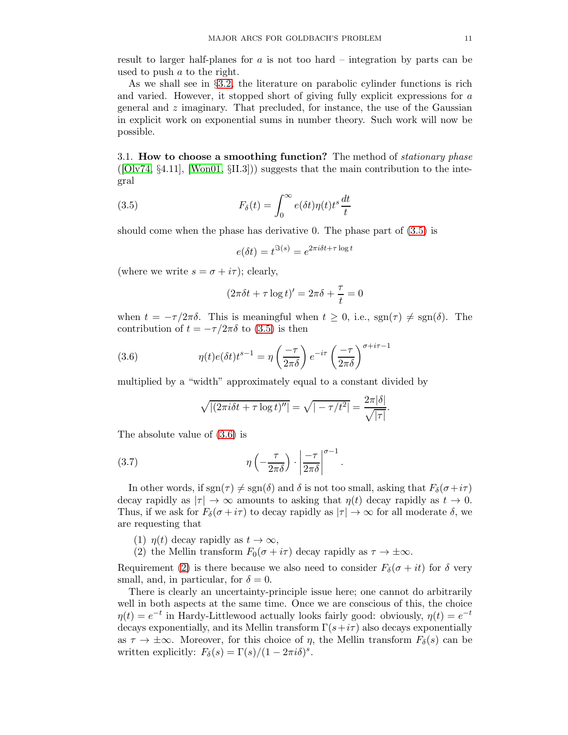result to larger half-planes for $a$ is not too hard – integration by parts can be used to push $a$ to the right.

As we shall see in §3.2, the literature on parabolic cylinder functions is rich and varied. However, it stopped short of giving fully explicit expressions for $a$ general and $z$ imaginary. That precluded, for instance, the use of the Gaussian in explicit work on exponential sums in number theory. Such work will now be possible.

### 3.1. How to choose a smoothing function?

The method of *stationary phase* ([Olv74, §4.11], [Won01, §II.3])) suggests that the main contribution to the integral

$$F_\delta(t) = \int_0^\infty e(\delta t)\eta(t)t^s \frac{dt}{t} \tag{3.5}$$

should come when the phase has derivative 0. The phase part of (3.5) is

$$e(\delta t) = t^{\Im(s)} = e^{2\pi i\delta t + \tau \log t}$$

(where we write $s = \sigma + i\tau$); clearly,

$$(2\pi\delta t + \tau \log t)' = 2\pi\delta + \frac{\tau}{t} = 0$$

when $t = -\tau/2\pi\delta$. This is meaningful when $t \geq 0$, i.e., $\mathrm{sgn}(\tau) \neq \mathrm{sgn}(\delta)$. The contribution of $t = -\tau/2\pi\delta$ to (3.5) is then

$$\eta(t)e(\delta t)t^{s-1} = \eta\left(\frac{-\tau}{2\pi\delta}\right) e^{-i\tau} \left(\frac{-\tau}{2\pi\delta}\right)^{\sigma + i\tau - 1} \tag{3.6}$$

multiplied by a "width" approximately equal to a constant divided by

$$\sqrt{|(2\pi i\delta t + \tau \log t)''|} = \sqrt{|-\tau/t^2|} = \frac{2\pi|\delta|}{\sqrt{|\tau|}}.$$

The absolute value of (3.6) is

$$\eta\left(-\frac{\tau}{2\pi\delta}\right) \cdot \left|\frac{-\tau}{2\pi\delta}\right|^{\sigma-1}. \tag{3.7}$$

In other words, if $\mathrm{sgn}(\tau) \neq \mathrm{sgn}(\delta)$ and $\delta$ is not too small, asking that $F_\delta(\sigma + i\tau)$ decay rapidly as $|\tau| \to \infty$ amounts to asking that $\eta(t)$ decay rapidly as $t \to 0$. Thus, if we ask for $F_\delta(\sigma + i\tau)$ to decay rapidly as $|\tau| \to \infty$ for all moderate $\delta$, we are requesting that

1. $\eta(t)$ decay rapidly as $t \to \infty$,
2. the Mellin transform $F_0(\sigma + i\tau)$ decay rapidly as $\tau \to \pm\infty$.

Requirement (2) is there because we also need to consider $F_\delta(\sigma + it)$ for $\delta$ very small, and, in particular, for $\delta = 0$.

There is clearly an uncertainty-principle issue here; one cannot do arbitrarily well in both aspects at the same time. Once we are conscious of this, the choice $\eta(t) = e^{-t}$ in Hardy-Littlewood actually looks fairly good: obviously, $\eta(t) = e^{-t}$ decays exponentially, and its Mellin transform $\Gamma(s + i\tau)$ also decays exponentially as $\tau \to \pm\infty$. Moreover, for this choice of $\eta$, the Mellin transform $F_\delta(s)$ can be written explicitly: $F_\delta(s) = \Gamma(s)/(1 - 2\pi i\delta)^s$.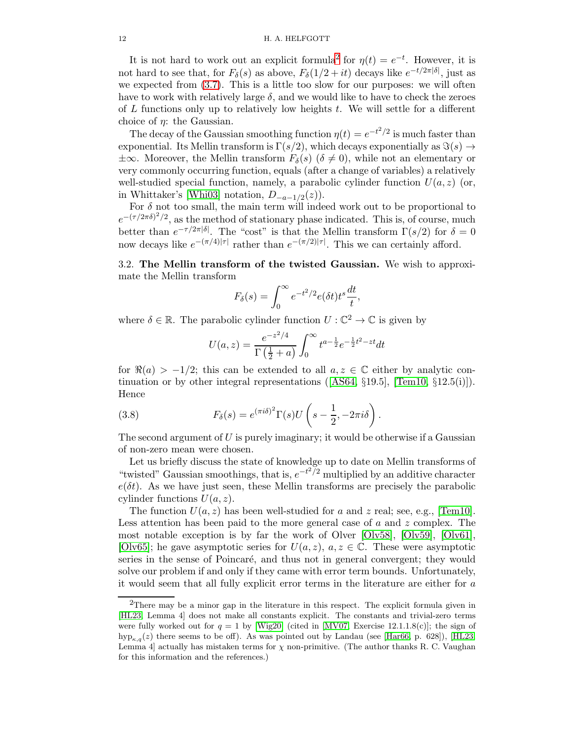It is not hard to work out an explicit formula[2] for $\eta(t) = e^{-t}$. However, it is not hard to see that, for $F_\delta(s)$ as above, $F_\delta(1/2 + it)$ decays like $e^{-t/2\pi|\delta|}$, just as we expected from (3.7). This is a little too slow for our purposes: we will often have to work with relatively large $\delta$, and we would like to have to check the zeroes of $L$ functions only up to relatively low heights $t$. We will settle for a different choice of $\eta$: the Gaussian.

The decay of the Gaussian smoothing function $\eta(t) = e^{-t^2/2}$ is much faster than exponential. Its Mellin transform is $\Gamma(s/2)$, which decays exponentially as $\Im(s) \to \pm\infty$. Moreover, the Mellin transform $F_\delta(s)$ ($\delta \neq 0$), while not an elementary or very commonly occurring function, equals (after a change of variables) a relatively well-studied special function, namely, a parabolic cylinder function $U(a, z)$ (or, in Whittaker's [Whi03] notation, $D_{-a-1/2}(z)$).

For $\delta$ not too small, the main term will indeed work out to be proportional to $e^{-(\tau/2\pi\delta)^2/2}$, as the method of stationary phase indicated. This is, of course, much better than $e^{-\tau/2\pi|\delta|}$. The "cost" is that the Mellin transform $\Gamma(s/2)$ for $\delta = 0$ now decays like $e^{-(\pi/4)|\tau|}$ rather than $e^{-(\pi/2)|\tau|}$. This we can certainly afford.

### 3.2. The Mellin transform of the twisted Gaussian.

We wish to approximate the Mellin transform

$$F_\delta(s) = \int_0^\infty e^{-t^2/2} e(\delta t) t^s \frac{dt}{t},$$

where $\delta \in \mathbb{R}$. The parabolic cylinder function $U : \mathbb{C}^2 \to \mathbb{C}$ is given by

$$U(a, z) = \frac{e^{-z^2/4}}{\Gamma\left(\frac{1}{2} + a\right)} \int_0^\infty t^{a-\frac{1}{2}} e^{-\frac{1}{2}t^2 - zt} dt$$

for $\Re(a) > -1/2$; this can be extended to all $a, z \in \mathbb{C}$ either by analytic continuation or by other integral representations ([AS64, §19.5], [Tem10, §12.5(i)]). Hence

$$F_\delta(s) = e^{(\pi i \delta)^2} \Gamma(s) U\left(s - \frac{1}{2}, -2\pi i \delta\right). \tag{3.8}$$

The second argument of $U$ is purely imaginary; it would be otherwise if a Gaussian of non-zero mean were chosen.

Let us briefly discuss the state of knowledge up to date on Mellin transforms of "twisted" Gaussian smoothings, that is, $e^{-t^2/2}$ multiplied by an additive character $e(\delta t)$. As we have just seen, these Mellin transforms are precisely the parabolic cylinder functions $U(a, z)$.

The function $U(a, z)$ has been well-studied for $a$ and $z$ real; see, e.g., [Tem10]. Less attention has been paid to the more general case of $a$ and $z$ complex. The most notable exception is by far the work of Olver [Olv58], [Olv59], [Olv61], [Olv65]; he gave asymptotic series for $U(a, z)$, $a, z \in \mathbb{C}$. These were asymptotic series in the sense of Poincaré, and thus not in general convergent; they would solve our problem if and only if they came with error term bounds. Unfortunately, it would seem that all fully explicit error terms in the literature are either for $a$

---

[2] There may be a minor gap in the literature in this respect. The explicit formula given in [HL23, Lemma 4] does not make all constants explicit. The constants and trivial-zero terms were fully worked out for $q = 1$ by [Wig20] (cited in [MV07, Exercise 12.1.1.8(c)]; the sign of $\text{hyp}_{\kappa,q}(z)$ there seems to be off). As was pointed out by Landau (see [Har66, p. 628]), [HL23, Lemma 4] actually has mistaken terms for $\chi$ non-primitive. (The author thanks R. C. Vaughan for this information and the references.)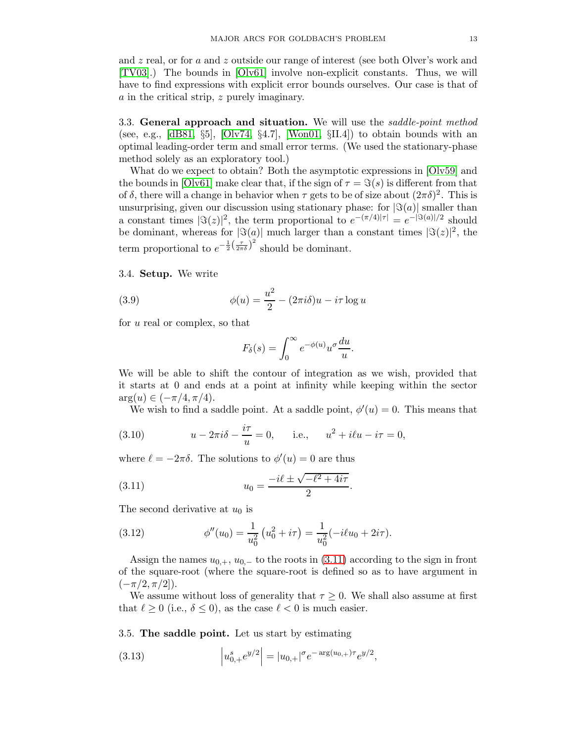and $z$ real, or for $a$ and $z$ outside our range of interest (see both Olver's work and [TV03].) The bounds in [Olv61] involve non-explicit constants. Thus, we will have to find expressions with explicit error bounds ourselves. Our case is that of $a$ in the critical strip, $z$ purely imaginary.

### 3.3. General approach and situation.

We will use the *saddle-point method* (see, e.g., [dB81, §5], [Olv74, §4.7], [Won01, §II.4]) to obtain bounds with an optimal leading-order term and small error terms. (We used the stationary-phase method solely as an exploratory tool.)

What do we expect to obtain? Both the asymptotic expressions in [Olv59] and the bounds in [Olv61] make clear that, if the sign of $\tau = \Im(s)$ is different from that of $\delta$, there will a change in behavior when $\tau$ gets to be of size about $(2\pi\delta)^2$. This is unsurprising, given our discussion using stationary phase: for $|\Im(a)|$ smaller than a constant times $|\Im(z)|^2$, the term proportional to $e^{-(\pi/4)|\tau|} = e^{-|\Im(a)|/2}$ should be dominant, whereas for $|\Im(a)|$ much larger than a constant times $|\Im(z)|^2$, the term proportional to $e^{-\frac{1}{2}\left(\frac{\tau}{2\pi\delta}\right)^2}$ should be dominant.

### 3.4. Setup.

We write

$$\phi(u) = \frac{u^2}{2} - (2\pi i\delta)u - i\tau \log u \tag{3.9}$$

for $u$ real or complex, so that

$$F_\delta(s) = \int_0^\infty e^{-\phi(u)} u^\sigma \frac{du}{u}.$$

We will be able to shift the contour of integration as we wish, provided that it starts at 0 and ends at a point at infinity while keeping within the sector $\arg(u) \in (-\pi/4, \pi/4)$.

We wish to find a saddle point. At a saddle point, $\phi'(u) = 0$. This means that

$$u - 2\pi i\delta - \frac{i\tau}{u} = 0, \qquad \text{i.e.,} \qquad u^2 + i\ell u - i\tau = 0, \tag{3.10}$$

where $\ell = -2\pi\delta$. The solutions to $\phi'(u) = 0$ are thus

$$u_0 = \frac{-i\ell \pm \sqrt{-\ell^2 + 4i\tau}}{2}. \tag{3.11}$$

The second derivative at $u_0$ is

$$\phi''(u_0) = \frac{1}{u_0^2}\left(u_0^2 + i\tau\right) = \frac{1}{u_0^2}(-i\ell u_0 + 2i\tau). \tag{3.12}$$

Assign the names $u_{0,+}$, $u_{0,-}$ to the roots in (3.11) according to the sign in front of the square-root (where the square-root is defined so as to have argument in $(-\pi/2, \pi/2]$).

We assume without loss of generality that $\tau \geq 0$. We shall also assume at first that $\ell \geq 0$ (i.e., $\delta \leq 0$), as the case $\ell < 0$ is much easier.

### 3.5. The saddle point.

Let us start by estimating

$$\left|u_{0,+}^s e^{y/2}\right| = |u_{0,+}|^\sigma e^{-\arg(u_{0,+})\tau} e^{y/2}, \tag{3.13}$$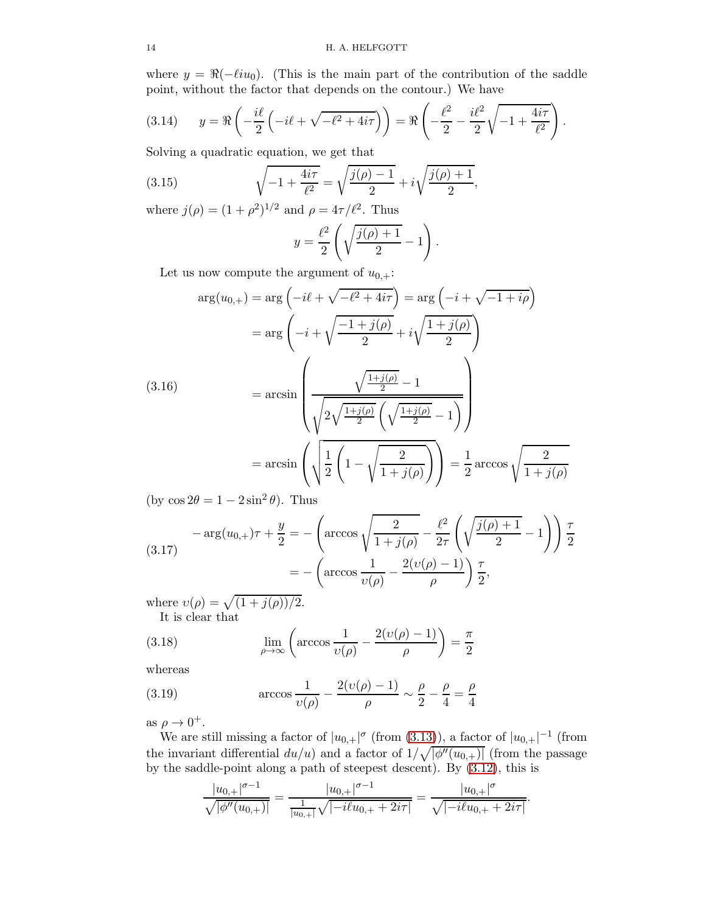where $y = \Re(-\ell i u_0)$. (This is the main part of the contribution of the saddle point, without the factor that depends on the contour.) We have

$$y = \Re\left(-\frac{i\ell}{2}\left(-i\ell + \sqrt{-\ell^2+4i\tau}\right)\right) = \Re\left(-\frac{\ell^2}{2} - \frac{i\ell^2}{2}\sqrt{-1+\frac{4i\tau}{\ell^2}}\right). \tag{3.14}$$

Solving a quadratic equation, we get that

$$\sqrt{-1+\frac{4i\tau}{\ell^2}} = \sqrt{\frac{j(\rho)-1}{2}} + i\sqrt{\frac{j(\rho)+1}{2}}, \tag{3.15}$$

where $j(\rho) = (1+\rho^2)^{1/2}$ and $\rho = 4\tau/\ell^2$. Thus

$$y = \frac{\ell^2}{2}\left(\sqrt{\frac{j(\rho)+1}{2}} - 1\right).$$

Let us now compute the argument of $u_{0,+}$:

$$\begin{aligned}
\arg(u_{0,+}) &= \arg\left(-i\ell + \sqrt{-\ell^2+4i\tau}\right) = \arg\left(-i + \sqrt{-1+i\rho}\right)\\
&= \arg\left(-i + \sqrt{\frac{-1+j(\rho)}{2}} + i\sqrt{\frac{1+j(\rho)}{2}}\right)\\
&= \arcsin\left(\frac{\sqrt{\frac{1+j(\rho)}{2}}-1}{\sqrt{2\sqrt{\frac{1+j(\rho)}{2}}\left(\sqrt{\frac{1+j(\rho)}{2}}-1\right)}}\right)\\
&= \arcsin\left(\sqrt{\frac{1}{2}\left(1-\sqrt{\frac{2}{1+j(\rho)}}\right)}\right) = \frac{1}{2}\arccos\sqrt{\frac{2}{1+j(\rho)}}
\end{aligned} \tag{3.16}$$

(by $\cos 2\theta = 1 - 2\sin^2\theta$). Thus

$$\begin{aligned}
-\arg(u_{0,+})\tau + \frac{y}{2} &= -\left(\arccos\sqrt{\frac{2}{1+j(\rho)}} - \frac{\ell^2}{2\tau}\left(\sqrt{\frac{j(\rho)+1}{2}}-1\right)\right)\frac{\tau}{2}\\
&= -\left(\arccos\frac{1}{\upsilon(\rho)} - \frac{2(\upsilon(\rho)-1)}{\rho}\right)\frac{\tau}{2},
\end{aligned} \tag{3.17}$$

where $\upsilon(\rho) = \sqrt{(1+j(\rho))/2}$.

It is clear that

$$\lim_{\rho\to\infty}\left(\arccos\frac{1}{\upsilon(\rho)} - \frac{2(\upsilon(\rho)-1)}{\rho}\right) = \frac{\pi}{2} \tag{3.18}$$

whereas

$$\arccos\frac{1}{\upsilon(\rho)} - \frac{2(\upsilon(\rho)-1)}{\rho} \sim \frac{\rho}{2} - \frac{\rho}{4} = \frac{\rho}{4} \tag{3.19}$$

as $\rho \to 0^+$.

We are still missing a factor of $|u_{0,+}|^\sigma$ (from (3.13)), a factor of $|u_{0,+}|^{-1}$ (from the invariant differential $du/u$) and a factor of $1/\sqrt{|\phi''(u_{0,+})|}$ (from the passage by the saddle-point along a path of steepest descent). By (3.12), this is

$$\frac{|u_{0,+}|^{\sigma-1}}{\sqrt{|\phi''(u_{0,+})|}} = \frac{|u_{0,+}|^{\sigma-1}}{\frac{1}{|u_{0,+}|}\sqrt{|-i\ell u_{0,+}+2i\tau|}} = \frac{|u_{0,+}|^{\sigma}}{\sqrt{|-i\ell u_{0,+}+2i\tau|}}.$$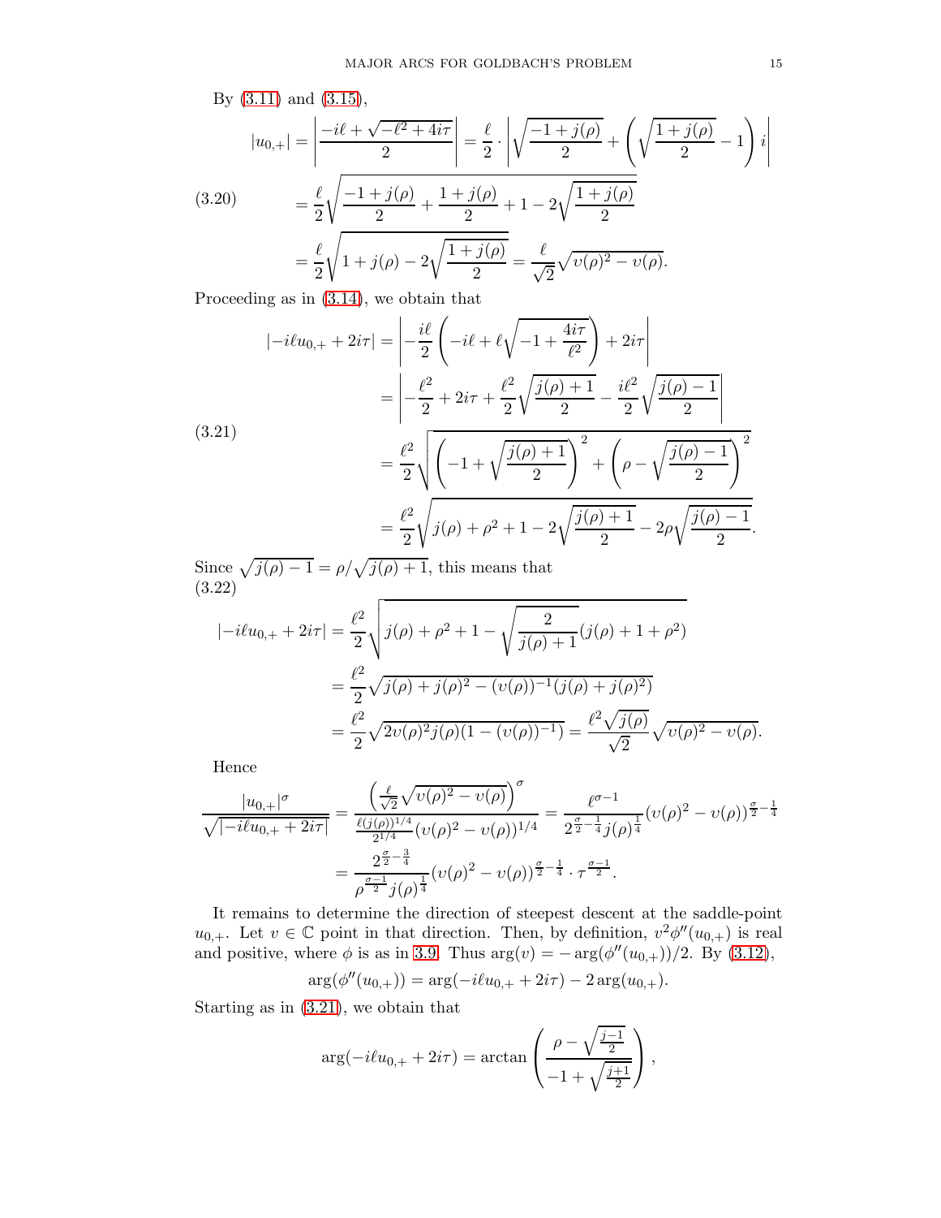By (3.11) and (3.15),

$$
\begin{aligned}
|u_{0,+}| &= \left|\frac{-i\ell + \sqrt{-\ell^2 + 4i\tau}}{2}\right| = \frac{\ell}{2} \cdot \left|\sqrt{\frac{-1+j(\rho)}{2}} + \left(\sqrt{\frac{1+j(\rho)}{2}} - 1\right) i\right| \\
&= \frac{\ell}{2}\sqrt{\frac{-1+j(\rho)}{2} + \frac{1+j(\rho)}{2} + 1 - 2\sqrt{\frac{1+j(\rho)}{2}}} \qquad (3.20) \\
&= \frac{\ell}{2}\sqrt{1 + j(\rho) - 2\sqrt{\frac{1+j(\rho)}{2}}} = \frac{\ell}{\sqrt{2}}\sqrt{\upsilon(\rho)^2 - \upsilon(\rho)}.
\end{aligned}
$$

Proceeding as in (3.14), we obtain that

$$
\begin{aligned}
|-i\ell u_{0,+} + 2i\tau| &= \left|-\frac{i\ell}{2}\left(-i\ell + \ell\sqrt{-1 + \frac{4i\tau}{\ell^2}}\right) + 2i\tau\right| \\
&= \left|-\frac{\ell^2}{2} + 2i\tau + \frac{\ell^2}{2}\sqrt{\frac{j(\rho)+1}{2}} - \frac{i\ell^2}{2}\sqrt{\frac{j(\rho)-1}{2}}\right| \qquad (3.21) \\
&= \frac{\ell^2}{2}\sqrt{\left(-1 + \sqrt{\frac{j(\rho)+1}{2}}\right)^2 + \left(\rho - \sqrt{\frac{j(\rho)-1}{2}}\right)^2} \\
&= \frac{\ell^2}{2}\sqrt{j(\rho) + \rho^2 + 1 - 2\sqrt{\frac{j(\rho)+1}{2}} - 2\rho\sqrt{\frac{j(\rho)-1}{2}}}.
\end{aligned}
$$

Since $\sqrt{j(\rho)-1} = \rho/\sqrt{j(\rho)+1}$, this means that
(3.22)

$$
\begin{aligned}
|-i\ell u_{0,+} + 2i\tau| &= \frac{\ell^2}{2}\sqrt{j(\rho) + \rho^2 + 1 - \sqrt{\frac{2}{j(\rho)+1}}(j(\rho) + 1 + \rho^2)} \\
&= \frac{\ell^2}{2}\sqrt{j(\rho) + j(\rho)^2 - (\upsilon(\rho))^{-1}(j(\rho) + j(\rho)^2)} \\
&= \frac{\ell^2}{2}\sqrt{2\upsilon(\rho)^2 j(\rho)(1 - (\upsilon(\rho))^{-1})} = \frac{\ell^2\sqrt{j(\rho)}}{\sqrt{2}}\sqrt{\upsilon(\rho)^2 - \upsilon(\rho)}.
\end{aligned}
$$

Hence

$$
\begin{aligned}
\frac{|u_{0,+}|^\sigma}{\sqrt{|-i\ell u_{0,+} + 2i\tau|}} &= \frac{\left(\frac{\ell}{\sqrt{2}}\sqrt{\upsilon(\rho)^2 - \upsilon(\rho)}\right)^\sigma}{\frac{\ell(j(\rho))^{1/4}}{2^{1/4}}(\upsilon(\rho)^2 - \upsilon(\rho))^{1/4}} = \frac{\ell^{\sigma-1}}{2^{\frac{\sigma}{2}-\frac{1}{4}} j(\rho)^{\frac{1}{4}}}(\upsilon(\rho)^2 - \upsilon(\rho))^{\frac{\sigma}{2}-\frac{1}{4}} \\
&= \frac{2^{\frac{\sigma}{2}-\frac{3}{4}}}{\rho^{\frac{\sigma-1}{2}} j(\rho)^{\frac{1}{4}}}(\upsilon(\rho)^2 - \upsilon(\rho))^{\frac{\sigma}{2}-\frac{1}{4}} \cdot \tau^{\frac{\sigma-1}{2}}.
\end{aligned}
$$

It remains to determine the direction of steepest descent at the saddle-point $u_{0,+}$. Let $v \in \mathbb{C}$ point in that direction. Then, by definition, $v^2\phi''(u_{0,+})$ is real and positive, where $\phi$ is as in 3.9. Thus $\arg(v) = -\arg(\phi''(u_{0,+}))/2$. By (3.12),

$$
\arg(\phi''(u_{0,+})) = \arg(-i\ell u_{0,+} + 2i\tau) - 2\arg(u_{0,+}).
$$

Starting as in (3.21), we obtain that

$$
\arg(-i\ell u_{0,+} + 2i\tau) = \arctan\left(\frac{\rho - \sqrt{\frac{j-1}{2}}}{-1 + \sqrt{\frac{j+1}{2}}}\right),
$$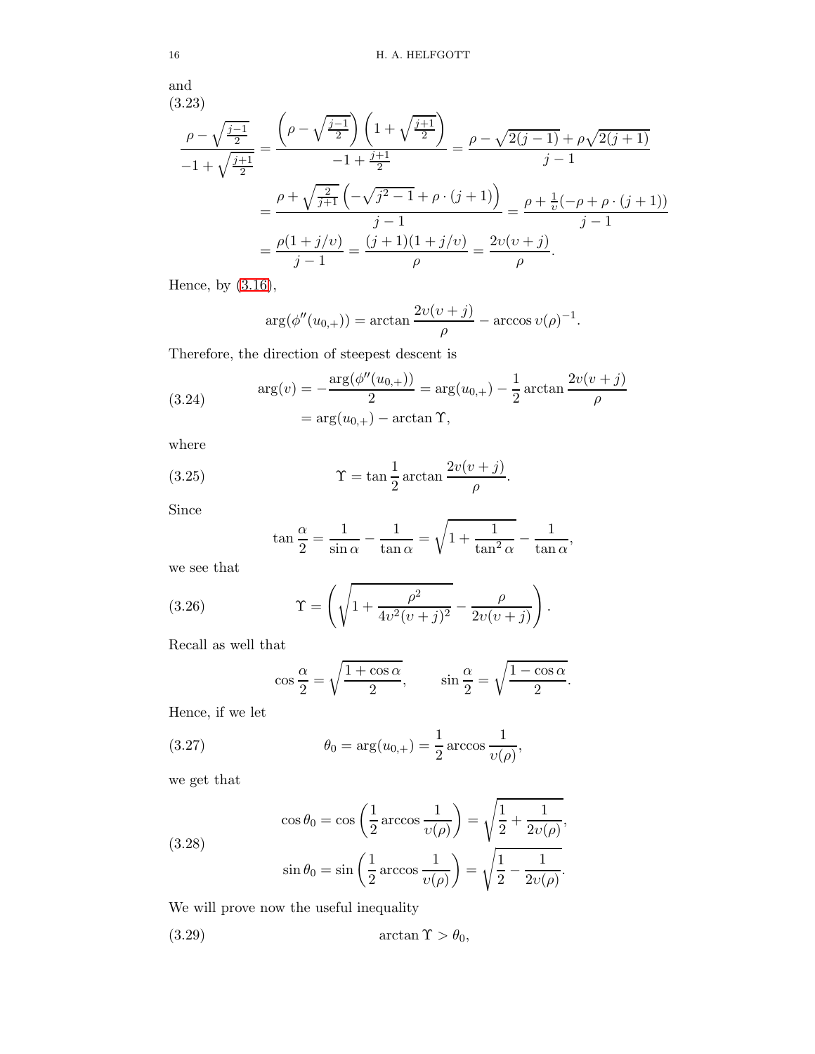and

(3.23)

$$\begin{aligned}
\frac{\rho - \sqrt{\frac{j-1}{2}}}{-1 + \sqrt{\frac{j+1}{2}}} &= \frac{\left(\rho - \sqrt{\frac{j-1}{2}}\right)\left(1 + \sqrt{\frac{j+1}{2}}\right)}{-1 + \frac{j+1}{2}} = \frac{\rho - \sqrt{2(j-1)} + \rho\sqrt{2(j+1)}}{j-1} \\
&= \frac{\rho + \sqrt{\frac{2}{j+1}}\left(-\sqrt{j^2-1} + \rho\cdot(j+1)\right)}{j-1} = \frac{\rho + \frac{1}{\upsilon}(-\rho + \rho\cdot(j+1))}{j-1} \\
&= \frac{\rho(1+j/\upsilon)}{j-1} = \frac{(j+1)(1+j/\upsilon)}{\rho} = \frac{2\upsilon(\upsilon+j)}{\rho}.
\end{aligned}$$

Hence, by (3.16),

$$\arg(\phi''(u_{0,+})) = \arctan\frac{2\upsilon(\upsilon+j)}{\rho} - \arccos\upsilon(\rho)^{-1}.$$

Therefore, the direction of steepest descent is

$$\begin{aligned}
\arg(v) = -\frac{\arg(\phi''(u_{0,+}))}{2} &= \arg(u_{0,+}) - \frac{1}{2}\arctan\frac{2\upsilon(\upsilon+j)}{\rho} \\
&= \arg(u_{0,+}) - \arctan\Upsilon,
\end{aligned} \tag{3.24}$$

where

$$\Upsilon = \tan\frac{1}{2}\arctan\frac{2\upsilon(\upsilon+j)}{\rho}. \tag{3.25}$$

Since

$$\tan\frac{\alpha}{2} = \frac{1}{\sin\alpha} - \frac{1}{\tan\alpha} = \sqrt{1 + \frac{1}{\tan^2\alpha}} - \frac{1}{\tan\alpha},$$

we see that

$$\Upsilon = \left(\sqrt{1 + \frac{\rho^2}{4\upsilon^2(\upsilon+j)^2}} - \frac{\rho}{2\upsilon(\upsilon+j)}\right). \tag{3.26}$$

Recall as well that

$$\cos\frac{\alpha}{2} = \sqrt{\frac{1+\cos\alpha}{2}}, \qquad \sin\frac{\alpha}{2} = \sqrt{\frac{1-\cos\alpha}{2}}.$$

Hence, if we let

$$\theta_0 = \arg(u_{0,+}) = \frac{1}{2}\arccos\frac{1}{\upsilon(\rho)}, \tag{3.27}$$

we get that

$$\begin{aligned}
\cos\theta_0 &= \cos\left(\frac{1}{2}\arccos\frac{1}{\upsilon(\rho)}\right) = \sqrt{\frac{1}{2} + \frac{1}{2\upsilon(\rho)}}, \\
\sin\theta_0 &= \sin\left(\frac{1}{2}\arccos\frac{1}{\upsilon(\rho)}\right) = \sqrt{\frac{1}{2} - \frac{1}{2\upsilon(\rho)}}.
\end{aligned} \tag{3.28}$$

We will prove now the useful inequality

$$\arctan\Upsilon > \theta_0, \tag{3.29}$$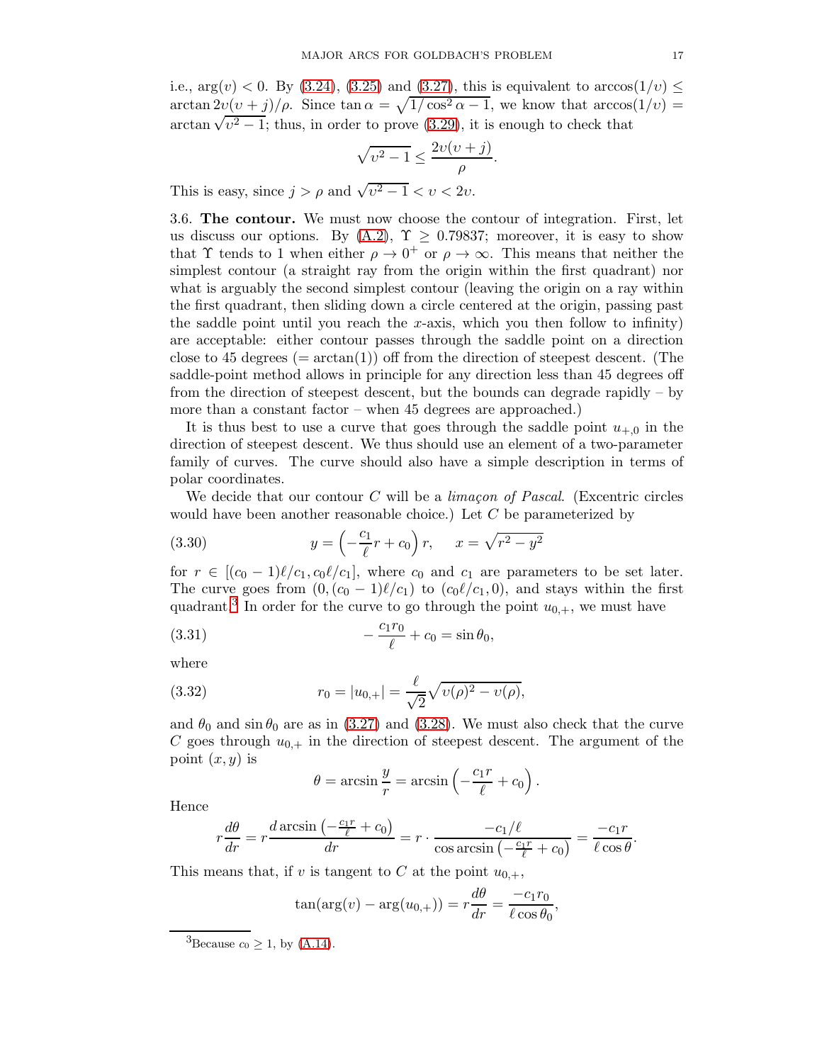i.e., $\arg(v) < 0$. By (3.24), (3.25) and (3.27), this is equivalent to $\arccos(1/\upsilon) \leq \arctan 2\upsilon(\upsilon + j)/\rho$. Since $\tan\alpha = \sqrt{1/\cos^2\alpha - 1}$, we know that $\arccos(1/\upsilon) = \arctan\sqrt{\upsilon^2 - 1}$; thus, in order to prove (3.29), it is enough to check that

$$\sqrt{\upsilon^2 - 1} \leq \frac{2\upsilon(\upsilon + j)}{\rho}.$$

This is easy, since $j > \rho$ and $\sqrt{\upsilon^2 - 1} < \upsilon < 2\upsilon$.

3.6. **The contour.** We must now choose the contour of integration. First, let us discuss our options. By (A.2), $\Upsilon \geq 0.79837$; moreover, it is easy to show that $\Upsilon$ tends to 1 when either $\rho \to 0^+$ or $\rho \to \infty$. This means that neither the simplest contour (a straight ray from the origin within the first quadrant) nor what is arguably the second simplest contour (leaving the origin on a ray within the first quadrant, then sliding down a circle centered at the origin, passing past the saddle point until you reach the $x$-axis, which you then follow to infinity) are acceptable: either contour passes through the saddle point on a direction close to 45 degrees ($= \arctan(1)$) off from the direction of steepest descent. (The saddle-point method allows in principle for any direction less than 45 degrees off from the direction of steepest descent, but the bounds can degrade rapidly – by more than a constant factor – when 45 degrees are approached.)

It is thus best to use a curve that goes through the saddle point $u_{+,0}$ in the direction of steepest descent. We thus should use an element of a two-parameter family of curves. The curve should also have a simple description in terms of polar coordinates.

We decide that our contour $C$ will be a *limaçon of Pascal*. (Excentric circles would have been another reasonable choice.) Let $C$ be parameterized by

$$y = \left(-\frac{c_1}{\ell} r + c_0\right) r, \quad x = \sqrt{r^2 - y^2} \tag{3.30}$$

for $r \in [(c_0 - 1)\ell/c_1, c_0\ell/c_1]$, where $c_0$ and $c_1$ are parameters to be set later. The curve goes from $(0, (c_0 - 1)\ell/c_1)$ to $(c_0\ell/c_1, 0)$, and stays within the first quadrant.[3] In order for the curve to go through the point $u_{0,+}$, we must have

$$-\frac{c_1 r_0}{\ell} + c_0 = \sin\theta_0, \tag{3.31}$$

where

$$r_0 = |u_{0,+}| = \frac{\ell}{\sqrt{2}}\sqrt{\upsilon(\rho)^2 - \upsilon(\rho)}, \tag{3.32}$$

and $\theta_0$ and $\sin\theta_0$ are as in (3.27) and (3.28). We must also check that the curve $C$ goes through $u_{0,+}$ in the direction of steepest descent. The argument of the point $(x, y)$ is

$$\theta = \arcsin\frac{y}{r} = \arcsin\left(-\frac{c_1 r}{\ell} + c_0\right).$$

Hence

$$r\frac{d\theta}{dr} = r\frac{d\arcsin\left(-\frac{c_1 r}{\ell} + c_0\right)}{dr} = r \cdot \frac{-c_1/\ell}{\cos\arcsin\left(-\frac{c_1 r}{\ell} + c_0\right)} = \frac{-c_1 r}{\ell\cos\theta}.$$

This means that, if $v$ is tangent to $C$ at the point $u_{0,+}$,

$$\tan(\arg(v) - \arg(u_{0,+})) = r\frac{d\theta}{dr} = \frac{-c_1 r_0}{\ell\cos\theta_0},$$

[3] Because $c_0 \geq 1$, by (A.14).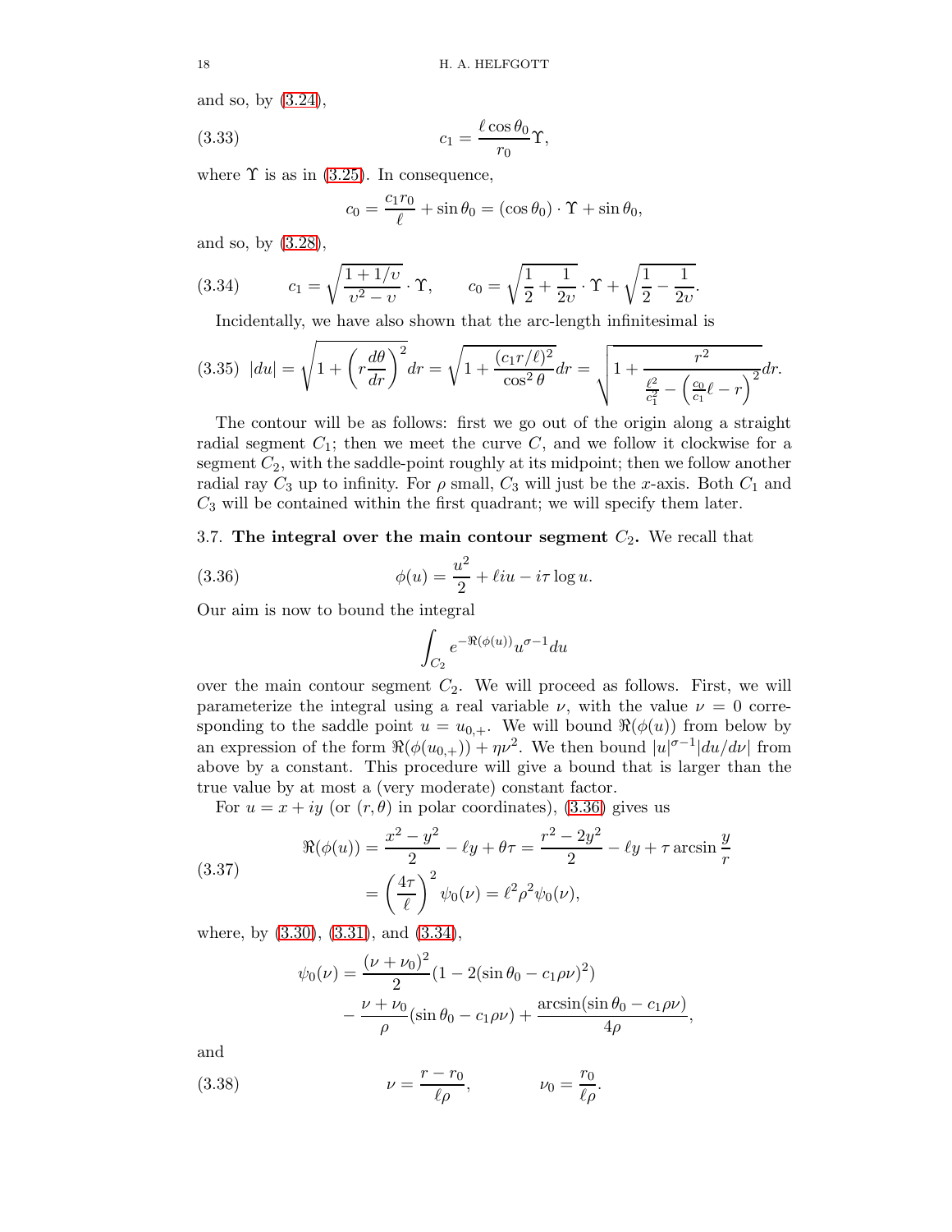and so, by (3.24),

$$c_1 = \frac{\ell \cos\theta_0}{r_0} \Upsilon, \tag{3.33}$$

where $\Upsilon$ is as in (3.25). In consequence,

$$c_0 = \frac{c_1 r_0}{\ell} + \sin\theta_0 = (\cos\theta_0) \cdot \Upsilon + \sin\theta_0,$$

and so, by (3.28),

$$c_1 = \sqrt{\frac{1+1/\upsilon}{\upsilon^2 - \upsilon}} \cdot \Upsilon, \qquad c_0 = \sqrt{\frac{1}{2} + \frac{1}{2\upsilon}} \cdot \Upsilon + \sqrt{\frac{1}{2} - \frac{1}{2\upsilon}}. \tag{3.34}$$

Incidentally, we have also shown that the arc-length infinitesimal is

$$|du| = \sqrt{1 + \left(r\frac{d\theta}{dr}\right)^2} dr = \sqrt{1 + \frac{(c_1 r/\ell)^2}{\cos^2\theta}} dr = \sqrt{1 + \frac{r^2}{\frac{\ell^2}{c_1^2} - \left(\frac{c_0}{c_1}\ell - r\right)^2}} dr. \tag{3.35}$$

The contour will be as follows: first we go out of the origin along a straight radial segment $C_1$; then we meet the curve $C$, and we follow it clockwise for a segment $C_2$, with the saddle-point roughly at its midpoint; then we follow another radial ray $C_3$ up to infinity. For $\rho$ small, $C_3$ will just be the $x$-axis. Both $C_1$ and $C_3$ will be contained within the first quadrant; we will specify them later.

### 3.7. **The integral over the main contour segment $C_2$.**

We recall that

$$\phi(u) = \frac{u^2}{2} + \ell i u - i\tau \log u. \tag{3.36}$$

Our aim is now to bound the integral

$$\int_{C_2} e^{-\Re(\phi(u))} u^{\sigma-1} du$$

over the main contour segment $C_2$. We will proceed as follows. First, we will parameterize the integral using a real variable $\nu$, with the value $\nu = 0$ corresponding to the saddle point $u = u_{0,+}$. We will bound $\Re(\phi(u))$ from below by an expression of the form $\Re(\phi(u_{0,+})) + \eta\nu^2$. We then bound $|u|^{\sigma-1}|du/d\nu|$ from above by a constant. This procedure will give a bound that is larger than the true value by at most a (very moderate) constant factor.

For $u = x + iy$ (or $(r, \theta)$ in polar coordinates), (3.36) gives us

$$\begin{aligned} \Re(\phi(u)) &= \frac{x^2 - y^2}{2} - \ell y + \theta\tau = \frac{r^2 - 2y^2}{2} - \ell y + \tau \arcsin\frac{y}{r} \\ &= \left(\frac{4\tau}{\ell}\right)^2 \psi_0(\nu) = \ell^2 \rho^2 \psi_0(\nu), \end{aligned} \tag{3.37}$$

where, by (3.30), (3.31), and (3.34),

$$\begin{aligned} \psi_0(\nu) = &\frac{(\nu+\nu_0)^2}{2}(1 - 2(\sin\theta_0 - c_1\rho\nu)^2) \\ &- \frac{\nu+\nu_0}{\rho}(\sin\theta_0 - c_1\rho\nu) + \frac{\arcsin(\sin\theta_0 - c_1\rho\nu)}{4\rho}, \end{aligned}$$

and

$$\nu = \frac{r - r_0}{\ell\rho}, \qquad \nu_0 = \frac{r_0}{\ell\rho}. \tag{3.38}$$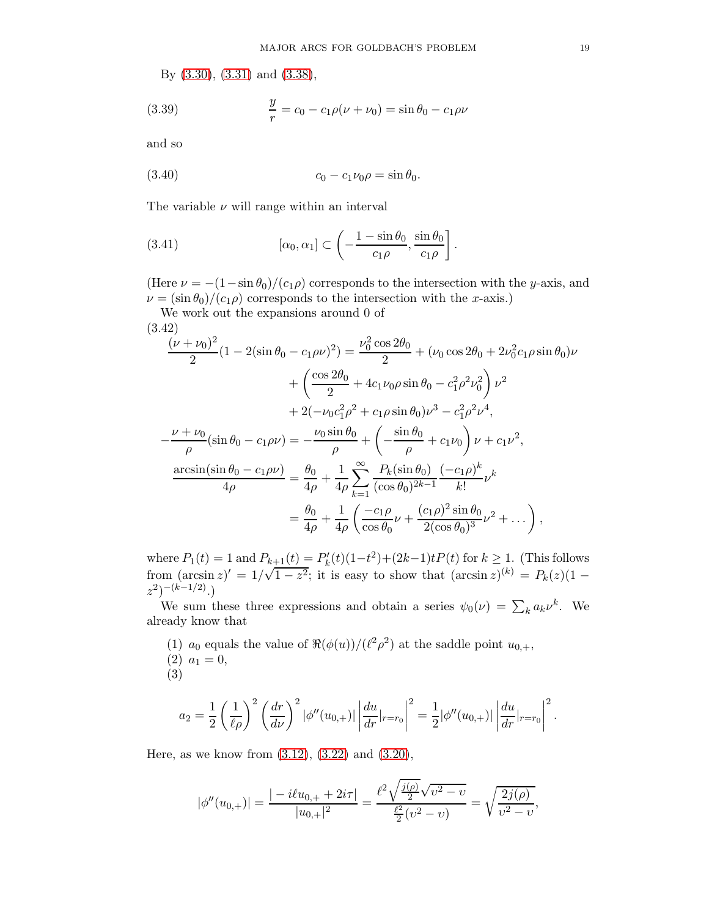By (3.30), (3.31) and (3.38),

$$\frac{y}{r} = c_0 - c_1\rho(\nu+\nu_0) = \sin\theta_0 - c_1\rho\nu \tag{3.39}$$

and so

$$c_0 - c_1\nu_0\rho = \sin\theta_0. \tag{3.40}$$

The variable $\nu$ will range within an interval

$$[\alpha_0, \alpha_1] \subset \left(-\frac{1-\sin\theta_0}{c_1\rho}, \frac{\sin\theta_0}{c_1\rho}\right]. \tag{3.41}$$

(Here $\nu = -(1-\sin\theta_0)/(c_1\rho)$ corresponds to the intersection with the $y$-axis, and $\nu = (\sin\theta_0)/(c_1\rho)$ corresponds to the intersection with the $x$-axis.)

We work out the expansions around 0 of

$$\tag{3.42}
\begin{aligned}
\frac{(\nu+\nu_0)^2}{2}(1-2(\sin\theta_0 - c_1\rho\nu)^2) &= \frac{\nu_0^2\cos 2\theta_0}{2} + (\nu_0\cos 2\theta_0 + 2\nu_0^2 c_1\rho\sin\theta_0)\nu \\
&\quad + \left(\frac{\cos 2\theta_0}{2} + 4c_1\nu_0\rho\sin\theta_0 - c_1^2\rho^2\nu_0^2\right)\nu^2 \\
&\quad + 2(-\nu_0 c_1^2\rho^2 + c_1\rho\sin\theta_0)\nu^3 - c_1^2\rho^2\nu^4, \\
-\frac{\nu+\nu_0}{\rho}(\sin\theta_0 - c_1\rho\nu) &= -\frac{\nu_0\sin\theta_0}{\rho} + \left(-\frac{\sin\theta_0}{\rho} + c_1\nu_0\right)\nu + c_1\nu^2, \\
\frac{\arcsin(\sin\theta_0 - c_1\rho\nu)}{4\rho} &= \frac{\theta_0}{4\rho} + \frac{1}{4\rho}\sum_{k=1}^{\infty}\frac{P_k(\sin\theta_0)}{(\cos\theta_0)^{2k-1}}\frac{(-c_1\rho)^k}{k!}\nu^k \\
&= \frac{\theta_0}{4\rho} + \frac{1}{4\rho}\left(\frac{-c_1\rho}{\cos\theta_0}\nu + \frac{(c_1\rho)^2\sin\theta_0}{2(\cos\theta_0)^3}\nu^2 + \dots\right),
\end{aligned}$$

where $P_1(t) = 1$ and $P_{k+1}(t) = P_k'(t)(1-t^2) + (2k-1)tP(t)$ for $k \geq 1$. (This follows from $(\arcsin z)' = 1/\sqrt{1-z^2}$; it is easy to show that $(\arcsin z)^{(k)} = P_k(z)(1-z^2)^{-(k-1/2)}$.)

We sum these three expressions and obtain a series $\psi_0(\nu) = \sum_k a_k\nu^k$. We already know that

(1) $a_0$ equals the value of $\Re(\phi(u))/(\ell^2\rho^2)$ at the saddle point $u_{0,+}$,
(2) $a_1 = 0$,
(3)

$$a_2 = \frac{1}{2}\left(\frac{1}{\ell\rho}\right)^2\left(\frac{dr}{d\nu}\right)^2|\phi''(u_{0,+})|\left|\frac{du}{dr}|_{r=r_0}\right|^2 = \frac{1}{2}|\phi''(u_{0,+})|\left|\frac{du}{dr}|_{r=r_0}\right|^2.$$

Here, as we know from (3.12), (3.22) and (3.20),

$$|\phi''(u_{0,+})| = \frac{|-i\ell u_{0,+} + 2i\tau|}{|u_{0,+}|^2} = \frac{\ell^2\sqrt{\frac{j(\rho)}{2}}\sqrt{\upsilon^2-\upsilon}}{\frac{\ell^2}{2}(\upsilon^2-\upsilon)} = \sqrt{\frac{2j(\rho)}{\upsilon^2-\upsilon}},$$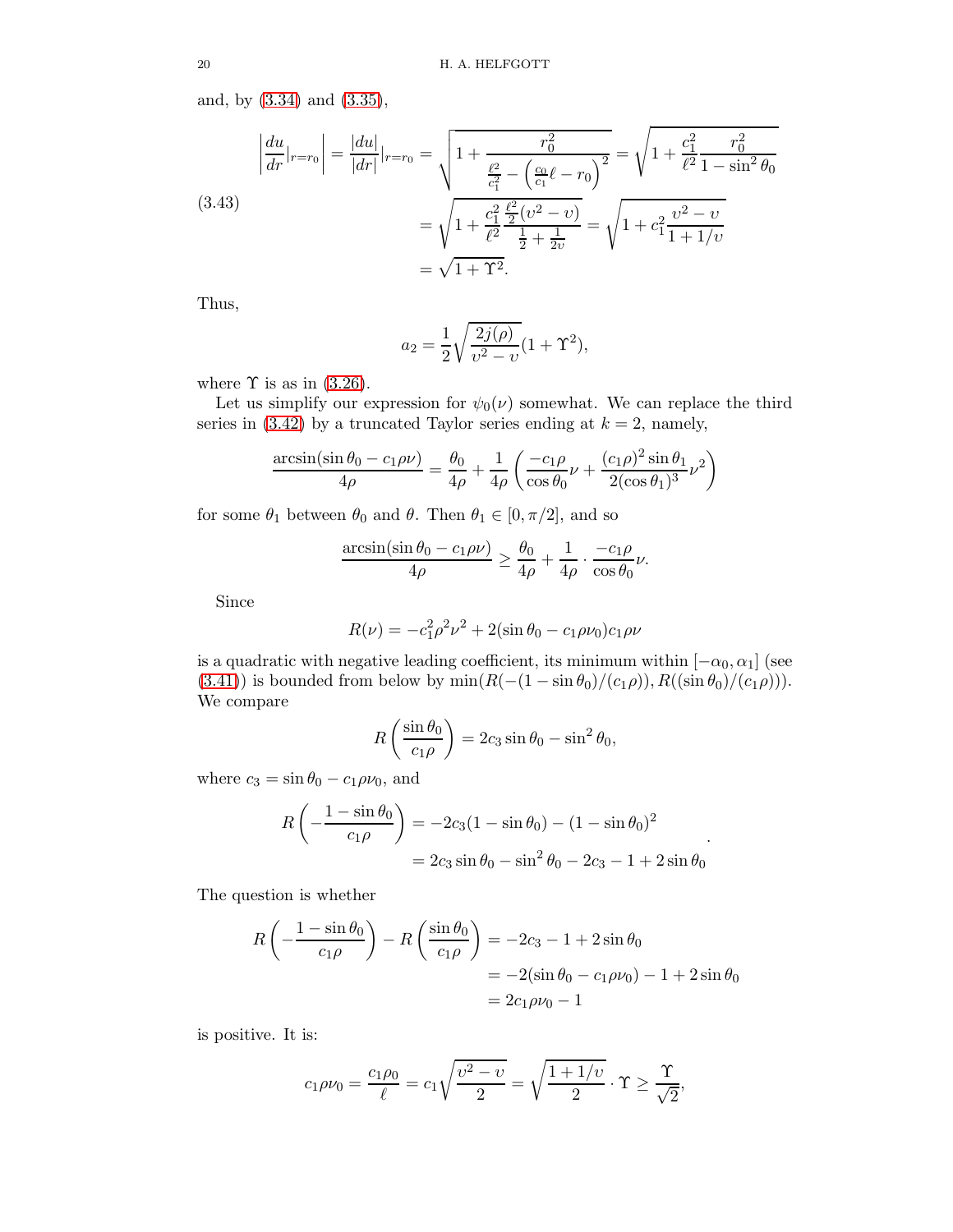and, by (3.34) and (3.35),

$$
\begin{aligned}
\left|\frac{du}{dr}|_{r=r_0}\right| = \frac{|du|}{|dr|}|_{r=r_0} &= \sqrt{1+\frac{r_0^2}{\frac{\ell^2}{c_1^2}-\left(\frac{c_0}{c_1}\ell - r_0\right)^2}} = \sqrt{1+\frac{c_1^2}{\ell^2}\frac{r_0^2}{1-\sin^2\theta_0}} \\
&= \sqrt{1+\frac{c_1^2}{\ell^2}\frac{\frac{\ell^2}{2}(\upsilon^2-\upsilon)}{\frac{1}{2}+\frac{1}{2\upsilon}}} = \sqrt{1+c_1^2\frac{\upsilon^2-\upsilon}{1+1/\upsilon}} \\
&= \sqrt{1+\Upsilon^2}.
\end{aligned} \tag{3.43}
$$

Thus,

$$a_2 = \frac{1}{2}\sqrt{\frac{2j(\rho)}{\upsilon^2-\upsilon}}(1+\Upsilon^2),$$

where $\Upsilon$ is as in (3.26).

Let us simplify our expression for $\psi_0(\nu)$ somewhat. We can replace the third series in (3.42) by a truncated Taylor series ending at $k=2$, namely,

$$\frac{\arcsin(\sin\theta_0 - c_1\rho\nu)}{4\rho} = \frac{\theta_0}{4\rho} + \frac{1}{4\rho}\left(\frac{-c_1\rho}{\cos\theta_0}\nu + \frac{(c_1\rho)^2\sin\theta_1}{2(\cos\theta_1)^3}\nu^2\right)$$

for some $\theta_1$ between $\theta_0$ and $\theta$. Then $\theta_1 \in [0,\pi/2]$, and so

$$\frac{\arcsin(\sin\theta_0 - c_1\rho\nu)}{4\rho} \geq \frac{\theta_0}{4\rho} + \frac{1}{4\rho}\cdot\frac{-c_1\rho}{\cos\theta_0}\nu.$$

Since

$$R(\nu) = -c_1^2\rho^2\nu^2 + 2(\sin\theta_0 - c_1\rho\nu_0)c_1\rho\nu$$

is a quadratic with negative leading coefficient, its minimum within $[-\alpha_0,\alpha_1]$ (see (3.41)) is bounded from below by $\min(R(-(1-\sin\theta_0)/(c_1\rho)), R((\sin\theta_0)/(c_1\rho)))$. We compare

$$R\left(\frac{\sin\theta_0}{c_1\rho}\right) = 2c_3\sin\theta_0 - \sin^2\theta_0,$$

where $c_3 = \sin\theta_0 - c_1\rho\nu_0$, and

$$
\begin{aligned}
R\left(-\frac{1-\sin\theta_0}{c_1\rho}\right) &= -2c_3(1-\sin\theta_0) - (1-\sin\theta_0)^2 \\
&= 2c_3\sin\theta_0 - \sin^2\theta_0 - 2c_3 - 1 + 2\sin\theta_0
\end{aligned}.
$$

The question is whether

$$
\begin{aligned}
R\left(-\frac{1-\sin\theta_0}{c_1\rho}\right) - R\left(\frac{\sin\theta_0}{c_1\rho}\right) &= -2c_3 - 1 + 2\sin\theta_0 \\
&= -2(\sin\theta_0 - c_1\rho\nu_0) - 1 + 2\sin\theta_0 \\
&= 2c_1\rho\nu_0 - 1
\end{aligned}
$$

is positive. It is:

$$c_1\rho\nu_0 = \frac{c_1\rho_0}{\ell} = c_1\sqrt{\frac{\upsilon^2-\upsilon}{2}} = \sqrt{\frac{1+1/\upsilon}{2}}\cdot\Upsilon \geq \frac{\Upsilon}{\sqrt{2}},$$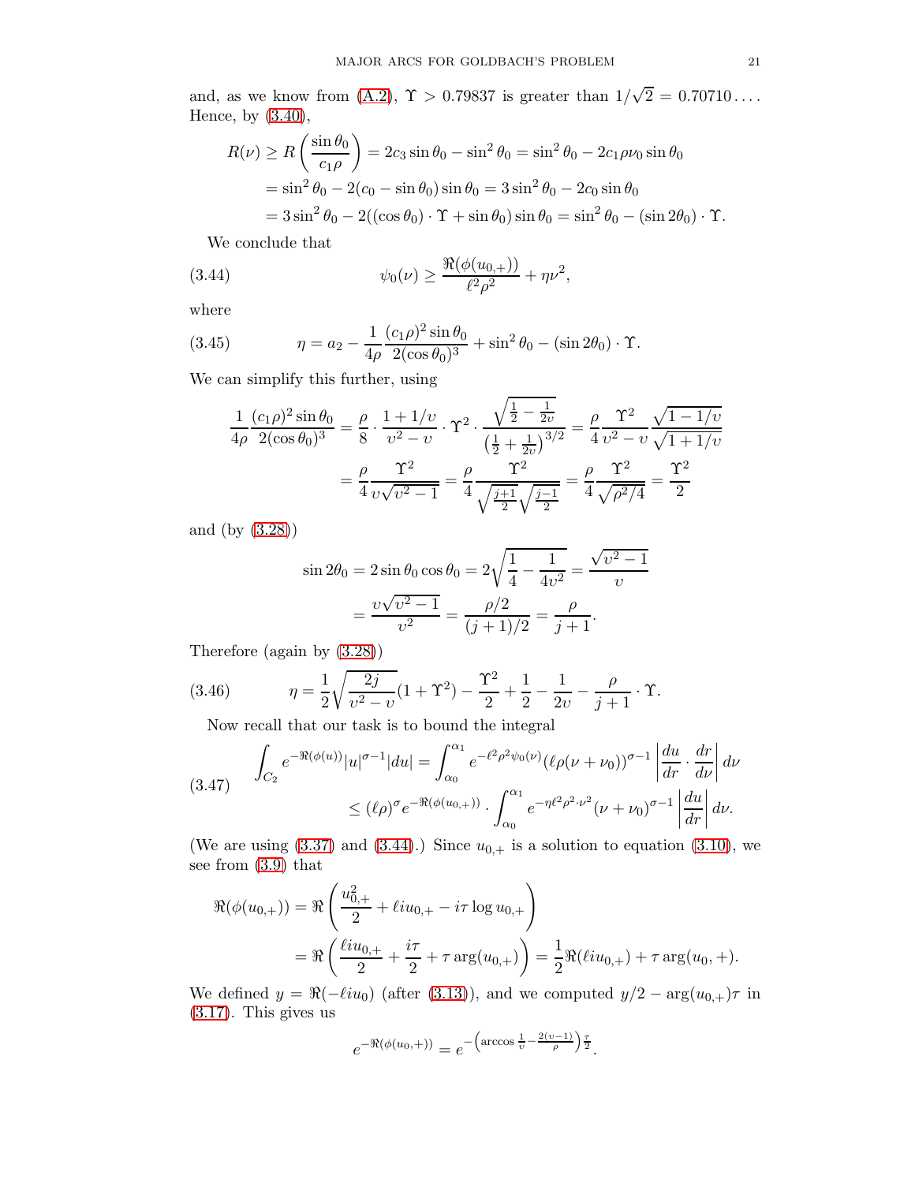and, as we know from (A.2), $\Upsilon > 0.79837$ is greater than $1/\sqrt{2} = 0.70710\ldots$. Hence, by (3.40),

$$\begin{aligned}
R(\nu) \geq R\left(\frac{\sin\theta_0}{c_1\rho}\right) &= 2c_3\sin\theta_0 - \sin^2\theta_0 = \sin^2\theta_0 - 2c_1\rho\nu_0\sin\theta_0 \\
&= \sin^2\theta_0 - 2(c_0 - \sin\theta_0)\sin\theta_0 = 3\sin^2\theta_0 - 2c_0\sin\theta_0 \\
&= 3\sin^2\theta_0 - 2((\cos\theta_0)\cdot\Upsilon + \sin\theta_0)\sin\theta_0 = \sin^2\theta_0 - (\sin 2\theta_0)\cdot\Upsilon.
\end{aligned}$$

We conclude that

$$\psi_0(\nu) \geq \frac{\Re(\phi(u_{0,+}))}{\ell^2\rho^2} + \eta\nu^2, \tag{3.44}$$

where

$$\eta = a_2 - \frac{1}{4\rho}\frac{(c_1\rho)^2\sin\theta_0}{2(\cos\theta_0)^3} + \sin^2\theta_0 - (\sin 2\theta_0)\cdot\Upsilon. \tag{3.45}$$

We can simplify this further, using

$$\begin{aligned}
\frac{1}{4\rho}\frac{(c_1\rho)^2\sin\theta_0}{2(\cos\theta_0)^3} &= \frac{\rho}{8}\cdot\frac{1+1/\upsilon}{\upsilon^2-\upsilon}\cdot\Upsilon^2\cdot\frac{\sqrt{\frac{1}{2}-\frac{1}{2\upsilon}}}{\left(\frac{1}{2}+\frac{1}{2\upsilon}\right)^{3/2}} = \frac{\rho}{4}\frac{\Upsilon^2}{\upsilon^2-\upsilon}\frac{\sqrt{1-1/\upsilon}}{\sqrt{1+1/\upsilon}} \\
&= \frac{\rho}{4}\frac{\Upsilon^2}{\upsilon\sqrt{\upsilon^2-1}} = \frac{\rho}{4}\frac{\Upsilon^2}{\sqrt{\frac{j+1}{2}}\sqrt{\frac{j-1}{2}}} = \frac{\rho}{4}\frac{\Upsilon^2}{\sqrt{\rho^2/4}} = \frac{\Upsilon^2}{2}
\end{aligned}$$

and (by (3.28))

$$\begin{aligned}
\sin 2\theta_0 = 2\sin\theta_0\cos\theta_0 &= 2\sqrt{\frac{1}{4}-\frac{1}{4\upsilon^2}} = \frac{\sqrt{\upsilon^2-1}}{\upsilon} \\
&= \frac{\upsilon\sqrt{\upsilon^2-1}}{\upsilon^2} = \frac{\rho/2}{(j+1)/2} = \frac{\rho}{j+1}.
\end{aligned}$$

Therefore (again by (3.28))

$$\eta = \frac{1}{2}\sqrt{\frac{2j}{\upsilon^2-\upsilon}}(1+\Upsilon^2) - \frac{\Upsilon^2}{2} + \frac{1}{2} - \frac{1}{2\upsilon} - \frac{\rho}{j+1}\cdot\Upsilon. \tag{3.46}$$

Now recall that our task is to bound the integral

$$\begin{aligned}
\int_{C_2} e^{-\Re(\phi(u))}|u|^{\sigma-1}|du| &= \int_{\alpha_0}^{\alpha_1} e^{-\ell^2\rho^2\psi_0(\nu)}(\ell\rho(\nu+\nu_0))^{\sigma-1}\left|\frac{du}{dr}\cdot\frac{dr}{d\nu}\right|d\nu \\
&\leq (\ell\rho)^\sigma e^{-\Re(\phi(u_{0,+}))}\cdot\int_{\alpha_0}^{\alpha_1} e^{-\eta\ell^2\rho^2\cdot\nu^2}(\nu+\nu_0)^{\sigma-1}\left|\frac{du}{dr}\right|d\nu.
\end{aligned} \tag{3.47}$$

(We are using (3.37) and (3.44).) Since $u_{0,+}$ is a solution to equation (3.10), we see from (3.9) that

$$\begin{aligned}
\Re(\phi(u_{0,+})) &= \Re\left(\frac{u_{0,+}^2}{2} + \ell i u_{0,+} - i\tau\log u_{0,+}\right) \\
&= \Re\left(\frac{\ell i u_{0,+}}{2} + \frac{i\tau}{2} + \tau\arg(u_{0,+})\right) = \frac{1}{2}\Re(\ell i u_{0,+}) + \tau\arg(u_0,+).
\end{aligned}$$

We defined $y = \Re(-\ell i u_0)$ (after (3.13)), and we computed $y/2 - \arg(u_{0,+})\tau$ in (3.17). This gives us

$$e^{-\Re(\phi(u_0,+))} = e^{-\left(\arccos\frac{1}{\upsilon} - \frac{2(\upsilon-1)}{\rho}\right)\frac{\tau}{2}}.$$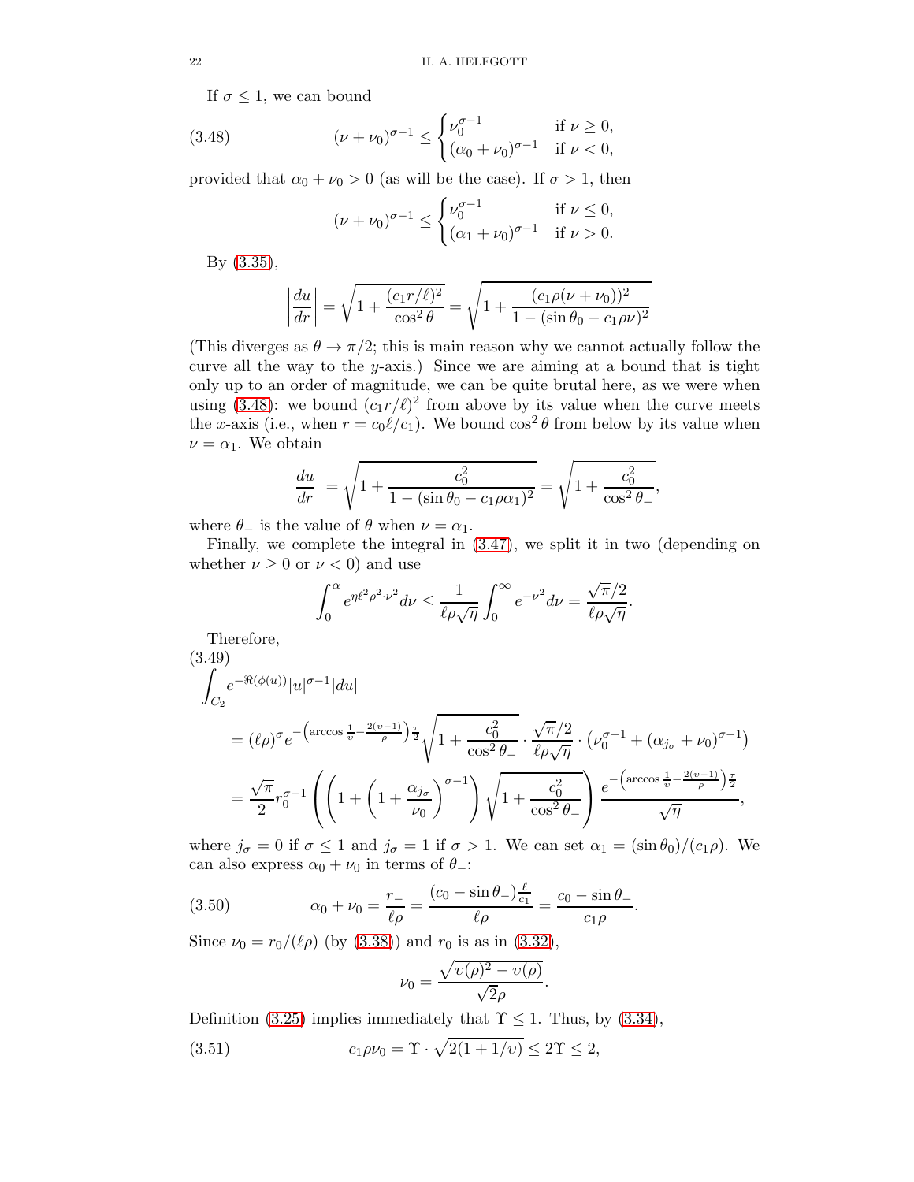If $\sigma \leq 1$, we can bound

$$(\nu + \nu_0)^{\sigma-1} \leq \begin{cases} \nu_0^{\sigma-1} & \text{if } \nu \geq 0, \\ (\alpha_0 + \nu_0)^{\sigma-1} & \text{if } \nu < 0, \end{cases} \tag{3.48}$$

provided that $\alpha_0 + \nu_0 > 0$ (as will be the case). If $\sigma > 1$, then

$$(\nu + \nu_0)^{\sigma-1} \leq \begin{cases} \nu_0^{\sigma-1} & \text{if } \nu \leq 0, \\ (\alpha_1 + \nu_0)^{\sigma-1} & \text{if } \nu > 0. \end{cases}$$

By (3.35),

$$\left|\frac{du}{dr}\right| = \sqrt{1 + \frac{(c_1 r/\ell)^2}{\cos^2\theta}} = \sqrt{1 + \frac{(c_1\rho(\nu+\nu_0))^2}{1 - (\sin\theta_0 - c_1\rho\nu)^2}}$$

(This diverges as $\theta \to \pi/2$; this is main reason why we cannot actually follow the curve all the way to the $y$-axis.) Since we are aiming at a bound that is tight only up to an order of magnitude, we can be quite brutal here, as we were when using (3.48): we bound $(c_1 r/\ell)^2$ from above by its value when the curve meets the $x$-axis (i.e., when $r = c_0\ell/c_1$). We bound $\cos^2\theta$ from below by its value when $\nu = \alpha_1$. We obtain

$$\left|\frac{du}{dr}\right| = \sqrt{1 + \frac{c_0^2}{1 - (\sin\theta_0 - c_1\rho\alpha_1)^2}} = \sqrt{1 + \frac{c_0^2}{\cos^2\theta_-}},$$

where $\theta_-$ is the value of $\theta$ when $\nu = \alpha_1$.

Finally, we complete the integral in (3.47), we split it in two (depending on whether $\nu \geq 0$ or $\nu < 0$) and use

$$\int_0^\alpha e^{\eta\ell^2\rho^2\cdot\nu^2} d\nu \leq \frac{1}{\ell\rho\sqrt{\eta}}\int_0^\infty e^{-\nu^2} d\nu = \frac{\sqrt{\pi}/2}{\ell\rho\sqrt{\eta}}.$$

Therefore,

$$\begin{aligned}
&\int_{C_2} e^{-\Re(\phi(u))}|u|^{\sigma-1}|du| \\
&= (\ell\rho)^\sigma e^{-\left(\arccos\frac{1}{\upsilon} - \frac{2(\upsilon-1)}{\rho}\right)\frac{\tau}{2}} \sqrt{1 + \frac{c_0^2}{\cos^2\theta_-}} \cdot \frac{\sqrt{\pi}/2}{\ell\rho\sqrt{\eta}} \cdot \left(\nu_0^{\sigma-1} + (\alpha_{j_\sigma} + \nu_0)^{\sigma-1}\right) \\
&= \frac{\sqrt{\pi}}{2} r_0^{\sigma-1}\left(\left(1 + \left(1 + \frac{\alpha_{j_\sigma}}{\nu_0}\right)^{\sigma-1}\right)\sqrt{1 + \frac{c_0^2}{\cos^2\theta_-}}\right)\frac{e^{-\left(\arccos\frac{1}{\upsilon} - \frac{2(\upsilon-1)}{\rho}\right)\frac{\tau}{2}}}{\sqrt{\eta}},
\end{aligned} \tag{3.49}$$

where $j_\sigma = 0$ if $\sigma \leq 1$ and $j_\sigma = 1$ if $\sigma > 1$. We can set $\alpha_1 = (\sin\theta_0)/(c_1\rho)$. We can also express $\alpha_0 + \nu_0$ in terms of $\theta_-$:

$$\alpha_0 + \nu_0 = \frac{r_-}{\ell\rho} = \frac{(c_0 - \sin\theta_-)\frac{\ell}{c_1}}{\ell\rho} = \frac{c_0 - \sin\theta_-}{c_1\rho}. \tag{3.50}$$

Since $\nu_0 = r_0/(\ell\rho)$ (by (3.38)) and $r_0$ is as in (3.32),

$$\nu_0 = \frac{\sqrt{\upsilon(\rho)^2 - \upsilon(\rho)}}{\sqrt{2}\rho}.$$

Definition (3.25) implies immediately that $\Upsilon \leq 1$. Thus, by (3.34),

$$c_1\rho\nu_0 = \Upsilon \cdot \sqrt{2(1 + 1/\upsilon)} \leq 2\Upsilon \leq 2, \tag{3.51}$$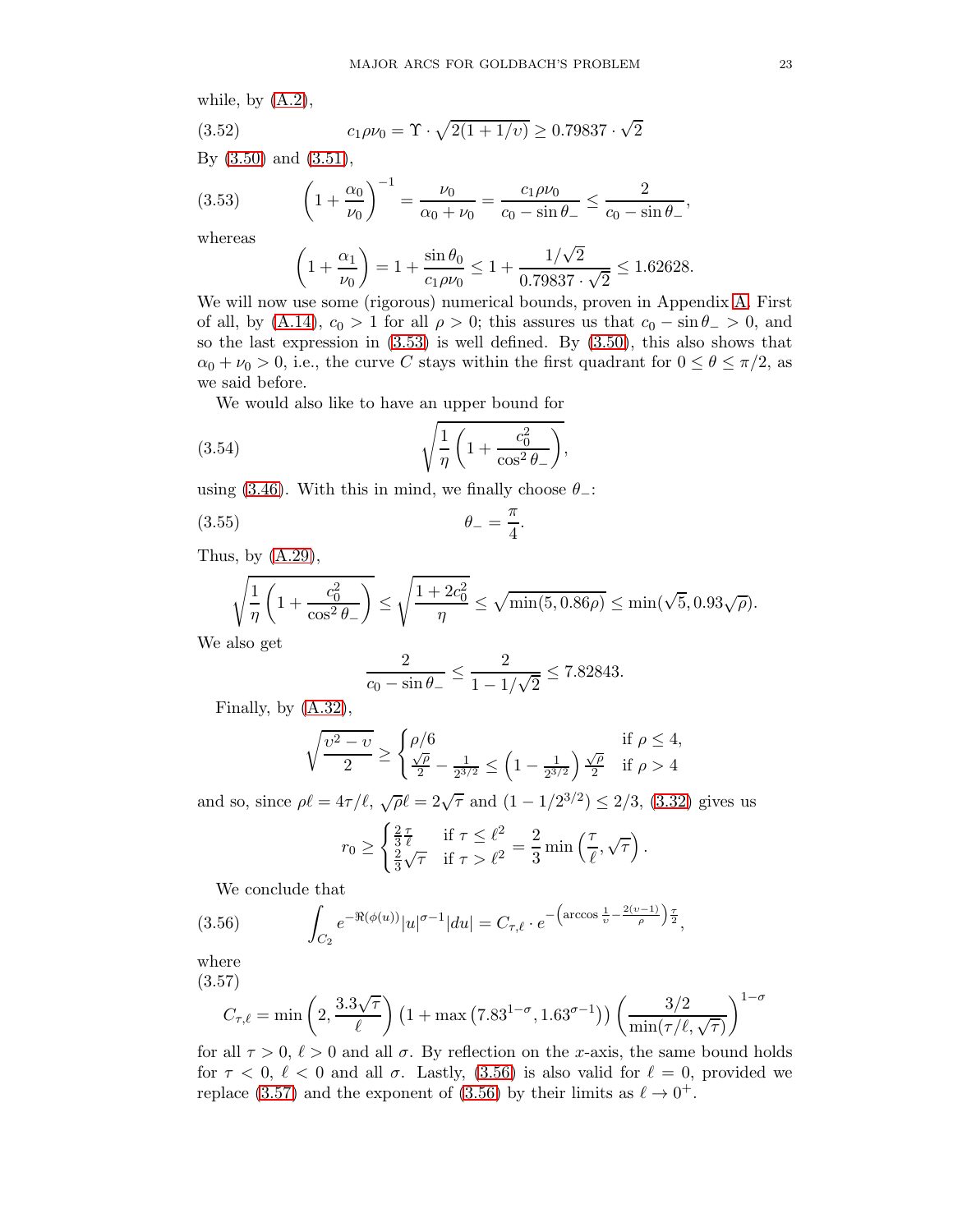while, by (A.2),

$$c_1 \rho \nu_0 = \Upsilon \cdot \sqrt{2(1+1/\upsilon)} \geq 0.79837 \cdot \sqrt{2} \tag{3.52}$$

By (3.50) and (3.51),

$$\left(1 + \frac{\alpha_0}{\nu_0}\right)^{-1} = \frac{\nu_0}{\alpha_0 + \nu_0} = \frac{c_1 \rho \nu_0}{c_0 - \sin\theta_-} \leq \frac{2}{c_0 - \sin\theta_-}, \tag{3.53}$$

whereas

$$\left(1 + \frac{\alpha_1}{\nu_0}\right) = 1 + \frac{\sin\theta_0}{c_1 \rho \nu_0} \leq 1 + \frac{1/\sqrt{2}}{0.79837 \cdot \sqrt{2}} \leq 1.62628.$$

We will now use some (rigorous) numerical bounds, proven in Appendix A. First of all, by (A.14), $c_0 > 1$ for all $\rho > 0$; this assures us that $c_0 - \sin\theta_- > 0$, and so the last expression in (3.53) is well defined. By (3.50), this also shows that $\alpha_0 + \nu_0 > 0$, i.e., the curve $C$ stays within the first quadrant for $0 \leq \theta \leq \pi/2$, as we said before.

We would also like to have an upper bound for

$$\sqrt{\frac{1}{\eta}\left(1 + \frac{c_0^2}{\cos^2\theta_-}\right)}, \tag{3.54}$$

using (3.46). With this in mind, we finally choose $\theta_-$:

$$\theta_- = \frac{\pi}{4}. \tag{3.55}$$

Thus, by (A.29),

$$\sqrt{\frac{1}{\eta}\left(1 + \frac{c_0^2}{\cos^2\theta_-}\right)} \leq \sqrt{\frac{1 + 2c_0^2}{\eta}} \leq \sqrt{\min(5, 0.86\rho)} \leq \min(\sqrt{5}, 0.93\sqrt{\rho}).$$

We also get

$$\frac{2}{c_0 - \sin\theta_-} \leq \frac{2}{1 - 1/\sqrt{2}} \leq 7.82843.$$

Finally, by (A.32),

$$\sqrt{\frac{\upsilon^2 - \upsilon}{2}} \geq \begin{cases} \rho/6 & \text{if } \rho \leq 4, \\ \frac{\sqrt{\rho}}{2} - \frac{1}{2^{3/2}} \leq \left(1 - \frac{1}{2^{3/2}}\right)\frac{\sqrt{\rho}}{2} & \text{if } \rho > 4 \end{cases}$$

and so, since $\rho\ell = 4\tau/\ell$, $\sqrt{\rho}\ell = 2\sqrt{\tau}$ and $(1 - 1/2^{3/2}) \leq 2/3$, (3.32) gives us

$$r_0 \geq \begin{cases} \frac{2}{3}\frac{\tau}{\ell} & \text{if } \tau \leq \ell^2 \\ \frac{2}{3}\sqrt{\tau} & \text{if } \tau > \ell^2 \end{cases} = \frac{2}{3}\min\left(\frac{\tau}{\ell}, \sqrt{\tau}\right).$$

We conclude that

$$\int_{C_2} e^{-\Re(\phi(u))} |u|^{\sigma-1} |du| = C_{\tau,\ell} \cdot e^{-\left(\arccos\frac{1}{\upsilon} - \frac{2(\upsilon-1)}{\rho}\right)\frac{\tau}{2}}, \tag{3.56}$$

where

$$C_{\tau,\ell} = \min\left(2, \frac{3.3\sqrt{\tau}}{\ell}\right)\left(1 + \max\left(7.83^{1-\sigma}, 1.63^{\sigma-1}\right)\right)\left(\frac{3/2}{\min(\tau/\ell, \sqrt{\tau})}\right)^{1-\sigma} \tag{3.57}$$

for all $\tau > 0$, $\ell > 0$ and all $\sigma$. By reflection on the $x$-axis, the same bound holds for $\tau < 0$, $\ell < 0$ and all $\sigma$. Lastly, (3.56) is also valid for $\ell = 0$, provided we replace (3.57) and the exponent of (3.56) by their limits as $\ell \to 0^+$.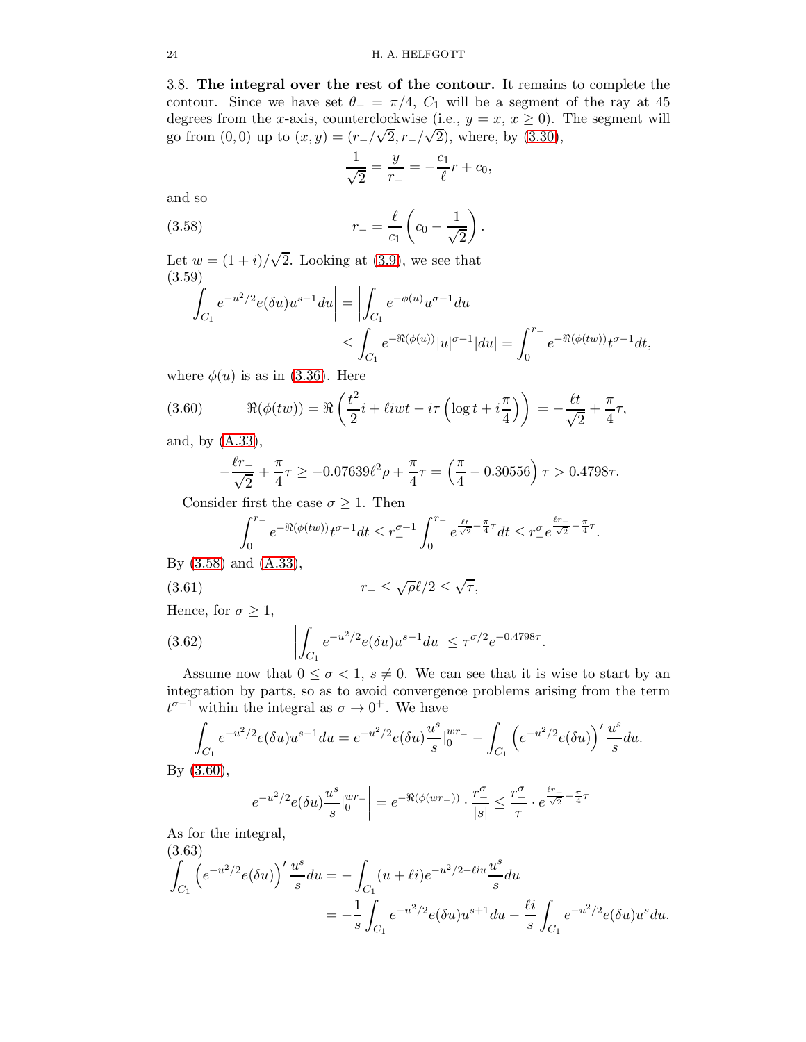3.8. **The integral over the rest of the contour.** It remains to complete the contour. Since we have set $\theta_- = \pi/4$, $C_1$ will be a segment of the ray at 45 degrees from the $x$-axis, counterclockwise (i.e., $y = x$, $x \geq 0$). The segment will go from $(0,0)$ up to $(x,y) = (r_-/\sqrt{2}, r_-/\sqrt{2})$, where, by (3.30),

$$\frac{1}{\sqrt{2}} = \frac{y}{r_-} = -\frac{c_1}{\ell} r + c_0,$$

and so

$$r_- = \frac{\ell}{c_1}\left(c_0 - \frac{1}{\sqrt{2}}\right). \tag{3.58}$$

Let $w = (1+i)/\sqrt{2}$. Looking at (3.9), we see that

$$\begin{aligned}\left|\int_{C_1} e^{-u^2/2} e(\delta u) u^{s-1} du\right| &= \left|\int_{C_1} e^{-\phi(u)} u^{\sigma-1} du\right| \\ &\leq \int_{C_1} e^{-\Re(\phi(u))} |u|^{\sigma-1} |du| = \int_0^{r_-} e^{-\Re(\phi(tw))} t^{\sigma-1} dt,\end{aligned} \tag{3.59}$$

where $\phi(u)$ is as in (3.36). Here

$$\Re(\phi(tw)) = \Re\left(\frac{t^2}{2} i + \ell i w t - i\tau\left(\log t + i\frac{\pi}{4}\right)\right) = -\frac{\ell t}{\sqrt{2}} + \frac{\pi}{4}\tau, \tag{3.60}$$

and, by (A.33),

$$-\frac{\ell r_-}{\sqrt{2}} + \frac{\pi}{4}\tau \geq -0.07639 \ell^2 \rho + \frac{\pi}{4}\tau = \left(\frac{\pi}{4} - 0.30556\right)\tau > 0.4798\tau.$$

Consider first the case $\sigma \geq 1$. Then

$$\int_0^{r_-} e^{-\Re(\phi(tw))} t^{\sigma-1} dt \leq r_-^{\sigma-1} \int_0^{r_-} e^{\frac{\ell t}{\sqrt{2}} - \frac{\pi}{4}\tau} dt \leq r_-^{\sigma} e^{\frac{\ell r_-}{\sqrt{2}} - \frac{\pi}{4}\tau}.$$

By (3.58) and (A.33),

$$r_- \leq \sqrt{\rho}\ell/2 \leq \sqrt{\tau}, \tag{3.61}$$

Hence, for $\sigma \geq 1$,

$$\left|\int_{C_1} e^{-u^2/2} e(\delta u) u^{s-1} du\right| \leq \tau^{\sigma/2} e^{-0.4798\tau}. \tag{3.62}$$

Assume now that $0 \leq \sigma < 1$, $s \neq 0$. We can see that it is wise to start by an integration by parts, so as to avoid convergence problems arising from the term $t^{\sigma-1}$ within the integral as $\sigma \to 0^+$. We have

$$\int_{C_1} e^{-u^2/2} e(\delta u) u^{s-1} du = e^{-u^2/2} e(\delta u) \frac{u^s}{s}\Big|_0^{wr_-} - \int_{C_1} \left(e^{-u^2/2} e(\delta u)\right)' \frac{u^s}{s} du.$$

By (3.60),

$$\left|e^{-u^2/2} e(\delta u) \frac{u^s}{s}\Big|_0^{wr_-}\right| = e^{-\Re(\phi(wr_-))} \cdot \frac{r_-^{\sigma}}{|s|} \leq \frac{r_-^{\sigma}}{\tau} \cdot e^{\frac{\ell r_-}{\sqrt{2}} - \frac{\pi}{4}\tau}$$

As for the integral,

$$\begin{aligned}\int_{C_1} \left(e^{-u^2/2} e(\delta u)\right)' \frac{u^s}{s} du &= -\int_{C_1} (u + \ell i) e^{-u^2/2 - \ell i u} \frac{u^s}{s} du \\ &= -\frac{1}{s}\int_{C_1} e^{-u^2/2} e(\delta u) u^{s+1} du - \frac{\ell i}{s}\int_{C_1} e^{-u^2/2} e(\delta u) u^s du.\end{aligned} \tag{3.63}$$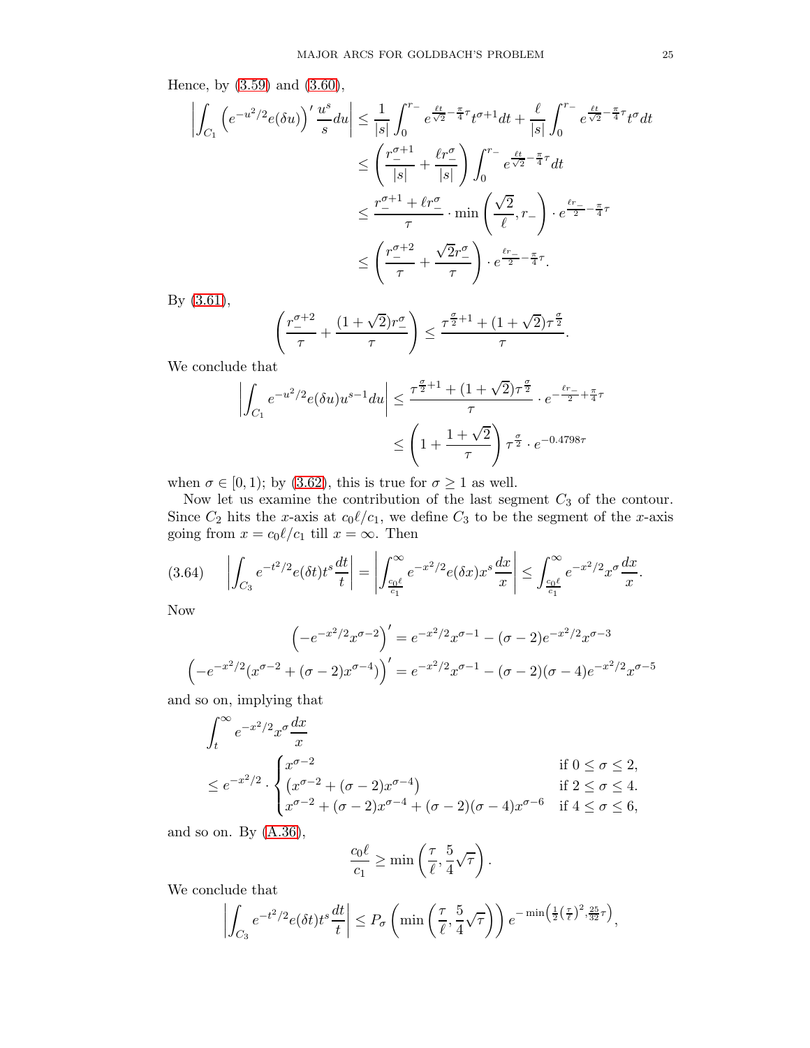Hence, by (3.59) and (3.60),

$$
\begin{aligned}
\left|\int_{C_1} \left(e^{-u^2/2} e(\delta u)\right)' \frac{u^s}{s} du\right| &\leq \frac{1}{|s|}\int_0^{r_-} e^{\frac{\ell t}{\sqrt{2}} - \frac{\pi}{4}\tau} t^{\sigma+1} dt + \frac{\ell}{|s|}\int_0^{r_-} e^{\frac{\ell t}{\sqrt{2}} - \frac{\pi}{4}\tau} t^{\sigma} dt \\
&\leq \left(\frac{r_-^{\sigma+1}}{|s|} + \frac{\ell r_-^{\sigma}}{|s|}\right) \int_0^{r_-} e^{\frac{\ell t}{\sqrt{2}} - \frac{\pi}{4}\tau} dt \\
&\leq \frac{r_-^{\sigma+1} + \ell r_-^{\sigma}}{\tau} \cdot \min\left(\frac{\sqrt{2}}{\ell}, r_-\right) \cdot e^{\frac{\ell r_-}{2} - \frac{\pi}{4}\tau} \\
&\leq \left(\frac{r_-^{\sigma+2}}{\tau} + \frac{\sqrt{2} r_-^{\sigma}}{\tau}\right) \cdot e^{\frac{\ell r_-}{2} - \frac{\pi}{4}\tau}.
\end{aligned}
$$

By (3.61),

$$
\left(\frac{r_-^{\sigma+2}}{\tau} + \frac{(1+\sqrt{2}) r_-^{\sigma}}{\tau}\right) \leq \frac{\tau^{\frac{\sigma}{2}+1} + (1+\sqrt{2})\tau^{\frac{\sigma}{2}}}{\tau}.
$$

We conclude that

$$
\begin{aligned}
\left|\int_{C_1} e^{-u^2/2} e(\delta u) u^{s-1} du\right| &\leq \frac{\tau^{\frac{\sigma}{2}+1} + (1+\sqrt{2})\tau^{\frac{\sigma}{2}}}{\tau} \cdot e^{-\frac{\ell r_-}{2} + \frac{\pi}{4}\tau} \\
&\leq \left(1 + \frac{1+\sqrt{2}}{\tau}\right) \tau^{\frac{\sigma}{2}} \cdot e^{-0.4798\tau}
\end{aligned}
$$

when $\sigma \in [0,1)$; by (3.62), this is true for $\sigma \geq 1$ as well.

Now let us examine the contribution of the last segment $C_3$ of the contour. Since $C_2$ hits the $x$-axis at $c_0\ell/c_1$, we define $C_3$ to be the segment of the $x$-axis going from $x = c_0\ell/c_1$ till $x = \infty$. Then

$$
\left|\int_{C_3} e^{-t^2/2} e(\delta t) t^s \frac{dt}{t}\right| = \left|\int_{\frac{c_0\ell}{c_1}}^{\infty} e^{-x^2/2} e(\delta x) x^s \frac{dx}{x}\right| \leq \int_{\frac{c_0\ell}{c_1}}^{\infty} e^{-x^2/2} x^{\sigma} \frac{dx}{x}. \tag{3.64}
$$

Now

$$
\left(-e^{-x^2/2} x^{\sigma-2}\right)' = e^{-x^2/2} x^{\sigma-1} - (\sigma-2) e^{-x^2/2} x^{\sigma-3}
$$

$$
\left(-e^{-x^2/2} (x^{\sigma-2} + (\sigma-2) x^{\sigma-4})\right)' = e^{-x^2/2} x^{\sigma-1} - (\sigma-2)(\sigma-4) e^{-x^2/2} x^{\sigma-5}
$$

and so on, implying that

$$
\begin{aligned}
&\int_t^{\infty} e^{-x^2/2} x^{\sigma} \frac{dx}{x} \\
&\leq e^{-x^2/2} \cdot \begin{cases} x^{\sigma-2} & \text{if } 0 \leq \sigma \leq 2, \\ \left(x^{\sigma-2} + (\sigma-2) x^{\sigma-4}\right) & \text{if } 2 \leq \sigma \leq 4. \\ x^{\sigma-2} + (\sigma-2) x^{\sigma-4} + (\sigma-2)(\sigma-4) x^{\sigma-6} & \text{if } 4 \leq \sigma \leq 6, \end{cases}
\end{aligned}
$$

and so on. By (A.36),

$$
\frac{c_0\ell}{c_1} \geq \min\left(\frac{\tau}{\ell}, \frac{5}{4}\sqrt{\tau}\right).
$$

We conclude that

$$
\left|\int_{C_3} e^{-t^2/2} e(\delta t) t^s \frac{dt}{t}\right| \leq P_{\sigma}\left(\min\left(\frac{\tau}{\ell}, \frac{5}{4}\sqrt{\tau}\right)\right) e^{-\min\left(\frac{1}{2}\left(\frac{\tau}{\ell}\right)^2, \frac{25}{32}\tau\right)},
$$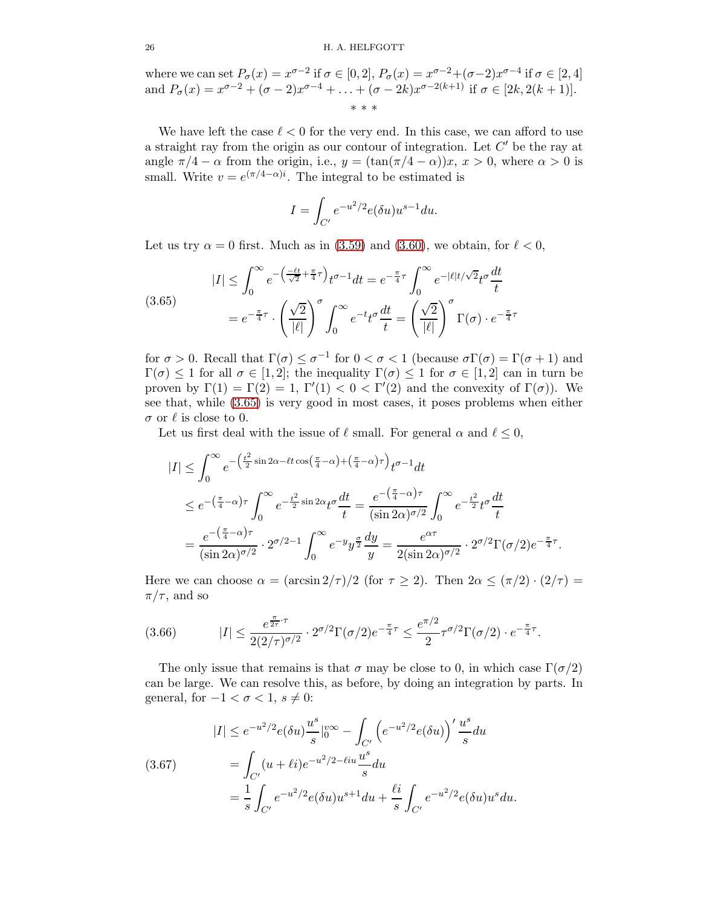where we can set $P_\sigma(x) = x^{\sigma-2}$ if $\sigma \in [0,2]$, $P_\sigma(x) = x^{\sigma-2}+(\sigma-2)x^{\sigma-4}$ if $\sigma \in [2,4]$ and $P_\sigma(x) = x^{\sigma-2} + (\sigma-2)x^{\sigma-4} + \ldots + (\sigma-2k)x^{\sigma-2(k+1)}$ if $\sigma \in [2k, 2(k+1)]$.

\* \* \*

We have left the case $\ell < 0$ for the very end. In this case, we can afford to use a straight ray from the origin as our contour of integration. Let $C'$ be the ray at angle $\pi/4 - \alpha$ from the origin, i.e., $y = (\tan(\pi/4 - \alpha))x$, $x > 0$, where $\alpha > 0$ is small. Write $v = e^{(\pi/4-\alpha)i}$. The integral to be estimated is

$$I = \int_{C'} e^{-u^2/2} e(\delta u) u^{s-1} du.$$

Let us try $\alpha = 0$ first. Much as in (3.59) and (3.60), we obtain, for $\ell < 0$,

$$\tag{3.65} \begin{aligned} |I| &\leq \int_0^\infty e^{-\left(\frac{-\ell t}{\sqrt{2}} + \frac{\pi}{4}\tau\right)} t^{\sigma-1} dt = e^{-\frac{\pi}{4}\tau} \int_0^\infty e^{-|\ell| t/\sqrt{2}} t^\sigma \frac{dt}{t} \\ &= e^{-\frac{\pi}{4}\tau} \cdot \left(\frac{\sqrt{2}}{|\ell|}\right)^\sigma \int_0^\infty e^{-t} t^\sigma \frac{dt}{t} = \left(\frac{\sqrt{2}}{|\ell|}\right)^\sigma \Gamma(\sigma) \cdot e^{-\frac{\pi}{4}\tau} \end{aligned}$$

for $\sigma > 0$. Recall that $\Gamma(\sigma) \leq \sigma^{-1}$ for $0 < \sigma < 1$ (because $\sigma\Gamma(\sigma) = \Gamma(\sigma+1)$ and $\Gamma(\sigma) \leq 1$ for all $\sigma \in [1,2]$; the inequality $\Gamma(\sigma) \leq 1$ for $\sigma \in [1,2]$ can in turn be proven by $\Gamma(1) = \Gamma(2) = 1$, $\Gamma'(1) < 0 < \Gamma'(2)$ and the convexity of $\Gamma(\sigma)$). We see that, while (3.65) is very good in most cases, it poses problems when either $\sigma$ or $\ell$ is close to 0.

Let us first deal with the issue of $\ell$ small. For general $\alpha$ and $\ell \leq 0$,

$$\begin{aligned} |I| &\leq \int_0^\infty e^{-\left(\frac{t^2}{2}\sin 2\alpha - \ell t \cos\left(\frac{\pi}{4} - \alpha\right) + \left(\frac{\pi}{4} - \alpha\right)\tau\right)} t^{\sigma-1} dt \\ &\leq e^{-\left(\frac{\pi}{4}-\alpha\right)\tau} \int_0^\infty e^{-\frac{t^2}{2}\sin 2\alpha} t^\sigma \frac{dt}{t} = \frac{e^{-\left(\frac{\pi}{4}-\alpha\right)\tau}}{(\sin 2\alpha)^{\sigma/2}} \int_0^\infty e^{-\frac{t^2}{2}} t^\sigma \frac{dt}{t} \\ &= \frac{e^{-\left(\frac{\pi}{4}-\alpha\right)\tau}}{(\sin 2\alpha)^{\sigma/2}} \cdot 2^{\sigma/2-1} \int_0^\infty e^{-y} y^{\frac{\sigma}{2}} \frac{dy}{y} = \frac{e^{\alpha\tau}}{2(\sin 2\alpha)^{\sigma/2}} \cdot 2^{\sigma/2} \Gamma(\sigma/2) e^{-\frac{\pi}{4}\tau}. \end{aligned}$$

Here we can choose $\alpha = (\arcsin 2/\tau)/2$ (for $\tau \geq 2$). Then $2\alpha \leq (\pi/2)\cdot(2/\tau) = \pi/\tau$, and so

$$\tag{3.66} |I| \leq \frac{e^{\frac{\pi}{2\tau}\cdot\tau}}{2(2/\tau)^{\sigma/2}} \cdot 2^{\sigma/2}\Gamma(\sigma/2) e^{-\frac{\pi}{4}\tau} \leq \frac{e^{\pi/2}}{2} \tau^{\sigma/2} \Gamma(\sigma/2) \cdot e^{-\frac{\pi}{4}\tau}.$$

The only issue that remains is that $\sigma$ may be close to 0, in which case $\Gamma(\sigma/2)$ can be large. We can resolve this, as before, by doing an integration by parts. In general, for $-1 < \sigma < 1$, $s \neq 0$:

$$\tag{3.67} \begin{aligned} |I| &\leq e^{-u^2/2} e(\delta u) \frac{u^s}{s} \Big|_0^{v\infty} - \int_{C'} \left(e^{-u^2/2} e(\delta u)\right)' \frac{u^s}{s} du \\ &= \int_{C'} (u + \ell i) e^{-u^2/2 - \ell i u} \frac{u^s}{s} du \\ &= \frac{1}{s} \int_{C'} e^{-u^2/2} e(\delta u) u^{s+1} du + \frac{\ell i}{s} \int_{C'} e^{-u^2/2} e(\delta u) u^s du. \end{aligned}$$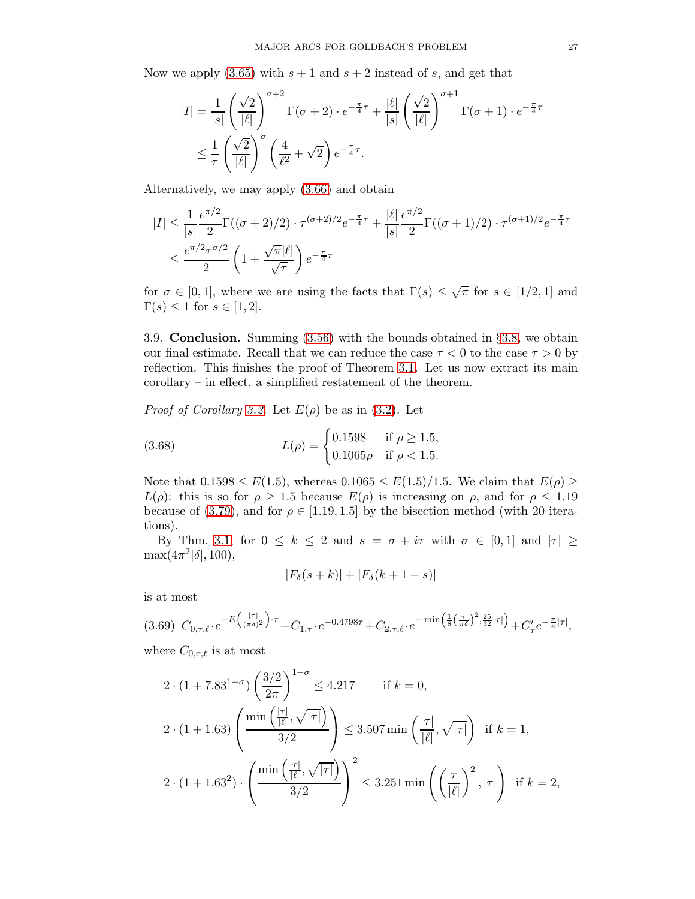Now we apply (3.65) with $s+1$ and $s+2$ instead of $s$, and get that

$$\begin{aligned}
|I| &= \frac{1}{|s|}\left(\frac{\sqrt{2}}{|\ell|}\right)^{\sigma+2}\Gamma(\sigma+2)\cdot e^{-\frac{\pi}{4}\tau} + \frac{|\ell|}{|s|}\left(\frac{\sqrt{2}}{|\ell|}\right)^{\sigma+1}\Gamma(\sigma+1)\cdot e^{-\frac{\pi}{4}\tau} \\
&\leq \frac{1}{\tau}\left(\frac{\sqrt{2}}{|\ell|}\right)^{\sigma}\left(\frac{4}{\ell^2}+\sqrt{2}\right)e^{-\frac{\pi}{4}\tau}.
\end{aligned}$$

Alternatively, we may apply (3.66) and obtain

$$\begin{aligned}
|I| &\leq \frac{1}{|s|}\frac{e^{\pi/2}}{2}\Gamma((\sigma+2)/2)\cdot\tau^{(\sigma+2)/2}e^{-\frac{\pi}{4}\tau} + \frac{|\ell|}{|s|}\frac{e^{\pi/2}}{2}\Gamma((\sigma+1)/2)\cdot\tau^{(\sigma+1)/2}e^{-\frac{\pi}{4}\tau} \\
&\leq \frac{e^{\pi/2}\tau^{\sigma/2}}{2}\left(1+\frac{\sqrt{\pi}|\ell|}{\sqrt{\tau}}\right)e^{-\frac{\pi}{4}\tau}
\end{aligned}$$

for $\sigma\in[0,1]$, where we are using the facts that $\Gamma(s)\leq\sqrt{\pi}$ for $s\in[1/2,1]$ and $\Gamma(s)\leq 1$ for $s\in[1,2]$.

3.9. **Conclusion.** Summing (3.56) with the bounds obtained in §3.8, we obtain our final estimate. Recall that we can reduce the case $\tau<0$ to the case $\tau>0$ by reflection. This finishes the proof of Theorem 3.1. Let us now extract its main corollary – in effect, a simplified restatement of the theorem.

*Proof of Corollary 3.2.* Let $E(\rho)$ be as in (3.2). Let

$$L(\rho) = \begin{cases} 0.1598 & \text{if } \rho\geq 1.5, \\ 0.1065\rho & \text{if } \rho<1.5. \end{cases} \tag{3.68}$$

Note that $0.1598\leq E(1.5)$, whereas $0.1065\leq E(1.5)/1.5$. We claim that $E(\rho)\geq L(\rho)$: this is so for $\rho\geq 1.5$ because $E(\rho)$ is increasing on $\rho$, and for $\rho\leq 1.19$ because of (3.79), and for $\rho\in[1.19,1.5]$ by the bisection method (with 20 iterations).

By Thm. 3.1, for $0\leq k\leq 2$ and $s=\sigma+i\tau$ with $\sigma\in[0,1]$ and $|\tau|\geq\max(4\pi^2|\delta|,100)$,

$$|F_\delta(s+k)|+|F_\delta(k+1-s)|$$

is at most

$$C_{0,\tau,\ell}\cdot e^{-E\left(\frac{|\tau|}{(\pi\delta)^2}\right)\cdot\tau}+C_{1,\tau}\cdot e^{-0.4798\tau}+C_{2,\tau,\ell}\cdot e^{-\min\left(\frac{1}{8}\left(\frac{\tau}{\pi\delta}\right)^2,\frac{25}{32}|\tau|\right)}+C'_\tau e^{-\frac{\pi}{4}|\tau|}, \tag{3.69}$$

where $C_{0,\tau,\ell}$ is at most

$$2\cdot(1+7.83^{1-\sigma})\left(\frac{3/2}{2\pi}\right)^{1-\sigma}\leq 4.217 \qquad \text{if } k=0,$$

$$2\cdot(1+1.63)\left(\frac{\min\left(\frac{|\tau|}{|\ell|},\sqrt{|\tau|}\right)}{3/2}\right)\leq 3.507\min\left(\frac{|\tau|}{|\ell|},\sqrt{|\tau|}\right) \quad \text{if } k=1,$$

$$2\cdot(1+1.63^2)\cdot\left(\frac{\min\left(\frac{|\tau|}{|\ell|},\sqrt{|\tau|}\right)}{3/2}\right)^2\leq 3.251\min\left(\left(\frac{\tau}{|\ell|}\right)^2,|\tau|\right) \quad \text{if } k=2,$$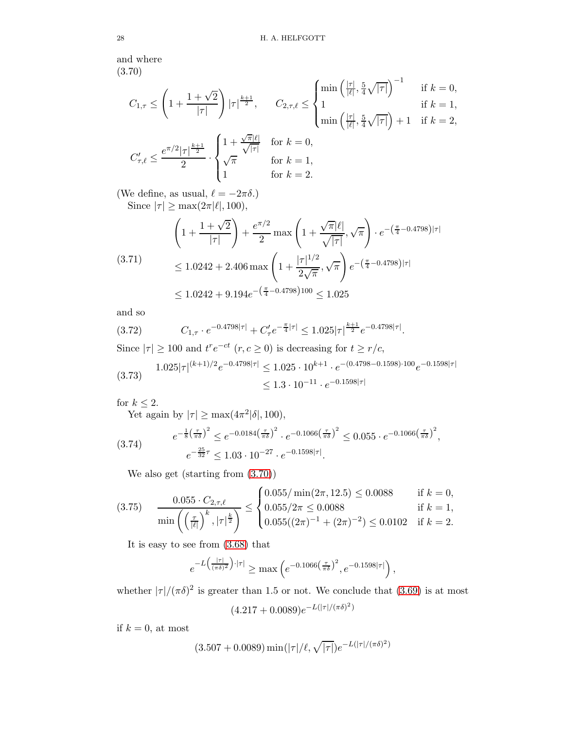and where

(3.70)

$$C_{1,\tau} \leq \left(1 + \frac{1+\sqrt{2}}{|\tau|}\right) |\tau|^{\frac{k+1}{2}}, \qquad C_{2,\tau,\ell} \leq \begin{cases} \min\left(\frac{|\tau|}{|\ell|}, \frac{5}{4}\sqrt{|\tau|}\right)^{-1} & \text{if } k=0, \\ 1 & \text{if } k=1, \\ \min\left(\frac{|\tau|}{|\ell|}, \frac{5}{4}\sqrt{|\tau|}\right) + 1 & \text{if } k=2, \end{cases}$$

$$C'_{\tau,\ell} \leq \frac{e^{\pi/2}|\tau|^{\frac{k+1}{2}}}{2} \cdot \begin{cases} 1 + \frac{\sqrt{\pi}|\ell|}{\sqrt{|\tau|}} & \text{for } k=0, \\ \sqrt{\pi} & \text{for } k=1, \\ 1 & \text{for } k=2. \end{cases}$$

(We define, as usual, $\ell = -2\pi\delta$.)

Since $|\tau| \geq \max(2\pi|\ell|, 100)$,

$$\begin{aligned} &\left(1 + \frac{1+\sqrt{2}}{|\tau|}\right) + \frac{e^{\pi/2}}{2} \max\left(1 + \frac{\sqrt{\pi}|\ell|}{\sqrt{|\tau|}}, \sqrt{\pi}\right) \cdot e^{-\left(\frac{\pi}{4} - 0.4798\right)|\tau|} \\ &\leq 1.0242 + 2.406 \max\left(1 + \frac{|\tau|^{1/2}}{2\sqrt{\pi}}, \sqrt{\pi}\right) e^{-\left(\frac{\pi}{4} - 0.4798\right)|\tau|} \\ &\leq 1.0242 + 9.194 e^{-\left(\frac{\pi}{4} - 0.4798\right)100} \leq 1.025 \end{aligned} \tag{3.71}$$

and so

$$C_{1,\tau} \cdot e^{-0.4798|\tau|} + C'_\tau e^{-\frac{\pi}{4}|\tau|} \leq 1.025|\tau|^{\frac{k+1}{2}} e^{-0.4798|\tau|}. \tag{3.72}$$

Since $|\tau| \geq 100$ and $t^r e^{-ct}$ $(r, c \geq 0)$ is decreasing for $t \geq r/c$,

$$\begin{aligned} 1.025|\tau|^{(k+1)/2} e^{-0.4798|\tau|} &\leq 1.025 \cdot 10^{k+1} \cdot e^{-(0.4798-0.1598)\cdot 100} e^{-0.1598|\tau|} \\ &\leq 1.3 \cdot 10^{-11} \cdot e^{-0.1598|\tau|} \end{aligned} \tag{3.73}$$

for $k \leq 2$.

Yet again by $|\tau| \geq \max(4\pi^2|\delta|, 100)$,

$$\begin{aligned} e^{-\frac{1}{8}\left(\frac{\tau}{\pi\delta}\right)^2} &\leq e^{-0.0184\left(\frac{\tau}{\pi\delta}\right)^2} \cdot e^{-0.1066\left(\frac{\tau}{\pi\delta}\right)^2} \leq 0.055 \cdot e^{-0.1066\left(\frac{\tau}{\pi\delta}\right)^2}, \\ e^{-\frac{25}{32}\tau} &\leq 1.03 \cdot 10^{-27} \cdot e^{-0.1598|\tau|}. \end{aligned} \tag{3.74}$$

We also get (starting from (3.70))

$$\frac{0.055 \cdot C_{2,\tau,\ell}}{\min\left(\left(\frac{\tau}{|\ell|}\right)^k, |\tau|^{\frac{k}{2}}\right)} \leq \begin{cases} 0.055/\min(2\pi, 12.5) \leq 0.0088 & \text{if } k=0, \\ 0.055/2\pi \leq 0.0088 & \text{if } k=1, \\ 0.055((2\pi)^{-1} + (2\pi)^{-2}) \leq 0.0102 & \text{if } k=2. \end{cases} \tag{3.75}$$

It is easy to see from (3.68) that

$$e^{-L\left(\frac{|\tau|}{(\pi\delta)^2}\right)\cdot|\tau|} \geq \max\left(e^{-0.1066\left(\frac{\tau}{\pi\delta}\right)^2}, e^{-0.1598|\tau|}\right),$$

whether $|\tau|/(\pi\delta)^2$ is greater than 1.5 or not. We conclude that (3.69) is at most

$$(4.217 + 0.0089) e^{-L(|\tau|/(\pi\delta)^2)}$$

if $k = 0$, at most

$$(3.507 + 0.0089) \min(|\tau|/\ell, \sqrt{|\tau|}) e^{-L(|\tau|/(\pi\delta)^2)}$$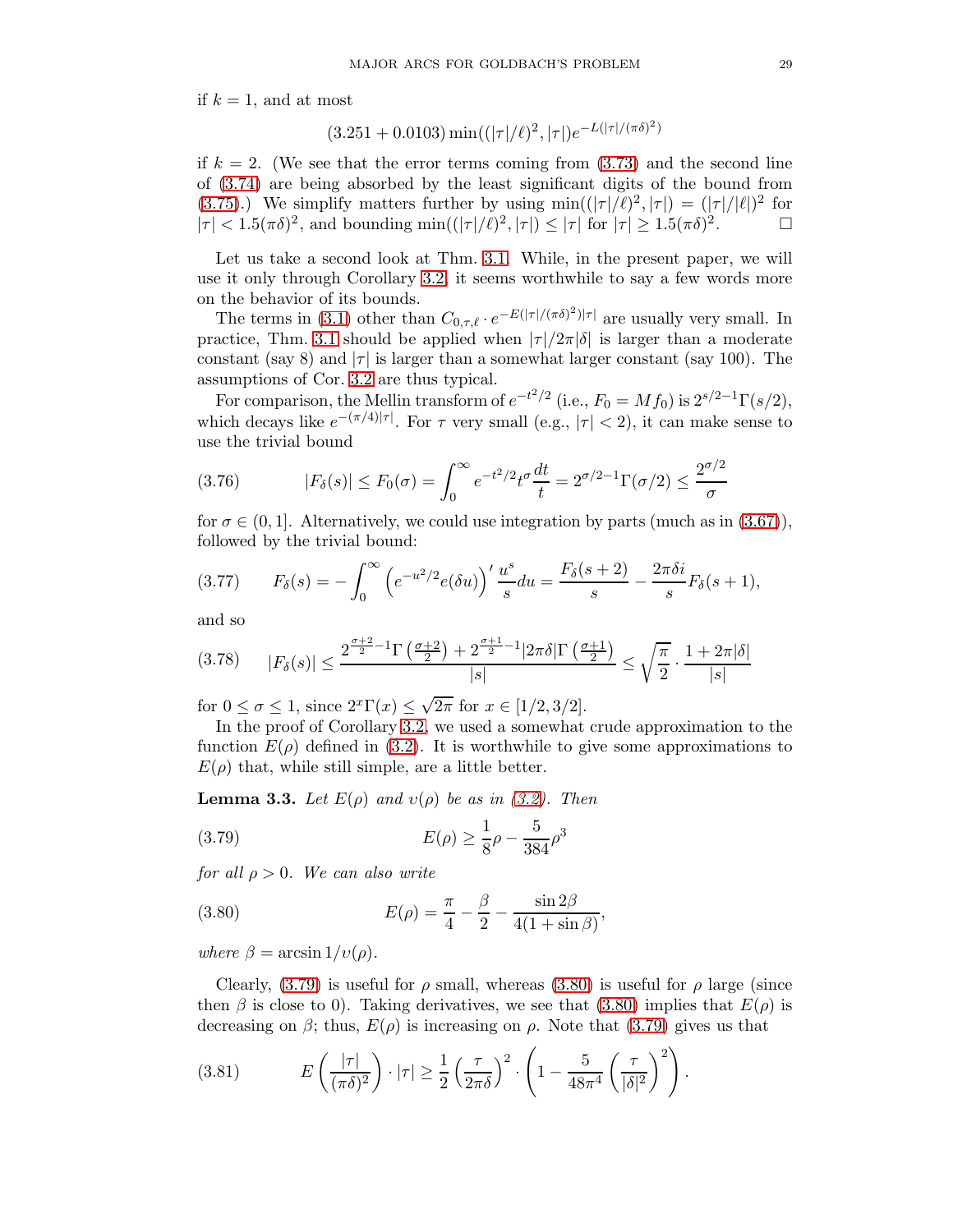if $k = 1$, and at most

$$(3.251 + 0.0103)\min((|\tau|/\ell)^2, |\tau|)e^{-L(|\tau|/(\pi\delta)^2)}$$

if $k = 2$. (We see that the error terms coming from (3.73) and the second line of (3.74) are being absorbed by the least significant digits of the bound from (3.75).) We simplify matters further by using $\min((|\tau|/\ell)^2, |\tau|) = (|\tau|/|\ell|)^2$ for $|\tau| < 1.5(\pi\delta)^2$, and bounding $\min((|\tau|/\ell)^2, |\tau|) \leq |\tau|$ for $|\tau| \geq 1.5(\pi\delta)^2$. □

Let us take a second look at Thm. 3.1. While, in the present paper, we will use it only through Corollary 3.2, it seems worthwhile to say a few words more on the behavior of its bounds.

The terms in (3.1) other than $C_{0,\tau,\ell} \cdot e^{-E(|\tau|/(\pi\delta)^2)|\tau|}$ are usually very small. In practice, Thm. 3.1 should be applied when $|\tau|/2\pi|\delta|$ is larger than a moderate constant (say 8) and $|\tau|$ is larger than a somewhat larger constant (say 100). The assumptions of Cor. 3.2 are thus typical.

For comparison, the Mellin transform of $e^{-t^2/2}$ (i.e., $F_0 = Mf_0$) is $2^{s/2-1}\Gamma(s/2)$, which decays like $e^{-(\pi/4)|\tau|}$. For $\tau$ very small (e.g., $|\tau| < 2$), it can make sense to use the trivial bound

$$|F_\delta(s)| \leq F_0(\sigma) = \int_0^\infty e^{-t^2/2} t^\sigma \frac{dt}{t} = 2^{\sigma/2-1}\Gamma(\sigma/2) \leq \frac{2^{\sigma/2}}{\sigma} \tag{3.76}$$

for $\sigma \in (0, 1]$. Alternatively, we could use integration by parts (much as in (3.67)), followed by the trivial bound:

$$F_\delta(s) = -\int_0^\infty \left(e^{-u^2/2} e(\delta u)\right)' \frac{u^s}{s} du = \frac{F_\delta(s+2)}{s} - \frac{2\pi\delta i}{s} F_\delta(s+1), \tag{3.77}$$

and so

$$|F_\delta(s)| \leq \frac{2^{\frac{\sigma+2}{2}-1}\Gamma\left(\frac{\sigma+2}{2}\right) + 2^{\frac{\sigma+1}{2}-1}|2\pi\delta|\Gamma\left(\frac{\sigma+1}{2}\right)}{|s|} \leq \sqrt{\frac{\pi}{2}} \cdot \frac{1 + 2\pi|\delta|}{|s|} \tag{3.78}$$

for $0 \leq \sigma \leq 1$, since $2^x\Gamma(x) \leq \sqrt{2\pi}$ for $x \in [1/2, 3/2]$.

In the proof of Corollary 3.2, we used a somewhat crude approximation to the function $E(\rho)$ defined in (3.2). It is worthwhile to give some approximations to $E(\rho)$ that, while still simple, are a little better.

**Lemma 3.3.** *Let $E(\rho)$ and $\upsilon(\rho)$ be as in (3.2). Then*

$$E(\rho) \geq \frac{1}{8}\rho - \frac{5}{384}\rho^3 \tag{3.79}$$

*for all $\rho > 0$. We can also write*

$$E(\rho) = \frac{\pi}{4} - \frac{\beta}{2} - \frac{\sin 2\beta}{4(1 + \sin\beta)}, \tag{3.80}$$

*where $\beta = \arcsin 1/\upsilon(\rho)$.*

Clearly, (3.79) is useful for $\rho$ small, whereas (3.80) is useful for $\rho$ large (since then $\beta$ is close to 0). Taking derivatives, we see that (3.80) implies that $E(\rho)$ is decreasing on $\beta$; thus, $E(\rho)$ is increasing on $\rho$. Note that (3.79) gives us that

$$E\left(\frac{|\tau|}{(\pi\delta)^2}\right) \cdot |\tau| \geq \frac{1}{2}\left(\frac{\tau}{2\pi\delta}\right)^2 \cdot \left(1 - \frac{5}{48\pi^4}\left(\frac{\tau}{|\delta|^2}\right)^2\right). \tag{3.81}$$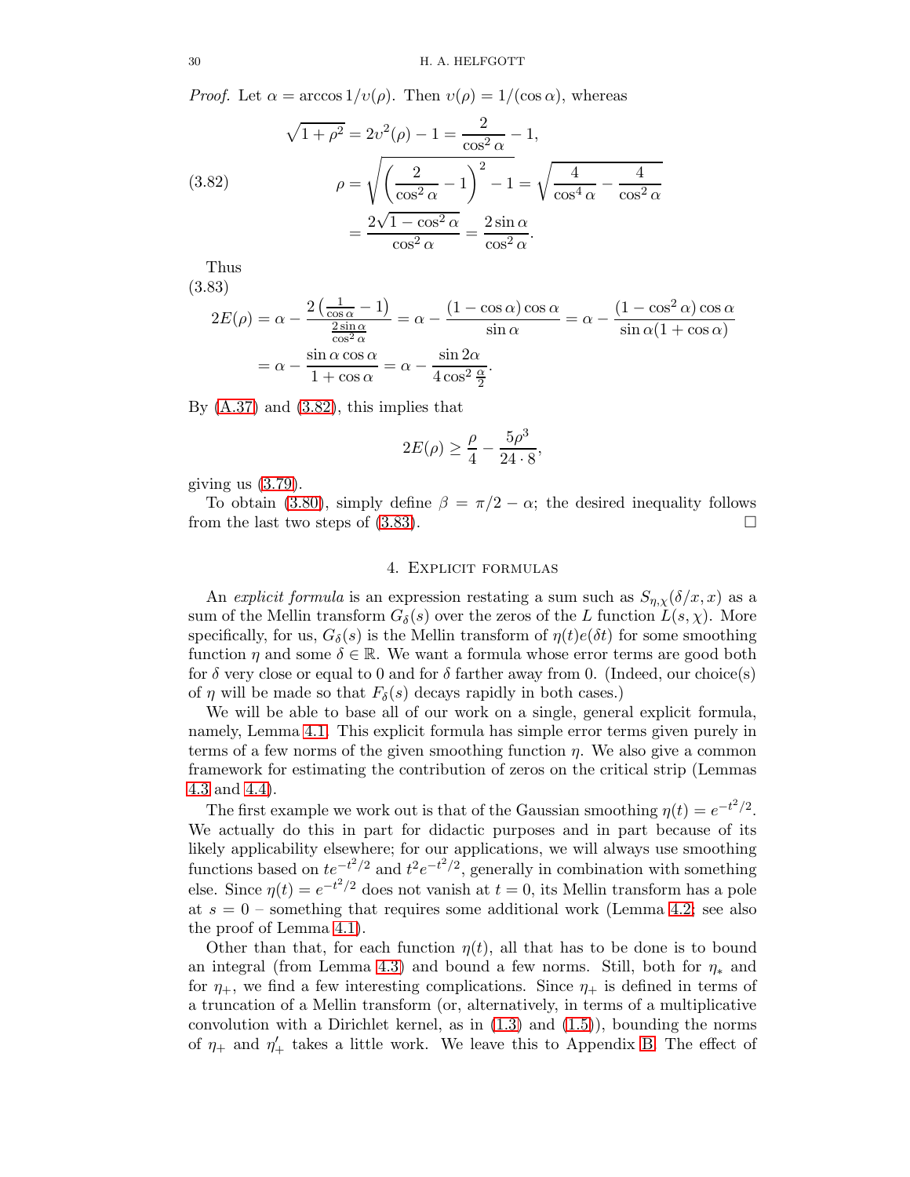*Proof.* Let $\alpha = \arccos 1/\upsilon(\rho)$. Then $\upsilon(\rho) = 1/(\cos\alpha)$, whereas

$$\sqrt{1+\rho^2} = 2\upsilon^2(\rho) - 1 = \frac{2}{\cos^2\alpha} - 1,$$

$$\rho = \sqrt{\left(\frac{2}{\cos^2\alpha} - 1\right)^2 - 1} = \sqrt{\frac{4}{\cos^4\alpha} - \frac{4}{\cos^2\alpha}} \tag{3.82}$$

$$= \frac{2\sqrt{1-\cos^2\alpha}}{\cos^2\alpha} = \frac{2\sin\alpha}{\cos^2\alpha}.$$

Thus

(3.83)

$$2E(\rho) = \alpha - \frac{2\left(\frac{1}{\cos\alpha} - 1\right)}{\frac{2\sin\alpha}{\cos^2\alpha}} = \alpha - \frac{(1-\cos\alpha)\cos\alpha}{\sin\alpha} = \alpha - \frac{(1-\cos^2\alpha)\cos\alpha}{\sin\alpha(1+\cos\alpha)}$$

$$= \alpha - \frac{\sin\alpha\cos\alpha}{1+\cos\alpha} = \alpha - \frac{\sin 2\alpha}{4\cos^2\frac{\alpha}{2}}.$$

By (A.37) and (3.82), this implies that

$$2E(\rho) \geq \frac{\rho}{4} - \frac{5\rho^3}{24 \cdot 8},$$

giving us (3.79).

To obtain (3.80), simply define $\beta = \pi/2 - \alpha$; the desired inequality follows from the last two steps of (3.83). □

## 4. Explicit formulas

An *explicit formula* is an expression restating a sum such as $S_{\eta,\chi}(\delta/x, x)$ as a sum of the Mellin transform $G_\delta(s)$ over the zeros of the $L$ function $L(s,\chi)$. More specifically, for us, $G_\delta(s)$ is the Mellin transform of $\eta(t)e(\delta t)$ for some smoothing function $\eta$ and some $\delta \in \mathbb{R}$. We want a formula whose error terms are good both for $\delta$ very close or equal to 0 and for $\delta$ farther away from 0. (Indeed, our choice(s) of $\eta$ will be made so that $F_\delta(s)$ decays rapidly in both cases.)

We will be able to base all of our work on a single, general explicit formula, namely, Lemma 4.1. This explicit formula has simple error terms given purely in terms of a few norms of the given smoothing function $\eta$. We also give a common framework for estimating the contribution of zeros on the critical strip (Lemmas 4.3 and 4.4).

The first example we work out is that of the Gaussian smoothing $\eta(t) = e^{-t^2/2}$. We actually do this in part for didactic purposes and in part because of its likely applicability elsewhere; for our applications, we will always use smoothing functions based on $te^{-t^2/2}$ and $t^2e^{-t^2/2}$, generally in combination with something else. Since $\eta(t) = e^{-t^2/2}$ does not vanish at $t = 0$, its Mellin transform has a pole at $s = 0$ – something that requires some additional work (Lemma 4.2; see also the proof of Lemma 4.1).

Other than that, for each function $\eta(t)$, all that has to be done is to bound an integral (from Lemma 4.3) and bound a few norms. Still, both for $\eta_*$ and for $\eta_+$, we find a few interesting complications. Since $\eta_+$ is defined in terms of a truncation of a Mellin transform (or, alternatively, in terms of a multiplicative convolution with a Dirichlet kernel, as in (1.3) and (1.5)), bounding the norms of $\eta_+$ and $\eta_+'$ takes a little work. We leave this to Appendix B. The effect of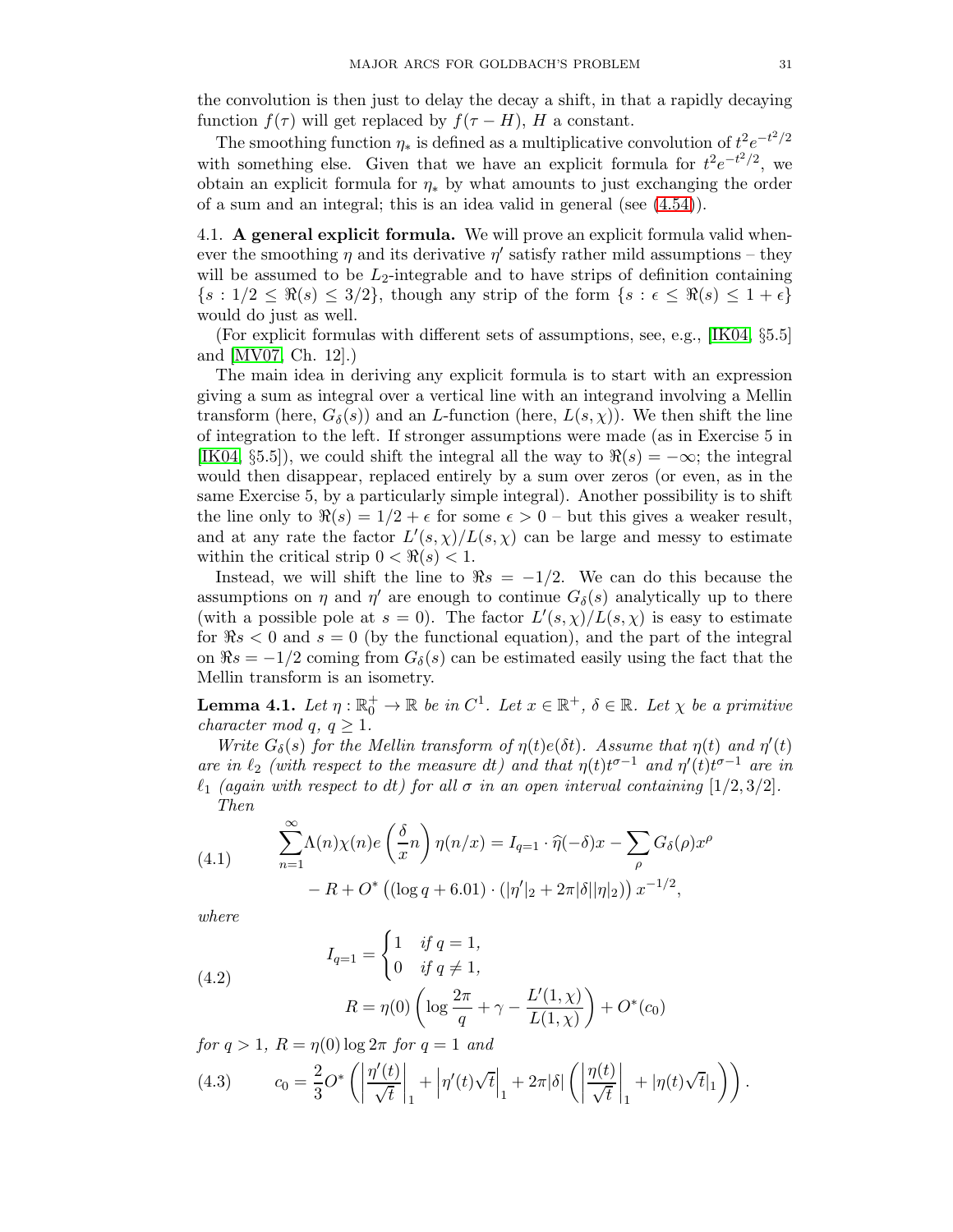the convolution is then just to delay the decay a shift, in that a rapidly decaying function $f(\tau)$ will get replaced by $f(\tau - H)$, $H$ a constant.

The smoothing function $\eta_*$ is defined as a multiplicative convolution of $t^2 e^{-t^2/2}$ with something else. Given that we have an explicit formula for $t^2 e^{-t^2/2}$, we obtain an explicit formula for $\eta_*$ by what amounts to just exchanging the order of a sum and an integral; this is an idea valid in general (see (4.54)).

4.1. **A general explicit formula.** We will prove an explicit formula valid whenever the smoothing $\eta$ and its derivative $\eta'$ satisfy rather mild assumptions – they will be assumed to be $L_2$-integrable and to have strips of definition containing $\{s : 1/2 \leq \Re(s) \leq 3/2\}$, though any strip of the form $\{s : \epsilon \leq \Re(s) \leq 1 + \epsilon\}$ would do just as well.

(For explicit formulas with different sets of assumptions, see, e.g., [IK04, §5.5] and [MV07, Ch. 12].)

The main idea in deriving any explicit formula is to start with an expression giving a sum as integral over a vertical line with an integrand involving a Mellin transform (here, $G_\delta(s)$) and an $L$-function (here, $L(s,\chi)$). We then shift the line of integration to the left. If stronger assumptions were made (as in Exercise 5 in [IK04, §5.5]), we could shift the integral all the way to $\Re(s) = -\infty$; the integral would then disappear, replaced entirely by a sum over zeros (or even, as in the same Exercise 5, by a particularly simple integral). Another possibility is to shift the line only to $\Re(s) = 1/2 + \epsilon$ for some $\epsilon > 0$ – but this gives a weaker result, and at any rate the factor $L'(s,\chi)/L(s,\chi)$ can be large and messy to estimate within the critical strip $0 < \Re(s) < 1$.

Instead, we will shift the line to $\Re s = -1/2$. We can do this because the assumptions on $\eta$ and $\eta'$ are enough to continue $G_\delta(s)$ analytically up to there (with a possible pole at $s = 0$). The factor $L'(s,\chi)/L(s,\chi)$ is easy to estimate for $\Re s < 0$ and $s = 0$ (by the functional equation), and the part of the integral on $\Re s = -1/2$ coming from $G_\delta(s)$ can be estimated easily using the fact that the Mellin transform is an isometry.

**Lemma 4.1.** *Let $\eta : \mathbb{R}_0^+ \to \mathbb{R}$ be in $C^1$. Let $x \in \mathbb{R}^+$, $\delta \in \mathbb{R}$. Let $\chi$ be a primitive character mod $q$, $q \geq 1$.*

*Write $G_\delta(s)$ for the Mellin transform of $\eta(t)e(\delta t)$. Assume that $\eta(t)$ and $\eta'(t)$ are in $\ell_2$ (with respect to the measure $dt$) and that $\eta(t)t^{\sigma-1}$ and $\eta'(t)t^{\sigma-1}$ are in $\ell_1$ (again with respect to $dt$) for all $\sigma$ in an open interval containing $[1/2, 3/2]$.*

*Then*

$$\sum_{n=1}^{\infty} \Lambda(n)\chi(n)e\left(\frac{\delta}{x}n\right)\eta(n/x) = I_{q=1} \cdot \widehat{\eta}(-\delta)x - \sum_\rho G_\delta(\rho)x^\rho \\ - R + O^*\left((\log q + 6.01) \cdot (|\eta'|_2 + 2\pi|\delta||\eta|_2)\right)x^{-1/2}, \tag{4.1}$$

*where*

$$I_{q=1} = \begin{cases} 1 & \text{if } q = 1, \\ 0 & \text{if } q \neq 1, \end{cases} \\ R = \eta(0)\left(\log\frac{2\pi}{q} + \gamma - \frac{L'(1,\chi)}{L(1,\chi)}\right) + O^*(c_0) \tag{4.2}$$

*for $q > 1$, $R = \eta(0)\log 2\pi$ for $q = 1$ and*

$$c_0 = \frac{2}{3}O^*\left(\left|\frac{\eta'(t)}{\sqrt{t}}\right|_1 + \left|\eta'(t)\sqrt{t}\right|_1 + 2\pi|\delta|\left(\left|\frac{\eta(t)}{\sqrt{t}}\right|_1 + |\eta(t)\sqrt{t}|_1\right)\right). \tag{4.3}$$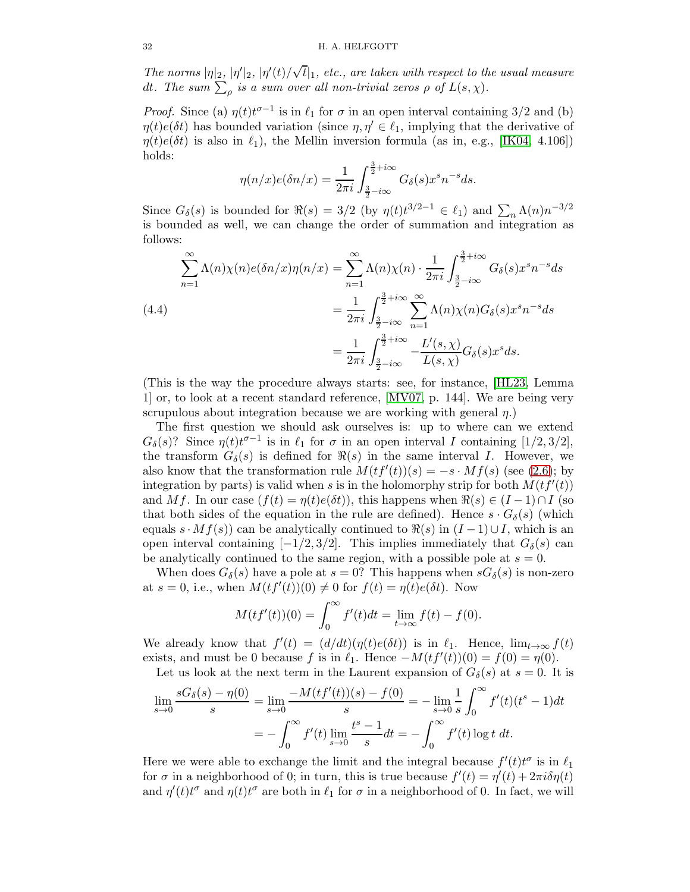*The norms $|\eta|_2$, $|\eta'|_2$, $|\eta'(t)/\sqrt{t}|_1$, etc., are taken with respect to the usual measure $dt$. The sum $\sum_\rho$ is a sum over all non-trivial zeros $\rho$ of $L(s,\chi)$.*

*Proof.* Since (a) $\eta(t)t^{\sigma-1}$ is in $\ell_1$ for $\sigma$ in an open interval containing $3/2$ and (b) $\eta(t)e(\delta t)$ has bounded variation (since $\eta, \eta' \in \ell_1$, implying that the derivative of $\eta(t)e(\delta t)$ is also in $\ell_1$), the Mellin inversion formula (as in, e.g., [IK04, 4.106]) holds:

$$\eta(n/x)e(\delta n/x) = \frac{1}{2\pi i}\int_{\frac{3}{2}-i\infty}^{\frac{3}{2}+i\infty} G_\delta(s)x^s n^{-s} ds.$$

Since $G_\delta(s)$ is bounded for $\Re(s) = 3/2$ (by $\eta(t)t^{3/2-1} \in \ell_1$) and $\sum_n \Lambda(n)n^{-3/2}$ is bounded as well, we can change the order of summation and integration as follows:

$$\begin{aligned}
\sum_{n=1}^{\infty} \Lambda(n)\chi(n)e(\delta n/x)\eta(n/x) &= \sum_{n=1}^{\infty}\Lambda(n)\chi(n)\cdot\frac{1}{2\pi i}\int_{\frac{3}{2}-i\infty}^{\frac{3}{2}+i\infty} G_\delta(s)x^s n^{-s}ds \\
&= \frac{1}{2\pi i}\int_{\frac{3}{2}-i\infty}^{\frac{3}{2}+i\infty}\sum_{n=1}^{\infty}\Lambda(n)\chi(n)G_\delta(s)x^s n^{-s}ds \\
&= \frac{1}{2\pi i}\int_{\frac{3}{2}-i\infty}^{\frac{3}{2}+i\infty} -\frac{L'(s,\chi)}{L(s,\chi)}G_\delta(s)x^s ds.
\end{aligned} \tag{4.4}$$

(This is the way the procedure always starts: see, for instance, [HL23, Lemma 1] or, to look at a recent standard reference, [MV07, p. 144]. We are being very scrupulous about integration because we are working with general $\eta$.)

The first question we should ask ourselves is: up to where can we extend $G_\delta(s)$? Since $\eta(t)t^{\sigma-1}$ is in $\ell_1$ for $\sigma$ in an open interval $I$ containing $[1/2, 3/2]$, the transform $G_\delta(s)$ is defined for $\Re(s)$ in the same interval $I$. However, we also know that the transformation rule $M(tf'(t))(s) = -s\cdot Mf(s)$ (see (2.6); by integration by parts) is valid when $s$ is in the holomorphy strip for both $M(tf'(t))$ and $Mf$. In our case ($f(t) = \eta(t)e(\delta t)$), this happens when $\Re(s) \in (I-1)\cap I$ (so that both sides of the equation in the rule are defined). Hence $s\cdot G_\delta(s)$ (which equals $s\cdot Mf(s)$) can be analytically continued to $\Re(s)$ in $(I-1)\cup I$, which is an open interval containing $[-1/2, 3/2]$. This implies immediately that $G_\delta(s)$ can be analytically continued to the same region, with a possible pole at $s=0$.

When does $G_\delta(s)$ have a pole at $s=0$? This happens when $sG_\delta(s)$ is non-zero at $s=0$, i.e., when $M(tf'(t))(0) \neq 0$ for $f(t) = \eta(t)e(\delta t)$. Now

$$M(tf'(t))(0) = \int_0^\infty f'(t)dt = \lim_{t\to\infty} f(t) - f(0).$$

We already know that $f'(t) = (d/dt)(\eta(t)e(\delta t))$ is in $\ell_1$. Hence, $\lim_{t\to\infty} f(t)$ exists, and must be 0 because $f$ is in $\ell_1$. Hence $-M(tf'(t))(0) = f(0) = \eta(0)$.

Let us look at the next term in the Laurent expansion of $G_\delta(s)$ at $s=0$. It is

$$\begin{aligned}
\lim_{s\to 0}\frac{sG_\delta(s)-\eta(0)}{s} &= \lim_{s\to 0}\frac{-M(tf'(t))(s) - f(0)}{s} = -\lim_{s\to 0}\frac{1}{s}\int_0^\infty f'(t)(t^s-1)dt \\
&= -\int_0^\infty f'(t)\lim_{s\to 0}\frac{t^s-1}{s}dt = -\int_0^\infty f'(t)\log t\; dt.
\end{aligned}$$

Here we were able to exchange the limit and the integral because $f'(t)t^\sigma$ is in $\ell_1$ for $\sigma$ in a neighborhood of 0; in turn, this is true because $f'(t) = \eta'(t) + 2\pi i\delta\eta(t)$ and $\eta'(t)t^\sigma$ and $\eta(t)t^\sigma$ are both in $\ell_1$ for $\sigma$ in a neighborhood of 0. In fact, we will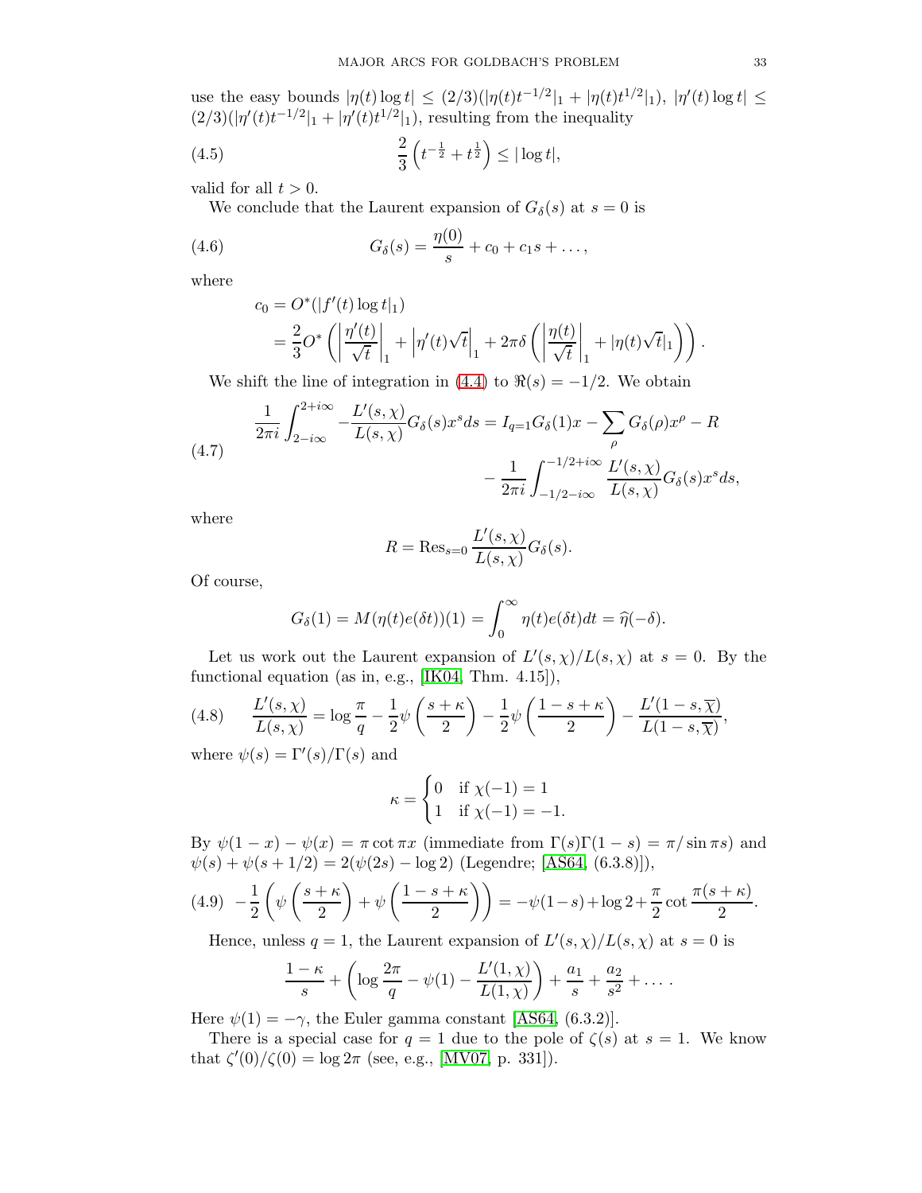use the easy bounds $|\eta(t)\log t| \leq (2/3)(|\eta(t)t^{-1/2}|_1 + |\eta(t)t^{1/2}|_1)$, $|\eta'(t)\log t| \leq (2/3)(|\eta'(t)t^{-1/2}|_1 + |\eta'(t)t^{1/2}|_1)$, resulting from the inequality

$$\frac{2}{3}\left(t^{-\frac{1}{2}} + t^{\frac{1}{2}}\right) \leq |\log t|, \tag{4.5}$$

valid for all $t > 0$.

We conclude that the Laurent expansion of $G_\delta(s)$ at $s = 0$ is

$$G_\delta(s) = \frac{\eta(0)}{s} + c_0 + c_1 s + \ldots, \tag{4.6}$$

where

$$\begin{aligned}
c_0 &= O^*(|f'(t)\log t|_1) \\
&= \frac{2}{3}O^*\left(\left|\frac{\eta'(t)}{\sqrt{t}}\right|_1 + \left|\eta'(t)\sqrt{t}\right|_1 + 2\pi\delta\left(\left|\frac{\eta(t)}{\sqrt{t}}\right|_1 + |\eta(t)\sqrt{t}|_1\right)\right).
\end{aligned}$$

We shift the line of integration in (4.4) to $\Re(s) = -1/2$. We obtain

$$\begin{aligned}
\frac{1}{2\pi i}\int_{2-i\infty}^{2+i\infty} -\frac{L'(s,\chi)}{L(s,\chi)}G_\delta(s)x^s ds = I_{q=1}G_\delta(1)x - \sum_\rho G_\delta(\rho)x^\rho - R \\
- \frac{1}{2\pi i}\int_{-1/2-i\infty}^{-1/2+i\infty} \frac{L'(s,\chi)}{L(s,\chi)}G_\delta(s)x^s ds,
\end{aligned} \tag{4.7}$$

where

$$R = \mathrm{Res}_{s=0}\frac{L'(s,\chi)}{L(s,\chi)}G_\delta(s).$$

Of course,

$$G_\delta(1) = M(\eta(t)e(\delta t))(1) = \int_0^\infty \eta(t)e(\delta t)dt = \widehat{\eta}(-\delta).$$

Let us work out the Laurent expansion of $L'(s,\chi)/L(s,\chi)$ at $s = 0$. By the functional equation (as in, e.g., [IK04, Thm. 4.15]),

$$\frac{L'(s,\chi)}{L(s,\chi)} = \log\frac{\pi}{q} - \frac{1}{2}\psi\left(\frac{s+\kappa}{2}\right) - \frac{1}{2}\psi\left(\frac{1-s+\kappa}{2}\right) - \frac{L'(1-s,\overline{\chi})}{L(1-s,\overline{\chi})}, \tag{4.8}$$

where $\psi(s) = \Gamma'(s)/\Gamma(s)$ and

$$\kappa = \begin{cases} 0 & \text{if } \chi(-1) = 1 \\ 1 & \text{if } \chi(-1) = -1. \end{cases}$$

By $\psi(1-x) - \psi(x) = \pi\cot\pi x$ (immediate from $\Gamma(s)\Gamma(1-s) = \pi/\sin\pi s$) and $\psi(s) + \psi(s+1/2) = 2(\psi(2s) - \log 2)$ (Legendre; [AS64, (6.3.8)]),

$$-\frac{1}{2}\left(\psi\left(\frac{s+\kappa}{2}\right) + \psi\left(\frac{1-s+\kappa}{2}\right)\right) = -\psi(1-s) + \log 2 + \frac{\pi}{2}\cot\frac{\pi(s+\kappa)}{2}. \tag{4.9}$$

Hence, unless $q = 1$, the Laurent expansion of $L'(s,\chi)/L(s,\chi)$ at $s = 0$ is

$$\frac{1-\kappa}{s} + \left(\log\frac{2\pi}{q} - \psi(1) - \frac{L'(1,\chi)}{L(1,\chi)}\right) + \frac{a_1}{s} + \frac{a_2}{s^2} + \ldots.$$

Here $\psi(1) = -\gamma$, the Euler gamma constant [AS64, (6.3.2)].

There is a special case for $q = 1$ due to the pole of $\zeta(s)$ at $s = 1$. We know that $\zeta'(0)/\zeta(0) = \log 2\pi$ (see, e.g., [MV07, p. 331]).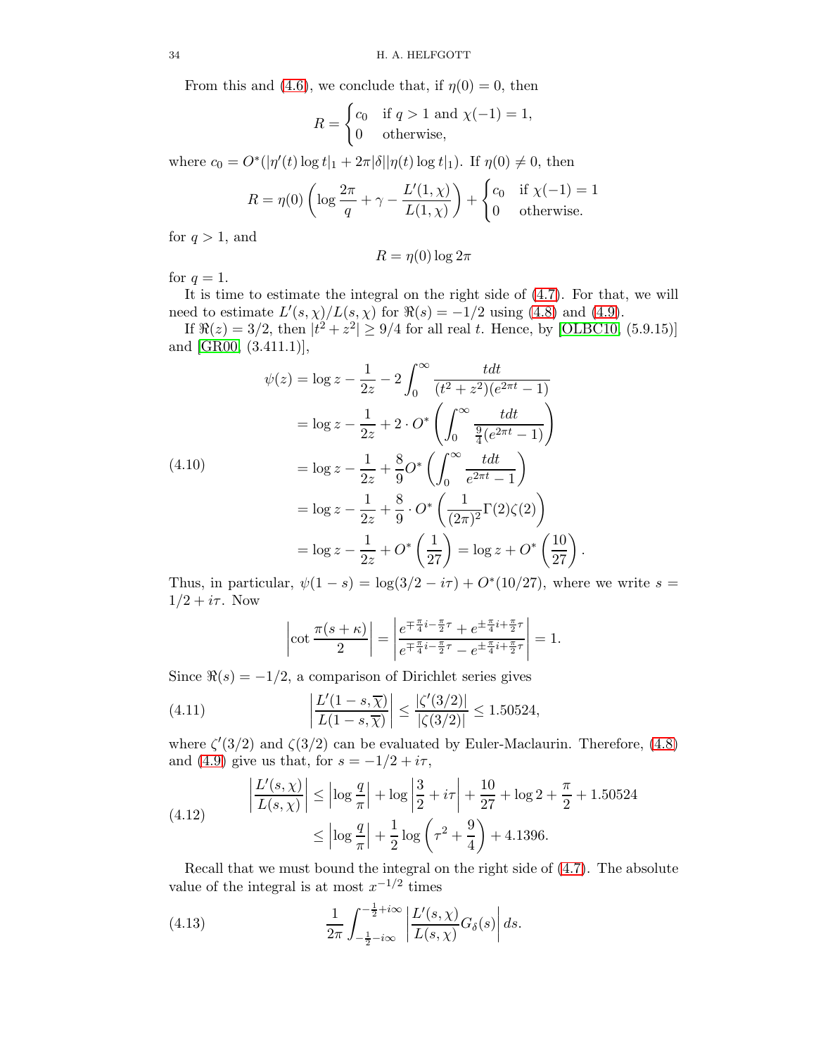From this and (4.6), we conclude that, if $\eta(0) = 0$, then

$$R = \begin{cases} c_0 & \text{if } q > 1 \text{ and } \chi(-1) = 1, \\ 0 & \text{otherwise,} \end{cases}$$

where $c_0 = O^*(|\eta'(t)\log t|_1 + 2\pi|\delta||\eta(t)\log t|_1)$. If $\eta(0) \neq 0$, then

$$R = \eta(0)\left(\log\frac{2\pi}{q} + \gamma - \frac{L'(1,\chi)}{L(1,\chi)}\right) + \begin{cases} c_0 & \text{if } \chi(-1) = 1 \\ 0 & \text{otherwise.} \end{cases}$$

for $q > 1$, and

$$R = \eta(0)\log 2\pi$$

for $q = 1$.

It is time to estimate the integral on the right side of (4.7). For that, we will need to estimate $L'(s,\chi)/L(s,\chi)$ for $\Re(s) = -1/2$ using (4.8) and (4.9).

If $\Re(z) = 3/2$, then $|t^2 + z^2| \geq 9/4$ for all real $t$. Hence, by [OLBC10, (5.9.15)] and [GR00, (3.411.1)],

$$\begin{aligned}
\psi(z) &= \log z - \frac{1}{2z} - 2\int_0^\infty \frac{t dt}{(t^2+z^2)(e^{2\pi t}-1)} \\
&= \log z - \frac{1}{2z} + 2\cdot O^*\left(\int_0^\infty \frac{t dt}{\frac{9}{4}(e^{2\pi t}-1)}\right) \\
&= \log z - \frac{1}{2z} + \frac{8}{9}O^*\left(\int_0^\infty \frac{t dt}{e^{2\pi t}-1}\right) \\
&= \log z - \frac{1}{2z} + \frac{8}{9}\cdot O^*\left(\frac{1}{(2\pi)^2}\Gamma(2)\zeta(2)\right) \\
&= \log z - \frac{1}{2z} + O^*\left(\frac{1}{27}\right) = \log z + O^*\left(\frac{10}{27}\right).
\end{aligned} \tag{4.10}$$

Thus, in particular, $\psi(1-s) = \log(3/2 - i\tau) + O^*(10/27)$, where we write $s = 1/2 + i\tau$. Now

$$\left|\cot\frac{\pi(s+\kappa)}{2}\right| = \left|\frac{e^{\mp\frac{\pi}{4}i - \frac{\pi}{2}\tau} + e^{\pm\frac{\pi}{4}i + \frac{\pi}{2}\tau}}{e^{\mp\frac{\pi}{4}i - \frac{\pi}{2}\tau} - e^{\pm\frac{\pi}{4}i + \frac{\pi}{2}\tau}}\right| = 1.$$

Since $\Re(s) = -1/2$, a comparison of Dirichlet series gives

$$\left|\frac{L'(1-s,\overline{\chi})}{L(1-s,\overline{\chi})}\right| \leq \frac{|\zeta'(3/2)|}{|\zeta(3/2)|} \leq 1.50524, \tag{4.11}$$

where $\zeta'(3/2)$ and $\zeta(3/2)$ can be evaluated by Euler-Maclaurin. Therefore, (4.8) and (4.9) give us that, for $s = -1/2 + i\tau$,

$$\begin{aligned}
\left|\frac{L'(s,\chi)}{L(s,\chi)}\right| &\leq \left|\log\frac{q}{\pi}\right| + \log\left|\frac{3}{2} + i\tau\right| + \frac{10}{27} + \log 2 + \frac{\pi}{2} + 1.50524 \\
&\leq \left|\log\frac{q}{\pi}\right| + \frac{1}{2}\log\left(\tau^2 + \frac{9}{4}\right) + 4.1396.
\end{aligned} \tag{4.12}$$

Recall that we must bound the integral on the right side of (4.7). The absolute value of the integral is at most $x^{-1/2}$ times

$$\frac{1}{2\pi}\int_{-\frac{1}{2}-i\infty}^{-\frac{1}{2}+i\infty} \left|\frac{L'(s,\chi)}{L(s,\chi)}G_\delta(s)\right| ds. \tag{4.13}$$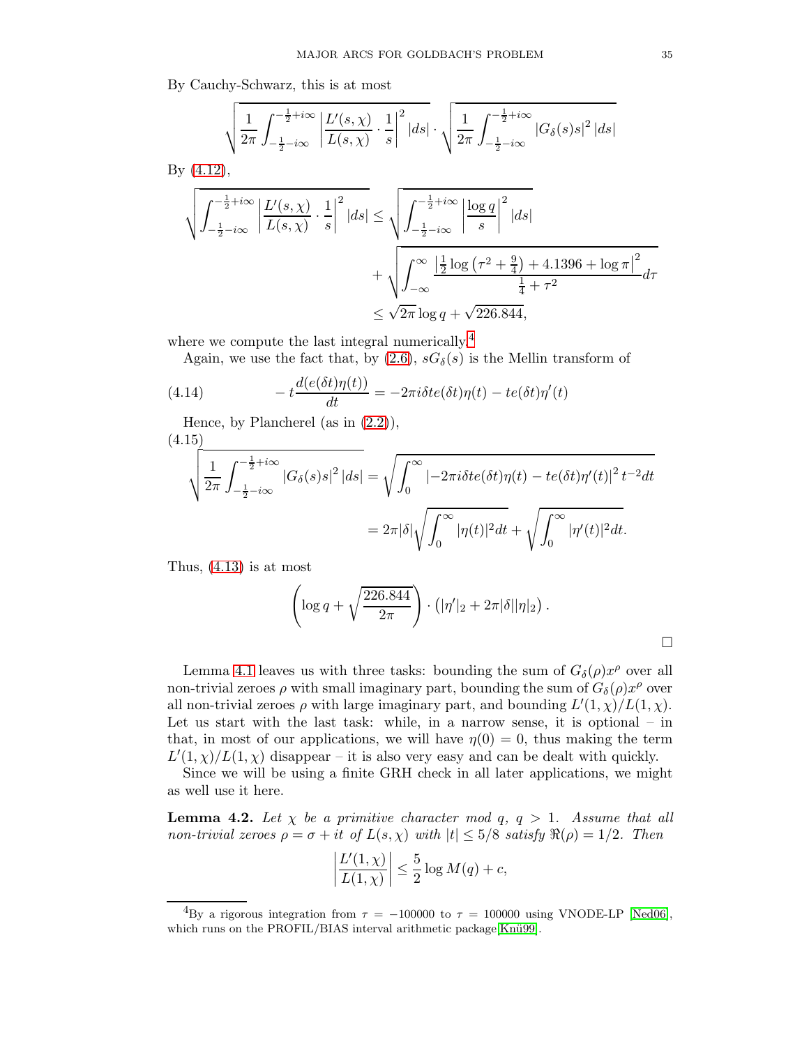By Cauchy-Schwarz, this is at most

$$\sqrt{\frac{1}{2\pi}\int_{-\frac{1}{2}-i\infty}^{-\frac{1}{2}+i\infty}\left|\frac{L'(s,\chi)}{L(s,\chi)}\cdot\frac{1}{s}\right|^2 |ds|}\cdot\sqrt{\frac{1}{2\pi}\int_{-\frac{1}{2}-i\infty}^{-\frac{1}{2}+i\infty}|G_\delta(s)s|^2\,|ds|}$$

By (4.12),

$$\begin{aligned}\sqrt{\int_{-\frac{1}{2}-i\infty}^{-\frac{1}{2}+i\infty}\left|\frac{L'(s,\chi)}{L(s,\chi)}\cdot\frac{1}{s}\right|^2 |ds|} &\leq \sqrt{\int_{-\frac{1}{2}-i\infty}^{-\frac{1}{2}+i\infty}\left|\frac{\log q}{s}\right|^2 |ds|}\\ &\quad+\sqrt{\int_{-\infty}^{\infty}\frac{\left|\frac{1}{2}\log\left(\tau^2+\frac{9}{4}\right)+4.1396+\log\pi\right|^2}{\frac{1}{4}+\tau^2}d\tau}\\ &\leq \sqrt{2\pi}\log q+\sqrt{226.844},\end{aligned}$$

where we compute the last integral numerically.[4]

Again, we use the fact that, by (2.6), $sG_\delta(s)$ is the Mellin transform of

$$(4.14)\qquad -t\frac{d(e(\delta t)\eta(t))}{dt} = -2\pi i\delta t e(\delta t)\eta(t) - te(\delta t)\eta'(t)$$

Hence, by Plancherel (as in (2.2)),

(4.15)
$$\begin{aligned}\sqrt{\frac{1}{2\pi}\int_{-\frac{1}{2}-i\infty}^{-\frac{1}{2}+i\infty}|G_\delta(s)s|^2\,|ds|} &= \sqrt{\int_0^\infty\left|-2\pi i\delta t e(\delta t)\eta(t)-te(\delta t)\eta'(t)\right|^2 t^{-2}dt}\\ &= 2\pi|\delta|\sqrt{\int_0^\infty|\eta(t)|^2dt}+\sqrt{\int_0^\infty|\eta'(t)|^2dt}.\end{aligned}$$

Thus, (4.13) is at most

$$\left(\log q+\sqrt{\frac{226.844}{2\pi}}\right)\cdot\left(|\eta'|_2+2\pi|\delta||\eta|_2\right).$$

□

Lemma 4.1 leaves us with three tasks: bounding the sum of $G_\delta(\rho)x^\rho$ over all non-trivial zeroes $\rho$ with small imaginary part, bounding the sum of $G_\delta(\rho)x^\rho$ over all non-trivial zeroes $\rho$ with large imaginary part, and bounding $L'(1,\chi)/L(1,\chi)$. Let us start with the last task: while, in a narrow sense, it is optional – in that, in most of our applications, we will have $\eta(0)=0$, thus making the term $L'(1,\chi)/L(1,\chi)$ disappear – it is also very easy and can be dealt with quickly.

Since we will be using a finite GRH check in all later applications, we might as well use it here.

**Lemma 4.2.** *Let $\chi$ be a primitive character mod $q$, $q>1$. Assume that all non-trivial zeroes $\rho=\sigma+it$ of $L(s,\chi)$ with $|t|\leq 5/8$ satisfy $\Re(\rho)=1/2$. Then*

$$\left|\frac{L'(1,\chi)}{L(1,\chi)}\right|\leq\frac{5}{2}\log M(q)+c,$$

[4] By a rigorous integration from $\tau=-100000$ to $\tau=100000$ using VNODE-LP [Ned06], which runs on the PROFIL/BIAS interval arithmetic package[Knü99].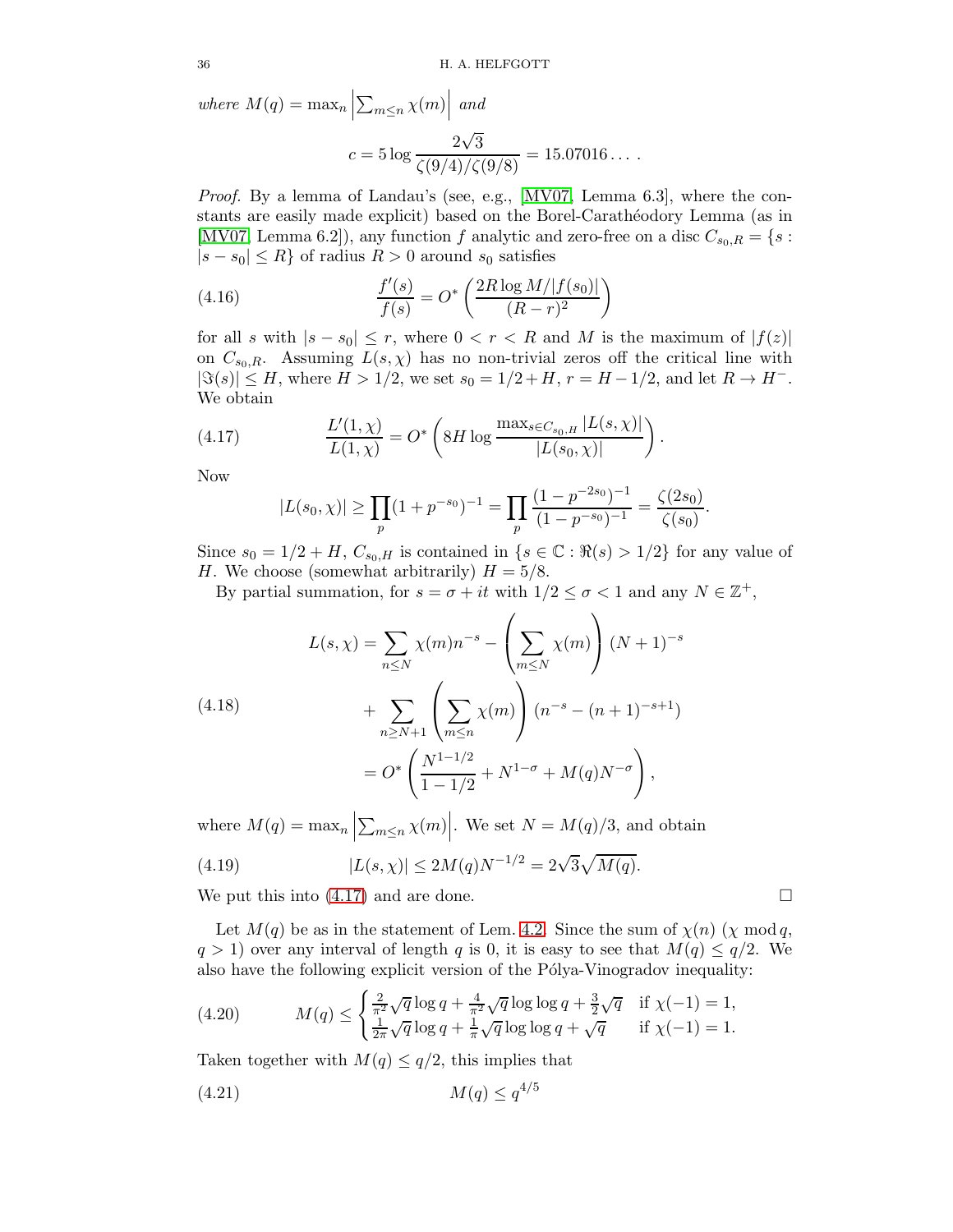where $M(q) = \max_n \left|\sum_{m\leq n} \chi(m)\right|$ and

$$c = 5 \log \frac{2\sqrt{3}}{\zeta(9/4)/\zeta(9/8)} = 15.07016\ldots.$$

*Proof.* By a lemma of Landau's (see, e.g., [MV07, Lemma 6.3], where the constants are easily made explicit) based on the Borel-Carathéodory Lemma (as in [MV07, Lemma 6.2]), any function $f$ analytic and zero-free on a disc $C_{s_0,R} = \{s : |s - s_0| \leq R\}$ of radius $R > 0$ around $s_0$ satisfies

$$\frac{f'(s)}{f(s)} = O^*\left(\frac{2R \log M/|f(s_0)|}{(R-r)^2}\right) \tag{4.16}$$

for all $s$ with $|s - s_0| \leq r$, where $0 < r < R$ and $M$ is the maximum of $|f(z)|$ on $C_{s_0,R}$. Assuming $L(s,\chi)$ has no non-trivial zeros off the critical line with $|\Im(s)| \leq H$, where $H > 1/2$, we set $s_0 = 1/2 + H$, $r = H - 1/2$, and let $R \to H^-$. We obtain

$$\frac{L'(1,\chi)}{L(1,\chi)} = O^*\left(8H \log \frac{\max_{s\in C_{s_0,H}} |L(s,\chi)|}{|L(s_0,\chi)|}\right). \tag{4.17}$$

Now

$$|L(s_0,\chi)| \geq \prod_p (1 + p^{-s_0})^{-1} = \prod_p \frac{(1-p^{-2s_0})^{-1}}{(1-p^{-s_0})^{-1}} = \frac{\zeta(2s_0)}{\zeta(s_0)}.$$

Since $s_0 = 1/2 + H$, $C_{s_0,H}$ is contained in $\{s \in \mathbb{C} : \Re(s) > 1/2\}$ for any value of $H$. We choose (somewhat arbitrarily) $H = 5/8$.

By partial summation, for $s = \sigma + it$ with $1/2 \leq \sigma < 1$ and any $N \in \mathbb{Z}^+$,

$$\begin{aligned} L(s,\chi) &= \sum_{n\leq N} \chi(m) n^{-s} - \left(\sum_{m\leq N} \chi(m)\right)(N+1)^{-s} \\ &\quad + \sum_{n\geq N+1} \left(\sum_{m\leq n} \chi(m)\right)(n^{-s} - (n+1)^{-s+1}) \\ &= O^*\left(\frac{N^{1-1/2}}{1-1/2} + N^{1-\sigma} + M(q)N^{-\sigma}\right), \end{aligned} \tag{4.18}$$

where $M(q) = \max_n \left|\sum_{m\leq n} \chi(m)\right|$. We set $N = M(q)/3$, and obtain

$$|L(s,\chi)| \leq 2M(q)N^{-1/2} = 2\sqrt{3}\sqrt{M(q)}. \tag{4.19}$$

We put this into (4.17) and are done. $\square$

Let $M(q)$ be as in the statement of Lem. 4.2. Since the sum of $\chi(n)$ ($\chi \bmod q$, $q > 1$) over any interval of length $q$ is 0, it is easy to see that $M(q) \leq q/2$. We also have the following explicit version of the Pólya-Vinogradov inequality:

$$M(q) \leq \begin{cases} \frac{2}{\pi^2}\sqrt{q}\log q + \frac{4}{\pi^2}\sqrt{q}\log\log q + \frac{3}{2}\sqrt{q} & \text{if } \chi(-1) = 1, \\ \frac{1}{2\pi}\sqrt{q}\log q + \frac{1}{\pi}\sqrt{q}\log\log q + \sqrt{q} & \text{if } \chi(-1) = 1. \end{cases} \tag{4.20}$$

Taken together with $M(q) \leq q/2$, this implies that

$$M(q) \leq q^{4/5} \tag{4.21}$$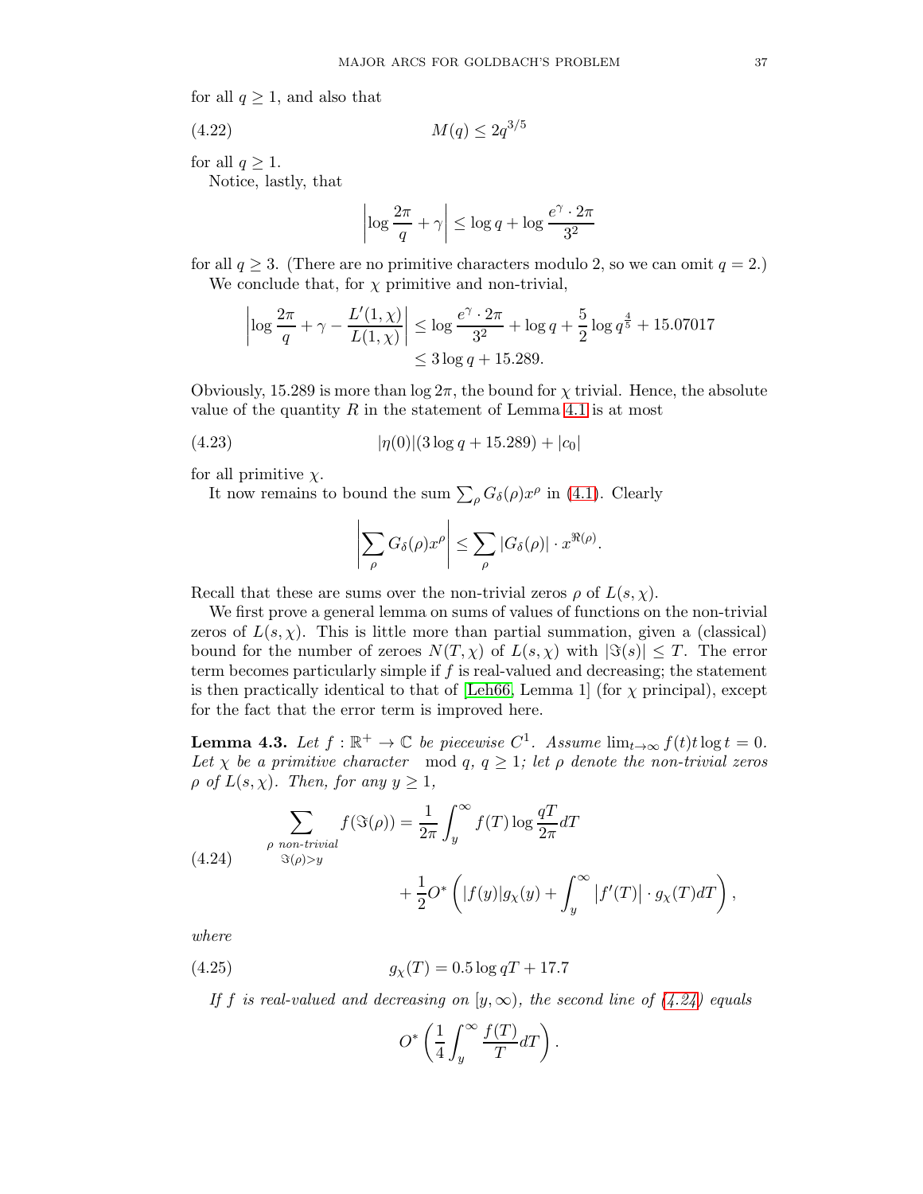for all $q \geq 1$, and also that

$$M(q) \leq 2q^{3/5} \tag{4.22}$$

for all $q \geq 1$.

Notice, lastly, that

$$\left|\log \frac{2\pi}{q} + \gamma\right| \leq \log q + \log \frac{e^\gamma \cdot 2\pi}{3^2}$$

for all $q \geq 3$. (There are no primitive characters modulo 2, so we can omit $q = 2$.)

We conclude that, for $\chi$ primitive and non-trivial,

$$\begin{aligned}\left|\log \frac{2\pi}{q} + \gamma - \frac{L'(1,\chi)}{L(1,\chi)}\right| &\leq \log \frac{e^\gamma \cdot 2\pi}{3^2} + \log q + \frac{5}{2} \log q^{\frac{4}{5}} + 15.07017\\ &\leq 3 \log q + 15.289.\end{aligned}$$

Obviously, 15.289 is more than $\log 2\pi$, the bound for $\chi$ trivial. Hence, the absolute value of the quantity $R$ in the statement of Lemma 4.1 is at most

$$|\eta(0)|(3 \log q + 15.289) + |c_0| \tag{4.23}$$

for all primitive $\chi$.

It now remains to bound the sum $\sum_\rho G_\delta(\rho) x^\rho$ in (4.1). Clearly

$$\left|\sum_\rho G_\delta(\rho) x^\rho\right| \leq \sum_\rho |G_\delta(\rho)| \cdot x^{\Re(\rho)}.$$

Recall that these are sums over the non-trivial zeros $\rho$ of $L(s,\chi)$.

We first prove a general lemma on sums of values of functions on the non-trivial zeros of $L(s,\chi)$. This is little more than partial summation, given a (classical) bound for the number of zeroes $N(T,\chi)$ of $L(s,\chi)$ with $|\Im(s)| \leq T$. The error term becomes particularly simple if $f$ is real-valued and decreasing; the statement is then practically identical to that of [Leh66, Lemma 1] (for $\chi$ principal), except for the fact that the error term is improved here.

**Lemma 4.3.** *Let $f : \mathbb{R}^+ \to \mathbb{C}$ be piecewise $C^1$. Assume $\lim_{t\to\infty} f(t) t \log t = 0$. Let $\chi$ be a primitive character mod $q$, $q \geq 1$; let $\rho$ denote the non-trivial zeros $\rho$ of $L(s,\chi)$. Then, for any $y \geq 1$,*

$$\begin{aligned}\sum_{\substack{\rho \text{ non-trivial} \\ \Im(\rho) > y}} f(\Im(\rho)) &= \frac{1}{2\pi} \int_y^\infty f(T) \log \frac{qT}{2\pi} dT \\ &\quad + \frac{1}{2} O^*\left(|f(y)| g_\chi(y) + \int_y^\infty |f'(T)| \cdot g_\chi(T) dT\right),\end{aligned} \tag{4.24}$$

*where*

$$g_\chi(T) = 0.5 \log qT + 17.7 \tag{4.25}$$

*If $f$ is real-valued and decreasing on $[y,\infty)$, the second line of (4.24) equals*

$$O^*\left(\frac{1}{4} \int_y^\infty \frac{f(T)}{T} dT\right).$$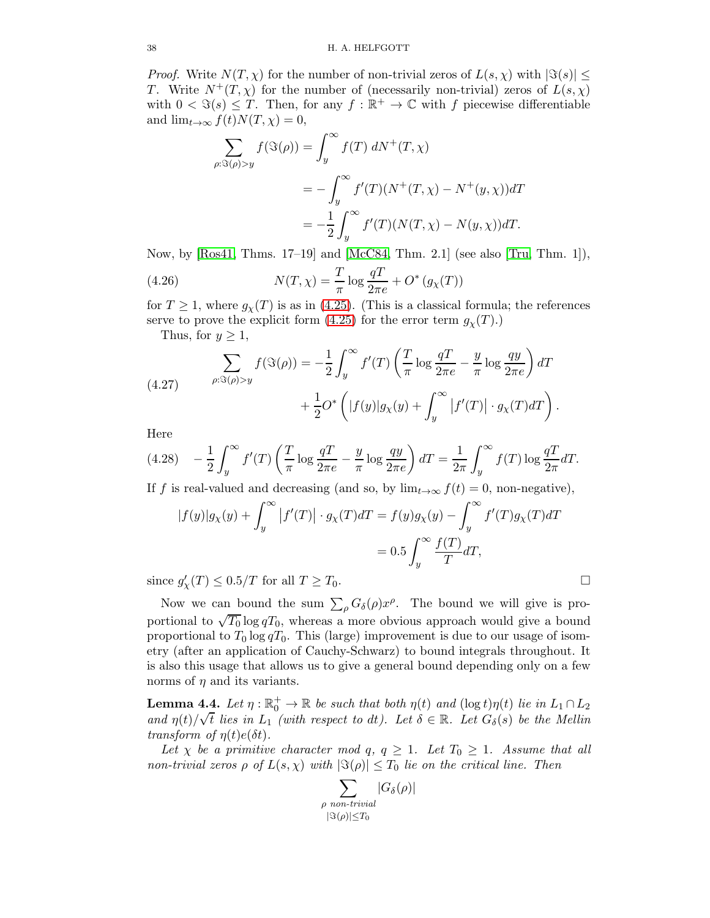*Proof.* Write $N(T,\chi)$ for the number of non-trivial zeros of $L(s,\chi)$ with $|\Im(s)| \leq T$. Write $N^+(T,\chi)$ for the number of (necessarily non-trivial) zeros of $L(s,\chi)$ with $0 < \Im(s) \leq T$. Then, for any $f : \mathbb{R}^+ \to \mathbb{C}$ with $f$ piecewise differentiable and $\lim_{t\to\infty} f(t)N(T,\chi) = 0$,

$$\begin{aligned}
\sum_{\rho:\Im(\rho)>y} f(\Im(\rho)) &= \int_y^\infty f(T)\, dN^+(T,\chi) \\
&= -\int_y^\infty f'(T)(N^+(T,\chi) - N^+(y,\chi))dT \\
&= -\frac{1}{2}\int_y^\infty f'(T)(N(T,\chi) - N(y,\chi))dT.
\end{aligned}$$

Now, by [Ros41, Thms. 17–19] and [McC84, Thm. 2.1] (see also [Tru, Thm. 1]),

$$N(T,\chi) = \frac{T}{\pi}\log\frac{qT}{2\pi e} + O^*\left(g_\chi(T)\right) \tag{4.26}$$

for $T \geq 1$, where $g_\chi(T)$ is as in (4.25). (This is a classical formula; the references serve to prove the explicit form (4.25) for the error term $g_\chi(T)$.)

Thus, for $y \geq 1$,

$$\begin{aligned}
\sum_{\rho:\Im(\rho)>y} f(\Im(\rho)) &= -\frac{1}{2}\int_y^\infty f'(T)\left(\frac{T}{\pi}\log\frac{qT}{2\pi e} - \frac{y}{\pi}\log\frac{qy}{2\pi e}\right)dT \\
&\quad + \frac{1}{2}O^*\left(|f(y)|g_\chi(y) + \int_y^\infty \left|f'(T)\right| \cdot g_\chi(T)dT\right).
\end{aligned} \tag{4.27}$$

Here

$$-\frac{1}{2}\int_y^\infty f'(T)\left(\frac{T}{\pi}\log\frac{qT}{2\pi e} - \frac{y}{\pi}\log\frac{qy}{2\pi e}\right)dT = \frac{1}{2\pi}\int_y^\infty f(T)\log\frac{qT}{2\pi}dT. \tag{4.28}$$

If $f$ is real-valued and decreasing (and so, by $\lim_{t\to\infty} f(t) = 0$, non-negative),

$$\begin{aligned}
|f(y)|g_\chi(y) + \int_y^\infty \left|f'(T)\right| \cdot g_\chi(T)dT &= f(y)g_\chi(y) - \int_y^\infty f'(T)g_\chi(T)dT \\
&= 0.5\int_y^\infty \frac{f(T)}{T}dT,
\end{aligned}$$

since $g'_\chi(T) \leq 0.5/T$ for all $T \geq T_0$. □

Now we can bound the sum $\sum_\rho G_\delta(\rho)x^\rho$. The bound we will give is proportional to $\sqrt{T_0}\log qT_0$, whereas a more obvious approach would give a bound proportional to $T_0 \log qT_0$. This (large) improvement is due to our usage of isometry (after an application of Cauchy-Schwarz) to bound integrals throughout. It is also this usage that allows us to give a general bound depending only on a few norms of $\eta$ and its variants.

**Lemma 4.4.** *Let $\eta : \mathbb{R}_0^+ \to \mathbb{R}$ be such that both $\eta(t)$ and $(\log t)\eta(t)$ lie in $L_1 \cap L_2$ and $\eta(t)/\sqrt{t}$ lies in $L_1$ (with respect to $dt$). Let $\delta \in \mathbb{R}$. Let $G_\delta(s)$ be the Mellin transform of $\eta(t)e(\delta t)$.*

*Let $\chi$ be a primitive character mod $q$, $q \geq 1$. Let $T_0 \geq 1$. Assume that all non-trivial zeros $\rho$ of $L(s,\chi)$ with $|\Im(\rho)| \leq T_0$ lie on the critical line. Then*

$$\sum_{\substack{\rho \text{ non-trivial} \\ |\Im(\rho)|\leq T_0}} |G_\delta(\rho)|$$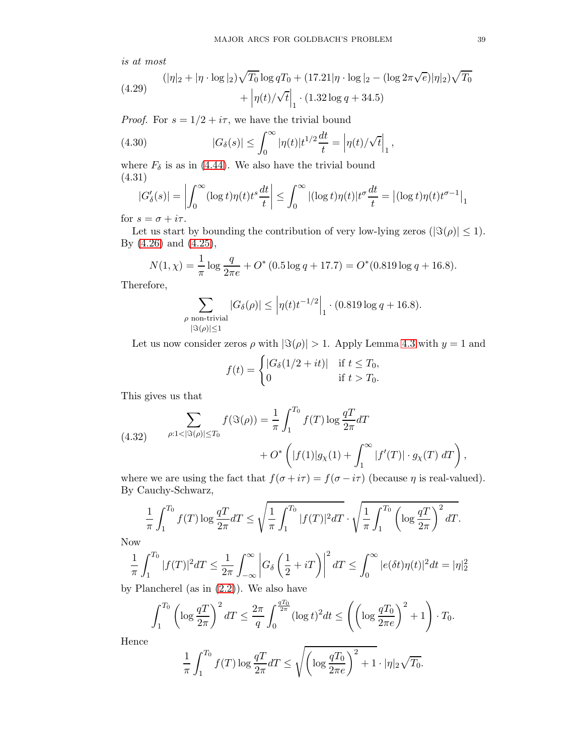*is at most*

$$
(4.29)\qquad \begin{aligned}(|\eta|_2 + |\eta\cdot\log|_2)\sqrt{T_0}\log qT_0 + (17.21|\eta\cdot\log|_2 - (\log 2\pi\sqrt{e})|\eta|_2)\sqrt{T_0}\\ + \left|\eta(t)/\sqrt{t}\right|_1\cdot(1.32\log q + 34.5)\end{aligned}
$$

*Proof.* For $s = 1/2 + i\tau$, we have the trivial bound

$$
(4.30)\qquad |G_\delta(s)| \leq \int_0^\infty |\eta(t)| t^{1/2}\frac{dt}{t} = \left|\eta(t)/\sqrt{t}\right|_1,
$$

where $F_\delta$ is as in (4.44). We also have the trivial bound

$$
(4.31)\qquad |G_\delta'(s)| = \left|\int_0^\infty (\log t)\eta(t)t^s\frac{dt}{t}\right| \leq \int_0^\infty |(\log t)\eta(t)|t^\sigma\frac{dt}{t} = \left|(\log t)\eta(t)t^{\sigma-1}\right|_1
$$

for $s = \sigma + i\tau$.

Let us start by bounding the contribution of very low-lying zeros ($|\Im(\rho)| \leq 1$). By (4.26) and (4.25),

$$
N(1,\chi) = \frac{1}{\pi}\log\frac{q}{2\pi e} + O^*(0.5\log q + 17.7) = O^*(0.819\log q + 16.8).
$$

Therefore,

$$
\sum_{\substack{\rho \text{ non-trivial}\\ |\Im(\rho)|\leq 1}} |G_\delta(\rho)| \leq \left|\eta(t)t^{-1/2}\right|_1\cdot(0.819\log q + 16.8).
$$

Let us now consider zeros $\rho$ with $|\Im(\rho)| > 1$. Apply Lemma 4.3 with $y = 1$ and

$$
f(t) = \begin{cases} |G_\delta(1/2 + it)| & \text{if } t \leq T_0,\\ 0 & \text{if } t > T_0.\end{cases}
$$

This gives us that

$$
(4.32)\qquad \begin{aligned}\sum_{\rho: 1<|\Im(\rho)|\leq T_0} f(\Im(\rho)) &= \frac{1}{\pi}\int_1^{T_0} f(T)\log\frac{qT}{2\pi}dT\\ &\quad + O^*\left(|f(1)|g_\chi(1) + \int_1^\infty |f'(T)|\cdot g_\chi(T)\, dT\right),\end{aligned}
$$

where we are using the fact that $f(\sigma + i\tau) = f(\sigma - i\tau)$ (because $\eta$ is real-valued). By Cauchy-Schwarz,

$$
\frac{1}{\pi}\int_1^{T_0} f(T)\log\frac{qT}{2\pi}dT \leq \sqrt{\frac{1}{\pi}\int_1^{T_0}|f(T)|^2 dT}\cdot\sqrt{\frac{1}{\pi}\int_1^{T_0}\left(\log\frac{qT}{2\pi}\right)^2 dT}.
$$

Now

$$
\frac{1}{\pi}\int_1^{T_0}|f(T)|^2 dT \leq \frac{1}{2\pi}\int_{-\infty}^\infty \left|G_\delta\left(\frac{1}{2} + iT\right)\right|^2 dT \leq \int_0^\infty |e(\delta t)\eta(t)|^2 dt = |\eta|_2^2
$$

by Plancherel (as in (2.2)). We also have

$$
\int_1^{T_0}\left(\log\frac{qT}{2\pi}\right)^2 dT \leq \frac{2\pi}{q}\int_0^{\frac{qT_0}{2\pi}}(\log t)^2 dt \leq \left(\left(\log\frac{qT_0}{2\pi e}\right)^2 + 1\right)\cdot T_0.
$$

Hence

$$
\frac{1}{\pi}\int_1^{T_0} f(T)\log\frac{qT}{2\pi}dT \leq \sqrt{\left(\log\frac{qT_0}{2\pi e}\right)^2 + 1}\cdot|\eta|_2\sqrt{T_0}.
$$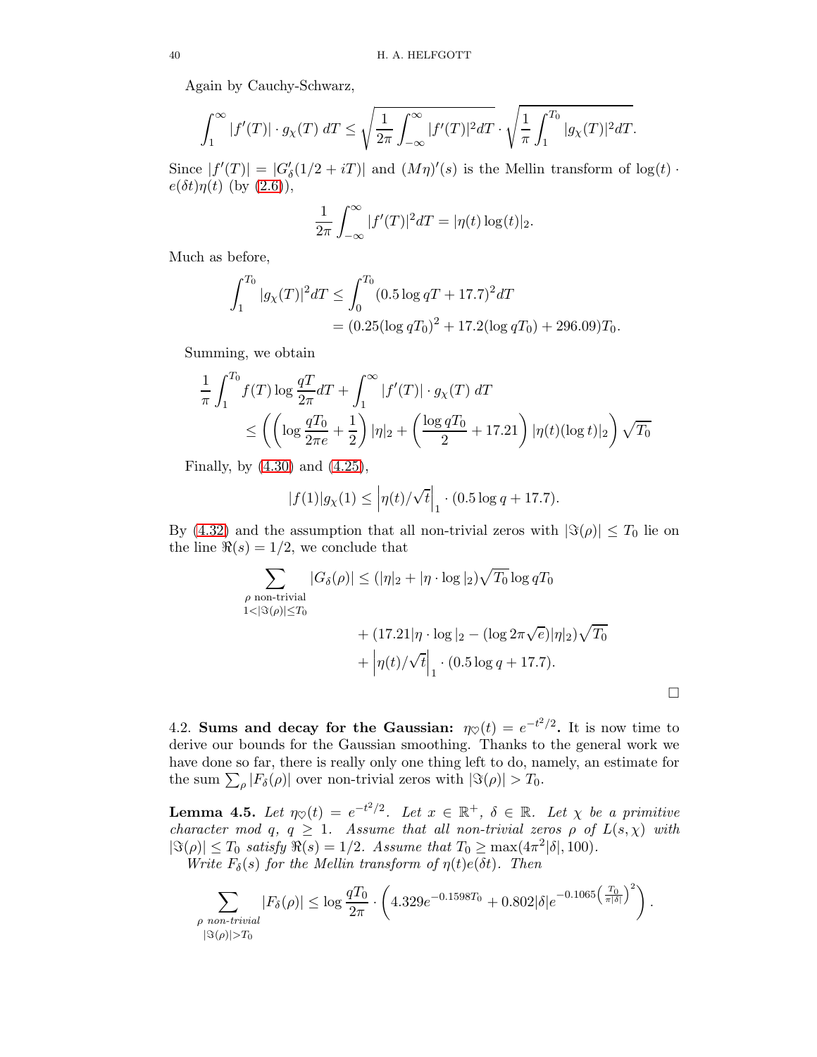Again by Cauchy-Schwarz,

$$\int_1^\infty |f'(T)| \cdot g_\chi(T)\, dT \leq \sqrt{\frac{1}{2\pi}\int_{-\infty}^\infty |f'(T)|^2 dT} \cdot \sqrt{\frac{1}{\pi}\int_1^{T_0} |g_\chi(T)|^2 dT}.$$

Since $|f'(T)| = |G'_\delta(1/2+iT)|$ and $(M\eta)'(s)$ is the Mellin transform of $\log(t) \cdot e(\delta t)\eta(t)$ (by (2.6)),

$$\frac{1}{2\pi}\int_{-\infty}^\infty |f'(T)|^2 dT = |\eta(t)\log(t)|_2.$$

Much as before,

$$\begin{aligned}\int_1^{T_0} |g_\chi(T)|^2 dT &\leq \int_0^{T_0} (0.5\log qT + 17.7)^2 dT \\ &= (0.25(\log qT_0)^2 + 17.2(\log qT_0) + 296.09)T_0.\end{aligned}$$

Summing, we obtain

$$\begin{aligned}&\frac{1}{\pi}\int_1^{T_0} f(T)\log\frac{qT}{2\pi} dT + \int_1^\infty |f'(T)| \cdot g_\chi(T)\, dT \\ &\quad\leq \left(\left(\log\frac{qT_0}{2\pi e} + \frac{1}{2}\right)|\eta|_2 + \left(\frac{\log qT_0}{2} + 17.21\right)|\eta(t)(\log t)|_2\right)\sqrt{T_0}\end{aligned}$$

Finally, by (4.30) and (4.25),

$$|f(1)|g_\chi(1) \leq \left|\eta(t)/\sqrt{t}\right|_1 \cdot (0.5\log q + 17.7).$$

By (4.32) and the assumption that all non-trivial zeros with $|\Im(\rho)| \leq T_0$ lie on the line $\Re(s) = 1/2$, we conclude that

$$\begin{aligned}\sum_{\substack{\rho \text{ non-trivial} \\ 1<|\Im(\rho)|\leq T_0}} |G_\delta(\rho)| &\leq (|\eta|_2 + |\eta \cdot \log|_2)\sqrt{T_0}\log qT_0 \\ &\quad + (17.21|\eta\cdot\log|_2 - (\log 2\pi\sqrt{e})|\eta|_2)\sqrt{T_0} \\ &\quad + \left|\eta(t)/\sqrt{t}\right|_1 \cdot (0.5\log q + 17.7).\end{aligned}$$

□

4.2. **Sums and decay for the Gaussian: $\eta_\heartsuit(t) = e^{-t^2/2}$.** It is now time to derive our bounds for the Gaussian smoothing. Thanks to the general work we have done so far, there is really only one thing left to do, namely, an estimate for the sum $\sum_\rho |F_\delta(\rho)|$ over non-trivial zeros with $|\Im(\rho)| > T_0$.

**Lemma 4.5.** *Let $\eta_\heartsuit(t) = e^{-t^2/2}$. Let $x \in \mathbb{R}^+$, $\delta \in \mathbb{R}$. Let $\chi$ be a primitive character mod $q$, $q \geq 1$. Assume that all non-trivial zeros $\rho$ of $L(s,\chi)$ with $|\Im(\rho)| \leq T_0$ satisfy $\Re(s) = 1/2$. Assume that $T_0 \geq \max(4\pi^2|\delta|, 100)$.*

*Write $F_\delta(s)$ for the Mellin transform of $\eta(t)e(\delta t)$. Then*

$$\sum_{\substack{\rho \text{ non-trivial} \\ |\Im(\rho)|>T_0}} |F_\delta(\rho)| \leq \log\frac{qT_0}{2\pi} \cdot \left(4.329 e^{-0.1598 T_0} + 0.802|\delta| e^{-0.1065\left(\frac{T_0}{\pi|\delta|}\right)^2}\right).$$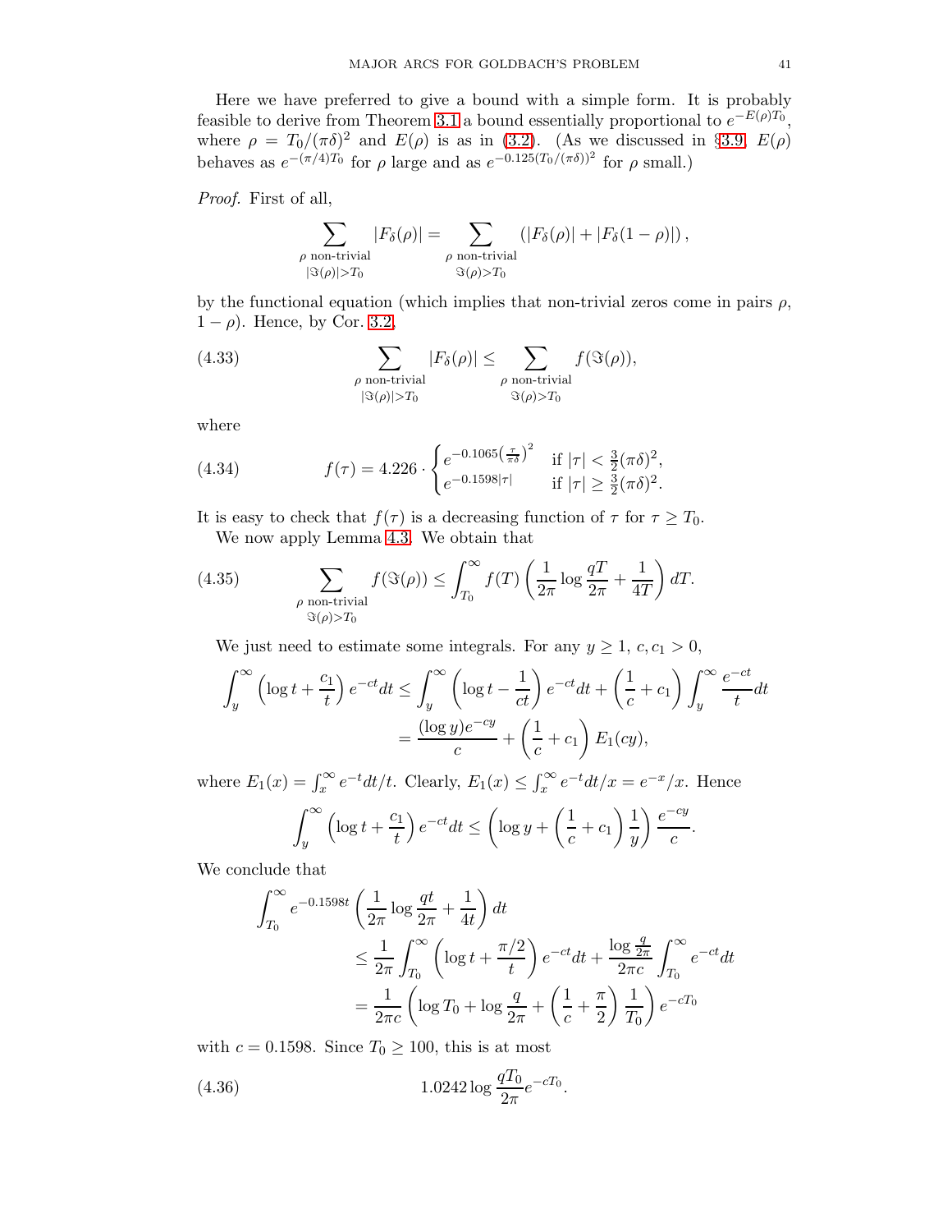Here we have preferred to give a bound with a simple form. It is probably feasible to derive from Theorem 3.1 a bound essentially proportional to $e^{-E(\rho)T_0}$, where $\rho = T_0/(\pi\delta)^2$ and $E(\rho)$ is as in (3.2). (As we discussed in §3.9, $E(\rho)$ behaves as $e^{-(\pi/4)T_0}$ for $\rho$ large and as $e^{-0.125(T_0/(\pi\delta))^2}$ for $\rho$ small.)

*Proof.* First of all,

$$\sum_{\substack{\rho \text{ non-trivial} \\ |\Im(\rho)|>T_0}} |F_\delta(\rho)| = \sum_{\substack{\rho \text{ non-trivial} \\ \Im(\rho)>T_0}} \left(|F_\delta(\rho)| + |F_\delta(1-\rho)|\right),$$

by the functional equation (which implies that non-trivial zeros come in pairs $\rho$, $1-\rho$). Hence, by Cor. 3.2,

$$\sum_{\substack{\rho \text{ non-trivial} \\ |\Im(\rho)|>T_0}} |F_\delta(\rho)| \leq \sum_{\substack{\rho \text{ non-trivial} \\ \Im(\rho)>T_0}} f(\Im(\rho)), \tag{4.33}$$

where

$$f(\tau) = 4.226 \cdot \begin{cases} e^{-0.1065\left(\frac{\tau}{\pi\delta}\right)^2} & \text{if } |\tau| < \frac{3}{2}(\pi\delta)^2, \\ e^{-0.1598|\tau|} & \text{if } |\tau| \geq \frac{3}{2}(\pi\delta)^2. \end{cases} \tag{4.34}$$

It is easy to check that $f(\tau)$ is a decreasing function of $\tau$ for $\tau \geq T_0$.

We now apply Lemma 4.3. We obtain that

$$\sum_{\substack{\rho \text{ non-trivial} \\ \Im(\rho)>T_0}} f(\Im(\rho)) \leq \int_{T_0}^{\infty} f(T)\left(\frac{1}{2\pi}\log\frac{qT}{2\pi} + \frac{1}{4T}\right) dT. \tag{4.35}$$

We just need to estimate some integrals. For any $y \geq 1$, $c, c_1 > 0$,

$$\begin{aligned}\int_y^\infty \left(\log t + \frac{c_1}{t}\right) e^{-ct} dt &\leq \int_y^\infty \left(\log t - \frac{1}{ct}\right) e^{-ct} dt + \left(\frac{1}{c} + c_1\right)\int_y^\infty \frac{e^{-ct}}{t} dt \\ &= \frac{(\log y)e^{-cy}}{c} + \left(\frac{1}{c} + c_1\right) E_1(cy),\end{aligned}$$

where $E_1(x) = \int_x^\infty e^{-t} dt/t$. Clearly, $E_1(x) \leq \int_x^\infty e^{-t} dt/x = e^{-x}/x$. Hence

$$\int_y^\infty \left(\log t + \frac{c_1}{t}\right) e^{-ct} dt \leq \left(\log y + \left(\frac{1}{c} + c_1\right)\frac{1}{y}\right)\frac{e^{-cy}}{c}.$$

We conclude that

$$\begin{aligned}&\int_{T_0}^\infty e^{-0.1598t}\left(\frac{1}{2\pi}\log\frac{qt}{2\pi} + \frac{1}{4t}\right) dt \\ &\quad\leq \frac{1}{2\pi}\int_{T_0}^\infty \left(\log t + \frac{\pi/2}{t}\right) e^{-ct} dt + \frac{\log\frac{q}{2\pi}}{2\pi c}\int_{T_0}^\infty e^{-ct} dt \\ &\quad= \frac{1}{2\pi c}\left(\log T_0 + \log\frac{q}{2\pi} + \left(\frac{1}{c} + \frac{\pi}{2}\right)\frac{1}{T_0}\right) e^{-cT_0}\end{aligned}$$

with $c = 0.1598$. Since $T_0 \geq 100$, this is at most

$$1.0242 \log\frac{qT_0}{2\pi} e^{-cT_0}. \tag{4.36}$$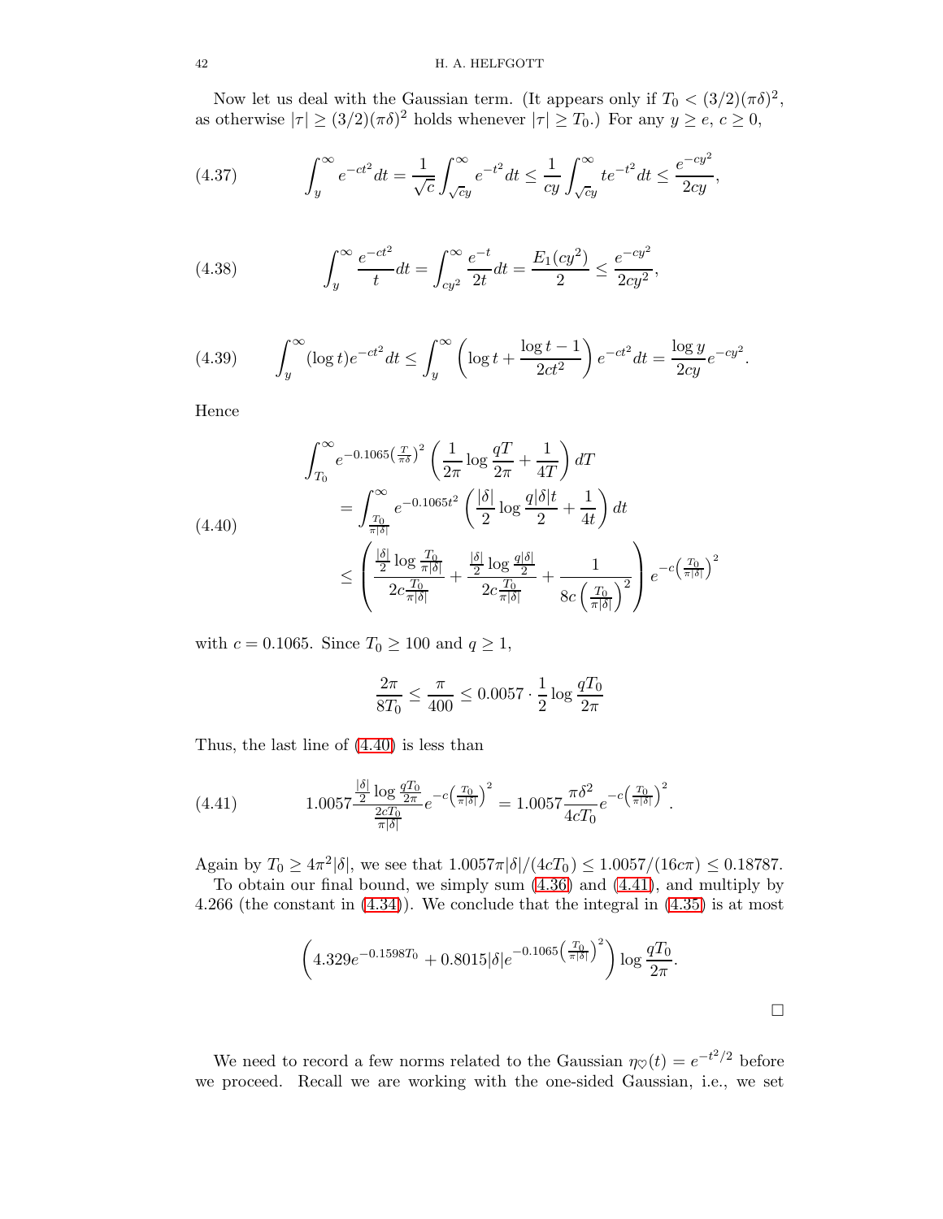Now let us deal with the Gaussian term. (It appears only if $T_0 < (3/2)(\pi\delta)^2$, as otherwise $|\tau| \geq (3/2)(\pi\delta)^2$ holds whenever $|\tau| \geq T_0$.) For any $y \geq e$, $c \geq 0$,

$$\int_y^\infty e^{-ct^2} dt = \frac{1}{\sqrt{c}} \int_{\sqrt{c}y}^\infty e^{-t^2} dt \leq \frac{1}{cy} \int_{\sqrt{c}y}^\infty t e^{-t^2} dt \leq \frac{e^{-cy^2}}{2cy}, \tag{4.37}$$

$$\int_y^\infty \frac{e^{-ct^2}}{t} dt = \int_{cy^2}^\infty \frac{e^{-t}}{2t} dt = \frac{E_1(cy^2)}{2} \leq \frac{e^{-cy^2}}{2cy^2}, \tag{4.38}$$

$$\int_y^\infty (\log t) e^{-ct^2} dt \leq \int_y^\infty \left( \log t + \frac{\log t - 1}{2ct^2} \right) e^{-ct^2} dt = \frac{\log y}{2cy} e^{-cy^2}. \tag{4.39}$$

Hence

$$\begin{aligned}
&\int_{T_0}^\infty e^{-0.1065 \left(\frac{T}{\pi\delta}\right)^2} \left( \frac{1}{2\pi} \log \frac{qT}{2\pi} + \frac{1}{4T} \right) dT \\
&\quad = \int_{\frac{T_0}{\pi|\delta|}}^\infty e^{-0.1065 t^2} \left( \frac{|\delta|}{2} \log \frac{q|\delta| t}{2} + \frac{1}{4t} \right) dt \\
&\quad \leq \left( \frac{\frac{|\delta|}{2} \log \frac{T_0}{\pi|\delta|}}{2c\frac{T_0}{\pi|\delta|}} + \frac{\frac{|\delta|}{2} \log \frac{q|\delta|}{2}}{2c\frac{T_0}{\pi|\delta|}} + \frac{1}{8c\left(\frac{T_0}{\pi|\delta|}\right)^2} \right) e^{-c\left(\frac{T_0}{\pi|\delta|}\right)^2}
\end{aligned} \tag{4.40}$$

with $c = 0.1065$. Since $T_0 \geq 100$ and $q \geq 1$,

$$\frac{2\pi}{8T_0} \leq \frac{\pi}{400} \leq 0.0057 \cdot \frac{1}{2} \log \frac{qT_0}{2\pi}$$

Thus, the last line of (4.40) is less than

$$1.0057 \frac{\frac{|\delta|}{2} \log \frac{qT_0}{2\pi}}{\frac{2cT_0}{\pi|\delta|}} e^{-c\left(\frac{T_0}{\pi|\delta|}\right)^2} = 1.0057 \frac{\pi\delta^2}{4cT_0} e^{-c\left(\frac{T_0}{\pi|\delta|}\right)^2}. \tag{4.41}$$

Again by $T_0 \geq 4\pi^2|\delta|$, we see that $1.0057\pi|\delta|/(4cT_0) \leq 1.0057/(16c\pi) \leq 0.18787$.

To obtain our final bound, we simply sum (4.36) and (4.41), and multiply by 4.266 (the constant in (4.34)). We conclude that the integral in (4.35) is at most

$$\left( 4.329 e^{-0.1598 T_0} + 0.8015 |\delta| e^{-0.1065 \left(\frac{T_0}{\pi|\delta|}\right)^2} \right) \log \frac{qT_0}{2\pi}.$$

□

We need to record a few norms related to the Gaussian $\eta_\heartsuit(t) = e^{-t^2/2}$ before we proceed. Recall we are working with the one-sided Gaussian, i.e., we set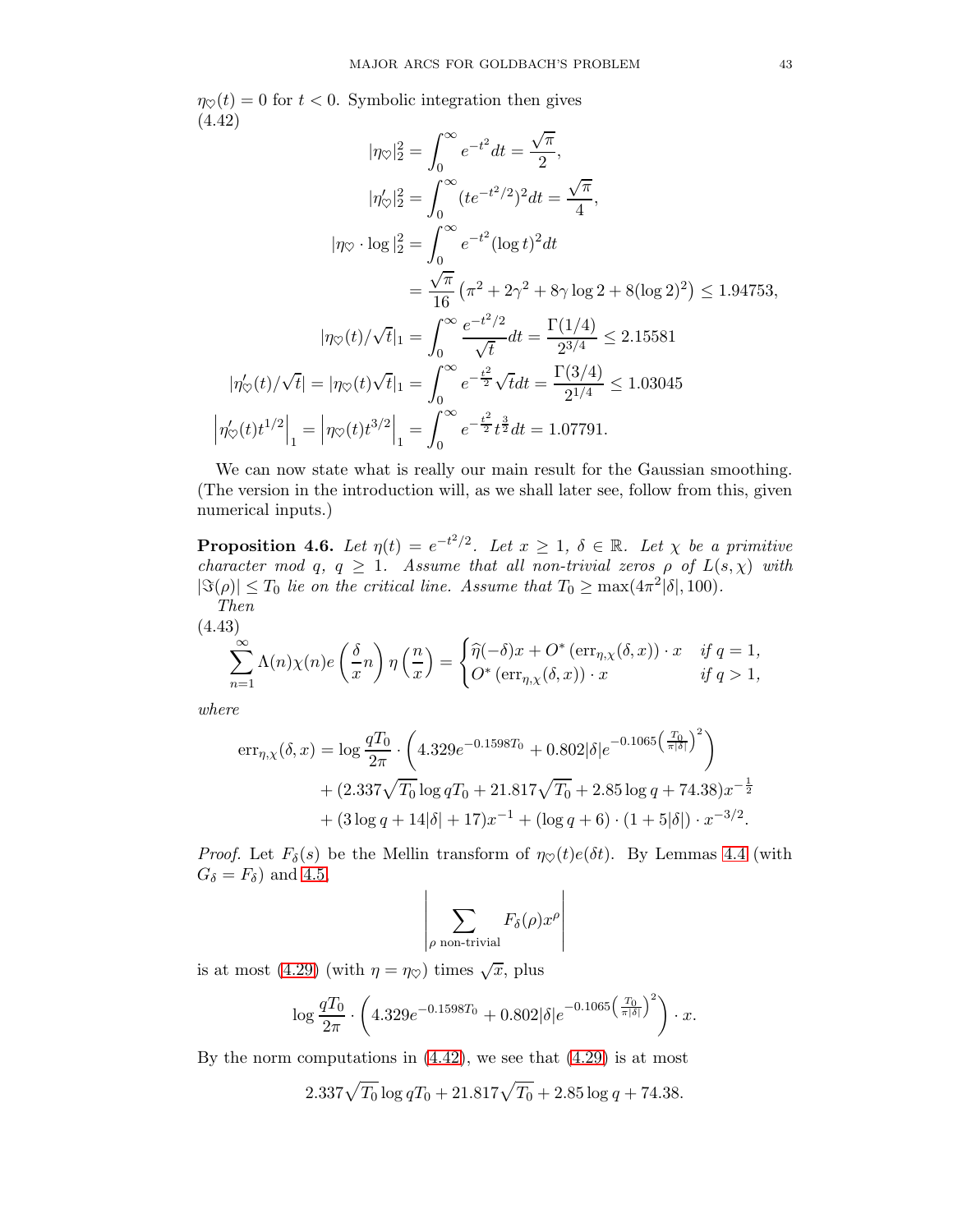$\eta_\heartsuit(t) = 0$ for $t < 0$. Symbolic integration then gives

(4.42)

$$
\begin{aligned}
|\eta_\heartsuit|_2^2 &= \int_0^\infty e^{-t^2} dt = \frac{\sqrt{\pi}}{2},\\
|\eta_\heartsuit'|_2^2 &= \int_0^\infty (te^{-t^2/2})^2 dt = \frac{\sqrt{\pi}}{4},\\
|\eta_\heartsuit \cdot \log|_2^2 &= \int_0^\infty e^{-t^2}(\log t)^2 dt\\
&= \frac{\sqrt{\pi}}{16}\left(\pi^2 + 2\gamma^2 + 8\gamma \log 2 + 8(\log 2)^2\right) \leq 1.94753,\\
|\eta_\heartsuit(t)/\sqrt{t}|_1 &= \int_0^\infty \frac{e^{-t^2/2}}{\sqrt{t}} dt = \frac{\Gamma(1/4)}{2^{3/4}} \leq 2.15581\\
|\eta_\heartsuit'(t)/\sqrt{t}| = |\eta_\heartsuit(t)\sqrt{t}|_1 &= \int_0^\infty e^{-\frac{t^2}{2}}\sqrt{t} dt = \frac{\Gamma(3/4)}{2^{1/4}} \leq 1.03045\\
\left|\eta_\heartsuit'(t)t^{1/2}\right|_1 = \left|\eta_\heartsuit(t)t^{3/2}\right|_1 &= \int_0^\infty e^{-\frac{t^2}{2}} t^{\frac{3}{2}} dt = 1.07791.
\end{aligned}
$$

We can now state what is really our main result for the Gaussian smoothing. (The version in the introduction will, as we shall later see, follow from this, given numerical inputs.)

**Proposition 4.6.** *Let $\eta(t) = e^{-t^2/2}$. Let $x \geq 1$, $\delta \in \mathbb{R}$. Let $\chi$ be a primitive character mod $q$, $q \geq 1$. Assume that all non-trivial zeros $\rho$ of $L(s,\chi)$ with $|\Im(\rho)| \leq T_0$ lie on the critical line. Assume that $T_0 \geq \max(4\pi^2|\delta|, 100)$.*

*Then*

(4.43)
$$
\sum_{n=1}^\infty \Lambda(n)\chi(n) e\left(\frac{\delta}{x}n\right)\eta\left(\frac{n}{x}\right) = \begin{cases} \widehat{\eta}(-\delta)x + O^*\left(\mathrm{err}_{\eta,\chi}(\delta,x)\right)\cdot x & \text{if } q = 1,\\ O^*\left(\mathrm{err}_{\eta,\chi}(\delta,x)\right)\cdot x & \text{if } q > 1,\end{cases}
$$

*where*

$$
\begin{aligned}
\mathrm{err}_{\eta,\chi}(\delta,x) &= \log\frac{qT_0}{2\pi}\cdot\left(4.329e^{-0.1598T_0} + 0.802|\delta|e^{-0.1065\left(\frac{T_0}{\pi|\delta|}\right)^2}\right)\\
&\quad + (2.337\sqrt{T_0}\log qT_0 + 21.817\sqrt{T_0} + 2.85\log q + 74.38)x^{-\frac{1}{2}}\\
&\quad + (3\log q + 14|\delta| + 17)x^{-1} + (\log q + 6)\cdot(1 + 5|\delta|)\cdot x^{-3/2}.
\end{aligned}
$$

*Proof.* Let $F_\delta(s)$ be the Mellin transform of $\eta_\heartsuit(t)e(\delta t)$. By Lemmas 4.4 (with $G_\delta = F_\delta$) and 4.5,

$$
\left|\sum_{\rho \text{ non-trivial}} F_\delta(\rho)x^\rho\right|
$$

is at most (4.29) (with $\eta = \eta_\heartsuit$) times $\sqrt{x}$, plus

$$
\log\frac{qT_0}{2\pi}\cdot\left(4.329e^{-0.1598T_0} + 0.802|\delta|e^{-0.1065\left(\frac{T_0}{\pi|\delta|}\right)^2}\right)\cdot x.
$$

By the norm computations in (4.42), we see that (4.29) is at most

$$
2.337\sqrt{T_0}\log qT_0 + 21.817\sqrt{T_0} + 2.85\log q + 74.38.
$$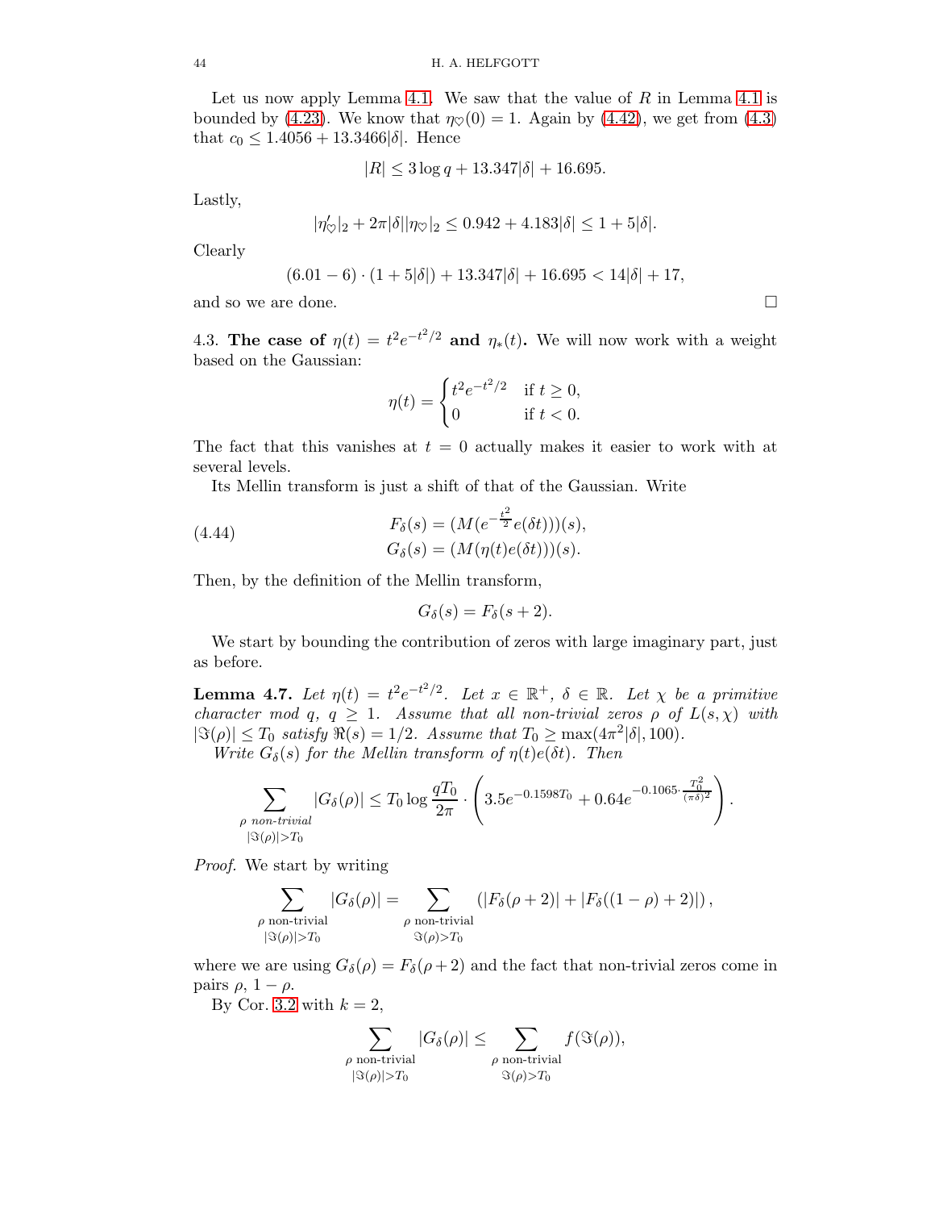Let us now apply Lemma 4.1. We saw that the value of $R$ in Lemma 4.1 is bounded by (4.23). We know that $\eta_\heartsuit(0) = 1$. Again by (4.42), we get from (4.3) that $c_0 \leq 1.4056 + 13.3466|\delta|$. Hence

$$|R| \leq 3 \log q + 13.347|\delta| + 16.695.$$

Lastly,

$$|\eta_\heartsuit'|_2 + 2\pi|\delta||\eta_\heartsuit|_2 \leq 0.942 + 4.183|\delta| \leq 1 + 5|\delta|.$$

Clearly

$$(6.01 - 6) \cdot (1 + 5|\delta|) + 13.347|\delta| + 16.695 < 14|\delta| + 17,$$

and so we are done. $\square$

## 4.3. The case of $\eta(t) = t^2 e^{-t^2/2}$ and $\eta_*(t)$.

We will now work with a weight based on the Gaussian:

$$\eta(t) = \begin{cases} t^2 e^{-t^2/2} & \text{if } t \geq 0, \\ 0 & \text{if } t < 0. \end{cases}$$

The fact that this vanishes at $t = 0$ actually makes it easier to work with at several levels.

Its Mellin transform is just a shift of that of the Gaussian. Write

$$\begin{aligned} F_\delta(s) &= (M(e^{-\frac{t^2}{2}} e(\delta t)))(s), \\ G_\delta(s) &= (M(\eta(t) e(\delta t)))(s). \end{aligned} \tag{4.44}$$

Then, by the definition of the Mellin transform,

$$G_\delta(s) = F_\delta(s + 2).$$

We start by bounding the contribution of zeros with large imaginary part, just as before.

**Lemma 4.7.** *Let $\eta(t) = t^2 e^{-t^2/2}$. Let $x \in \mathbb{R}^+$, $\delta \in \mathbb{R}$. Let $\chi$ be a primitive character mod $q$, $q \geq 1$. Assume that all non-trivial zeros $\rho$ of $L(s, \chi)$ with $|\Im(\rho)| \leq T_0$ satisfy $\Re(s) = 1/2$. Assume that $T_0 \geq \max(4\pi^2|\delta|, 100)$.*

*Write $G_\delta(s)$ for the Mellin transform of $\eta(t)e(\delta t)$. Then*

$$\sum_{\substack{\rho \text{ non-trivial} \\ |\Im(\rho)| > T_0}} |G_\delta(\rho)| \leq T_0 \log \frac{qT_0}{2\pi} \cdot \left( 3.5 e^{-0.1598 T_0} + 0.64 e^{-0.1065 \cdot \frac{T_0^2}{(\pi\delta)^2}} \right).$$

*Proof.* We start by writing

$$\sum_{\substack{\rho \text{ non-trivial} \\ |\Im(\rho)| > T_0}} |G_\delta(\rho)| = \sum_{\substack{\rho \text{ non-trivial} \\ \Im(\rho) > T_0}} \left( |F_\delta(\rho + 2)| + |F_\delta((1 - \rho) + 2)| \right),$$

where we are using $G_\delta(\rho) = F_\delta(\rho + 2)$ and the fact that non-trivial zeros come in pairs $\rho$, $1 - \rho$.

By Cor. 3.2 with $k = 2$,

$$\sum_{\substack{\rho \text{ non-trivial} \\ |\Im(\rho)| > T_0}} |G_\delta(\rho)| \leq \sum_{\substack{\rho \text{ non-trivial} \\ \Im(\rho) > T_0}} f(\Im(\rho)),$$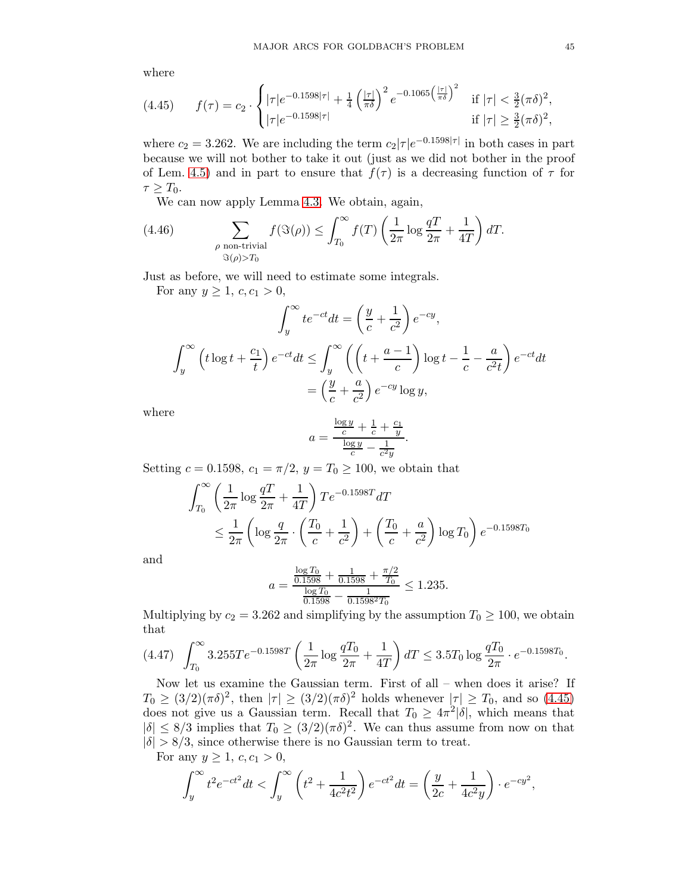where

$$f(\tau) = c_2 \cdot \begin{cases} |\tau| e^{-0.1598|\tau|} + \frac{1}{4}\left(\frac{|\tau|}{\pi\delta}\right)^2 e^{-0.1065\left(\frac{|\tau|}{\pi\delta}\right)^2} & \text{if } |\tau| < \frac{3}{2}(\pi\delta)^2, \\ |\tau| e^{-0.1598|\tau|} & \text{if } |\tau| \geq \frac{3}{2}(\pi\delta)^2, \end{cases} \tag{4.45}$$

where $c_2 = 3.262$. We are including the term $c_2|\tau|e^{-0.1598|\tau|}$ in both cases in part because we will not bother to take it out (just as we did not bother in the proof of Lem. 4.5) and in part to ensure that $f(\tau)$ is a decreasing function of $\tau$ for $\tau \geq T_0$.

We can now apply Lemma 4.3. We obtain, again,

$$\sum_{\substack{\rho \text{ non-trivial} \\ \Im(\rho) > T_0}} f(\Im(\rho)) \leq \int_{T_0}^{\infty} f(T) \left( \frac{1}{2\pi} \log \frac{qT}{2\pi} + \frac{1}{4T} \right) dT. \tag{4.46}$$

Just as before, we will need to estimate some integrals.

For any $y \geq 1$, $c, c_1 > 0$,

$$\int_y^\infty t e^{-ct} dt = \left( \frac{y}{c} + \frac{1}{c^2} \right) e^{-cy},$$

$$\begin{aligned}\int_y^\infty \left( t \log t + \frac{c_1}{t} \right) e^{-ct} dt &\leq \int_y^\infty \left( \left( t + \frac{a-1}{c} \right) \log t - \frac{1}{c} - \frac{a}{c^2 t} \right) e^{-ct} dt \\ &= \left( \frac{y}{c} + \frac{a}{c^2} \right) e^{-cy} \log y,\end{aligned}$$

where

$$a = \frac{\frac{\log y}{c} + \frac{1}{c} + \frac{c_1}{y}}{\frac{\log y}{c} - \frac{1}{c^2 y}}.$$

Setting $c = 0.1598$, $c_1 = \pi/2$, $y = T_0 \geq 100$, we obtain that

$$\begin{aligned}&\int_{T_0}^\infty \left( \frac{1}{2\pi} \log \frac{qT}{2\pi} + \frac{1}{4T} \right) T e^{-0.1598T} dT \\ &\leq \frac{1}{2\pi} \left( \log \frac{q}{2\pi} \cdot \left( \frac{T_0}{c} + \frac{1}{c^2} \right) + \left( \frac{T_0}{c} + \frac{a}{c^2} \right) \log T_0 \right) e^{-0.1598T_0}\end{aligned}$$

and

$$a = \frac{\frac{\log T_0}{0.1598} + \frac{1}{0.1598} + \frac{\pi/2}{T_0}}{\frac{\log T_0}{0.1598} - \frac{1}{0.1598^2 T_0}} \leq 1.235.$$

Multiplying by $c_2 = 3.262$ and simplifying by the assumption $T_0 \geq 100$, we obtain that

$$\int_{T_0}^\infty 3.255 T e^{-0.1598T} \left( \frac{1}{2\pi} \log \frac{qT_0}{2\pi} + \frac{1}{4T} \right) dT \leq 3.5 T_0 \log \frac{qT_0}{2\pi} \cdot e^{-0.1598T_0}. \tag{4.47}$$

Now let us examine the Gaussian term. First of all – when does it arise? If $T_0 \geq (3/2)(\pi\delta)^2$, then $|\tau| \geq (3/2)(\pi\delta)^2$ holds whenever $|\tau| \geq T_0$, and so (4.45) does not give us a Gaussian term. Recall that $T_0 \geq 4\pi^2|\delta|$, which means that $|\delta| \leq 8/3$ implies that $T_0 \geq (3/2)(\pi\delta)^2$. We can thus assume from now on that $|\delta| > 8/3$, since otherwise there is no Gaussian term to treat.

For any $y \geq 1$, $c, c_1 > 0$,

$$\int_y^\infty t^2 e^{-ct^2} dt < \int_y^\infty \left( t^2 + \frac{1}{4c^2 t^2} \right) e^{-ct^2} dt = \left( \frac{y}{2c} + \frac{1}{4c^2 y} \right) \cdot e^{-cy^2},$$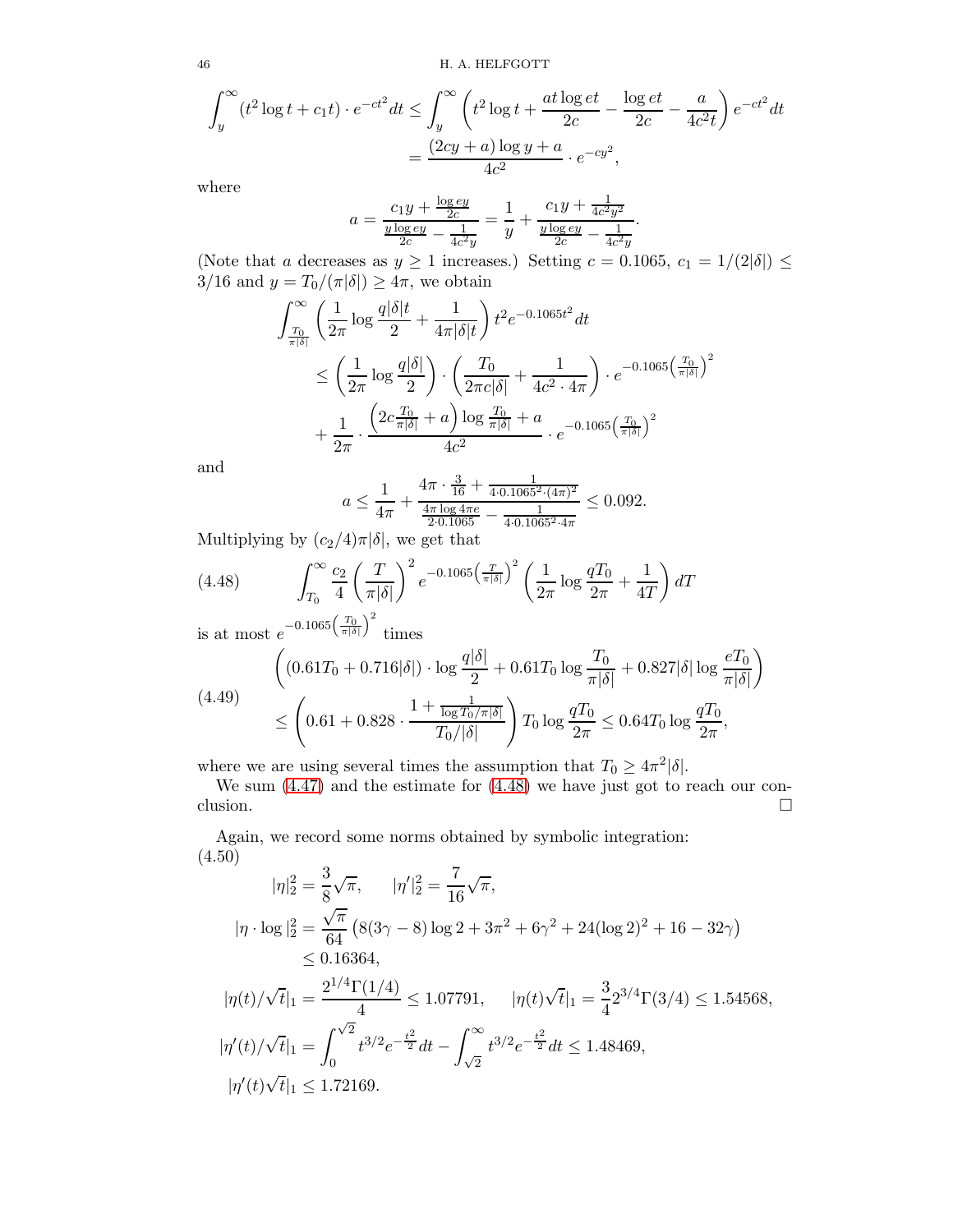$$\int_y^\infty (t^2 \log t + c_1 t) \cdot e^{-ct^2} dt \leq \int_y^\infty \left( t^2 \log t + \frac{at \log et}{2c} - \frac{\log et}{2c} - \frac{a}{4c^2 t} \right) e^{-ct^2} dt$$

$$= \frac{(2cy + a)\log y + a}{4c^2} \cdot e^{-cy^2},$$

where

$$a = \frac{c_1 y + \frac{\log ey}{2c}}{\frac{y \log ey}{2c} - \frac{1}{4c^2 y}} = \frac{1}{y} + \frac{c_1 y + \frac{1}{4c^2 y^2}}{\frac{y \log ey}{2c} - \frac{1}{4c^2 y}}.$$

(Note that $a$ decreases as $y \geq 1$ increases.) Setting $c = 0.1065$, $c_1 = 1/(2|\delta|) \leq 3/16$ and $y = T_0/(\pi|\delta|) \geq 4\pi$, we obtain

$$\int_{\frac{T_0}{\pi|\delta|}}^\infty \left( \frac{1}{2\pi} \log \frac{q|\delta|t}{2} + \frac{1}{4\pi|\delta|t} \right) t^2 e^{-0.1065 t^2} dt$$

$$\leq \left( \frac{1}{2\pi} \log \frac{q|\delta|}{2} \right) \cdot \left( \frac{T_0}{2\pi c|\delta|} + \frac{1}{4c^2 \cdot 4\pi} \right) \cdot e^{-0.1065 \left(\frac{T_0}{\pi|\delta|}\right)^2}$$

$$+ \frac{1}{2\pi} \cdot \frac{\left(2c\frac{T_0}{\pi|\delta|} + a\right) \log \frac{T_0}{\pi|\delta|} + a}{4c^2} \cdot e^{-0.1065 \left(\frac{T_0}{\pi|\delta|}\right)^2}$$

and

$$a \leq \frac{1}{4\pi} + \frac{4\pi \cdot \frac{3}{16} + \frac{1}{4 \cdot 0.1065^2 \cdot (4\pi)^2}}{\frac{4\pi \log 4\pi e}{2 \cdot 0.1065} - \frac{1}{4 \cdot 0.1065^2 \cdot 4\pi}} \leq 0.092.$$

Multiplying by $(c_2/4)\pi|\delta|$, we get that

$$\int_{T_0}^\infty \frac{c_2}{4} \left( \frac{T}{\pi|\delta|} \right)^2 e^{-0.1065 \left(\frac{T}{\pi|\delta|}\right)^2} \left( \frac{1}{2\pi} \log \frac{qT_0}{2\pi} + \frac{1}{4T} \right) dT \tag{4.48}$$

is at most $e^{-0.1065\left(\frac{T_0}{\pi|\delta|}\right)^2}$ times

$$\begin{aligned} &\left( (0.61 T_0 + 0.716|\delta|) \cdot \log \frac{q|\delta|}{2} + 0.61 T_0 \log \frac{T_0}{\pi|\delta|} + 0.827|\delta| \log \frac{eT_0}{\pi|\delta|} \right) \\ &\leq \left( 0.61 + 0.828 \cdot \frac{1 + \frac{1}{\log T_0/\pi|\delta|}}{T_0/|\delta|} \right) T_0 \log \frac{qT_0}{2\pi} \leq 0.64 T_0 \log \frac{qT_0}{2\pi}, \end{aligned} \tag{4.49}$$

where we are using several times the assumption that $T_0 \geq 4\pi^2|\delta|$.

We sum (4.47) and the estimate for (4.48) we have just got to reach our conclusion. □

Again, we record some norms obtained by symbolic integration:

$$\begin{aligned} &|\eta|_2^2 = \frac{3}{8}\sqrt{\pi}, \qquad |\eta'|_2^2 = \frac{7}{16}\sqrt{\pi}, \\ &|\eta \cdot \log|_2^2 = \frac{\sqrt{\pi}}{64}\left(8(3\gamma - 8)\log 2 + 3\pi^2 + 6\gamma^2 + 24(\log 2)^2 + 16 - 32\gamma\right) \\ &\qquad \leq 0.16364, \\ &|\eta(t)/\sqrt{t}|_1 = \frac{2^{1/4}\Gamma(1/4)}{4} \leq 1.07791, \qquad |\eta(t)\sqrt{t}|_1 = \frac{3}{4} 2^{3/4}\Gamma(3/4) \leq 1.54568, \\ &|\eta'(t)/\sqrt{t}|_1 = \int_0^{\sqrt{2}} t^{3/2} e^{-\frac{t^2}{2}} dt - \int_{\sqrt{2}}^\infty t^{3/2} e^{-\frac{t^2}{2}} dt \leq 1.48469, \\ &|\eta'(t)\sqrt{t}|_1 \leq 1.72169. \end{aligned} \tag{4.50}$$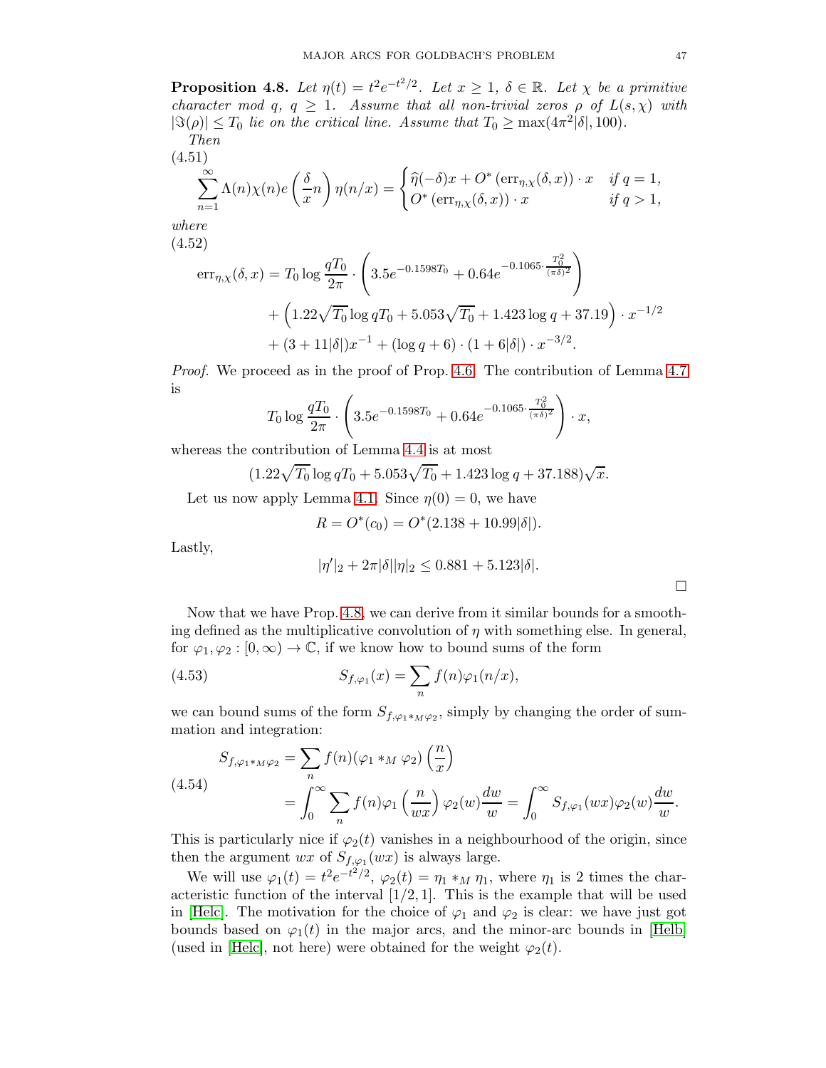**Proposition 4.8.** *Let $\eta(t) = t^2 e^{-t^2/2}$. Let $x \geq 1$, $\delta \in \mathbb{R}$. Let $\chi$ be a primitive character mod $q$, $q \geq 1$. Assume that all non-trivial zeros $\rho$ of $L(s,\chi)$ with $|\Im(\rho)| \leq T_0$ lie on the critical line. Assume that $T_0 \geq \max(4\pi^2|\delta|, 100)$.*

*Then*

(4.51)
$$\sum_{n=1}^{\infty} \Lambda(n)\chi(n) e\left(\frac{\delta}{x} n\right) \eta(n/x) = \begin{cases} \widehat{\eta}(-\delta)x + O^*\left(\mathrm{err}_{\eta,\chi}(\delta,x)\right) \cdot x & \text{if } q = 1, \\ O^*\left(\mathrm{err}_{\eta,\chi}(\delta,x)\right) \cdot x & \text{if } q > 1, \end{cases}$$

*where*

(4.52)
$$\begin{aligned} \mathrm{err}_{\eta,\chi}(\delta,x) = T_0 \log \frac{qT_0}{2\pi} \cdot \left(3.5 e^{-0.1598 T_0} + 0.64 e^{-0.1065 \cdot \frac{T_0^2}{(\pi\delta)^2}}\right) \\ + \left(1.22\sqrt{T_0} \log qT_0 + 5.053\sqrt{T_0} + 1.423 \log q + 37.19\right) \cdot x^{-1/2} \\ + (3 + 11|\delta|)x^{-1} + (\log q + 6) \cdot (1 + 6|\delta|) \cdot x^{-3/2}. \end{aligned}$$

*Proof.* We proceed as in the proof of Prop. 4.6. The contribution of Lemma 4.7 is

$$T_0 \log \frac{qT_0}{2\pi} \cdot \left(3.5 e^{-0.1598 T_0} + 0.64 e^{-0.1065 \cdot \frac{T_0^2}{(\pi\delta)^2}}\right) \cdot x,$$

whereas the contribution of Lemma 4.4 is at most

$$(1.22\sqrt{T_0} \log qT_0 + 5.053\sqrt{T_0} + 1.423 \log q + 37.188)\sqrt{x}.$$

Let us now apply Lemma 4.1. Since $\eta(0) = 0$, we have

$$R = O^*(c_0) = O^*(2.138 + 10.99|\delta|).$$

Lastly,

$$|\eta'|_2 + 2\pi|\delta||\eta|_2 \leq 0.881 + 5.123|\delta|.$$

□

Now that we have Prop. 4.8, we can derive from it similar bounds for a smoothing defined as the multiplicative convolution of $\eta$ with something else. In general, for $\varphi_1, \varphi_2 : [0,\infty) \to \mathbb{C}$, if we know how to bound sums of the form

(4.53)
$$S_{f,\varphi_1}(x) = \sum_n f(n)\varphi_1(n/x),$$

we can bound sums of the form $S_{f,\varphi_1 *_M \varphi_2}$, simply by changing the order of summation and integration:

(4.54)
$$\begin{aligned} S_{f,\varphi_1 *_M \varphi_2} &= \sum_n f(n)(\varphi_1 *_M \varphi_2)\left(\frac{n}{x}\right) \\ &= \int_0^{\infty} \sum_n f(n)\varphi_1\left(\frac{n}{wx}\right)\varphi_2(w)\frac{dw}{w} = \int_0^{\infty} S_{f,\varphi_1}(wx)\varphi_2(w)\frac{dw}{w}. \end{aligned}$$

This is particularly nice if $\varphi_2(t)$ vanishes in a neighbourhood of the origin, since then the argument $wx$ of $S_{f,\varphi_1}(wx)$ is always large.

We will use $\varphi_1(t) = t^2 e^{-t^2/2}$, $\varphi_2(t) = \eta_1 *_M \eta_1$, where $\eta_1$ is 2 times the characteristic function of the interval $[1/2, 1]$. This is the example that will be used in [Helc]. The motivation for the choice of $\varphi_1$ and $\varphi_2$ is clear: we have just got bounds based on $\varphi_1(t)$ in the major arcs, and the minor-arc bounds in [Helb] (used in [Helc], not here) were obtained for the weight $\varphi_2(t)$.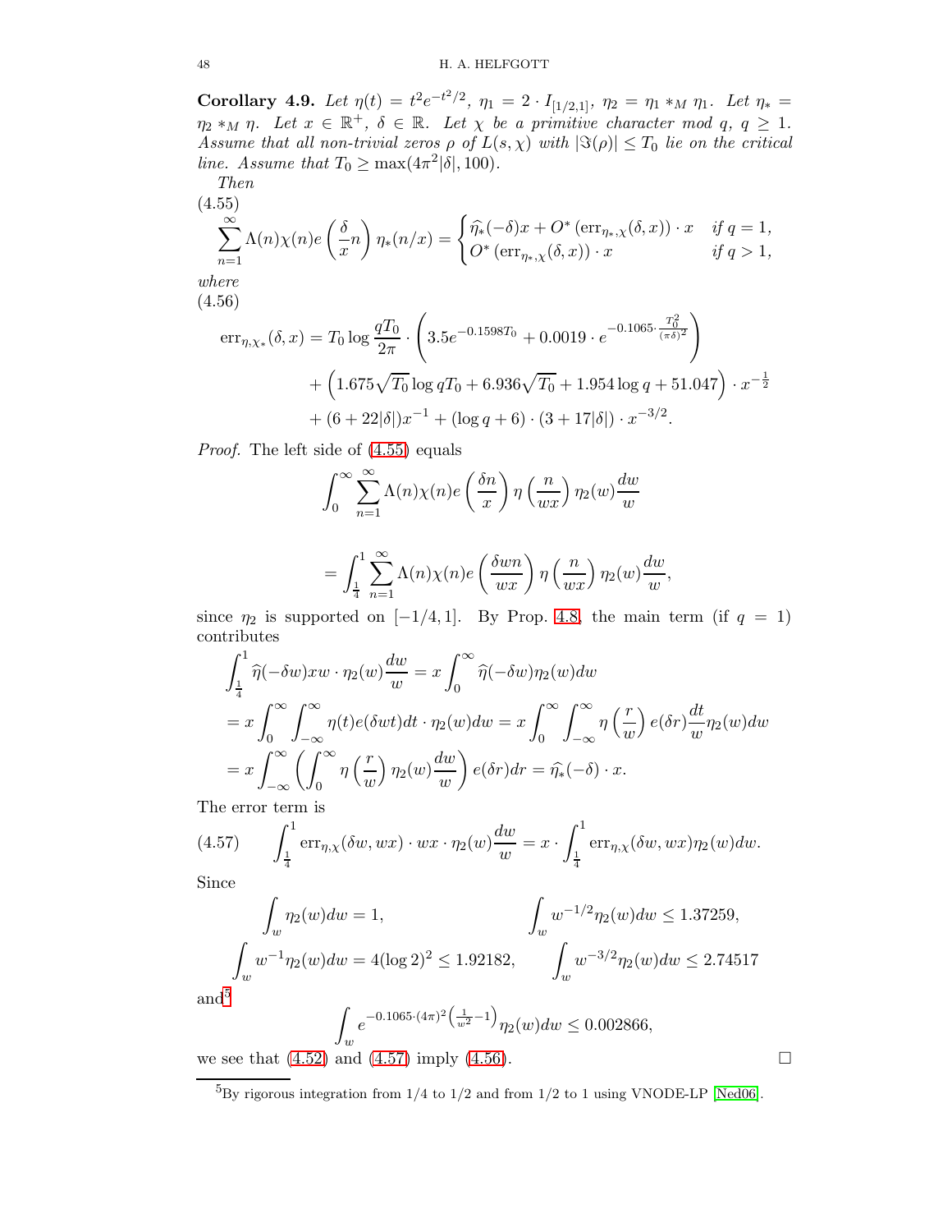**Corollary 4.9.** *Let $\eta(t) = t^2 e^{-t^2/2}$, $\eta_1 = 2 \cdot I_{[1/2,1]}$, $\eta_2 = \eta_1 *_M \eta_1$. Let $\eta_* = \eta_2 *_M \eta$. Let $x \in \mathbb{R}^+$, $\delta \in \mathbb{R}$. Let $\chi$ be a primitive character mod $q$, $q \geq 1$. Assume that all non-trivial zeros $\rho$ of $L(s,\chi)$ with $|\Im(\rho)| \leq T_0$ lie on the critical line. Assume that $T_0 \geq \max(4\pi^2|\delta|, 100)$.*

*Then*

$$\sum_{n=1}^{\infty} \Lambda(n)\chi(n) e\left(\frac{\delta}{x} n\right) \eta_*(n/x) = \begin{cases} \widehat{\eta_*}(-\delta)x + O^*\left(\mathrm{err}_{\eta_*,\chi}(\delta,x)\right) \cdot x & \text{if } q = 1, \\ O^*\left(\mathrm{err}_{\eta_*,\chi}(\delta,x)\right) \cdot x & \text{if } q > 1, \end{cases} \tag{4.55}$$

*where*

$$\begin{aligned} \mathrm{err}_{\eta,\chi_*}(\delta,x) &= T_0 \log \frac{qT_0}{2\pi} \cdot \left(3.5 e^{-0.1598 T_0} + 0.0019 \cdot e^{-0.1065 \cdot \frac{T_0^2}{(\pi\delta)^2}}\right) \\ &\quad + \left(1.675\sqrt{T_0}\log qT_0 + 6.936\sqrt{T_0} + 1.954 \log q + 51.047\right) \cdot x^{-\frac{1}{2}} \\ &\quad + (6 + 22|\delta|) x^{-1} + (\log q + 6) \cdot (3 + 17|\delta|) \cdot x^{-3/2}. \end{aligned} \tag{4.56}$$

*Proof.* The left side of (4.55) equals

$$\int_0^{\infty} \sum_{n=1}^{\infty} \Lambda(n)\chi(n) e\left(\frac{\delta n}{x}\right) \eta\left(\frac{n}{wx}\right) \eta_2(w) \frac{dw}{w}$$

$$= \int_{\frac{1}{4}}^{1} \sum_{n=1}^{\infty} \Lambda(n)\chi(n) e\left(\frac{\delta wn}{wx}\right) \eta\left(\frac{n}{wx}\right) \eta_2(w) \frac{dw}{w},$$

since $\eta_2$ is supported on $[-1/4, 1]$. By Prop. 4.8, the main term (if $q = 1$) contributes

$$\begin{aligned} \int_{\frac{1}{4}}^{1} \widehat{\eta}(-\delta w) xw \cdot \eta_2(w) \frac{dw}{w} &= x \int_0^{\infty} \widehat{\eta}(-\delta w) \eta_2(w) dw \\ = x \int_0^{\infty} \int_{-\infty}^{\infty} \eta(t) e(\delta w t) dt \cdot \eta_2(w) dw &= x \int_0^{\infty} \int_{-\infty}^{\infty} \eta\left(\frac{r}{w}\right) e(\delta r) \frac{dt}{w} \eta_2(w) dw \\ = x \int_{-\infty}^{\infty} \left(\int_0^{\infty} \eta\left(\frac{r}{w}\right) \eta_2(w) \frac{dw}{w}\right) e(\delta r) dr &= \widehat{\eta_*}(-\delta) \cdot x. \end{aligned}$$

The error term is

$$\int_{\frac{1}{4}}^{1} \mathrm{err}_{\eta,\chi}(\delta w, wx) \cdot wx \cdot \eta_2(w) \frac{dw}{w} = x \cdot \int_{\frac{1}{4}}^{1} \mathrm{err}_{\eta,\chi}(\delta w, wx) \eta_2(w) dw. \tag{4.57}$$

Since

$$\int_w \eta_2(w) dw = 1, \qquad \int_w w^{-1/2} \eta_2(w) dw \leq 1.37259,$$

$$\int_w w^{-1} \eta_2(w) dw = 4(\log 2)^2 \leq 1.92182, \qquad \int_w w^{-3/2} \eta_2(w) dw \leq 2.74517$$

and[5]

$$\int_w e^{-0.1065 \cdot (4\pi)^2 \left(\frac{1}{w^2} - 1\right)} \eta_2(w) dw \leq 0.002866,$$

we see that (4.52) and (4.57) imply (4.56). □

[5] By rigorous integration from 1/4 to 1/2 and from 1/2 to 1 using VNODE-LP [Ned06].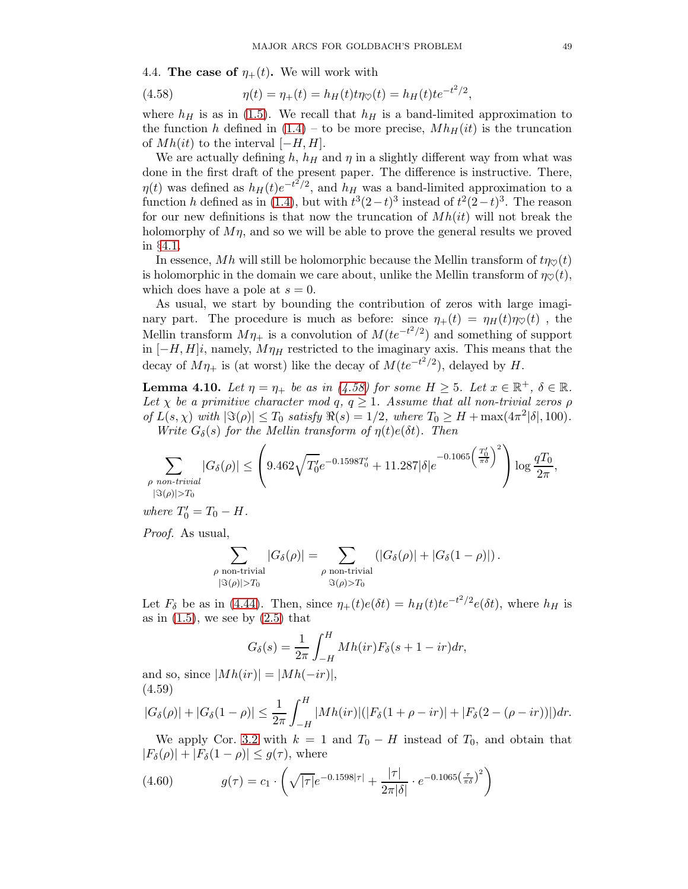## 4.4. The case of $\eta_+(t)$.

We will work with

$$\eta(t) = \eta_+(t) = h_H(t) t \eta_\heartsuit(t) = h_H(t) t e^{-t^2/2}, \tag{4.58}$$

where $h_H$ is as in (1.5). We recall that $h_H$ is a band-limited approximation to the function $h$ defined in (1.4) – to be more precise, $M h_H(it)$ is the truncation of $Mh(it)$ to the interval $[-H, H]$.

We are actually defining $h$, $h_H$ and $\eta$ in a slightly different way from what was done in the first draft of the present paper. The difference is instructive. There, $\eta(t)$ was defined as $h_H(t) e^{-t^2/2}$, and $h_H$ was a band-limited approximation to a function $h$ defined as in (1.4), but with $t^3(2-t)^3$ instead of $t^2(2-t)^3$. The reason for our new definitions is that now the truncation of $Mh(it)$ will not break the holomorphy of $M\eta$, and so we will be able to prove the general results we proved in §4.1.

In essence, $Mh$ will still be holomorphic because the Mellin transform of $t\eta_\heartsuit(t)$ is holomorphic in the domain we care about, unlike the Mellin transform of $\eta_\heartsuit(t)$, which does have a pole at $s = 0$.

As usual, we start by bounding the contribution of zeros with large imaginary part. The procedure is much as before: since $\eta_+(t) = \eta_H(t)\eta_\heartsuit(t)$ , the Mellin transform $M\eta_+$ is a convolution of $M(te^{-t^2/2})$ and something of support in $[-H, H]i$, namely, $M\eta_H$ restricted to the imaginary axis. This means that the decay of $M\eta_+$ is (at worst) like the decay of $M(te^{-t^2/2})$, delayed by $H$.

**Lemma 4.10.** *Let $\eta = \eta_+$ be as in (4.58) for some $H \geq 5$. Let $x \in \mathbb{R}^+$, $\delta \in \mathbb{R}$. Let $\chi$ be a primitive character mod $q$, $q \geq 1$. Assume that all non-trivial zeros $\rho$ of $L(s, \chi)$ with $|\Im(\rho)| \leq T_0$ satisfy $\Re(s) = 1/2$, where $T_0 \geq H + \max(4\pi^2|\delta|, 100)$.*

*Write $G_\delta(s)$ for the Mellin transform of $\eta(t)e(\delta t)$. Then*

$$\sum_{\substack{\rho \text{ non-trivial} \\ |\Im(\rho)| > T_0}} |G_\delta(\rho)| \leq \left( 9.462 \sqrt{T_0'} e^{-0.1598 T_0'} + 11.287 |\delta| e^{-0.1065 \left(\frac{T_0'}{\pi\delta}\right)^2} \right) \log \frac{q T_0}{2\pi},$$

*where $T_0' = T_0 - H$.*

*Proof.* As usual,

$$\sum_{\substack{\rho \text{ non-trivial} \\ |\Im(\rho)| > T_0}} |G_\delta(\rho)| = \sum_{\substack{\rho \text{ non-trivial} \\ \Im(\rho) > T_0}} \left( |G_\delta(\rho)| + |G_\delta(1 - \rho)| \right).$$

Let $F_\delta$ be as in (4.44). Then, since $\eta_+(t)e(\delta t) = h_H(t) t e^{-t^2/2} e(\delta t)$, where $h_H$ is as in (1.5), we see by (2.5) that

$$G_\delta(s) = \frac{1}{2\pi} \int_{-H}^{H} Mh(ir) F_\delta(s + 1 - ir) dr,$$

and so, since $|Mh(ir)| = |Mh(-ir)|$,

$$|G_\delta(\rho)| + |G_\delta(1 - \rho)| \leq \frac{1}{2\pi} \int_{-H}^{H} |Mh(ir)| (|F_\delta(1 + \rho - ir)| + |F_\delta(2 - (\rho - ir))|) dr. \tag{4.59}$$

We apply Cor. 3.2 with $k = 1$ and $T_0 - H$ instead of $T_0$, and obtain that $|F_\delta(\rho)| + |F_\delta(1 - \rho)| \leq g(\tau)$, where

$$g(\tau) = c_1 \cdot \left( \sqrt{|\tau|} e^{-0.1598|\tau|} + \frac{|\tau|}{2\pi|\delta|} \cdot e^{-0.1065\left(\frac{\tau}{\pi\delta}\right)^2} \right) \tag{4.60}$$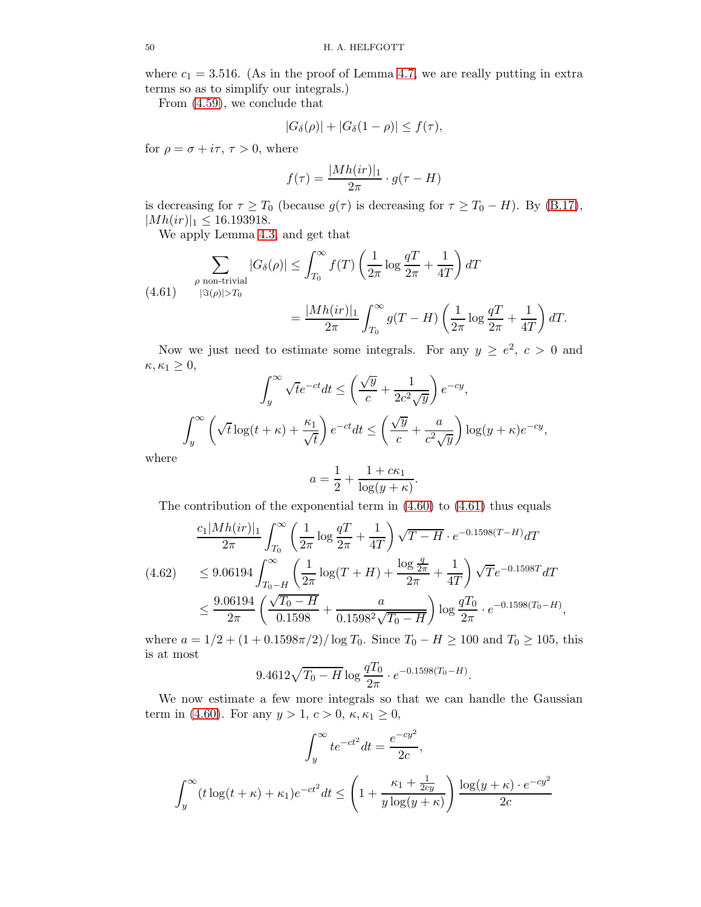where $c_1 = 3.516$. (As in the proof of Lemma 4.7, we are really putting in extra terms so as to simplify our integrals.)

From (4.59), we conclude that

$$|G_\delta(\rho)| + |G_\delta(1-\rho)| \le f(\tau),$$

for $\rho = \sigma + i\tau$, $\tau > 0$, where

$$f(\tau) = \frac{|Mh(ir)|_1}{2\pi} \cdot g(\tau - H)$$

is decreasing for $\tau \ge T_0$ (because $g(\tau)$ is decreasing for $\tau \ge T_0 - H$). By (B.17), $|Mh(ir)|_1 \le 16.193918$.

We apply Lemma 4.3, and get that

$$\sum_{\substack{\rho \text{ non-trivial} \\ |\Im(\rho)| > T_0}} |G_\delta(\rho)| \le \int_{T_0}^\infty f(T) \left( \frac{1}{2\pi} \log \frac{qT}{2\pi} + \frac{1}{4T} \right) dT$$
$$= \frac{|Mh(ir)|_1}{2\pi} \int_{T_0}^\infty g(T - H) \left( \frac{1}{2\pi} \log \frac{qT}{2\pi} + \frac{1}{4T} \right) dT. \tag{4.61}$$

Now we just need to estimate some integrals. For any $y \ge e^2$, $c > 0$ and $\kappa, \kappa_1 \ge 0$,

$$\int_y^\infty \sqrt{t} e^{-ct} dt \le \left( \frac{\sqrt{y}}{c} + \frac{1}{2c^2\sqrt{y}} \right) e^{-cy},$$

$$\int_y^\infty \left( \sqrt{t} \log(t+\kappa) + \frac{\kappa_1}{\sqrt{t}} \right) e^{-ct} dt \le \left( \frac{\sqrt{y}}{c} + \frac{a}{c^2\sqrt{y}} \right) \log(y+\kappa) e^{-cy},$$

where

$$a = \frac{1}{2} + \frac{1 + c\kappa_1}{\log(y+\kappa)}.$$

The contribution of the exponential term in (4.60) to (4.61) thus equals

$$\frac{c_1 |Mh(ir)|_1}{2\pi} \int_{T_0}^\infty \left( \frac{1}{2\pi} \log \frac{qT}{2\pi} + \frac{1}{4T} \right) \sqrt{T - H} \cdot e^{-0.1598(T-H)} dT$$
$$\le 9.06194 \int_{T_0 - H}^\infty \left( \frac{1}{2\pi} \log(T+H) + \frac{\log \frac{q}{2\pi}}{2\pi} + \frac{1}{4T} \right) \sqrt{T} e^{-0.1598T} dT$$
$$\le \frac{9.06194}{2\pi} \left( \frac{\sqrt{T_0 - H}}{0.1598} + \frac{a}{0.1598^2 \sqrt{T_0 - H}} \right) \log \frac{qT_0}{2\pi} \cdot e^{-0.1598(T_0 - H)}, \tag{4.62}$$

where $a = 1/2 + (1 + 0.1598\pi/2)/\log T_0$. Since $T_0 - H \ge 100$ and $T_0 \ge 105$, this is at most

$$9.4612\sqrt{T_0 - H} \log \frac{qT_0}{2\pi} \cdot e^{-0.1598(T_0 - H)}.$$

We now estimate a few more integrals so that we can handle the Gaussian term in (4.60). For any $y > 1$, $c > 0$, $\kappa, \kappa_1 \ge 0$,

$$\int_y^\infty t e^{-ct^2} dt = \frac{e^{-cy^2}}{2c},$$

$$\int_y^\infty (t \log(t+\kappa) + \kappa_1) e^{-ct^2} dt \le \left( 1 + \frac{\kappa_1 + \frac{1}{2cy}}{y \log(y+\kappa)} \right) \frac{\log(y+\kappa) \cdot e^{-cy^2}}{2c}$$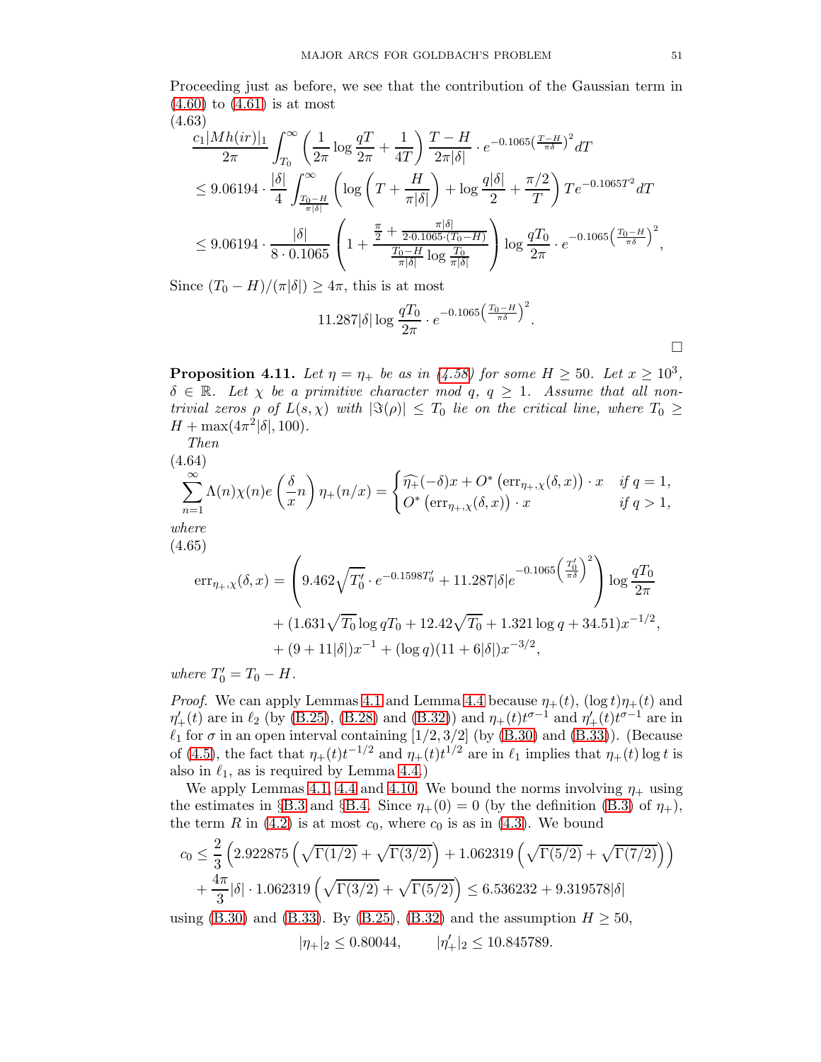Proceeding just as before, we see that the contribution of the Gaussian term in (4.60) to (4.61) is at most

(4.63)
$$\begin{aligned}
&\frac{c_1 |Mh(ir)|_1}{2\pi} \int_{T_0}^{\infty} \left( \frac{1}{2\pi} \log \frac{qT}{2\pi} + \frac{1}{4T} \right) \frac{T-H}{2\pi|\delta|} \cdot e^{-0.1065 \left(\frac{T-H}{\pi\delta}\right)^2} dT \\
&\leq 9.06194 \cdot \frac{|\delta|}{4} \int_{\frac{T_0-H}{\pi|\delta|}}^{\infty} \left( \log \left( T + \frac{H}{\pi|\delta|} \right) + \log \frac{q|\delta|}{2} + \frac{\pi/2}{T} \right) T e^{-0.1065 T^2} dT \\
&\leq 9.06194 \cdot \frac{|\delta|}{8 \cdot 0.1065} \left( 1 + \frac{\frac{\pi}{2} + \frac{\pi|\delta|}{2 \cdot 0.1065 \cdot (T_0 - H)}}{\frac{T_0 - H}{\pi|\delta|} \log \frac{T_0}{\pi|\delta|}} \right) \log \frac{qT_0}{2\pi} \cdot e^{-0.1065 \left(\frac{T_0 - H}{\pi\delta}\right)^2},
\end{aligned}$$

Since $(T_0 - H)/(\pi|\delta|) \geq 4\pi$, this is at most

$$11.287|\delta| \log \frac{qT_0}{2\pi} \cdot e^{-0.1065 \left(\frac{T_0-H}{\pi\delta}\right)^2}.$$

□

**Proposition 4.11.** *Let $\eta = \eta_+$ be as in (4.58) for some $H \geq 50$. Let $x \geq 10^3$, $\delta \in \mathbb{R}$. Let $\chi$ be a primitive character mod $q$, $q \geq 1$. Assume that all non-trivial zeros $\rho$ of $L(s,\chi)$ with $|\Im(\rho)| \leq T_0$ lie on the critical line, where $T_0 \geq H + \max(4\pi^2|\delta|, 100)$.*

*Then*

(4.64)
$$\sum_{n=1}^{\infty} \Lambda(n)\chi(n) e\left(\frac{\delta}{x} n\right) \eta_+(n/x) = \begin{cases} \widehat{\eta_+}(-\delta)x + O^*\left(\mathrm{err}_{\eta_+,\chi}(\delta, x)\right) \cdot x & \text{if } q = 1, \\ O^*\left(\mathrm{err}_{\eta_+,\chi}(\delta,x)\right) \cdot x & \text{if } q > 1, \end{cases}$$

*where*

(4.65)
$$\begin{aligned}
\mathrm{err}_{\eta_+,\chi}(\delta, x) &= \left( 9.462\sqrt{T_0'} \cdot e^{-0.1598 T_0'} + 11.287|\delta| e^{-0.1065 \left(\frac{T_0'}{\pi\delta}\right)^2} \right) \log \frac{qT_0}{2\pi} \\
&\quad + (1.631\sqrt{T_0} \log qT_0 + 12.42\sqrt{T_0} + 1.321 \log q + 34.51) x^{-1/2}, \\
&\quad + (9 + 11|\delta|) x^{-1} + (\log q)(11 + 6|\delta|) x^{-3/2},
\end{aligned}$$

*where $T_0' = T_0 - H$.*

*Proof.* We can apply Lemmas 4.1 and Lemma 4.4 because $\eta_+(t)$, $(\log t)\eta_+(t)$ and $\eta_+'(t)$ are in $\ell_2$ (by (B.25), (B.28) and (B.32)) and $\eta_+(t)t^{\sigma-1}$ and $\eta_+'(t)t^{\sigma-1}$ are in $\ell_1$ for $\sigma$ in an open interval containing $[1/2, 3/2]$ (by (B.30) and (B.33)). (Because of (4.5), the fact that $\eta_+(t)t^{-1/2}$ and $\eta_+(t)t^{1/2}$ are in $\ell_1$ implies that $\eta_+(t)\log t$ is also in $\ell_1$, as is required by Lemma 4.4.)

We apply Lemmas 4.1, 4.4 and 4.10. We bound the norms involving $\eta_+$ using the estimates in §B.3 and §B.4. Since $\eta_+(0) = 0$ (by the definition (B.3) of $\eta_+$), the term $R$ in (4.2) is at most $c_0$, where $c_0$ is as in (4.3). We bound

$$\begin{aligned}
c_0 &\leq \frac{2}{3}\left( 2.922875 \left( \sqrt{\Gamma(1/2)} + \sqrt{\Gamma(3/2)} \right) + 1.062319 \left( \sqrt{\Gamma(5/2)} + \sqrt{\Gamma(7/2)} \right) \right) \\
&\quad + \frac{4\pi}{3}|\delta| \cdot 1.062319 \left( \sqrt{\Gamma(3/2)} + \sqrt{\Gamma(5/2)} \right) \leq 6.536232 + 9.319578|\delta|
\end{aligned}$$

using (B.30) and (B.33). By (B.25), (B.32) and the assumption $H \geq 50$,

$$|\eta_+|_2 \leq 0.80044, \qquad |\eta_+'|_2 \leq 10.845789.$$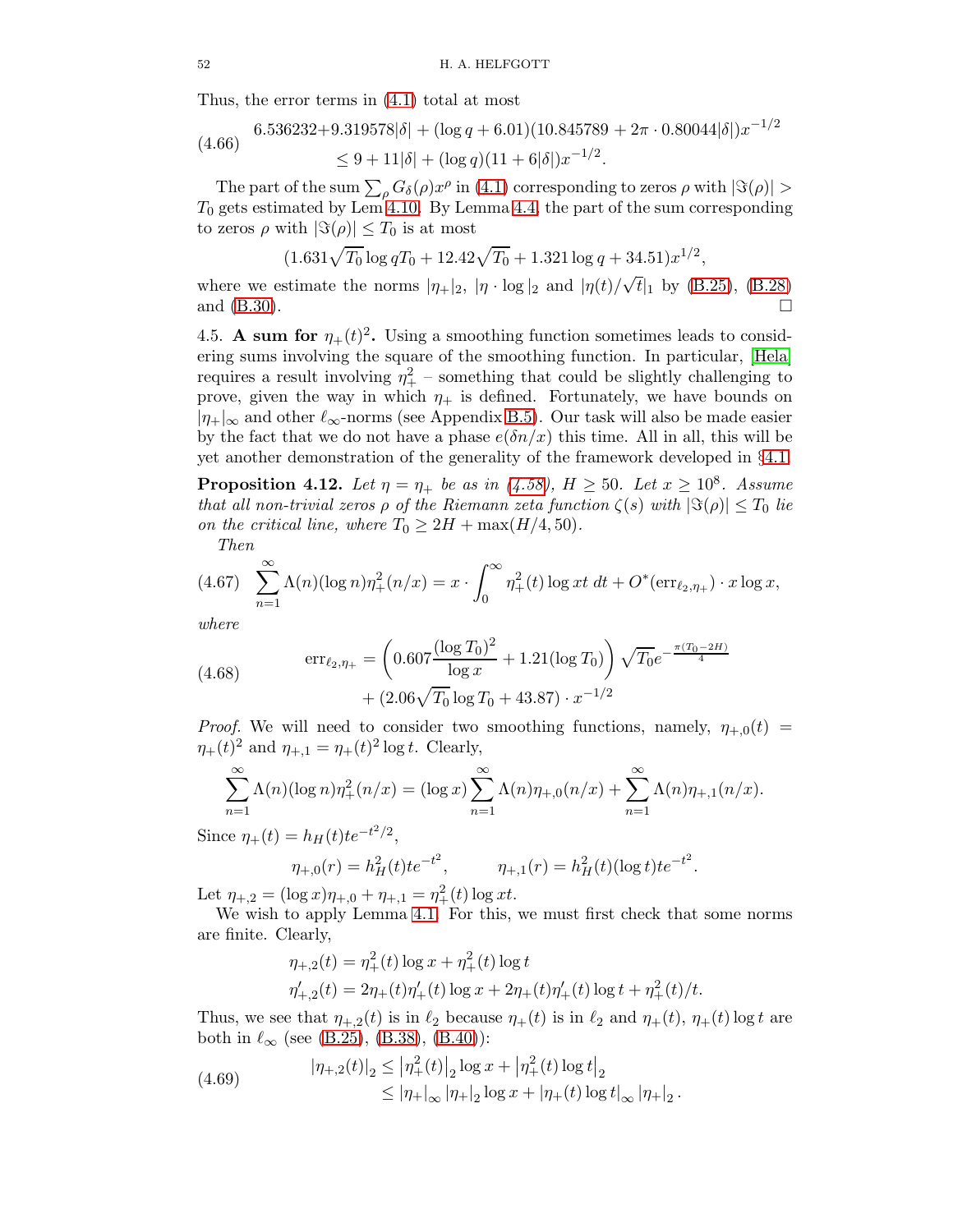Thus, the error terms in (4.1) total at most

$$
\begin{aligned}
&6.536232+9.319578|\delta| + (\log q + 6.01)(10.845789 + 2\pi \cdot 0.80044|\delta|)x^{-1/2} \\
&\quad\leq 9 + 11|\delta| + (\log q)(11 + 6|\delta|)x^{-1/2}.
\end{aligned} \tag{4.66}
$$

The part of the sum $\sum_\rho G_\delta(\rho)x^\rho$ in (4.1) corresponding to zeros $\rho$ with $|\Im(\rho)| > T_0$ gets estimated by Lem 4.10. By Lemma 4.4, the part of the sum corresponding to zeros $\rho$ with $|\Im(\rho)| \leq T_0$ is at most

$$(1.631\sqrt{T_0}\log qT_0 + 12.42\sqrt{T_0} + 1.321\log q + 34.51)x^{1/2},$$

where we estimate the norms $|\eta_+|_2$, $|\eta \cdot \log|_2$ and $|\eta(t)/\sqrt{t}|_1$ by (B.25), (B.28) and (B.30). □

4.5. **A sum for $\eta_+(t)^2$.** Using a smoothing function sometimes leads to considering sums involving the square of the smoothing function. In particular, [Hela] requires a result involving $\eta_+^2$ – something that could be slightly challenging to prove, given the way in which $\eta_+$ is defined. Fortunately, we have bounds on $|\eta_+|_\infty$ and other $\ell_\infty$-norms (see Appendix B.5). Our task will also be made easier by the fact that we do not have a phase $e(\delta n/x)$ this time. All in all, this will be yet another demonstration of the generality of the framework developed in §4.1.

**Proposition 4.12.** *Let $\eta = \eta_+$ be as in (4.58), $H \geq 50$. Let $x \geq 10^8$. Assume that all non-trivial zeros $\rho$ of the Riemann zeta function $\zeta(s)$ with $|\Im(\rho)| \leq T_0$ lie on the critical line, where $T_0 \geq 2H + \max(H/4, 50)$.*

*Then*

$$\sum_{n=1}^{\infty} \Lambda(n)(\log n)\eta_+^2(n/x) = x \cdot \int_0^\infty \eta_+^2(t)\log xt\, dt + O^*(\mathrm{err}_{\ell_2,\eta_+}) \cdot x\log x, \tag{4.67}$$

*where*

$$
\begin{aligned}
\mathrm{err}_{\ell_2,\eta_+} &= \left(0.607\frac{(\log T_0)^2}{\log x} + 1.21(\log T_0)\right)\sqrt{T_0}e^{-\frac{\pi(T_0-2H)}{4}} \\
&\quad + (2.06\sqrt{T_0}\log T_0 + 43.87)\cdot x^{-1/2}
\end{aligned} \tag{4.68}
$$

*Proof.* We will need to consider two smoothing functions, namely, $\eta_{+,0}(t) = \eta_+(t)^2$ and $\eta_{+,1} = \eta_+(t)^2\log t$. Clearly,

$$\sum_{n=1}^{\infty} \Lambda(n)(\log n)\eta_+^2(n/x) = (\log x)\sum_{n=1}^{\infty}\Lambda(n)\eta_{+,0}(n/x) + \sum_{n=1}^{\infty}\Lambda(n)\eta_{+,1}(n/x).$$

Since $\eta_+(t) = h_H(t)te^{-t^2/2}$,

$$\eta_{+,0}(r) = h_H^2(t)te^{-t^2}, \qquad \eta_{+,1}(r) = h_H^2(t)(\log t)te^{-t^2}.$$

Let $\eta_{+,2} = (\log x)\eta_{+,0} + \eta_{+,1} = \eta_+^2(t)\log xt$.

We wish to apply Lemma 4.1. For this, we must first check that some norms are finite. Clearly,

$$
\begin{aligned}
\eta_{+,2}(t) &= \eta_+^2(t)\log x + \eta_+^2(t)\log t \\
\eta_{+,2}'(t) &= 2\eta_+(t)\eta_+'(t)\log x + 2\eta_+(t)\eta_+'(t)\log t + \eta_+^2(t)/t.
\end{aligned}
$$

Thus, we see that $\eta_{+,2}(t)$ is in $\ell_2$ because $\eta_+(t)$ is in $\ell_2$ and $\eta_+(t)$, $\eta_+(t)\log t$ are both in $\ell_\infty$ (see (B.25), (B.38), (B.40)):

$$
\begin{aligned}
|\eta_{+,2}(t)|_2 &\leq \left|\eta_+^2(t)\right|_2\log x + \left|\eta_+^2(t)\log t\right|_2 \\
&\leq |\eta_+|_\infty|\eta_+|_2\log x + |\eta_+(t)\log t|_\infty|\eta_+|_2.
\end{aligned} \tag{4.69}
$$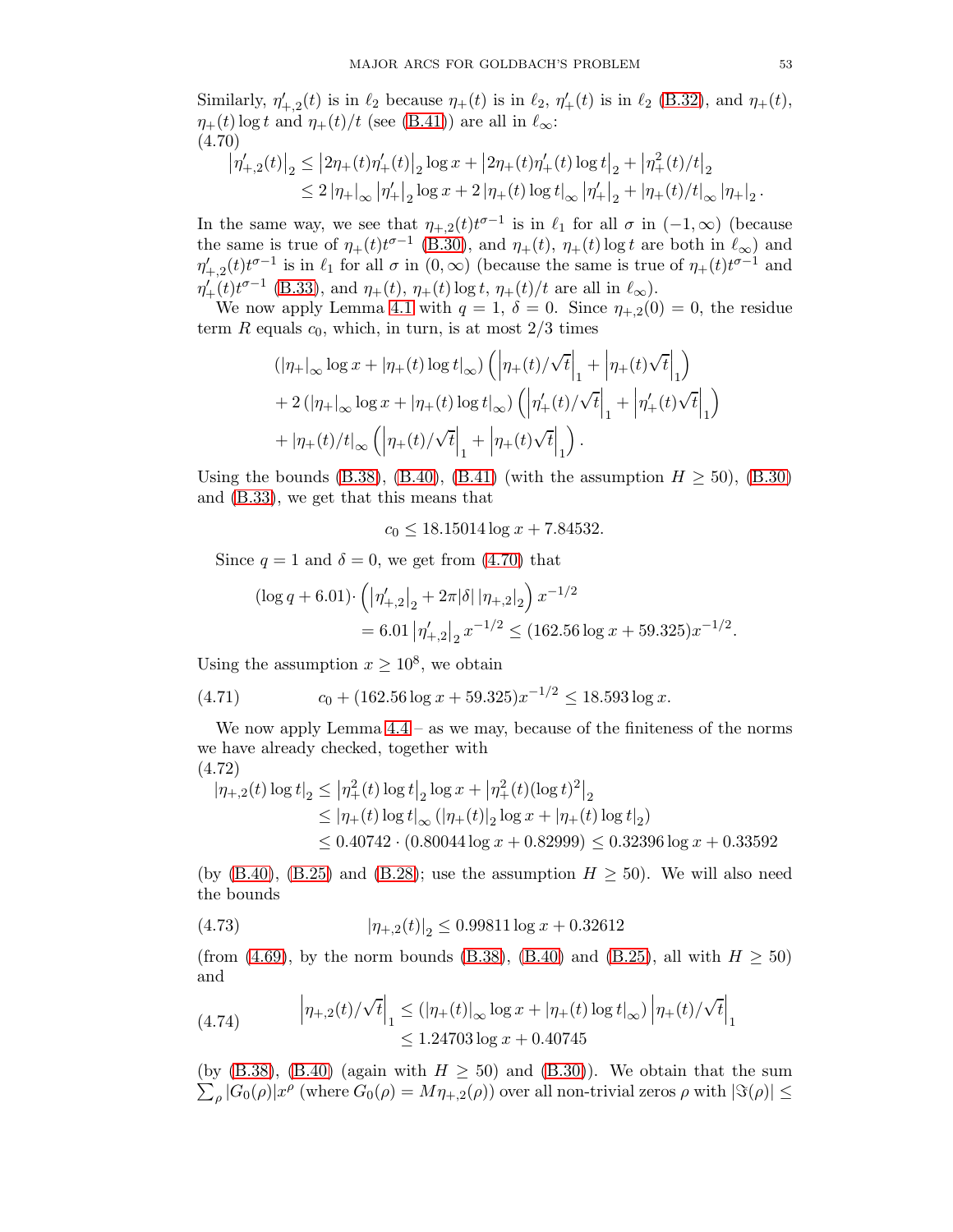Similarly, $\eta'_{+,2}(t)$ is in $\ell_2$ because $\eta_+(t)$ is in $\ell_2$, $\eta'_+(t)$ is in $\ell_2$ (B.32), and $\eta_+(t)$, $\eta_+(t)\log t$ and $\eta_+(t)/t$ (see (B.41)) are all in $\ell_\infty$:

(4.70)
$$\begin{aligned}\left|\eta'_{+,2}(t)\right|_2 &\le \left|2\eta_+(t)\eta'_+(t)\right|_2 \log x + \left|2\eta_+(t)\eta'_+(t)\log t\right|_2 + \left|\eta_+^2(t)/t\right|_2 \\ &\le 2\left|\eta_+\right|_\infty \left|\eta'_+\right|_2 \log x + 2\left|\eta_+(t)\log t\right|_\infty \left|\eta'_+\right|_2 + \left|\eta_+(t)/t\right|_\infty \left|\eta_+\right|_2.\end{aligned}$$

In the same way, we see that $\eta_{+,2}(t)t^{\sigma-1}$ is in $\ell_1$ for all $\sigma$ in $(-1,\infty)$ (because the same is true of $\eta_+(t)t^{\sigma-1}$ (B.30), and $\eta_+(t)$, $\eta_+(t)\log t$ are both in $\ell_\infty$) and $\eta'_{+,2}(t)t^{\sigma-1}$ is in $\ell_1$ for all $\sigma$ in $(0,\infty)$ (because the same is true of $\eta_+(t)t^{\sigma-1}$ and $\eta'_+(t)t^{\sigma-1}$ (B.33), and $\eta_+(t)$, $\eta_+(t)\log t$, $\eta_+(t)/t$ are all in $\ell_\infty$).

We now apply Lemma 4.1 with $q = 1$, $\delta = 0$. Since $\eta_{+,2}(0) = 0$, the residue term $R$ equals $c_0$, which, in turn, is at most $2/3$ times

$$\begin{aligned}&\left(\left|\eta_+\right|_\infty \log x + \left|\eta_+(t)\log t\right|_\infty\right)\left(\left|\eta_+(t)/\sqrt{t}\right|_1 + \left|\eta_+(t)\sqrt{t}\right|_1\right) \\ &+ 2\left(\left|\eta_+\right|_\infty \log x + \left|\eta_+(t)\log t\right|_\infty\right)\left(\left|\eta'_+(t)/\sqrt{t}\right|_1 + \left|\eta'_+(t)\sqrt{t}\right|_1\right) \\ &+ \left|\eta_+(t)/t\right|_\infty \left(\left|\eta_+(t)/\sqrt{t}\right|_1 + \left|\eta_+(t)\sqrt{t}\right|_1\right).\end{aligned}$$

Using the bounds (B.38), (B.40), (B.41) (with the assumption $H \ge 50$), (B.30) and (B.33), we get that this means that

$$c_0 \le 18.15014\log x + 7.84532.$$

Since $q = 1$ and $\delta = 0$, we get from (4.70) that

$$\begin{aligned}(\log q + 6.01)\cdot &\left(\left|\eta'_{+,2}\right|_2 + 2\pi|\delta|\left|\eta_{+,2}\right|_2\right) x^{-1/2} \\ &= 6.01\left|\eta'_{+,2}\right|_2 x^{-1/2} \le (162.56\log x + 59.325)x^{-1/2}.\end{aligned}$$

Using the assumption $x \ge 10^8$, we obtain

$$c_0 + (162.56\log x + 59.325)x^{-1/2} \le 18.593\log x. \tag{4.71}$$

We now apply Lemma 4.4 – as we may, because of the finiteness of the norms we have already checked, together with

(4.72)
$$\begin{aligned}\left|\eta_{+,2}(t)\log t\right|_2 &\le \left|\eta_+^2(t)\log t\right|_2 \log x + \left|\eta_+^2(t)(\log t)^2\right|_2 \\ &\le \left|\eta_+(t)\log t\right|_\infty \left(\left|\eta_+(t)\right|_2 \log x + \left|\eta_+(t)\log t\right|_2\right) \\ &\le 0.40742\cdot(0.80044\log x + 0.82999) \le 0.32396\log x + 0.33592\end{aligned}$$

(by (B.40), (B.25) and (B.28); use the assumption $H \ge 50$). We will also need the bounds

$$\left|\eta_{+,2}(t)\right|_2 \le 0.99811\log x + 0.32612 \tag{4.73}$$

(from (4.69), by the norm bounds (B.38), (B.40) and (B.25), all with $H \ge 50$) and

$$\begin{aligned}\left|\eta_{+,2}(t)/\sqrt{t}\right|_1 &\le \left(\left|\eta_+(t)\right|_\infty \log x + \left|\eta_+(t)\log t\right|_\infty\right)\left|\eta_+(t)/\sqrt{t}\right|_1 \\ &\le 1.24703\log x + 0.40745\end{aligned} \tag{4.74}$$

(by (B.38), (B.40) (again with $H \ge 50$) and (B.30)). We obtain that the sum $\sum_\rho |G_0(\rho)|x^\rho$ (where $G_0(\rho) = M\eta_{+,2}(\rho)$) over all non-trivial zeros $\rho$ with $|\Im(\rho)| \le$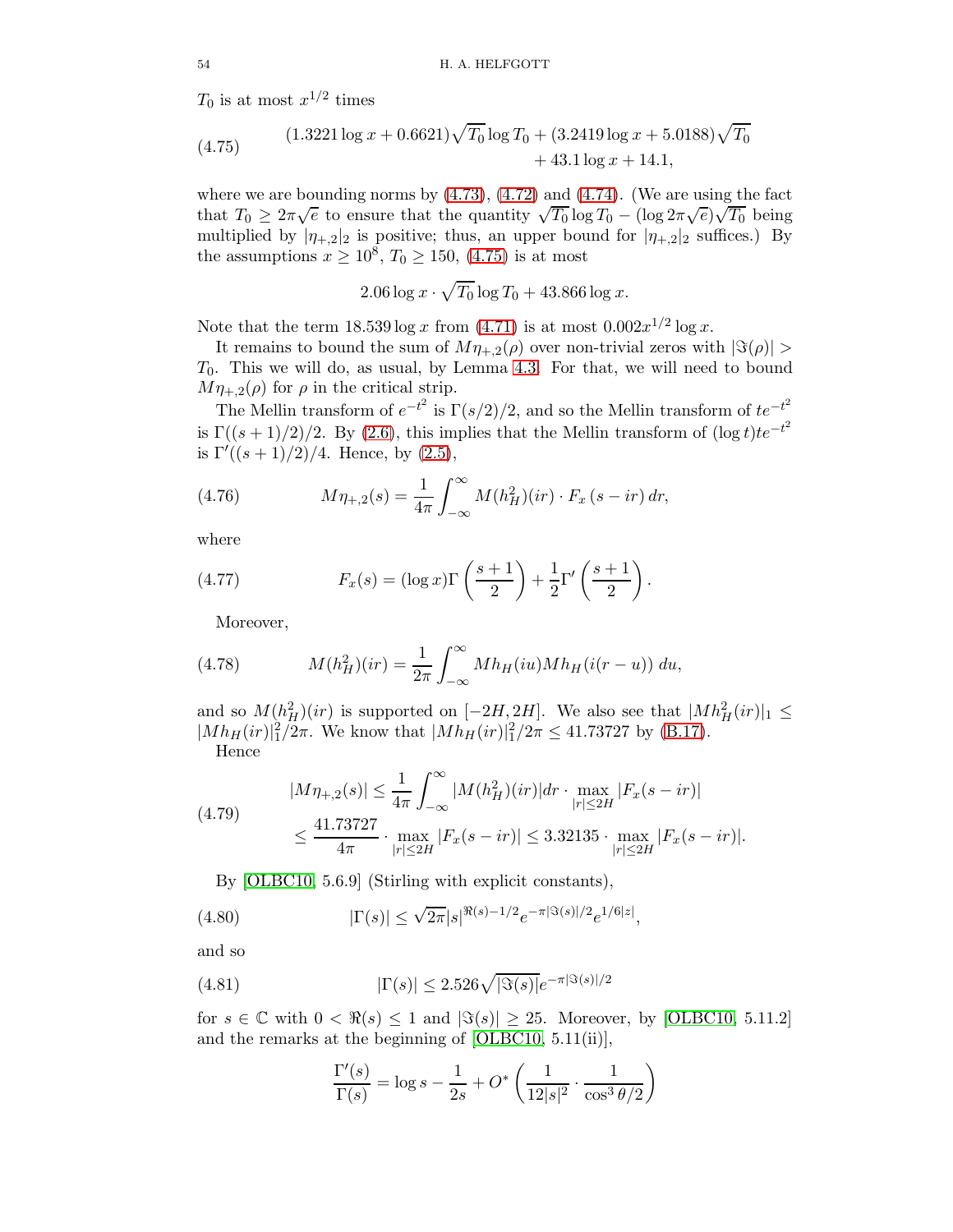$T_0$ is at most $x^{1/2}$ times

$$(1.3221 \log x + 0.6621)\sqrt{T_0} \log T_0 + (3.2419 \log x + 5.0188)\sqrt{T_0} + 43.1 \log x + 14.1, \tag{4.75}$$

where we are bounding norms by (4.73), (4.72) and (4.74). (We are using the fact that $T_0 \geq 2\pi\sqrt{e}$ to ensure that the quantity $\sqrt{T_0}\log T_0 - (\log 2\pi\sqrt{e})\sqrt{T_0}$ being multiplied by $|\eta_{+,2}|_2$ is positive; thus, an upper bound for $|\eta_{+,2}|_2$ suffices.) By the assumptions $x \geq 10^8$, $T_0 \geq 150$, (4.75) is at most

$$2.06 \log x \cdot \sqrt{T_0} \log T_0 + 43.866 \log x.$$

Note that the term $18.539 \log x$ from (4.71) is at most $0.002 x^{1/2} \log x$.

It remains to bound the sum of $M\eta_{+,2}(\rho)$ over non-trivial zeros with $|\Im(\rho)| > T_0$. This we will do, as usual, by Lemma 4.3. For that, we will need to bound $M\eta_{+,2}(\rho)$ for $\rho$ in the critical strip.

The Mellin transform of $e^{-t^2}$ is $\Gamma(s/2)/2$, and so the Mellin transform of $te^{-t^2}$ is $\Gamma((s+1)/2)/2$. By (2.6), this implies that the Mellin transform of $(\log t)te^{-t^2}$ is $\Gamma'((s+1)/2)/4$. Hence, by (2.5),

$$M\eta_{+,2}(s) = \frac{1}{4\pi}\int_{-\infty}^{\infty} M(h_H^2)(ir) \cdot F_x(s - ir)\, dr, \tag{4.76}$$

where

$$F_x(s) = (\log x)\Gamma\left(\frac{s+1}{2}\right) + \frac{1}{2}\Gamma'\left(\frac{s+1}{2}\right). \tag{4.77}$$

Moreover,

$$M(h_H^2)(ir) = \frac{1}{2\pi}\int_{-\infty}^{\infty} Mh_H(iu) Mh_H(i(r-u))\, du, \tag{4.78}$$

and so $M(h_H^2)(ir)$ is supported on $[-2H, 2H]$. We also see that $|Mh_H^2(ir)|_1 \leq |Mh_H(ir)|_1^2/2\pi$. We know that $|Mh_H(ir)|_1^2/2\pi \leq 41.73727$ by (B.17).

Hence

$$\begin{aligned} |M\eta_{+,2}(s)| &\leq \frac{1}{4\pi}\int_{-\infty}^{\infty} |M(h_H^2)(ir)| dr \cdot \max_{|r|\leq 2H} |F_x(s - ir)| \\ &\leq \frac{41.73727}{4\pi} \cdot \max_{|r|\leq 2H} |F_x(s-ir)| \leq 3.32135 \cdot \max_{|r|\leq 2H} |F_x(s - ir)|. \end{aligned} \tag{4.79}$$

By [OLBC10, 5.6.9] (Stirling with explicit constants),

$$|\Gamma(s)| \leq \sqrt{2\pi}|s|^{\Re(s)-1/2} e^{-\pi|\Im(s)|/2} e^{1/6|z|}, \tag{4.80}$$

and so

$$|\Gamma(s)| \leq 2.526\sqrt{|\Im(s)|} e^{-\pi|\Im(s)|/2} \tag{4.81}$$

for $s \in \mathbb{C}$ with $0 < \Re(s) \leq 1$ and $|\Im(s)| \geq 25$. Moreover, by [OLBC10, 5.11.2] and the remarks at the beginning of [OLBC10, 5.11(ii)],

$$\frac{\Gamma'(s)}{\Gamma(s)} = \log s - \frac{1}{2s} + O^*\left(\frac{1}{12|s|^2} \cdot \frac{1}{\cos^3 \theta/2}\right)$$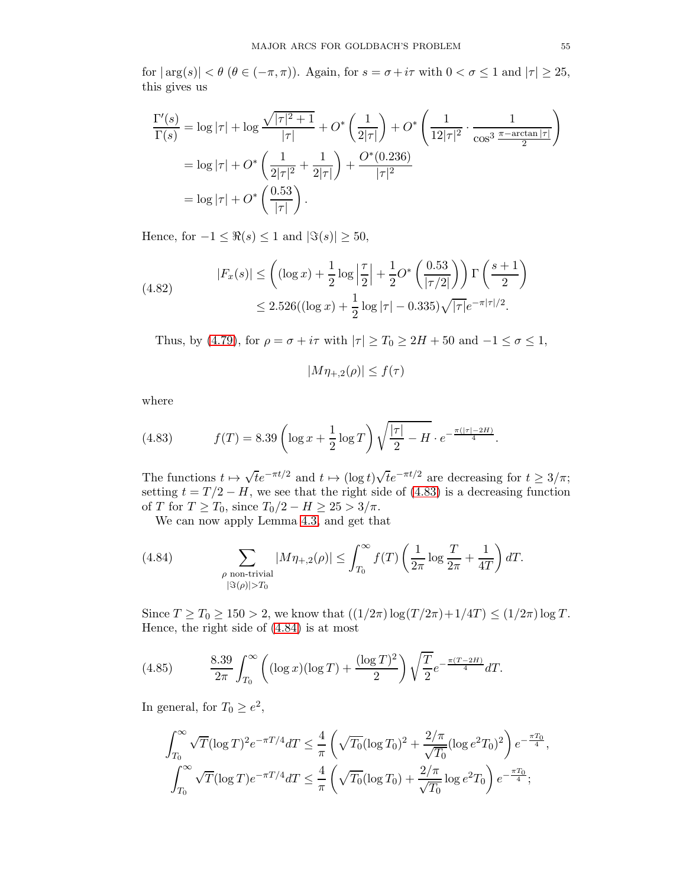for $|\arg(s)| < \theta$ ($\theta \in (-\pi, \pi)$). Again, for $s = \sigma + i\tau$ with $0 < \sigma \leq 1$ and $|\tau| \geq 25$, this gives us

$$\begin{aligned}
\frac{\Gamma'(s)}{\Gamma(s)} &= \log|\tau| + \log\frac{\sqrt{|\tau|^2+1}}{|\tau|} + O^*\left(\frac{1}{2|\tau|}\right) + O^*\left(\frac{1}{12|\tau|^2}\cdot\frac{1}{\cos^3\frac{\pi-\arctan|\tau|}{2}}\right) \\
&= \log|\tau| + O^*\left(\frac{1}{2|\tau|^2} + \frac{1}{2|\tau|}\right) + \frac{O^*(0.236)}{|\tau|^2} \\
&= \log|\tau| + O^*\left(\frac{0.53}{|\tau|}\right).
\end{aligned}$$

Hence, for $-1 \leq \Re(s) \leq 1$ and $|\Im(s)| \geq 50$,

$$\begin{aligned}
|F_x(s)| &\leq \left((\log x) + \frac{1}{2}\log\left|\frac{\tau}{2}\right| + \frac{1}{2}O^*\left(\frac{0.53}{|\tau/2|}\right)\right)\Gamma\left(\frac{s+1}{2}\right) \\
&\leq 2.526((\log x) + \frac{1}{2}\log|\tau| - 0.335)\sqrt{|\tau|}e^{-\pi|\tau|/2}.
\end{aligned} \tag{4.82}$$

Thus, by (4.79), for $\rho = \sigma + i\tau$ with $|\tau| \geq T_0 \geq 2H + 50$ and $-1 \leq \sigma \leq 1$,

$$|M\eta_{+,2}(\rho)| \leq f(\tau)$$

where

$$f(T) = 8.39\left(\log x + \frac{1}{2}\log T\right)\sqrt{\frac{|\tau|}{2} - H}\cdot e^{-\frac{\pi(|\tau|-2H)}{4}}. \tag{4.83}$$

The functions $t \mapsto \sqrt{t}e^{-\pi t/2}$ and $t \mapsto (\log t)\sqrt{t}e^{-\pi t/2}$ are decreasing for $t \geq 3/\pi$; setting $t = T/2 - H$, we see that the right side of (4.83) is a decreasing function of $T$ for $T \geq T_0$, since $T_0/2 - H \geq 25 > 3/\pi$.

We can now apply Lemma 4.3, and get that

$$\sum_{\substack{\rho \text{ non-trivial} \\ |\Im(\rho)| > T_0}} |M\eta_{+,2}(\rho)| \leq \int_{T_0}^{\infty} f(T)\left(\frac{1}{2\pi}\log\frac{T}{2\pi} + \frac{1}{4T}\right)dT. \tag{4.84}$$

Since $T \geq T_0 \geq 150 > 2$, we know that $((1/2\pi)\log(T/2\pi) + 1/4T) \leq (1/2\pi)\log T$. Hence, the right side of (4.84) is at most

$$\frac{8.39}{2\pi}\int_{T_0}^{\infty}\left((\log x)(\log T) + \frac{(\log T)^2}{2}\right)\sqrt{\frac{T}{2}}e^{-\frac{\pi(T-2H)}{4}}dT. \tag{4.85}$$

In general, for $T_0 \geq e^2$,

$$\begin{aligned}
\int_{T_0}^{\infty}\sqrt{T}(\log T)^2 e^{-\pi T/4}dT &\leq \frac{4}{\pi}\left(\sqrt{T_0}(\log T_0)^2 + \frac{2/\pi}{\sqrt{T_0}}(\log e^2 T_0)^2\right)e^{-\frac{\pi T_0}{4}}, \\
\int_{T_0}^{\infty}\sqrt{T}(\log T)e^{-\pi T/4}dT &\leq \frac{4}{\pi}\left(\sqrt{T_0}(\log T_0) + \frac{2/\pi}{\sqrt{T_0}}\log e^2 T_0\right)e^{-\frac{\pi T_0}{4}};
\end{aligned}$$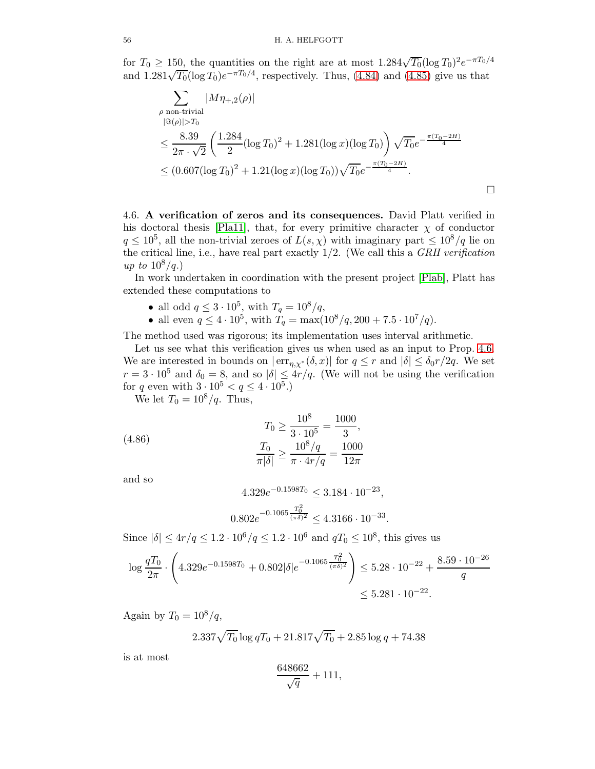for $T_0 \geq 150$, the quantities on the right are at most $1.284\sqrt{T_0}(\log T_0)^2 e^{-\pi T_0/4}$ and $1.281\sqrt{T_0}(\log T_0)e^{-\pi T_0/4}$, respectively. Thus, (4.84) and (4.85) give us that

$$\begin{aligned}
&\sum_{\substack{\rho \text{ non-trivial} \\ |\Im(\rho)|>T_0}} |M\eta_{+,2}(\rho)| \\
&\leq \frac{8.39}{2\pi\cdot\sqrt{2}}\left(\frac{1.284}{2}(\log T_0)^2 + 1.281(\log x)(\log T_0)\right)\sqrt{T_0}e^{-\frac{\pi(T_0-2H)}{4}} \\
&\leq (0.607(\log T_0)^2 + 1.21(\log x)(\log T_0))\sqrt{T_0}e^{-\frac{\pi(T_0-2H)}{4}}.
\end{aligned}$$

□

4.6. **A verification of zeros and its consequences.** David Platt verified in his doctoral thesis [Pla11], that, for every primitive character $\chi$ of conductor $q \leq 10^5$, all the non-trivial zeroes of $L(s,\chi)$ with imaginary part $\leq 10^8/q$ lie on the critical line, i.e., have real part exactly $1/2$. (We call this a *GRH verification up to* $10^8/q$.)

In work undertaken in coordination with the present project [Plab], Platt has extended these computations to

- all odd $q \leq 3\cdot 10^5$, with $T_q = 10^8/q$,
- all even $q \leq 4\cdot 10^5$, with $T_q = \max(10^8/q, 200 + 7.5\cdot 10^7/q)$.

The method used was rigorous; its implementation uses interval arithmetic.

Let us see what this verification gives us when used as an input to Prop. 4.6. We are interested in bounds on $|\mathrm{err}_{\eta,\chi^*}(\delta,x)|$ for $q \leq r$ and $|\delta| \leq \delta_0 r/2q$. We set $r = 3\cdot 10^5$ and $\delta_0 = 8$, and so $|\delta| \leq 4r/q$. (We will not be using the verification for $q$ even with $3\cdot 10^5 < q \leq 4\cdot 10^5$.)

We let $T_0 = 10^8/q$. Thus,

$$T_0 \geq \frac{10^8}{3\cdot 10^5} = \frac{1000}{3}, \qquad \frac{T_0}{\pi|\delta|} \geq \frac{10^8/q}{\pi\cdot 4r/q} = \frac{1000}{12\pi} \tag{4.86}$$

and so

$$4.329e^{-0.1598T_0} \leq 3.184\cdot 10^{-23},$$

$$0.802e^{-0.1065\frac{T_0^2}{(\pi\delta)^2}} \leq 4.3166\cdot 10^{-33}.$$

Since $|\delta| \leq 4r/q \leq 1.2\cdot 10^6/q \leq 1.2\cdot 10^6$ and $qT_0 \leq 10^8$, this gives us

$$\begin{aligned}
\log\frac{qT_0}{2\pi}\cdot\left(4.329e^{-0.1598T_0} + 0.802|\delta|e^{-0.1065\frac{T_0^2}{(\pi\delta)^2}}\right) &\leq 5.28\cdot 10^{-22} + \frac{8.59\cdot 10^{-26}}{q} \\
&\leq 5.281\cdot 10^{-22}.
\end{aligned}$$

Again by $T_0 = 10^8/q$,

$$2.337\sqrt{T_0}\log qT_0 + 21.817\sqrt{T_0} + 2.85\log q + 74.38$$

is at most

$$\frac{648662}{\sqrt{q}} + 111,$$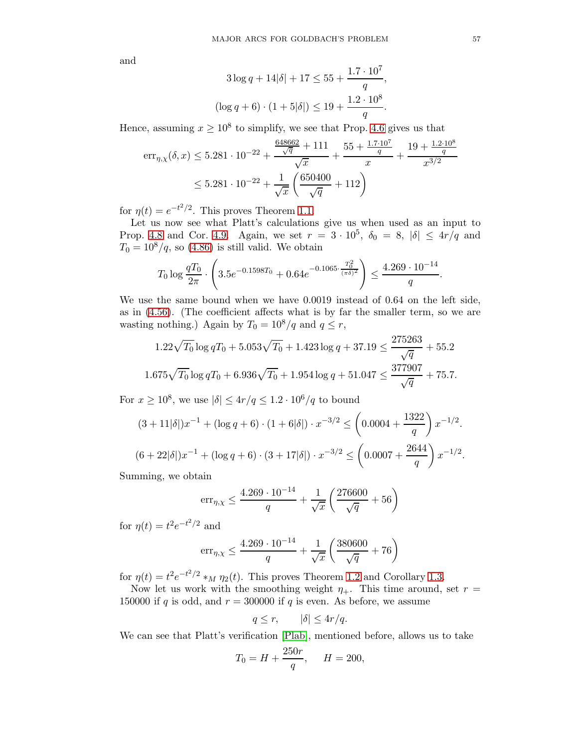and

$$3\log q + 14|\delta| + 17 \leq 55 + \frac{1.7\cdot 10^7}{q},$$

$$(\log q + 6)\cdot (1 + 5|\delta|) \leq 19 + \frac{1.2\cdot 10^8}{q}.$$

Hence, assuming $x \geq 10^8$ to simplify, we see that Prop. 4.6 gives us that

$$\begin{aligned}\mathrm{err}_{\eta,\chi}(\delta, x) &\leq 5.281\cdot 10^{-22} + \frac{\frac{648662}{\sqrt{q}} + 111}{\sqrt{x}} + \frac{55 + \frac{1.7\cdot 10^7}{q}}{x} + \frac{19 + \frac{1.2\cdot 10^8}{q}}{x^{3/2}} \\ &\leq 5.281\cdot 10^{-22} + \frac{1}{\sqrt{x}}\left(\frac{650400}{\sqrt{q}} + 112\right)\end{aligned}$$

for $\eta(t) = e^{-t^2/2}$. This proves Theorem 1.1.

Let us now see what Platt's calculations give us when used as an input to Prop. 4.8 and Cor. 4.9. Again, we set $r = 3\cdot 10^5$, $\delta_0 = 8$, $|\delta| \leq 4r/q$ and $T_0 = 10^8/q$, so (4.86) is still valid. We obtain

$$T_0 \log\frac{qT_0}{2\pi}\cdot\left(3.5e^{-0.1598T_0} + 0.64e^{-0.1065\cdot\frac{T_0^2}{(\pi\delta)^2}}\right) \leq \frac{4.269\cdot 10^{-14}}{q}.$$

We use the same bound when we have 0.0019 instead of 0.64 on the left side, as in (4.56). (The coefficient affects what is by far the smaller term, so we are wasting nothing.) Again by $T_0 = 10^8/q$ and $q \leq r$,

$$1.22\sqrt{T_0}\log qT_0 + 5.053\sqrt{T_0} + 1.423\log q + 37.19 \leq \frac{275263}{\sqrt{q}} + 55.2$$

$$1.675\sqrt{T_0}\log qT_0 + 6.936\sqrt{T_0} + 1.954\log q + 51.047 \leq \frac{377907}{\sqrt{q}} + 75.7.$$

For $x \geq 10^8$, we use $|\delta| \leq 4r/q \leq 1.2\cdot 10^6/q$ to bound

$$(3 + 11|\delta|)x^{-1} + (\log q + 6)\cdot(1 + 6|\delta|)\cdot x^{-3/2} \leq \left(0.0004 + \frac{1322}{q}\right)x^{-1/2}.$$

$$(6 + 22|\delta|)x^{-1} + (\log q + 6)\cdot(3 + 17|\delta|)\cdot x^{-3/2} \leq \left(0.0007 + \frac{2644}{q}\right)x^{-1/2}.$$

Summing, we obtain

$$\mathrm{err}_{\eta,\chi} \leq \frac{4.269\cdot 10^{-14}}{q} + \frac{1}{\sqrt{x}}\left(\frac{276600}{\sqrt{q}} + 56\right)$$

for $\eta(t) = t^2 e^{-t^2/2}$ and

$$\mathrm{err}_{\eta,\chi} \leq \frac{4.269\cdot 10^{-14}}{q} + \frac{1}{\sqrt{x}}\left(\frac{380600}{\sqrt{q}} + 76\right)$$

for $\eta(t) = t^2 e^{-t^2/2} *_M \eta_2(t)$. This proves Theorem 1.2 and Corollary 1.3.

Now let us work with the smoothing weight $\eta_+$. This time around, set $r = 150000$ if $q$ is odd, and $r = 300000$ if $q$ is even. As before, we assume

$$q \leq r, \qquad |\delta| \leq 4r/q.$$

We can see that Platt's verification [Plab], mentioned before, allows us to take

$$T_0 = H + \frac{250r}{q}, \qquad H = 200,$$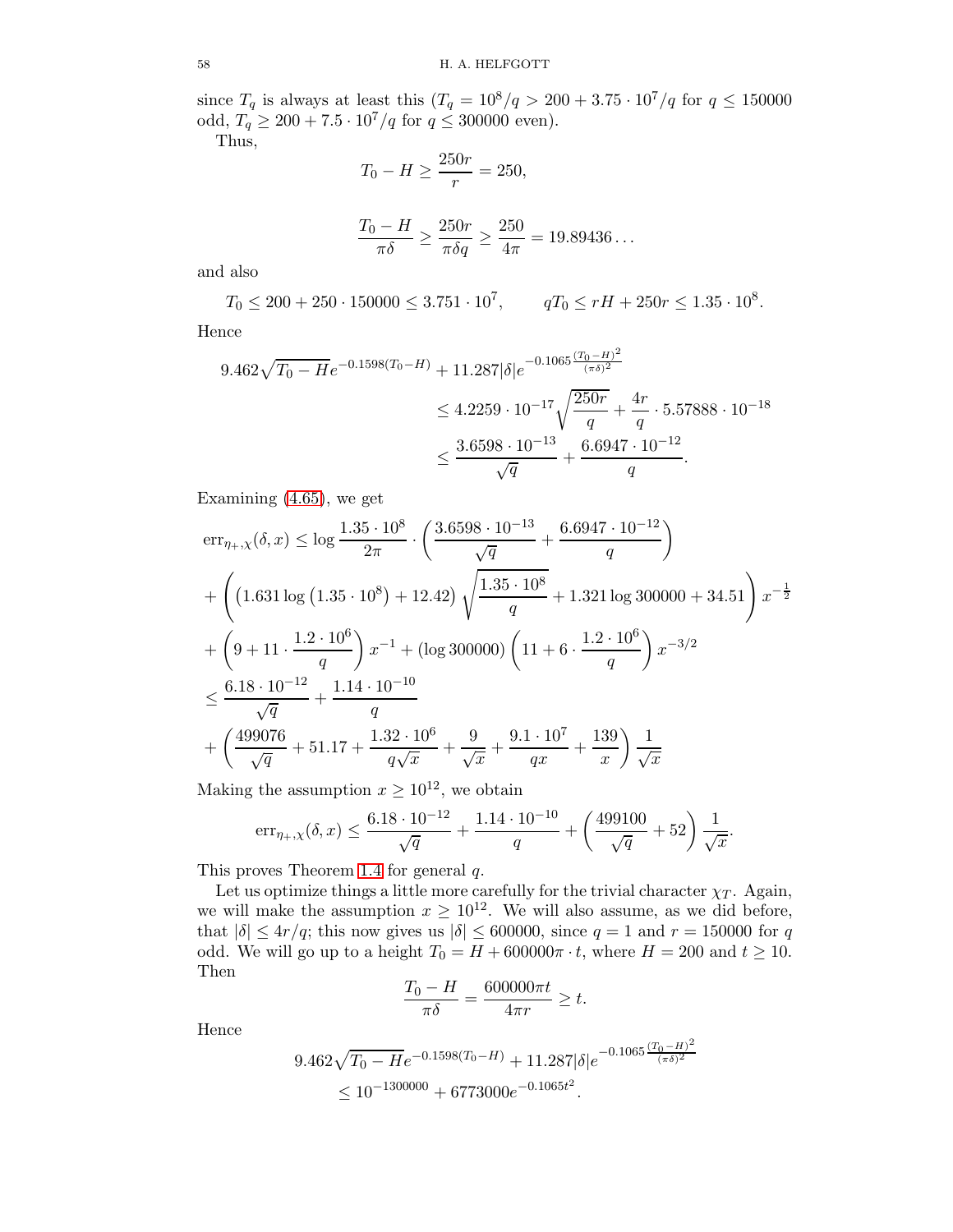since $T_q$ is always at least this ($T_q = 10^8/q > 200 + 3.75 \cdot 10^7/q$ for $q \leq 150000$ odd, $T_q \geq 200 + 7.5 \cdot 10^7/q$ for $q \leq 300000$ even).

Thus,

$$T_0 - H \geq \frac{250r}{r} = 250,$$

$$\frac{T_0 - H}{\pi\delta} \geq \frac{250r}{\pi\delta q} \geq \frac{250}{4\pi} = 19.89436\ldots$$

and also

$$T_0 \leq 200 + 250 \cdot 150000 \leq 3.751 \cdot 10^7, \qquad qT_0 \leq rH + 250r \leq 1.35 \cdot 10^8.$$

Hence

$$\begin{aligned}
9.462\sqrt{T_0 - H}e^{-0.1598(T_0-H)} &+ 11.287|\delta|e^{-0.1065\frac{(T_0-H)^2}{(\pi\delta)^2}} \\
&\leq 4.2259 \cdot 10^{-17}\sqrt{\frac{250r}{q}} + \frac{4r}{q} \cdot 5.57888 \cdot 10^{-18} \\
&\leq \frac{3.6598 \cdot 10^{-13}}{\sqrt{q}} + \frac{6.6947 \cdot 10^{-12}}{q}.
\end{aligned}$$

Examining (4.65), we get

$$\begin{aligned}
&\mathrm{err}_{\eta_+,\chi}(\delta, x) \leq \log\frac{1.35 \cdot 10^8}{2\pi} \cdot \left(\frac{3.6598 \cdot 10^{-13}}{\sqrt{q}} + \frac{6.6947 \cdot 10^{-12}}{q}\right) \\
&+ \left(\left(1.631\log\left(1.35 \cdot 10^8\right) + 12.42\right)\sqrt{\frac{1.35 \cdot 10^8}{q}} + 1.321\log 300000 + 34.51\right)x^{-\frac{1}{2}} \\
&+ \left(9 + 11 \cdot \frac{1.2 \cdot 10^6}{q}\right)x^{-1} + (\log 300000)\left(11 + 6 \cdot \frac{1.2 \cdot 10^6}{q}\right)x^{-3/2} \\
&\leq \frac{6.18 \cdot 10^{-12}}{\sqrt{q}} + \frac{1.14 \cdot 10^{-10}}{q} \\
&+ \left(\frac{499076}{\sqrt{q}} + 51.17 + \frac{1.32 \cdot 10^6}{q\sqrt{x}} + \frac{9}{\sqrt{x}} + \frac{9.1 \cdot 10^7}{qx} + \frac{139}{x}\right)\frac{1}{\sqrt{x}}
\end{aligned}$$

Making the assumption $x \geq 10^{12}$, we obtain

$$\mathrm{err}_{\eta_+,\chi}(\delta, x) \leq \frac{6.18 \cdot 10^{-12}}{\sqrt{q}} + \frac{1.14 \cdot 10^{-10}}{q} + \left(\frac{499100}{\sqrt{q}} + 52\right)\frac{1}{\sqrt{x}}.$$

This proves Theorem 1.4 for general $q$.

Let us optimize things a little more carefully for the trivial character $\chi_T$. Again, we will make the assumption $x \geq 10^{12}$. We will also assume, as we did before, that $|\delta| \leq 4r/q$; this now gives us $|\delta| \leq 600000$, since $q = 1$ and $r = 150000$ for $q$ odd. We will go up to a height $T_0 = H + 600000\pi \cdot t$, where $H = 200$ and $t \geq 10$. Then

$$\frac{T_0 - H}{\pi\delta} = \frac{600000\pi t}{4\pi r} \geq t.$$

Hence

$$\begin{aligned}
9.462\sqrt{T_0 - H}e^{-0.1598(T_0-H)} &+ 11.287|\delta|e^{-0.1065\frac{(T_0-H)^2}{(\pi\delta)^2}} \\
&\leq 10^{-1300000} + 6773000e^{-0.1065t^2}.
\end{aligned}$$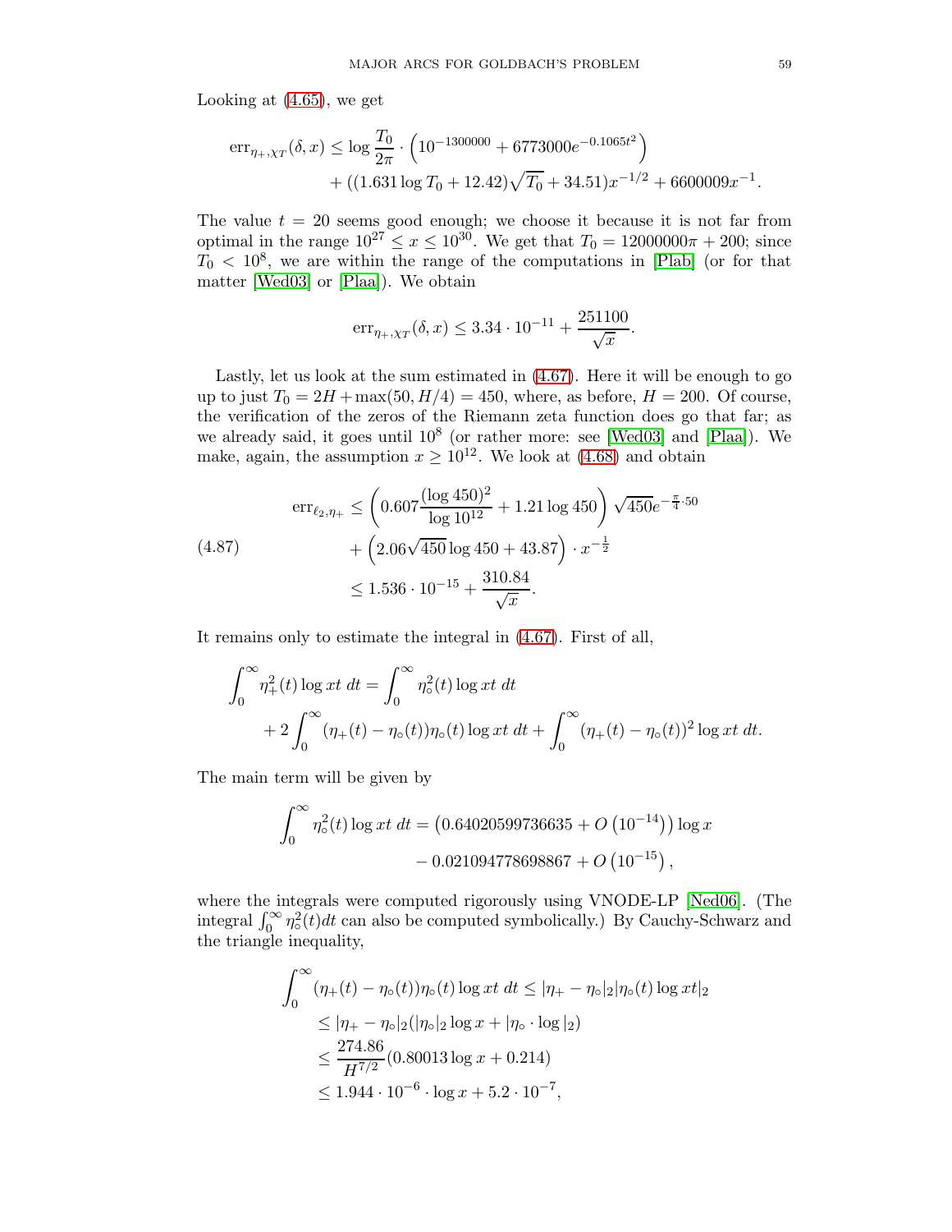Looking at (4.65), we get

$$\begin{aligned}\operatorname{err}_{\eta_+,\chi_T}(\delta,x) &\leq \log\frac{T_0}{2\pi}\cdot\left(10^{-1300000}+6773000e^{-0.1065t^2}\right)\\&\quad+((1.631\log T_0+12.42)\sqrt{T_0}+34.51)x^{-1/2}+6600009x^{-1}.\end{aligned}$$

The value $t = 20$ seems good enough; we choose it because it is not far from optimal in the range $10^{27} \leq x \leq 10^{30}$. We get that $T_0 = 12000000\pi + 200$; since $T_0 < 10^8$, we are within the range of the computations in [Plab] (or for that matter [Wed03] or [Plaa]). We obtain

$$\operatorname{err}_{\eta_+,\chi_T}(\delta,x) \leq 3.34\cdot 10^{-11}+\frac{251100}{\sqrt{x}}.$$

Lastly, let us look at the sum estimated in (4.67). Here it will be enough to go up to just $T_0 = 2H + \max(50, H/4) = 450$, where, as before, $H = 200$. Of course, the verification of the zeros of the Riemann zeta function does go that far; as we already said, it goes until $10^8$ (or rather more: see [Wed03] and [Plaa]). We make, again, the assumption $x \geq 10^{12}$. We look at (4.68) and obtain

$$\begin{aligned}\operatorname{err}_{\ell_2,\eta_+} &\leq \left(0.607\frac{(\log 450)^2}{\log 10^{12}}+1.21\log 450\right)\sqrt{450}e^{-\frac{\pi}{4}\cdot 50}\\&\quad+\left(2.06\sqrt{450}\log 450+43.87\right)\cdot x^{-\frac{1}{2}}\\&\leq 1.536\cdot 10^{-15}+\frac{310.84}{\sqrt{x}}.\end{aligned}\tag{4.87}$$

It remains only to estimate the integral in (4.67). First of all,

$$\begin{aligned}\int_0^\infty \eta_+^2(t)\log xt\,dt &= \int_0^\infty \eta_\circ^2(t)\log xt\,dt\\&\quad+2\int_0^\infty(\eta_+(t)-\eta_\circ(t))\eta_\circ(t)\log xt\,dt+\int_0^\infty(\eta_+(t)-\eta_\circ(t))^2\log xt\,dt.\end{aligned}$$

The main term will be given by

$$\begin{aligned}\int_0^\infty \eta_\circ^2(t)\log xt\,dt &= \left(0.64020599736635+O\left(10^{-14}\right)\right)\log x\\&\quad-0.021094778698867+O\left(10^{-15}\right),\end{aligned}$$

where the integrals were computed rigorously using VNODE-LP [Ned06]. (The integral $\int_0^\infty \eta_\circ^2(t)dt$ can also be computed symbolically.) By Cauchy-Schwarz and the triangle inequality,

$$\begin{aligned}\int_0^\infty(\eta_+(t)-\eta_\circ(t))\eta_\circ(t)\log xt\,dt &\leq |\eta_+-\eta_\circ|_2|\eta_\circ(t)\log xt|_2\\&\leq |\eta_+-\eta_\circ|_2(|\eta_\circ|_2\log x+|\eta_\circ\cdot\log|_2)\\&\leq \frac{274.86}{H^{7/2}}(0.80013\log x+0.214)\\&\leq 1.944\cdot 10^{-6}\cdot\log x+5.2\cdot 10^{-7},\end{aligned}$$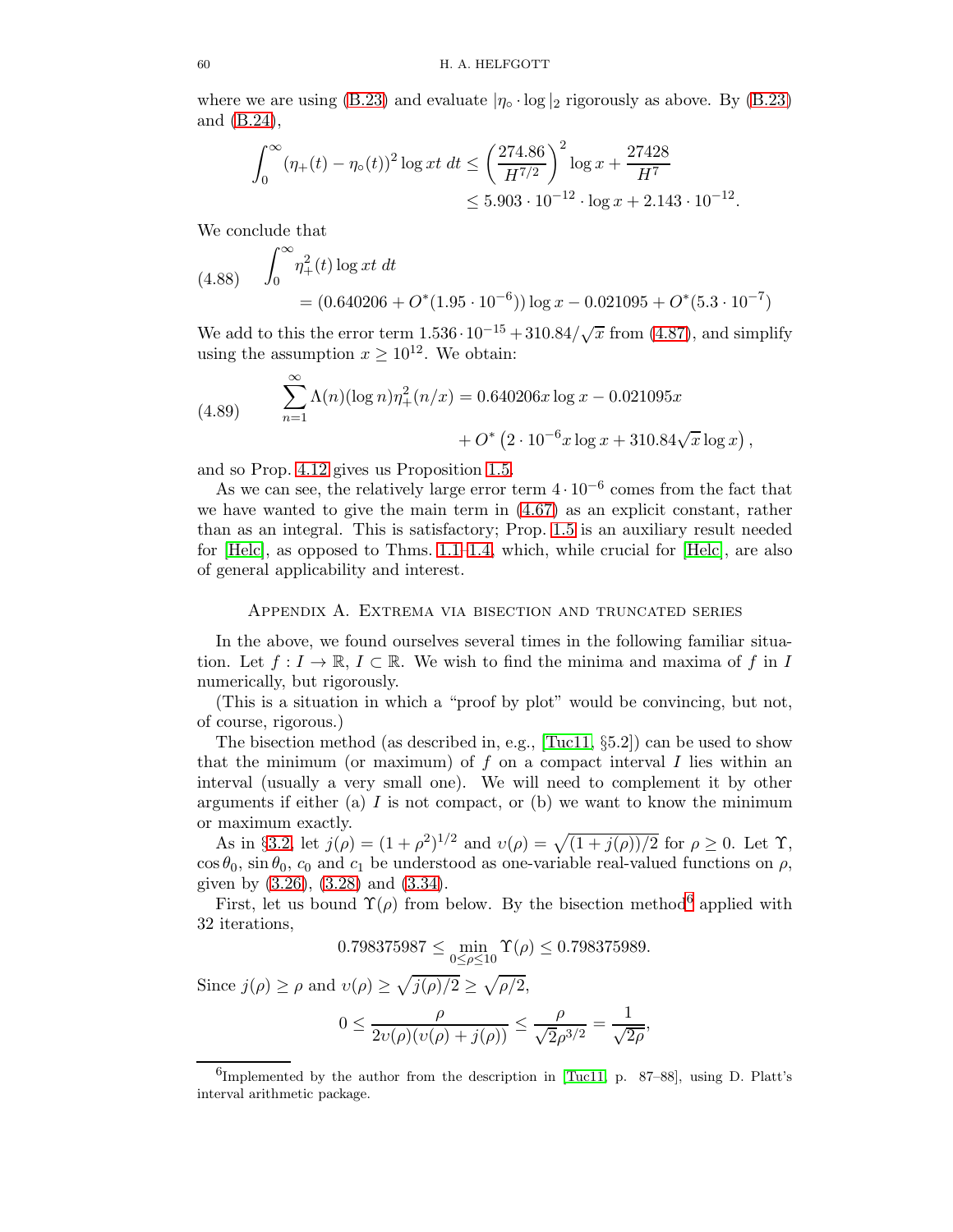where we are using (B.23) and evaluate $|\eta_\circ \cdot \log|_2$ rigorously as above. By (B.23) and (B.24),

$$\int_0^\infty (\eta_+(t) - \eta_\circ(t))^2 \log xt \, dt \leq \left(\frac{274.86}{H^{7/2}}\right)^2 \log x + \frac{27428}{H^7}$$
$$\leq 5.903 \cdot 10^{-12} \cdot \log x + 2.143 \cdot 10^{-12}.$$

We conclude that

$$(4.88) \quad \int_0^\infty \eta_+^2(t) \log xt \, dt$$
$$= (0.640206 + O^*(1.95 \cdot 10^{-6})) \log x - 0.021095 + O^*(5.3 \cdot 10^{-7})$$

We add to this the error term $1.536 \cdot 10^{-15} + 310.84/\sqrt{x}$ from (4.87), and simplify using the assumption $x \geq 10^{12}$. We obtain:

$$(4.89) \quad \sum_{n=1}^\infty \Lambda(n)(\log n)\eta_+^2(n/x) = 0.640206 x \log x - 0.021095 x$$
$$+ O^*\left(2 \cdot 10^{-6} x \log x + 310.84 \sqrt{x} \log x\right),$$

and so Prop. 4.12 gives us Proposition 1.5.

As we can see, the relatively large error term $4 \cdot 10^{-6}$ comes from the fact that we have wanted to give the main term in (4.67) as an explicit constant, rather than as an integral. This is satisfactory; Prop. 1.5 is an auxiliary result needed for [Helc], as opposed to Thms. 1.1–1.4, which, while crucial for [Helc], are also of general applicability and interest.

## Appendix A. Extrema via bisection and truncated series

In the above, we found ourselves several times in the following familiar situation. Let $f : I \to \mathbb{R}$, $I \subset \mathbb{R}$. We wish to find the minima and maxima of $f$ in $I$ numerically, but rigorously.

(This is a situation in which a "proof by plot" would be convincing, but not, of course, rigorous.)

The bisection method (as described in, e.g., [Tuc11, §5.2]) can be used to show that the minimum (or maximum) of $f$ on a compact interval $I$ lies within an interval (usually a very small one). We will need to complement it by other arguments if either (a) $I$ is not compact, or (b) we want to know the minimum or maximum exactly.

As in §3.2, let $j(\rho) = (1+\rho^2)^{1/2}$ and $\upsilon(\rho) = \sqrt{(1+j(\rho))/2}$ for $\rho \geq 0$. Let $\Upsilon$, $\cos\theta_0$, $\sin\theta_0$, $c_0$ and $c_1$ be understood as one-variable real-valued functions on $\rho$, given by (3.26), (3.28) and (3.34).

First, let us bound $\Upsilon(\rho)$ from below. By the bisection method[6] applied with 32 iterations,

$$0.798375987 \leq \min_{0 \leq \rho \leq 10} \Upsilon(\rho) \leq 0.798375989.$$

Since $j(\rho) \geq \rho$ and $\upsilon(\rho) \geq \sqrt{j(\rho)/2} \geq \sqrt{\rho/2}$,

$$0 \leq \frac{\rho}{2\upsilon(\rho)(\upsilon(\rho) + j(\rho))} \leq \frac{\rho}{\sqrt{2}\rho^{3/2}} = \frac{1}{\sqrt{2\rho}},$$

[6] Implemented by the author from the description in [Tuc11, p. 87–88], using D. Platt's interval arithmetic package.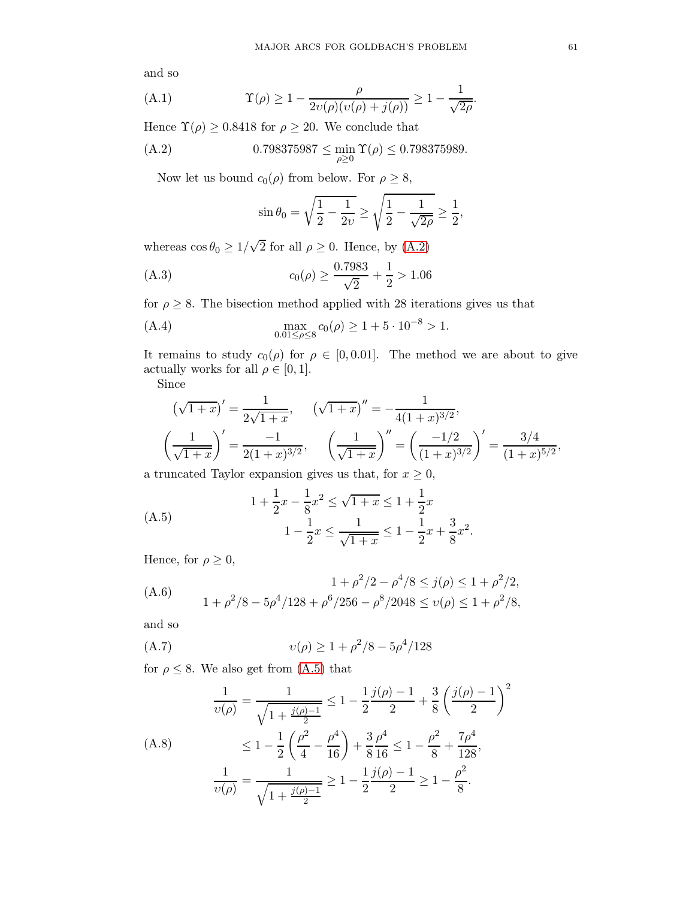and so

$$\Upsilon(\rho) \geq 1 - \frac{\rho}{2\upsilon(\rho)(\upsilon(\rho)+j(\rho))} \geq 1 - \frac{1}{\sqrt{2\rho}}. \tag{A.1}$$

Hence $\Upsilon(\rho) \geq 0.8418$ for $\rho \geq 20$. We conclude that

$$0.798375987 \leq \min_{\rho \geq 0} \Upsilon(\rho) \leq 0.798375989. \tag{A.2}$$

Now let us bound $c_0(\rho)$ from below. For $\rho \geq 8$,

$$\sin\theta_0 = \sqrt{\frac{1}{2} - \frac{1}{2\upsilon}} \geq \sqrt{\frac{1}{2} - \frac{1}{\sqrt{2\rho}}} \geq \frac{1}{2},$$

whereas $\cos\theta_0 \geq 1/\sqrt{2}$ for all $\rho \geq 0$. Hence, by (A.2)

$$c_0(\rho) \geq \frac{0.7983}{\sqrt{2}} + \frac{1}{2} > 1.06 \tag{A.3}$$

for $\rho \geq 8$. The bisection method applied with 28 iterations gives us that

$$\max_{0.01 \leq \rho \leq 8} c_0(\rho) \geq 1 + 5 \cdot 10^{-8} > 1. \tag{A.4}$$

It remains to study $c_0(\rho)$ for $\rho \in [0, 0.01]$. The method we are about to give actually works for all $\rho \in [0, 1]$.

Since

$$\left(\sqrt{1+x}\right)' = \frac{1}{2\sqrt{1+x}}, \qquad \left(\sqrt{1+x}\right)'' = -\frac{1}{4(1+x)^{3/2}},$$
$$\left(\frac{1}{\sqrt{1+x}}\right)' = \frac{-1}{2(1+x)^{3/2}}, \qquad \left(\frac{1}{\sqrt{1+x}}\right)'' = \left(\frac{-1/2}{(1+x)^{3/2}}\right)' = \frac{3/4}{(1+x)^{5/2}},$$

a truncated Taylor expansion gives us that, for $x \geq 0$,

$$\begin{aligned} 1 + \frac{1}{2}x - \frac{1}{8}x^2 \leq \sqrt{1+x} &\leq 1 + \frac{1}{2}x \\ 1 - \frac{1}{2}x \leq \frac{1}{\sqrt{1+x}} &\leq 1 - \frac{1}{2}x + \frac{3}{8}x^2. \end{aligned} \tag{A.5}$$

Hence, for $\rho \geq 0$,

$$\begin{aligned} 1 + \rho^2/2 - \rho^4/8 \leq j(\rho) &\leq 1 + \rho^2/2, \\ 1 + \rho^2/8 - 5\rho^4/128 + \rho^6/256 - \rho^8/2048 \leq \upsilon(\rho) &\leq 1 + \rho^2/8, \end{aligned} \tag{A.6}$$

and so

$$\upsilon(\rho) \geq 1 + \rho^2/8 - 5\rho^4/128 \tag{A.7}$$

for $\rho \leq 8$. We also get from (A.5) that

$$\begin{aligned} \frac{1}{\upsilon(\rho)} &= \frac{1}{\sqrt{1 + \frac{j(\rho)-1}{2}}} \leq 1 - \frac{1}{2}\frac{j(\rho)-1}{2} + \frac{3}{8}\left(\frac{j(\rho)-1}{2}\right)^2 \\ &\leq 1 - \frac{1}{2}\left(\frac{\rho^2}{4} - \frac{\rho^4}{16}\right) + \frac{3}{8}\frac{\rho^4}{16} \leq 1 - \frac{\rho^2}{8} + \frac{7\rho^4}{128}, \\ \frac{1}{\upsilon(\rho)} &= \frac{1}{\sqrt{1 + \frac{j(\rho)-1}{2}}} \geq 1 - \frac{1}{2}\frac{j(\rho)-1}{2} \geq 1 - \frac{\rho^2}{8}. \end{aligned} \tag{A.8}$$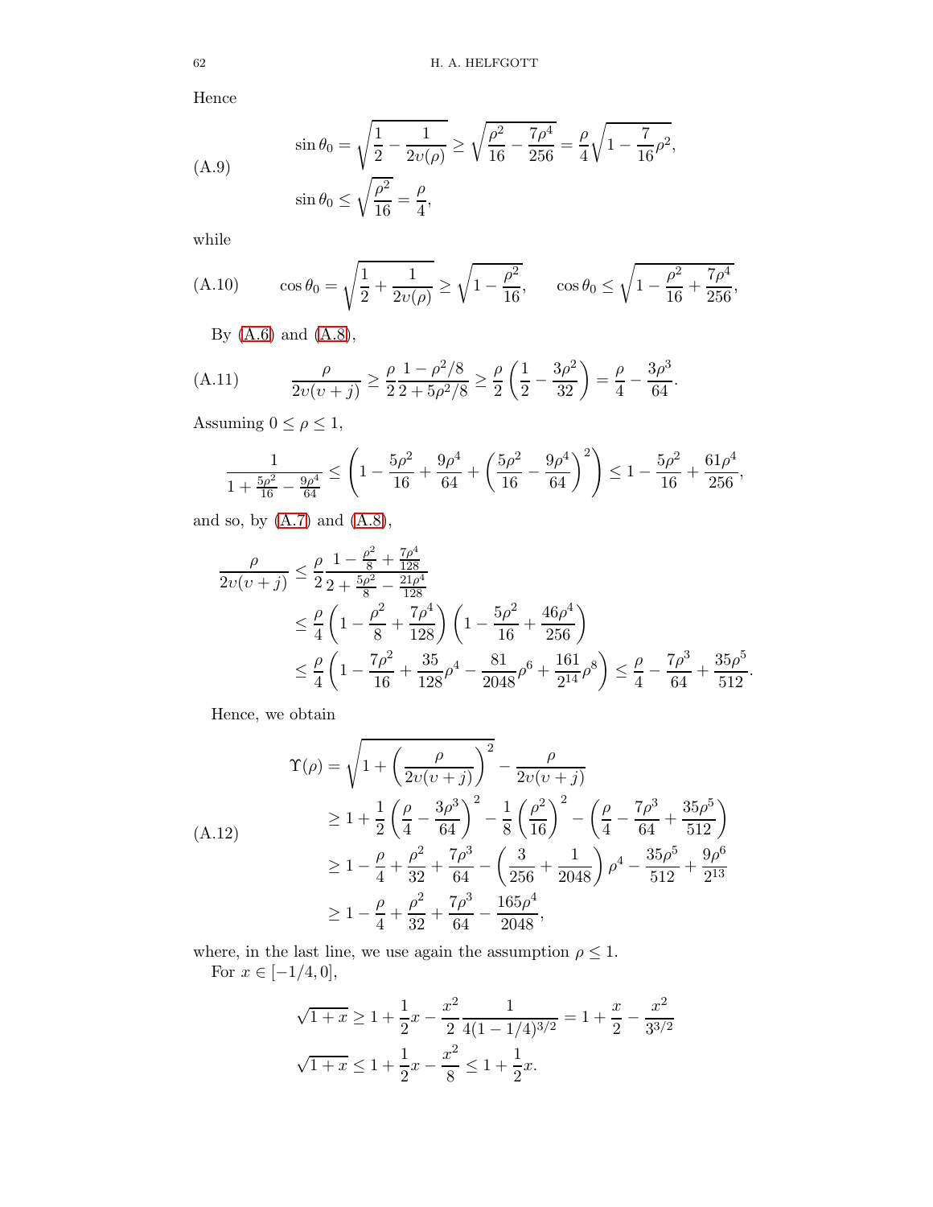Hence

$$\sin\theta_0 = \sqrt{\frac{1}{2} - \frac{1}{2\upsilon(\rho)}} \geq \sqrt{\frac{\rho^2}{16} - \frac{7\rho^4}{256}} = \frac{\rho}{4}\sqrt{1 - \frac{7}{16}\rho^2},$$
$$\sin\theta_0 \leq \sqrt{\frac{\rho^2}{16}} = \frac{\rho}{4}, \tag{A.9}$$

while

$$\cos\theta_0 = \sqrt{\frac{1}{2} + \frac{1}{2\upsilon(\rho)}} \geq \sqrt{1 - \frac{\rho^2}{16}}, \qquad \cos\theta_0 \leq \sqrt{1 - \frac{\rho^2}{16} + \frac{7\rho^4}{256}}, \tag{A.10}$$

By (A.6) and (A.8),

$$\frac{\rho}{2\upsilon(\upsilon + j)} \geq \frac{\rho}{2}\frac{1 - \rho^2/8}{2 + 5\rho^2/8} \geq \frac{\rho}{2}\left(\frac{1}{2} - \frac{3\rho^2}{32}\right) = \frac{\rho}{4} - \frac{3\rho^3}{64}. \tag{A.11}$$

Assuming $0 \leq \rho \leq 1$,

$$\frac{1}{1 + \frac{5\rho^2}{16} - \frac{9\rho^4}{64}} \leq \left(1 - \frac{5\rho^2}{16} + \frac{9\rho^4}{64} + \left(\frac{5\rho^2}{16} - \frac{9\rho^4}{64}\right)^2\right) \leq 1 - \frac{5\rho^2}{16} + \frac{61\rho^4}{256},$$

and so, by (A.7) and (A.8),

$$\begin{aligned}
\frac{\rho}{2\upsilon(\upsilon + j)} &\leq \frac{\rho}{2}\frac{1 - \frac{\rho^2}{8} + \frac{7\rho^4}{128}}{2 + \frac{5\rho^2}{8} - \frac{21\rho^4}{128}} \\
&\leq \frac{\rho}{4}\left(1 - \frac{\rho^2}{8} + \frac{7\rho^4}{128}\right)\left(1 - \frac{5\rho^2}{16} + \frac{46\rho^4}{256}\right) \\
&\leq \frac{\rho}{4}\left(1 - \frac{7\rho^2}{16} + \frac{35}{128}\rho^4 - \frac{81}{2048}\rho^6 + \frac{161}{2^{14}}\rho^8\right) \leq \frac{\rho}{4} - \frac{7\rho^3}{64} + \frac{35\rho^5}{512}.
\end{aligned}$$

Hence, we obtain

$$\begin{aligned}
\Upsilon(\rho) &= \sqrt{1 + \left(\frac{\rho}{2\upsilon(\upsilon + j)}\right)^2} - \frac{\rho}{2\upsilon(\upsilon + j)} \\
&\geq 1 + \frac{1}{2}\left(\frac{\rho}{4} - \frac{3\rho^3}{64}\right)^2 - \frac{1}{8}\left(\frac{\rho^2}{16}\right)^2 - \left(\frac{\rho}{4} - \frac{7\rho^3}{64} + \frac{35\rho^5}{512}\right) \\
&\geq 1 - \frac{\rho}{4} + \frac{\rho^2}{32} + \frac{7\rho^3}{64} - \left(\frac{3}{256} + \frac{1}{2048}\right)\rho^4 - \frac{35\rho^5}{512} + \frac{9\rho^6}{2^{13}} \\
&\geq 1 - \frac{\rho}{4} + \frac{\rho^2}{32} + \frac{7\rho^3}{64} - \frac{165\rho^4}{2048},
\end{aligned} \tag{A.12}$$

where, in the last line, we use again the assumption $\rho \leq 1$.

For $x \in [-1/4, 0]$,

$$\sqrt{1+x} \geq 1 + \frac{1}{2}x - \frac{x^2}{2}\frac{1}{4(1 - 1/4)^{3/2}} = 1 + \frac{x}{2} - \frac{x^2}{3^{3/2}}$$
$$\sqrt{1+x} \leq 1 + \frac{1}{2}x - \frac{x^2}{8} \leq 1 + \frac{1}{2}x.$$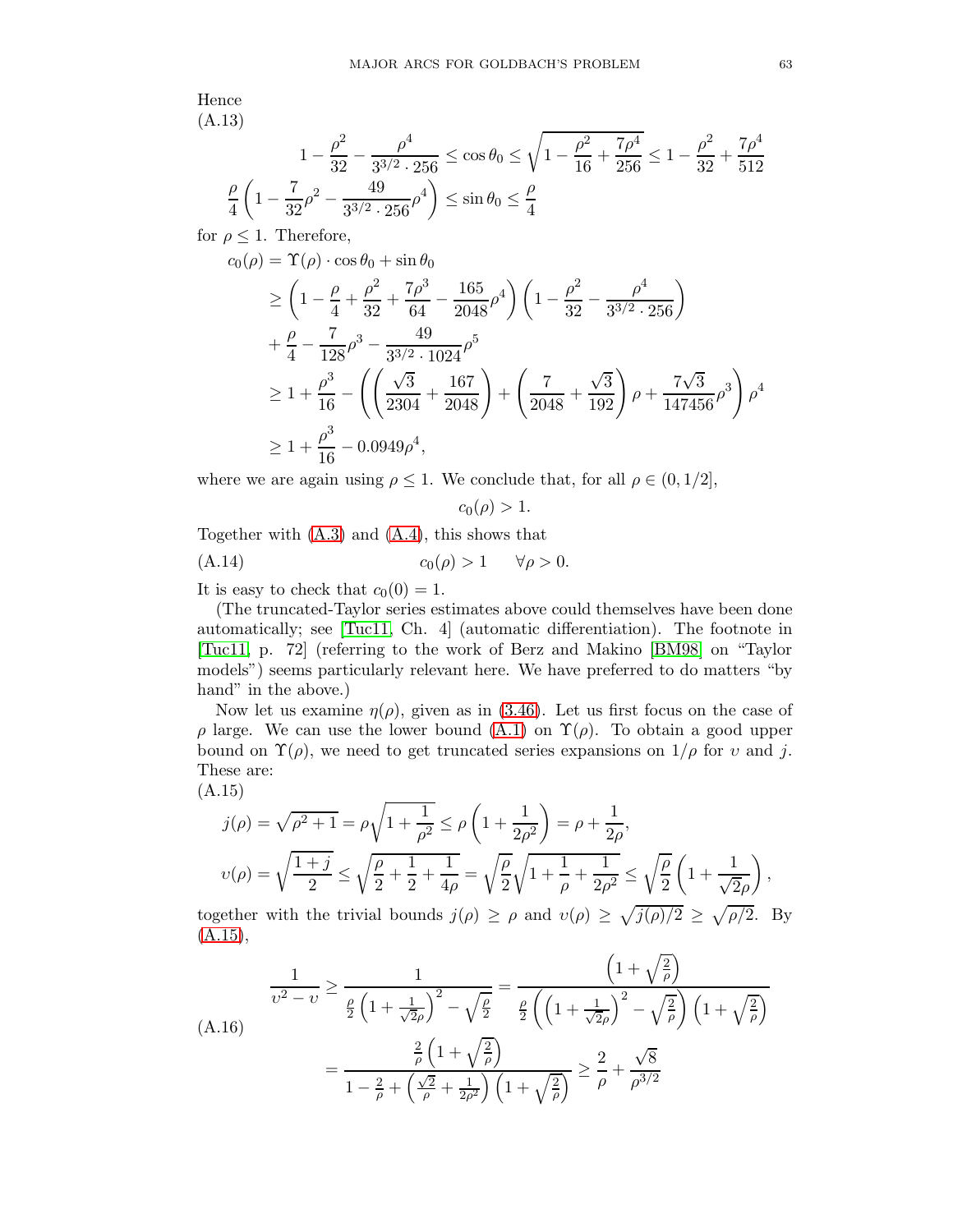Hence

(A.13)

$$1 - \frac{\rho^2}{32} - \frac{\rho^4}{3^{3/2} \cdot 256} \leq \cos\theta_0 \leq \sqrt{1 - \frac{\rho^2}{16} + \frac{7\rho^4}{256}} \leq 1 - \frac{\rho^2}{32} + \frac{7\rho^4}{512}$$

$$\frac{\rho}{4}\left(1 - \frac{7}{32}\rho^2 - \frac{49}{3^{3/2} \cdot 256}\rho^4\right) \leq \sin\theta_0 \leq \frac{\rho}{4}$$

for $\rho \leq 1$. Therefore,

$$\begin{aligned}
c_0(\rho) &= \Upsilon(\rho) \cdot \cos\theta_0 + \sin\theta_0 \\
&\geq \left(1 - \frac{\rho}{4} + \frac{\rho^2}{32} + \frac{7\rho^3}{64} - \frac{165}{2048}\rho^4\right)\left(1 - \frac{\rho^2}{32} - \frac{\rho^4}{3^{3/2} \cdot 256}\right) \\
&\quad + \frac{\rho}{4} - \frac{7}{128}\rho^3 - \frac{49}{3^{3/2} \cdot 1024}\rho^5 \\
&\geq 1 + \frac{\rho^3}{16} - \left(\left(\frac{\sqrt{3}}{2304} + \frac{167}{2048}\right) + \left(\frac{7}{2048} + \frac{\sqrt{3}}{192}\right)\rho + \frac{7\sqrt{3}}{147456}\rho^3\right)\rho^4 \\
&\geq 1 + \frac{\rho^3}{16} - 0.0949\rho^4,
\end{aligned}$$

where we are again using $\rho \leq 1$. We conclude that, for all $\rho \in (0, 1/2]$,

$$c_0(\rho) > 1.$$

Together with (A.3) and (A.4), this shows that

$$c_0(\rho) > 1 \qquad \forall \rho > 0. \tag{A.14}$$

It is easy to check that $c_0(0) = 1$.

(The truncated-Taylor series estimates above could themselves have been done automatically; see [Tuc11, Ch. 4] (automatic differentiation). The footnote in [Tuc11, p. 72] (referring to the work of Berz and Makino [BM98] on "Taylor models") seems particularly relevant here. We have preferred to do matters "by hand" in the above.)

Now let us examine $\eta(\rho)$, given as in (3.46). Let us first focus on the case of $\rho$ large. We can use the lower bound (A.1) on $\Upsilon(\rho)$. To obtain a good upper bound on $\Upsilon(\rho)$, we need to get truncated series expansions on $1/\rho$ for $\upsilon$ and $j$. These are:

(A.15)

$$\begin{aligned}
j(\rho) &= \sqrt{\rho^2 + 1} = \rho\sqrt{1 + \frac{1}{\rho^2}} \leq \rho\left(1 + \frac{1}{2\rho^2}\right) = \rho + \frac{1}{2\rho}, \\
\upsilon(\rho) &= \sqrt{\frac{1 + j}{2}} \leq \sqrt{\frac{\rho}{2} + \frac{1}{2} + \frac{1}{4\rho}} = \sqrt{\frac{\rho}{2}}\sqrt{1 + \frac{1}{\rho} + \frac{1}{2\rho^2}} \leq \sqrt{\frac{\rho}{2}}\left(1 + \frac{1}{\sqrt{2}\rho}\right),
\end{aligned}$$

together with the trivial bounds $j(\rho) \geq \rho$ and $\upsilon(\rho) \geq \sqrt{j(\rho)/2} \geq \sqrt{\rho/2}$. By (A.15),

(A.16)

$$\begin{aligned}
\frac{1}{\upsilon^2 - \upsilon} &\geq \frac{1}{\frac{\rho}{2}\left(1 + \frac{1}{\sqrt{2}\rho}\right)^2 - \sqrt{\frac{\rho}{2}}} = \frac{\left(1 + \sqrt{\frac{2}{\rho}}\right)}{\frac{\rho}{2}\left(\left(1 + \frac{1}{\sqrt{2}\rho}\right)^2 - \sqrt{\frac{2}{\rho}}\right)\left(1 + \sqrt{\frac{2}{\rho}}\right)} \\
&= \frac{\frac{2}{\rho}\left(1 + \sqrt{\frac{2}{\rho}}\right)}{1 - \frac{2}{\rho} + \left(\frac{\sqrt{2}}{\rho} + \frac{1}{2\rho^2}\right)\left(1 + \sqrt{\frac{2}{\rho}}\right)} \geq \frac{2}{\rho} + \frac{\sqrt{8}}{\rho^{3/2}}
\end{aligned}$$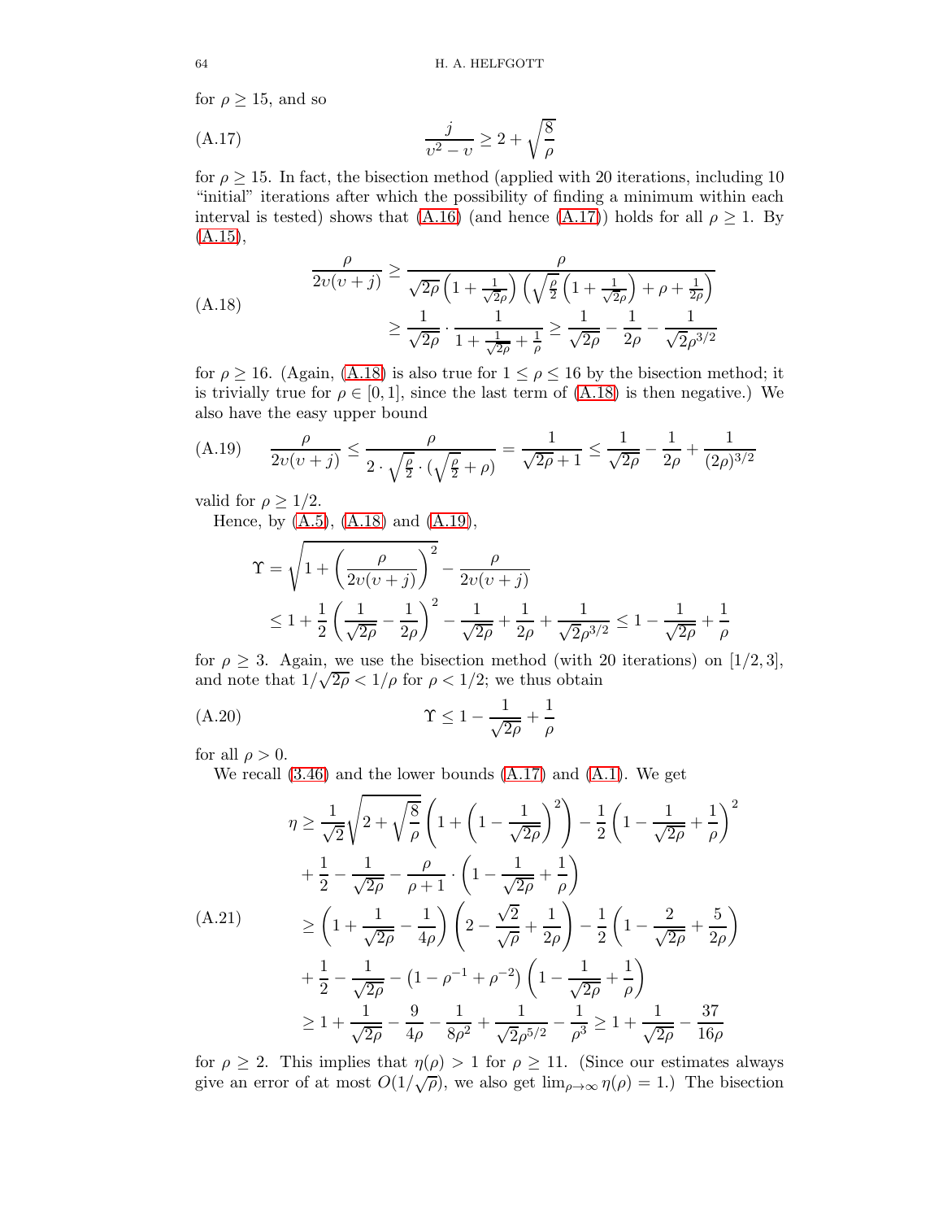for $\rho \geq 15$, and so

$$\frac{j}{\upsilon^2 - \upsilon} \geq 2 + \sqrt{\frac{8}{\rho}} \tag{A.17}$$

for $\rho \geq 15$. In fact, the bisection method (applied with 20 iterations, including 10 "initial" iterations after which the possibility of finding a minimum within each interval is tested) shows that (A.16) (and hence (A.17)) holds for all $\rho \geq 1$. By (A.15),

$$\begin{aligned}
\frac{\rho}{2\upsilon(\upsilon + j)} &\geq \frac{\rho}{\sqrt{2\rho}\left(1 + \frac{1}{\sqrt{2\rho}}\right)\left(\sqrt{\frac{\rho}{2}}\left(1 + \frac{1}{\sqrt{2\rho}}\right) + \rho + \frac{1}{2\rho}\right)} \\
&\geq \frac{1}{\sqrt{2\rho}} \cdot \frac{1}{1 + \frac{1}{\sqrt{2\rho}} + \frac{1}{\rho}} \geq \frac{1}{\sqrt{2\rho}} - \frac{1}{2\rho} - \frac{1}{\sqrt{2}\rho^{3/2}}
\end{aligned} \tag{A.18}$$

for $\rho \geq 16$. (Again, (A.18) is also true for $1 \leq \rho \leq 16$ by the bisection method; it is trivially true for $\rho \in [0, 1]$, since the last term of (A.18) is then negative.) We also have the easy upper bound

$$\frac{\rho}{2\upsilon(\upsilon + j)} \leq \frac{\rho}{2 \cdot \sqrt{\frac{\rho}{2}} \cdot (\sqrt{\frac{\rho}{2}} + \rho)} = \frac{1}{\sqrt{2\rho} + 1} \leq \frac{1}{\sqrt{2\rho}} - \frac{1}{2\rho} + \frac{1}{(2\rho)^{3/2}} \tag{A.19}$$

valid for $\rho \geq 1/2$.

Hence, by (A.5), (A.18) and (A.19),

$$\begin{aligned}
\Upsilon &= \sqrt{1 + \left(\frac{\rho}{2\upsilon(\upsilon + j)}\right)^2} - \frac{\rho}{2\upsilon(\upsilon + j)} \\
&\leq 1 + \frac{1}{2}\left(\frac{1}{\sqrt{2\rho}} - \frac{1}{2\rho}\right)^2 - \frac{1}{\sqrt{2\rho}} + \frac{1}{2\rho} + \frac{1}{\sqrt{2}\rho^{3/2}} \leq 1 - \frac{1}{\sqrt{2\rho}} + \frac{1}{\rho}
\end{aligned}$$

for $\rho \geq 3$. Again, we use the bisection method (with 20 iterations) on $[1/2, 3]$, and note that $1/\sqrt{2\rho} < 1/\rho$ for $\rho < 1/2$; we thus obtain

$$\Upsilon \leq 1 - \frac{1}{\sqrt{2\rho}} + \frac{1}{\rho} \tag{A.20}$$

for all $\rho > 0$.

We recall (3.46) and the lower bounds (A.17) and (A.1). We get

$$\begin{aligned}
\eta &\geq \frac{1}{\sqrt{2}}\sqrt{2 + \sqrt{\frac{8}{\rho}}}\left(1 + \left(1 - \frac{1}{\sqrt{2\rho}}\right)^2\right) - \frac{1}{2}\left(1 - \frac{1}{\sqrt{2\rho}} + \frac{1}{\rho}\right)^2 \\
&\quad + \frac{1}{2} - \frac{1}{\sqrt{2\rho}} - \frac{\rho}{\rho + 1} \cdot \left(1 - \frac{1}{\sqrt{2\rho}} + \frac{1}{\rho}\right) \\
&\geq \left(1 + \frac{1}{\sqrt{2\rho}} - \frac{1}{4\rho}\right)\left(2 - \frac{\sqrt{2}}{\sqrt{\rho}} + \frac{1}{2\rho}\right) - \frac{1}{2}\left(1 - \frac{2}{\sqrt{2\rho}} + \frac{5}{2\rho}\right) \\
&\quad + \frac{1}{2} - \frac{1}{\sqrt{2\rho}} - \left(1 - \rho^{-1} + \rho^{-2}\right)\left(1 - \frac{1}{\sqrt{2\rho}} + \frac{1}{\rho}\right) \\
&\geq 1 + \frac{1}{\sqrt{2\rho}} - \frac{9}{4\rho} - \frac{1}{8\rho^2} + \frac{1}{\sqrt{2}\rho^{5/2}} - \frac{1}{\rho^3} \geq 1 + \frac{1}{\sqrt{2\rho}} - \frac{37}{16\rho}
\end{aligned} \tag{A.21}$$

for $\rho \geq 2$. This implies that $\eta(\rho) > 1$ for $\rho \geq 11$. (Since our estimates always give an error of at most $O(1/\sqrt{\rho})$, we also get $\lim_{\rho\to\infty} \eta(\rho) = 1$.) The bisection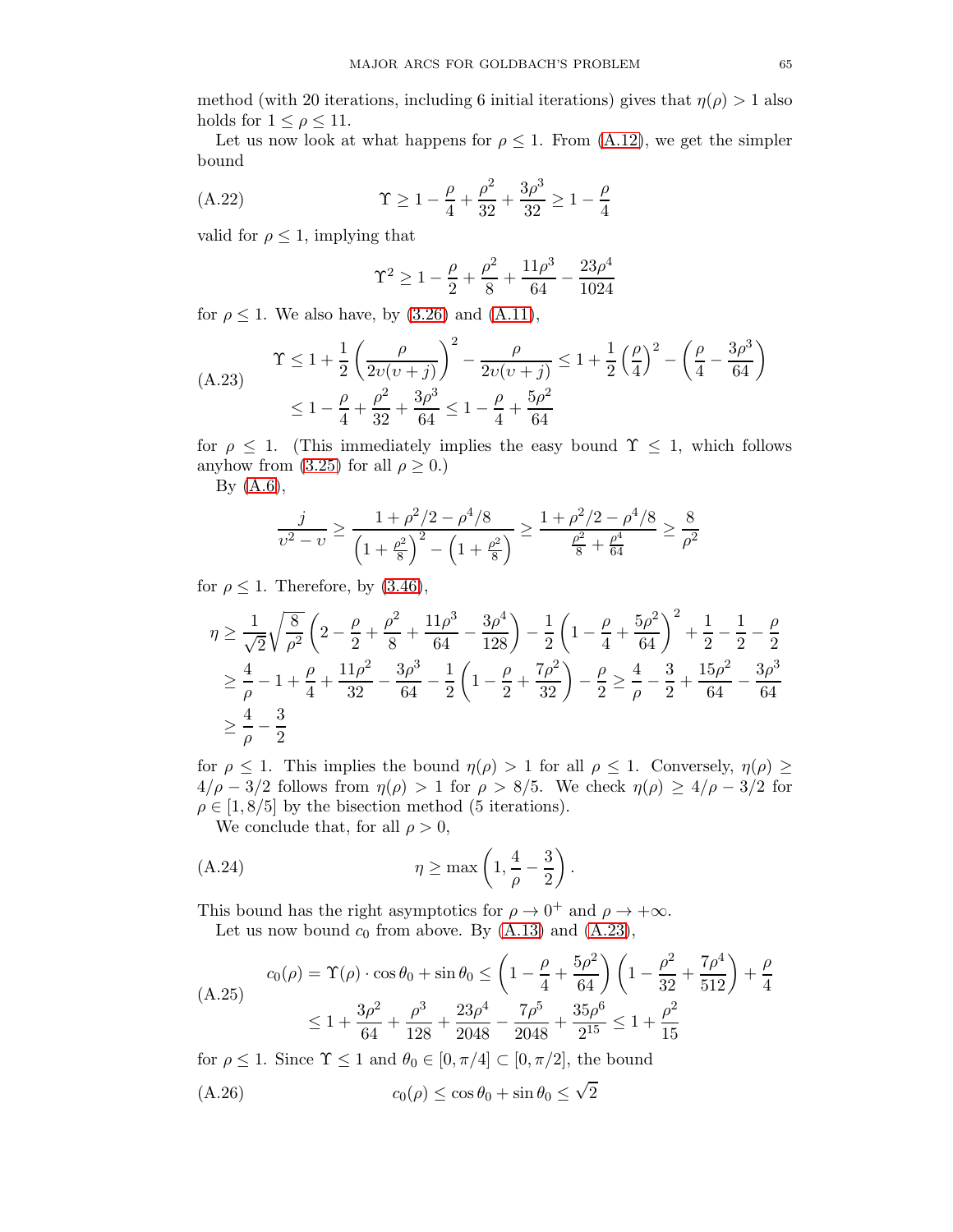method (with 20 iterations, including 6 initial iterations) gives that $\eta(\rho) > 1$ also holds for $1 \leq \rho \leq 11$.

Let us now look at what happens for $\rho \leq 1$. From (A.12), we get the simpler bound

$$\Upsilon \geq 1 - \frac{\rho}{4} + \frac{\rho^2}{32} + \frac{3\rho^3}{32} \geq 1 - \frac{\rho}{4} \tag{A.22}$$

valid for $\rho \leq 1$, implying that

$$\Upsilon^2 \geq 1 - \frac{\rho}{2} + \frac{\rho^2}{8} + \frac{11\rho^3}{64} - \frac{23\rho^4}{1024}$$

for $\rho \leq 1$. We also have, by (3.26) and (A.11),

$$\begin{aligned} \Upsilon &\leq 1 + \frac{1}{2}\left(\frac{\rho}{2\upsilon(\upsilon + j)}\right)^2 - \frac{\rho}{2\upsilon(\upsilon + j)} \leq 1 + \frac{1}{2}\left(\frac{\rho}{4}\right)^2 - \left(\frac{\rho}{4} - \frac{3\rho^3}{64}\right) \\ &\leq 1 - \frac{\rho}{4} + \frac{\rho^2}{32} + \frac{3\rho^3}{64} \leq 1 - \frac{\rho}{4} + \frac{5\rho^2}{64} \end{aligned} \tag{A.23}$$

for $\rho \leq 1$. (This immediately implies the easy bound $\Upsilon \leq 1$, which follows anyhow from (3.25) for all $\rho \geq 0$.)

By (A.6),

$$\frac{j}{\upsilon^2 - \upsilon} \geq \frac{1 + \rho^2/2 - \rho^4/8}{\left(1 + \frac{\rho^2}{8}\right)^2 - \left(1 + \frac{\rho^2}{8}\right)} \geq \frac{1 + \rho^2/2 - \rho^4/8}{\frac{\rho^2}{8} + \frac{\rho^4}{64}} \geq \frac{8}{\rho^2}$$

for $\rho \leq 1$. Therefore, by (3.46),

$$\begin{aligned} \eta &\geq \frac{1}{\sqrt{2}}\sqrt{\frac{8}{\rho^2}}\left(2 - \frac{\rho}{2} + \frac{\rho^2}{8} + \frac{11\rho^3}{64} - \frac{3\rho^4}{128}\right) - \frac{1}{2}\left(1 - \frac{\rho}{4} + \frac{5\rho^2}{64}\right)^2 + \frac{1}{2} - \frac{1}{2} - \frac{\rho}{2} \\ &\geq \frac{4}{\rho} - 1 + \frac{\rho}{4} + \frac{11\rho^2}{32} - \frac{3\rho^3}{64} - \frac{1}{2}\left(1 - \frac{\rho}{2} + \frac{7\rho^2}{32}\right) - \frac{\rho}{2} \geq \frac{4}{\rho} - \frac{3}{2} + \frac{15\rho^2}{64} - \frac{3\rho^3}{64} \\ &\geq \frac{4}{\rho} - \frac{3}{2} \end{aligned}$$

for $\rho \leq 1$. This implies the bound $\eta(\rho) > 1$ for all $\rho \leq 1$. Conversely, $\eta(\rho) \geq 4/\rho - 3/2$ follows from $\eta(\rho) > 1$ for $\rho > 8/5$. We check $\eta(\rho) \geq 4/\rho - 3/2$ for $\rho \in [1, 8/5]$ by the bisection method (5 iterations).

We conclude that, for all $\rho > 0$,

$$\eta \geq \max\left(1, \frac{4}{\rho} - \frac{3}{2}\right). \tag{A.24}$$

This bound has the right asymptotics for $\rho \to 0^+$ and $\rho \to +\infty$.

Let us now bound $c_0$ from above. By (A.13) and (A.23),

$$\begin{aligned} c_0(\rho) = \Upsilon(\rho) \cdot \cos\theta_0 + \sin\theta_0 &\leq \left(1 - \frac{\rho}{4} + \frac{5\rho^2}{64}\right)\left(1 - \frac{\rho^2}{32} + \frac{7\rho^4}{512}\right) + \frac{\rho}{4} \\ &\leq 1 + \frac{3\rho^2}{64} + \frac{\rho^3}{128} + \frac{23\rho^4}{2048} - \frac{7\rho^5}{2048} + \frac{35\rho^6}{2^{15}} \leq 1 + \frac{\rho^2}{15} \end{aligned} \tag{A.25}$$

for $\rho \leq 1$. Since $\Upsilon \leq 1$ and $\theta_0 \in [0, \pi/4] \subset [0, \pi/2]$, the bound

$$c_0(\rho) \leq \cos\theta_0 + \sin\theta_0 \leq \sqrt{2} \tag{A.26}$$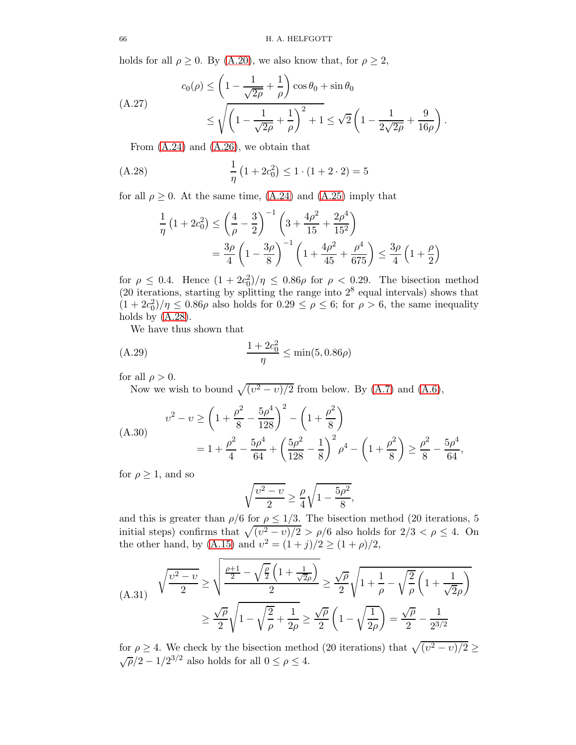holds for all $\rho \geq 0$. By (A.20), we also know that, for $\rho \geq 2$,

$$
\text{(A.27)} \qquad
\begin{aligned}
c_0(\rho) &\leq \left(1 - \frac{1}{\sqrt{2\rho}} + \frac{1}{\rho}\right)\cos\theta_0 + \sin\theta_0 \\
&\leq \sqrt{\left(1 - \frac{1}{\sqrt{2\rho}} + \frac{1}{\rho}\right)^2 + 1} \leq \sqrt{2}\left(1 - \frac{1}{2\sqrt{2\rho}} + \frac{9}{16\rho}\right).
\end{aligned}
$$

From (A.24) and (A.26), we obtain that

$$
\text{(A.28)} \qquad \frac{1}{\eta}\left(1 + 2c_0^2\right) \leq 1 \cdot (1 + 2 \cdot 2) = 5
$$

for all $\rho \geq 0$. At the same time, (A.24) and (A.25) imply that

$$
\begin{aligned}
\frac{1}{\eta}\left(1 + 2c_0^2\right) &\leq \left(\frac{4}{\rho} - \frac{3}{2}\right)^{-1}\left(3 + \frac{4\rho^2}{15} + \frac{2\rho^4}{15^2}\right) \\
&= \frac{3\rho}{4}\left(1 - \frac{3\rho}{8}\right)^{-1}\left(1 + \frac{4\rho^2}{45} + \frac{\rho^4}{675}\right) \leq \frac{3\rho}{4}\left(1 + \frac{\rho}{2}\right)
\end{aligned}
$$

for $\rho \leq 0.4$. Hence $(1 + 2c_0^2)/\eta \leq 0.86\rho$ for $\rho < 0.29$. The bisection method (20 iterations, starting by splitting the range into $2^8$ equal intervals) shows that $(1 + 2c_0^2)/\eta \leq 0.86\rho$ also holds for $0.29 \leq \rho \leq 6$; for $\rho > 6$, the same inequality holds by (A.28).

We have thus shown that

$$
\text{(A.29)} \qquad \frac{1 + 2c_0^2}{\eta} \leq \min(5, 0.86\rho)
$$

for all $\rho > 0$.

Now we wish to bound $\sqrt{(\upsilon^2 - \upsilon)/2}$ from below. By (A.7) and (A.6),

$$
\text{(A.30)} \qquad
\begin{aligned}
\upsilon^2 - \upsilon &\geq \left(1 + \frac{\rho^2}{8} - \frac{5\rho^4}{128}\right)^2 - \left(1 + \frac{\rho^2}{8}\right) \\
&= 1 + \frac{\rho^2}{4} - \frac{5\rho^4}{64} + \left(\frac{5\rho^2}{128} - \frac{1}{8}\right)^2\rho^4 - \left(1 + \frac{\rho^2}{8}\right) \geq \frac{\rho^2}{8} - \frac{5\rho^4}{64},
\end{aligned}
$$

for $\rho \geq 1$, and so

$$
\sqrt{\frac{\upsilon^2 - \upsilon}{2}} \geq \frac{\rho}{4}\sqrt{1 - \frac{5\rho^2}{8}},
$$

and this is greater than $\rho/6$ for $\rho \leq 1/3$. The bisection method (20 iterations, 5 initial steps) confirms that $\sqrt{(\upsilon^2 - \upsilon)/2} > \rho/6$ also holds for $2/3 < \rho \leq 4$. On the other hand, by (A.15) and $\upsilon^2 = (1 + j)/2 \geq (1 + \rho)/2$,

$$
\text{(A.31)} \qquad
\begin{aligned}
\sqrt{\frac{\upsilon^2 - \upsilon}{2}} &\geq \sqrt{\frac{\frac{\rho+1}{2} - \sqrt{\frac{\rho}{2}}\left(1 + \frac{1}{\sqrt{2}\rho}\right)}{2}} \geq \frac{\sqrt{\rho}}{2}\sqrt{1 + \frac{1}{\rho} - \sqrt{\frac{2}{\rho}}\left(1 + \frac{1}{\sqrt{2}\rho}\right)} \\
&\geq \frac{\sqrt{\rho}}{2}\sqrt{1 - \sqrt{\frac{2}{\rho}} + \frac{1}{2\rho}} \geq \frac{\sqrt{\rho}}{2}\left(1 - \sqrt{\frac{1}{2\rho}}\right) = \frac{\sqrt{\rho}}{2} - \frac{1}{2^{3/2}}
\end{aligned}
$$

for $\rho \geq 4$. We check by the bisection method (20 iterations) that $\sqrt{(\upsilon^2 - \upsilon)/2} \geq \sqrt{\rho}/2 - 1/2^{3/2}$ also holds for all $0 \leq \rho \leq 4$.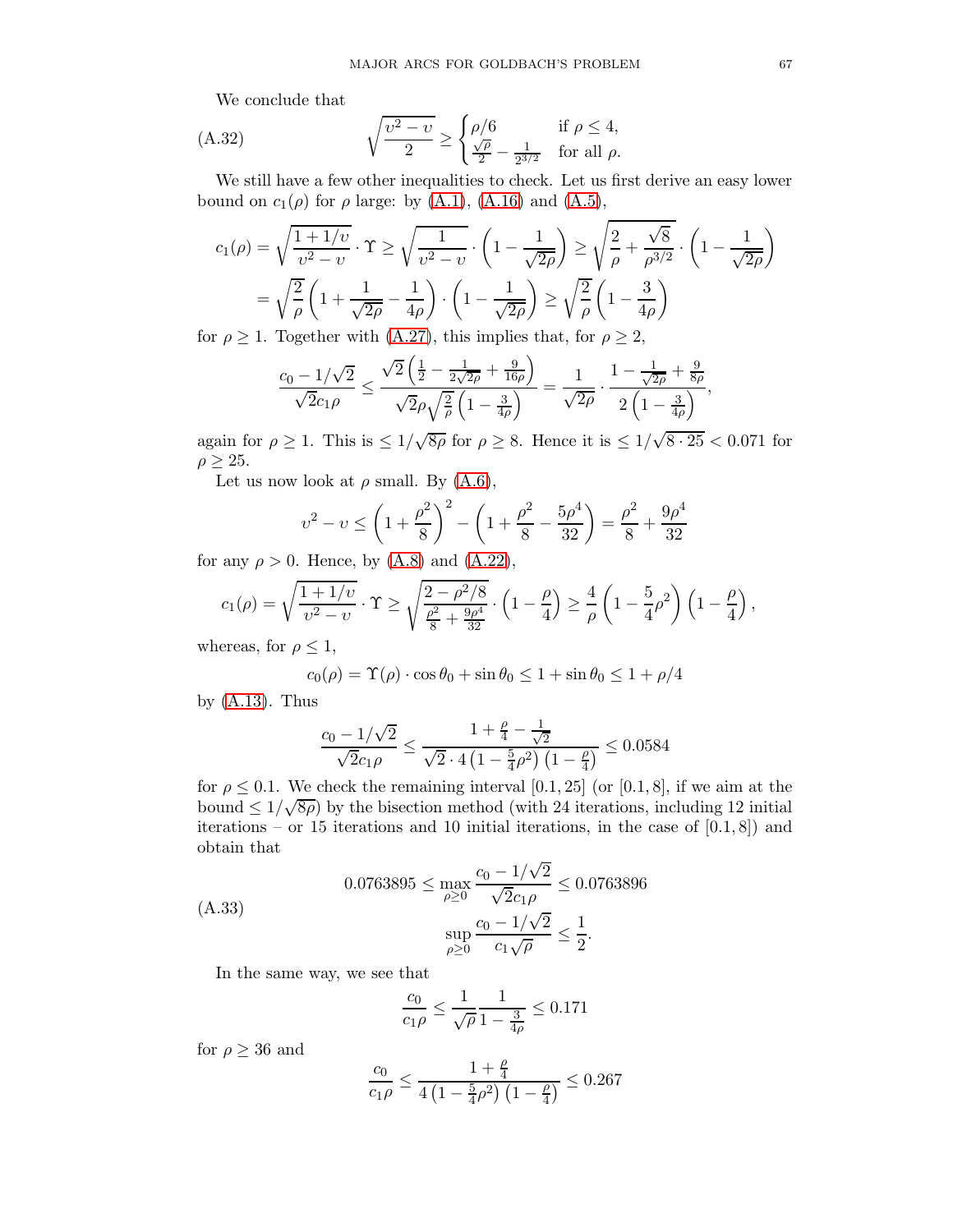We conclude that

$$\sqrt{\frac{\upsilon^2 - \upsilon}{2}} \geq \begin{cases} \rho/6 & \text{if } \rho \leq 4, \\ \frac{\sqrt{\rho}}{2} - \frac{1}{2^{3/2}} & \text{for all } \rho. \end{cases} \tag{A.32}$$

We still have a few other inequalities to check. Let us first derive an easy lower bound on $c_1(\rho)$ for $\rho$ large: by (A.1), (A.16) and (A.5),

$$\begin{aligned} c_1(\rho) &= \sqrt{\frac{1 + 1/\upsilon}{\upsilon^2 - \upsilon}} \cdot \Upsilon \geq \sqrt{\frac{1}{\upsilon^2 - \upsilon}} \cdot \left(1 - \frac{1}{\sqrt{2\rho}}\right) \geq \sqrt{\frac{2}{\rho} + \frac{\sqrt{8}}{\rho^{3/2}}} \cdot \left(1 - \frac{1}{\sqrt{2\rho}}\right) \\ &= \sqrt{\frac{2}{\rho}} \left(1 + \frac{1}{\sqrt{2\rho}} - \frac{1}{4\rho}\right) \cdot \left(1 - \frac{1}{\sqrt{2\rho}}\right) \geq \sqrt{\frac{2}{\rho}} \left(1 - \frac{3}{4\rho}\right) \end{aligned}$$

for $\rho \geq 1$. Together with (A.27), this implies that, for $\rho \geq 2$,

$$\frac{c_0 - 1/\sqrt{2}}{\sqrt{2} c_1 \rho} \leq \frac{\sqrt{2}\left(\frac{1}{2} - \frac{1}{2\sqrt{2\rho}} + \frac{9}{16\rho}\right)}{\sqrt{2}\rho\sqrt{\frac{2}{\rho}}\left(1 - \frac{3}{4\rho}\right)} = \frac{1}{\sqrt{2\rho}} \cdot \frac{1 - \frac{1}{\sqrt{2\rho}} + \frac{9}{8\rho}}{2\left(1 - \frac{3}{4\rho}\right)},$$

again for $\rho \geq 1$. This is $\leq 1/\sqrt{8\rho}$ for $\rho \geq 8$. Hence it is $\leq 1/\sqrt{8 \cdot 25} < 0.071$ for $\rho \geq 25$.

Let us now look at $\rho$ small. By (A.6),

$$\upsilon^2 - \upsilon \leq \left(1 + \frac{\rho^2}{8}\right)^2 - \left(1 + \frac{\rho^2}{8} - \frac{5\rho^4}{32}\right) = \frac{\rho^2}{8} + \frac{9\rho^4}{32}$$

for any $\rho > 0$. Hence, by (A.8) and (A.22),

$$c_1(\rho) = \sqrt{\frac{1 + 1/\upsilon}{\upsilon^2 - \upsilon}} \cdot \Upsilon \geq \sqrt{\frac{2 - \rho^2/8}{\frac{\rho^2}{8} + \frac{9\rho^4}{32}}} \cdot \left(1 - \frac{\rho}{4}\right) \geq \frac{4}{\rho}\left(1 - \frac{5}{4}\rho^2\right)\left(1 - \frac{\rho}{4}\right),$$

whereas, for $\rho \leq 1$,

$$c_0(\rho) = \Upsilon(\rho) \cdot \cos\theta_0 + \sin\theta_0 \leq 1 + \sin\theta_0 \leq 1 + \rho/4$$

by (A.13). Thus

$$\frac{c_0 - 1/\sqrt{2}}{\sqrt{2} c_1 \rho} \leq \frac{1 + \frac{\rho}{4} - \frac{1}{\sqrt{2}}}{\sqrt{2} \cdot 4\left(1 - \frac{5}{4}\rho^2\right)\left(1 - \frac{\rho}{4}\right)} \leq 0.0584$$

for $\rho \leq 0.1$. We check the remaining interval $[0.1, 25]$ (or $[0.1, 8]$, if we aim at the bound $\leq 1/\sqrt{8\rho}$) by the bisection method (with 24 iterations, including 12 initial iterations – or 15 iterations and 10 initial iterations, in the case of $[0.1, 8]$) and obtain that

$$\begin{aligned} 0.0763895 \leq \max_{\rho \geq 0} \frac{c_0 - 1/\sqrt{2}}{\sqrt{2} c_1 \rho} &\leq 0.0763896 \\ \sup_{\rho \geq 0} \frac{c_0 - 1/\sqrt{2}}{c_1 \sqrt{\rho}} &\leq \frac{1}{2}. \end{aligned} \tag{A.33}$$

In the same way, we see that

$$\frac{c_0}{c_1 \rho} \leq \frac{1}{\sqrt{\rho}} \frac{1}{1 - \frac{3}{4\rho}} \leq 0.171$$

for $\rho \geq 36$ and

$$\frac{c_0}{c_1 \rho} \leq \frac{1 + \frac{\rho}{4}}{4\left(1 - \frac{5}{4}\rho^2\right)\left(1 - \frac{\rho}{4}\right)} \leq 0.267$$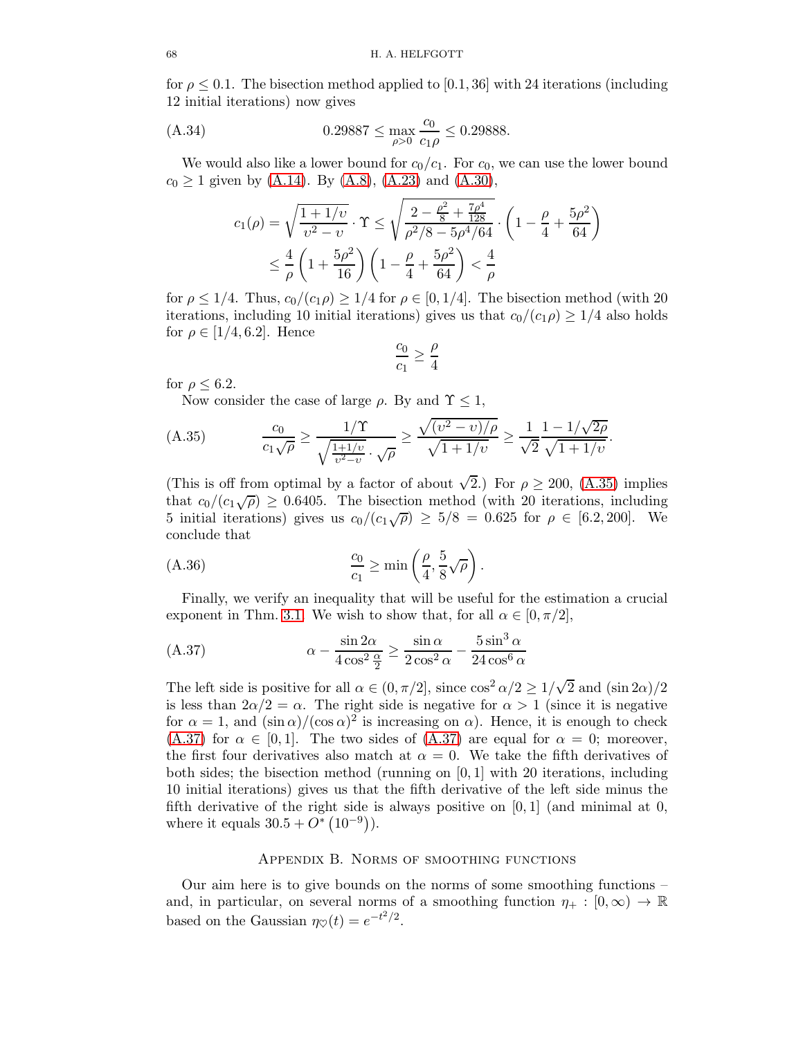for $\rho \leq 0.1$. The bisection method applied to $[0.1, 36]$ with 24 iterations (including 12 initial iterations) now gives

$$0.29887 \leq \max_{\rho > 0} \frac{c_0}{c_1 \rho} \leq 0.29888. \tag{A.34}$$

We would also like a lower bound for $c_0/c_1$. For $c_0$, we can use the lower bound $c_0 \geq 1$ given by (A.14). By (A.8), (A.23) and (A.30),

$$\begin{aligned} c_1(\rho) = \sqrt{\frac{1+1/\upsilon}{\upsilon^2 - \upsilon}} \cdot \Upsilon &\leq \sqrt{\frac{2 - \frac{\rho^2}{8} + \frac{7\rho^4}{128}}{\rho^2/8 - 5\rho^4/64}} \cdot \left(1 - \frac{\rho}{4} + \frac{5\rho^2}{64}\right) \\ &\leq \frac{4}{\rho}\left(1 + \frac{5\rho^2}{16}\right)\left(1 - \frac{\rho}{4} + \frac{5\rho^2}{64}\right) < \frac{4}{\rho} \end{aligned}$$

for $\rho \leq 1/4$. Thus, $c_0/(c_1\rho) \geq 1/4$ for $\rho \in [0, 1/4]$. The bisection method (with 20 iterations, including 10 initial iterations) gives us that $c_0/(c_1\rho) \geq 1/4$ also holds for $\rho \in [1/4, 6.2]$. Hence

$$\frac{c_0}{c_1} \geq \frac{\rho}{4}$$

for $\rho \leq 6.2$.

Now consider the case of large $\rho$. By and $\Upsilon \leq 1$,

$$\frac{c_0}{c_1\sqrt{\rho}} \geq \frac{1/\Upsilon}{\sqrt{\frac{1+1/\upsilon}{\upsilon^2 - \upsilon}} \cdot \sqrt{\rho}} \geq \frac{\sqrt{(\upsilon^2 - \upsilon)/\rho}}{\sqrt{1 + 1/\upsilon}} \geq \frac{1}{\sqrt{2}} \frac{1 - 1/\sqrt{2\rho}}{\sqrt{1 + 1/\upsilon}}. \tag{A.35}$$

(This is off from optimal by a factor of about $\sqrt{2}$.) For $\rho \geq 200$, (A.35) implies that $c_0/(c_1\sqrt{\rho}) \geq 0.6405$. The bisection method (with 20 iterations, including 5 initial iterations) gives us $c_0/(c_1\sqrt{\rho}) \geq 5/8 = 0.625$ for $\rho \in [6.2, 200]$. We conclude that

$$\frac{c_0}{c_1} \geq \min\left(\frac{\rho}{4}, \frac{5}{8}\sqrt{\rho}\right). \tag{A.36}$$

Finally, we verify an inequality that will be useful for the estimation a crucial exponent in Thm. 3.1. We wish to show that, for all $\alpha \in [0, \pi/2]$,

$$\alpha - \frac{\sin 2\alpha}{4\cos^2 \frac{\alpha}{2}} \geq \frac{\sin \alpha}{2\cos^2 \alpha} - \frac{5 \sin^3 \alpha}{24 \cos^6 \alpha} \tag{A.37}$$

The left side is positive for all $\alpha \in (0, \pi/2]$, since $\cos^2 \alpha/2 \geq 1/\sqrt{2}$ and $(\sin 2\alpha)/2$ is less than $2\alpha/2 = \alpha$. The right side is negative for $\alpha > 1$ (since it is negative for $\alpha = 1$, and $(\sin \alpha)/(\cos \alpha)^2$ is increasing on $\alpha$). Hence, it is enough to check (A.37) for $\alpha \in [0, 1]$. The two sides of (A.37) are equal for $\alpha = 0$; moreover, the first four derivatives also match at $\alpha = 0$. We take the fifth derivatives of both sides; the bisection method (running on $[0, 1]$ with 20 iterations, including 10 initial iterations) gives us that the fifth derivative of the left side minus the fifth derivative of the right side is always positive on $[0, 1]$ (and minimal at 0, where it equals $30.5 + O^*(10^{-9})$).

## Appendix B. Norms of smoothing functions

Our aim here is to give bounds on the norms of some smoothing functions – and, in particular, on several norms of a smoothing function $\eta_+ : [0, \infty) \to \mathbb{R}$ based on the Gaussian $\eta_\heartsuit(t) = e^{-t^2/2}$.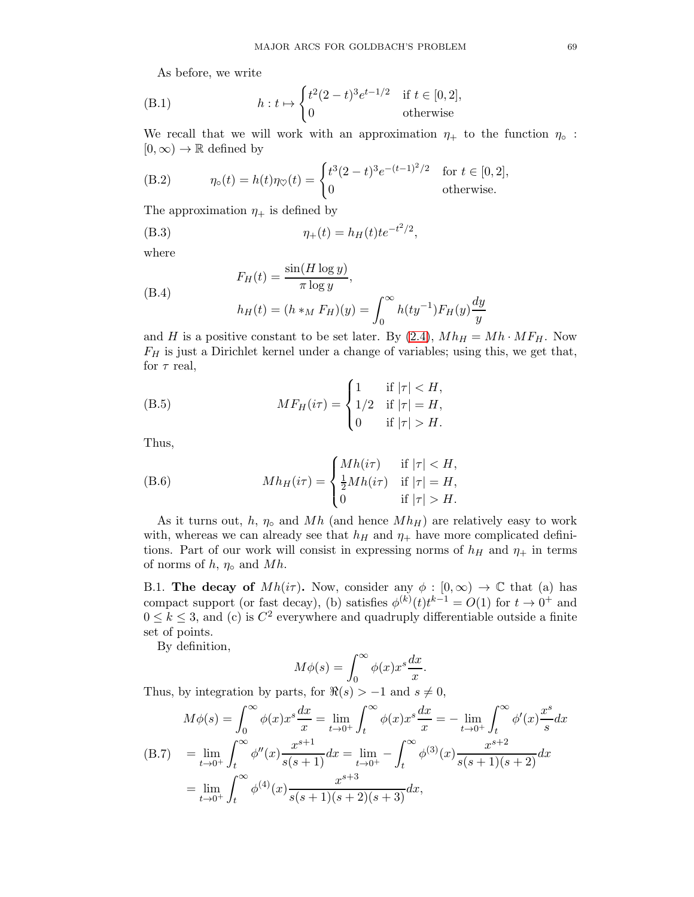As before, we write

$$h : t \mapsto \begin{cases} t^2(2-t)^3 e^{t-1/2} & \text{if } t \in [0,2], \\ 0 & \text{otherwise} \end{cases} \tag{B.1}$$

We recall that we will work with an approximation $\eta_+$ to the function $\eta_\circ : [0,\infty) \to \mathbb{R}$ defined by

$$\eta_\circ(t) = h(t)\eta_\heartsuit(t) = \begin{cases} t^3(2-t)^3 e^{-(t-1)^2/2} & \text{for } t \in [0,2], \\ 0 & \text{otherwise.} \end{cases} \tag{B.2}$$

The approximation $\eta_+$ is defined by

$$\eta_+(t) = h_H(t) t e^{-t^2/2}, \tag{B.3}$$

where

$$\begin{aligned} F_H(t) &= \frac{\sin(H \log y)}{\pi \log y}, \\ h_H(t) &= (h *_M F_H)(y) = \int_0^\infty h(ty^{-1}) F_H(y) \frac{dy}{y} \end{aligned} \tag{B.4}$$

and $H$ is a positive constant to be set later. By (2.4), $Mh_H = Mh \cdot MF_H$. Now $F_H$ is just a Dirichlet kernel under a change of variables; using this, we get that, for $\tau$ real,

$$MF_H(i\tau) = \begin{cases} 1 & \text{if } |\tau| < H, \\ 1/2 & \text{if } |\tau| = H, \\ 0 & \text{if } |\tau| > H. \end{cases} \tag{B.5}$$

Thus,

$$Mh_H(i\tau) = \begin{cases} Mh(i\tau) & \text{if } |\tau| < H, \\ \frac{1}{2} Mh(i\tau) & \text{if } |\tau| = H, \\ 0 & \text{if } |\tau| > H. \end{cases} \tag{B.6}$$

As it turns out, $h$, $\eta_\circ$ and $Mh$ (and hence $Mh_H$) are relatively easy to work with, whereas we can already see that $h_H$ and $\eta_+$ have more complicated definitions. Part of our work will consist in expressing norms of $h_H$ and $\eta_+$ in terms of norms of $h$, $\eta_\circ$ and $Mh$.

B.1. **The decay of $Mh(i\tau)$.** Now, consider any $\phi : [0,\infty) \to \mathbb{C}$ that (a) has compact support (or fast decay), (b) satisfies $\phi^{(k)}(t) t^{k-1} = O(1)$ for $t \to 0^+$ and $0 \le k \le 3$, and (c) is $C^2$ everywhere and quadruply differentiable outside a finite set of points.

By definition,

$$M\phi(s) = \int_0^\infty \phi(x) x^s \frac{dx}{x}.$$

Thus, by integration by parts, for $\Re(s) > -1$ and $s \neq 0$,

$$\begin{aligned} M\phi(s) &= \int_0^\infty \phi(x) x^s \frac{dx}{x} = \lim_{t\to 0^+} \int_t^\infty \phi(x) x^s \frac{dx}{x} = -\lim_{t\to 0^+} \int_t^\infty \phi'(x) \frac{x^s}{s} dx \\ &= \lim_{t\to 0^+} \int_t^\infty \phi''(x) \frac{x^{s+1}}{s(s+1)} dx = \lim_{t\to 0^+} -\int_t^\infty \phi^{(3)}(x) \frac{x^{s+2}}{s(s+1)(s+2)} dx \\ &= \lim_{t\to 0^+} \int_t^\infty \phi^{(4)}(x) \frac{x^{s+3}}{s(s+1)(s+2)(s+3)} dx, \end{aligned} \tag{B.7}$$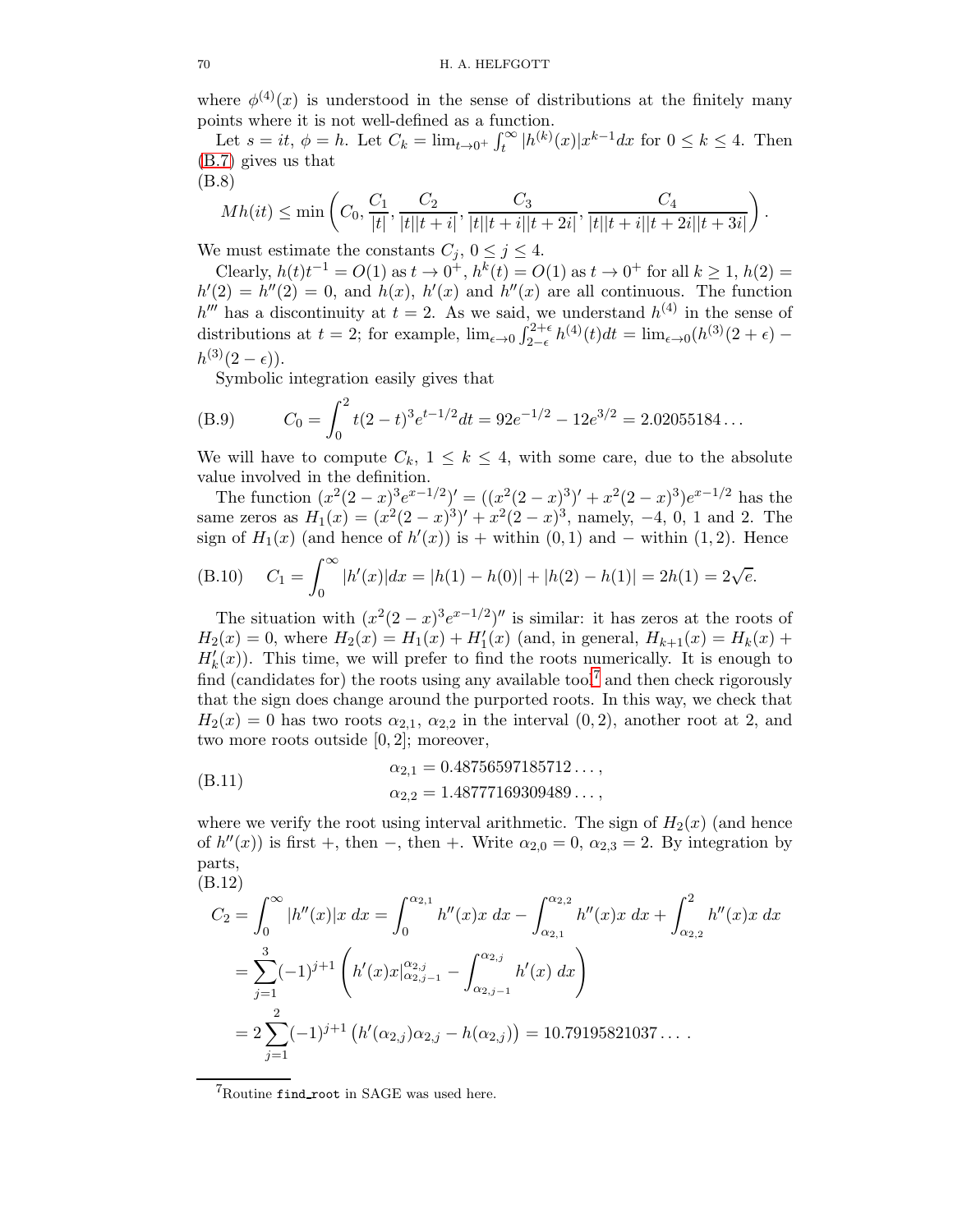where $\phi^{(4)}(x)$ is understood in the sense of distributions at the finitely many points where it is not well-defined as a function.

Let $s = it$, $\phi = h$. Let $C_k = \lim_{t\to 0^+} \int_t^\infty |h^{(k)}(x)| x^{k-1} dx$ for $0 \le k \le 4$. Then (B.7) gives us that

(B.8)
$$Mh(it) \le \min\left(C_0, \frac{C_1}{|t|}, \frac{C_2}{|t||t+i|}, \frac{C_3}{|t||t+i||t+2i|}, \frac{C_4}{|t||t+i||t+2i||t+3i|}\right).$$

We must estimate the constants $C_j$, $0 \le j \le 4$.

Clearly, $h(t)t^{-1} = O(1)$ as $t \to 0^+$, $h^k(t) = O(1)$ as $t \to 0^+$ for all $k \ge 1$, $h(2) = h'(2) = h''(2) = 0$, and $h(x)$, $h'(x)$ and $h''(x)$ are all continuous. The function $h'''$ has a discontinuity at $t = 2$. As we said, we understand $h^{(4)}$ in the sense of distributions at $t = 2$; for example, $\lim_{\epsilon\to 0} \int_{2-\epsilon}^{2+\epsilon} h^{(4)}(t)dt = \lim_{\epsilon\to 0}(h^{(3)}(2+\epsilon) - h^{(3)}(2-\epsilon))$.

Symbolic integration easily gives that

$$C_0 = \int_0^2 t(2-t)^3 e^{t-1/2} dt = 92e^{-1/2} - 12e^{3/2} = 2.02055184\ldots \tag{B.9}$$

We will have to compute $C_k$, $1 \le k \le 4$, with some care, due to the absolute value involved in the definition.

The function $(x^2(2-x)^3 e^{x-1/2})' = ((x^2(2-x)^3)' + x^2(2-x)^3)e^{x-1/2}$ has the same zeros as $H_1(x) = (x^2(2-x)^3)' + x^2(2-x)^3$, namely, $-4$, $0$, $1$ and $2$. The sign of $H_1(x)$ (and hence of $h'(x)$) is $+$ within $(0,1)$ and $-$ within $(1,2)$. Hence

$$C_1 = \int_0^\infty |h'(x)| dx = |h(1) - h(0)| + |h(2) - h(1)| = 2h(1) = 2\sqrt{e}. \tag{B.10}$$

The situation with $(x^2(2-x)^3 e^{x-1/2})''$ is similar: it has zeros at the roots of $H_2(x) = 0$, where $H_2(x) = H_1(x) + H_1'(x)$ (and, in general, $H_{k+1}(x) = H_k(x) + H_k'(x)$). This time, we will prefer to find the roots numerically. It is enough to find (candidates for) the roots using any available tool[7] and then check rigorously that the sign does change around the purported roots. In this way, we check that $H_2(x) = 0$ has two roots $\alpha_{2,1}$, $\alpha_{2,2}$ in the interval $(0,2)$, another root at 2, and two more roots outside $[0,2]$; moreover,

$$\begin{aligned} \alpha_{2,1} &= 0.48756597185712\ldots, \\ \alpha_{2,2} &= 1.48777169309489\ldots, \end{aligned} \tag{B.11}$$

where we verify the root using interval arithmetic. The sign of $H_2(x)$ (and hence of $h''(x)$) is first $+$, then $-$, then $+$. Write $\alpha_{2,0} = 0$, $\alpha_{2,3} = 2$. By integration by parts,

(B.12)
$$\begin{aligned} C_2 &= \int_0^\infty |h''(x)| x\, dx = \int_0^{\alpha_{2,1}} h''(x) x\, dx - \int_{\alpha_{2,1}}^{\alpha_{2,2}} h''(x) x\, dx + \int_{\alpha_{2,2}}^2 h''(x) x\, dx \\ &= \sum_{j=1}^3 (-1)^{j+1} \left( h'(x) x\Big|_{\alpha_{2,j-1}}^{\alpha_{2,j}} - \int_{\alpha_{2,j-1}}^{\alpha_{2,j}} h'(x)\, dx \right) \\ &= 2\sum_{j=1}^2 (-1)^{j+1} \left( h'(\alpha_{2,j})\alpha_{2,j} - h(\alpha_{2,j}) \right) = 10.79195821037\ldots. \end{aligned}$$

[7] Routine `find_root` in SAGE was used here.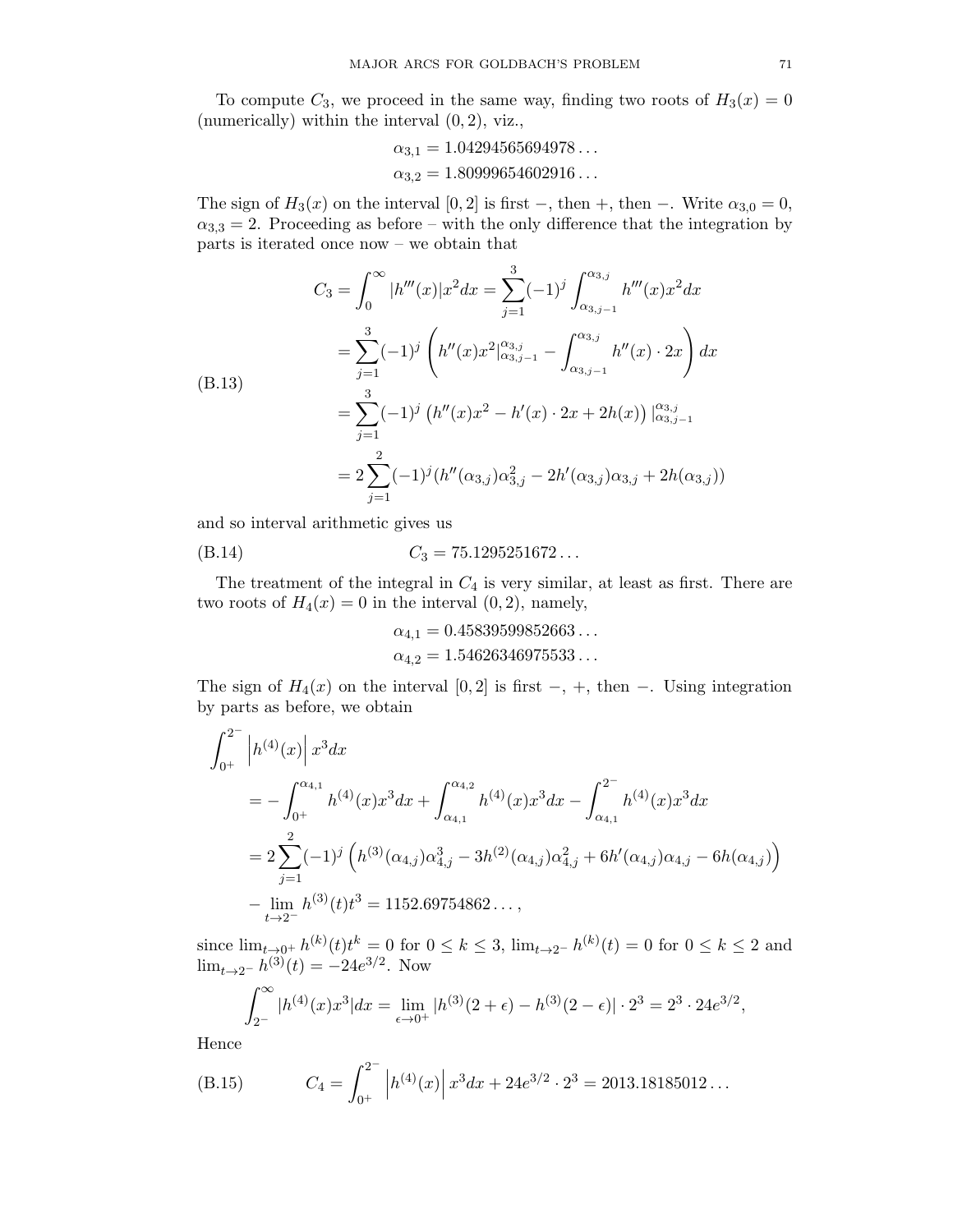To compute $C_3$, we proceed in the same way, finding two roots of $H_3(x) = 0$ (numerically) within the interval $(0,2)$, viz.,

$$\alpha_{3,1} = 1.04294565694978\ldots$$
$$\alpha_{3,2} = 1.80999654602916\ldots$$

The sign of $H_3(x)$ on the interval $[0,2]$ is first $-$, then $+$, then $-$. Write $\alpha_{3,0} = 0$, $\alpha_{3,3} = 2$. Proceeding as before – with the only difference that the integration by parts is iterated once now – we obtain that

$$\begin{aligned}
C_3 &= \int_0^\infty |h'''(x)| x^2 dx = \sum_{j=1}^{3} (-1)^j \int_{\alpha_{3,j-1}}^{\alpha_{3,j}} h'''(x) x^2 dx \\
&= \sum_{j=1}^{3} (-1)^j \left( h''(x) x^2 |_{\alpha_{3,j-1}}^{\alpha_{3,j}} - \int_{\alpha_{3,j-1}}^{\alpha_{3,j}} h''(x) \cdot 2x \right) dx \\
&= \sum_{j=1}^{3} (-1)^j \left( h''(x) x^2 - h'(x) \cdot 2x + 2h(x) \right) |_{\alpha_{3,j-1}}^{\alpha_{3,j}} \\
&= 2 \sum_{j=1}^{2} (-1)^j (h''(\alpha_{3,j}) \alpha_{3,j}^2 - 2h'(\alpha_{3,j}) \alpha_{3,j} + 2h(\alpha_{3,j}))
\end{aligned} \tag{B.13}$$

and so interval arithmetic gives us

$$C_3 = 75.1295251672\ldots \tag{B.14}$$

The treatment of the integral in $C_4$ is very similar, at least as first. There are two roots of $H_4(x) = 0$ in the interval $(0,2)$, namely,

$$\alpha_{4,1} = 0.45839599852663\ldots$$
$$\alpha_{4,2} = 1.54626346975533\ldots$$

The sign of $H_4(x)$ on the interval $[0,2]$ is first $-$, $+$, then $-$. Using integration by parts as before, we obtain

$$\begin{aligned}
&\int_{0^+}^{2^-} \left| h^{(4)}(x) \right| x^3 dx \\
&= - \int_{0^+}^{\alpha_{4,1}} h^{(4)}(x) x^3 dx + \int_{\alpha_{4,1}}^{\alpha_{4,2}} h^{(4)}(x) x^3 dx - \int_{\alpha_{4,1}}^{2^-} h^{(4)}(x) x^3 dx \\
&= 2 \sum_{j=1}^{2} (-1)^j \left( h^{(3)}(\alpha_{4,j}) \alpha_{4,j}^3 - 3h^{(2)}(\alpha_{4,j}) \alpha_{4,j}^2 + 6h'(\alpha_{4,j}) \alpha_{4,j} - 6h(\alpha_{4,j}) \right) \\
&- \lim_{t \to 2^-} h^{(3)}(t) t^3 = 1152.69754862\ldots,
\end{aligned}$$

since $\lim_{t\to 0^+} h^{(k)}(t) t^k = 0$ for $0 \le k \le 3$, $\lim_{t \to 2^-} h^{(k)}(t) = 0$ for $0 \le k \le 2$ and $\lim_{t \to 2^-} h^{(3)}(t) = -24e^{3/2}$. Now

$$\int_{2^-}^{\infty} |h^{(4)}(x) x^3| dx = \lim_{\epsilon \to 0^+} |h^{(3)}(2+\epsilon) - h^{(3)}(2-\epsilon)| \cdot 2^3 = 2^3 \cdot 24 e^{3/2},$$

Hence

$$C_4 = \int_{0^+}^{2^-} \left| h^{(4)}(x) \right| x^3 dx + 24e^{3/2} \cdot 2^3 = 2013.18185012\ldots \tag{B.15}$$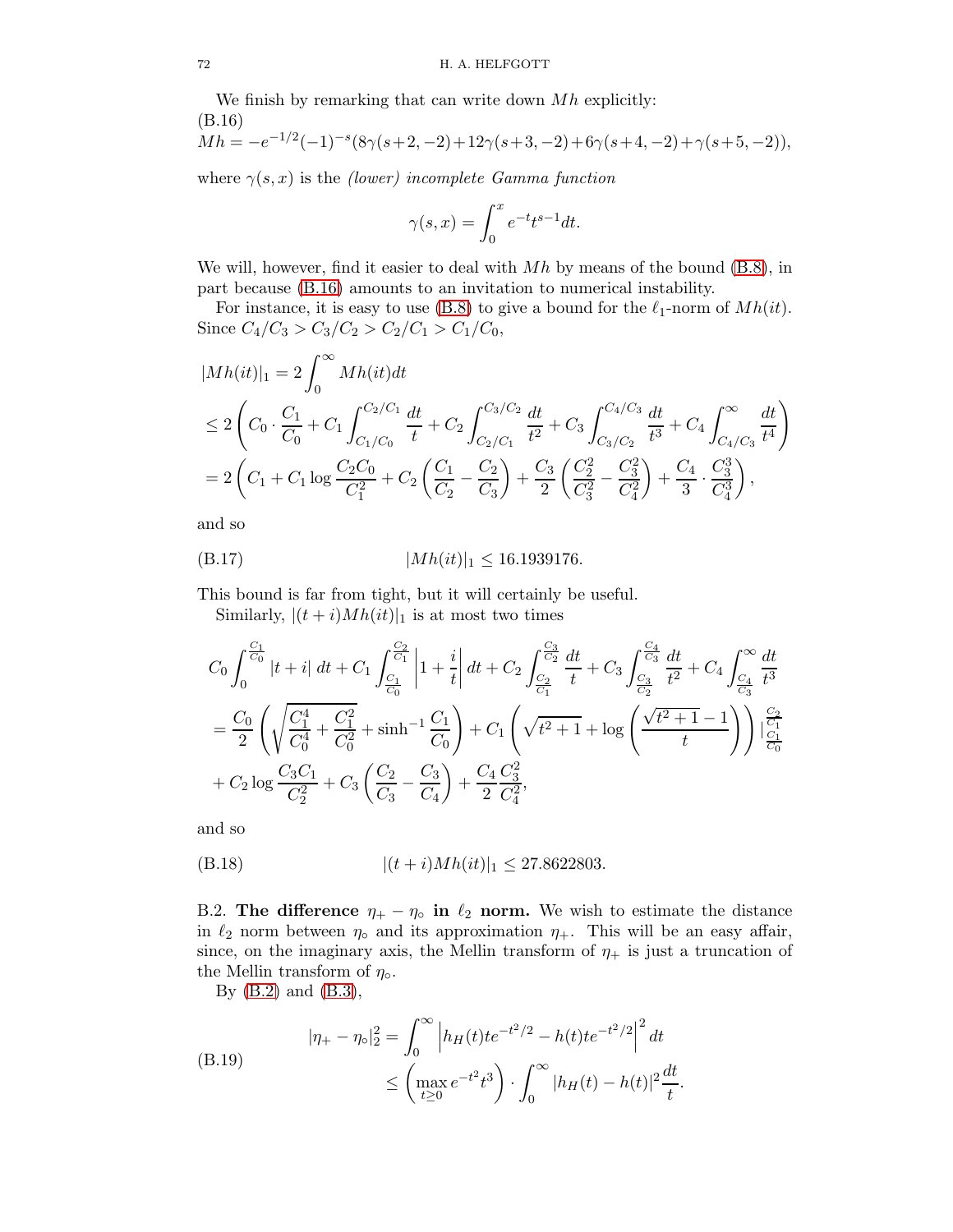We finish by remarking that can write down $Mh$ explicitly:

(B.16)

$$Mh = -e^{-1/2}(-1)^{-s}(8\gamma(s+2,-2)+12\gamma(s+3,-2)+6\gamma(s+4,-2)+\gamma(s+5,-2)),$$

where $\gamma(s,x)$ is the *(lower) incomplete Gamma function*

$$\gamma(s,x) = \int_0^x e^{-t} t^{s-1} dt.$$

We will, however, find it easier to deal with $Mh$ by means of the bound (B.8), in part because (B.16) amounts to an invitation to numerical instability.

For instance, it is easy to use (B.8) to give a bound for the $\ell_1$-norm of $Mh(it)$. Since $C_4/C_3 > C_3/C_2 > C_2/C_1 > C_1/C_0$,

$$\begin{aligned}
|Mh(it)|_1 &= 2\int_0^\infty Mh(it)dt \\
&\leq 2\left(C_0 \cdot \frac{C_1}{C_0} + C_1 \int_{C_1/C_0}^{C_2/C_1} \frac{dt}{t} + C_2 \int_{C_2/C_1}^{C_3/C_2} \frac{dt}{t^2} + C_3 \int_{C_3/C_2}^{C_4/C_3} \frac{dt}{t^3} + C_4 \int_{C_4/C_3}^{\infty} \frac{dt}{t^4}\right) \\
&= 2\left(C_1 + C_1 \log \frac{C_2 C_0}{C_1^2} + C_2\left(\frac{C_1}{C_2} - \frac{C_2}{C_3}\right) + \frac{C_3}{2}\left(\frac{C_2^2}{C_3^2} - \frac{C_3^2}{C_4^2}\right) + \frac{C_4}{3} \cdot \frac{C_3^3}{C_4^3}\right),
\end{aligned}$$

and so

$$|Mh(it)|_1 \leq 16.1939176. \tag{B.17}$$

This bound is far from tight, but it will certainly be useful.

Similarly, $|(t+i)Mh(it)|_1$ is at most two times

$$\begin{aligned}
&C_0 \int_0^{\frac{C_1}{C_0}} |t+i|\, dt + C_1 \int_{\frac{C_1}{C_0}}^{\frac{C_2}{C_1}} \left|1 + \frac{i}{t}\right| dt + C_2 \int_{\frac{C_2}{C_1}}^{\frac{C_3}{C_2}} \frac{dt}{t} + C_3 \int_{\frac{C_3}{C_2}}^{\frac{C_4}{C_3}} \frac{dt}{t^2} + C_4 \int_{\frac{C_4}{C_3}}^{\infty} \frac{dt}{t^3} \\
&= \frac{C_0}{2}\left(\sqrt{\frac{C_1^4}{C_0^4} + \frac{C_1^2}{C_0^2}} + \sinh^{-1} \frac{C_1}{C_0}\right) + C_1\left(\sqrt{t^2+1} + \log\left(\frac{\sqrt{t^2+1}-1}{t}\right)\right)\Big|_{\frac{C_1}{C_0}}^{\frac{C_2}{C_1}} \\
&+ C_2 \log \frac{C_3 C_1}{C_2^2} + C_3\left(\frac{C_2}{C_3} - \frac{C_3}{C_4}\right) + \frac{C_4}{2}\frac{C_3^2}{C_4^2},
\end{aligned}$$

and so

$$|(t+i)Mh(it)|_1 \leq 27.8622803. \tag{B.18}$$

B.2. **The difference $\eta_+ - \eta_\circ$ in $\ell_2$ norm.** We wish to estimate the distance in $\ell_2$ norm between $\eta_\circ$ and its approximation $\eta_+$. This will be an easy affair, since, on the imaginary axis, the Mellin transform of $\eta_+$ is just a truncation of the Mellin transform of $\eta_\circ$.

By (B.2) and (B.3),

$$\begin{aligned}
|\eta_+ - \eta_\circ|_2^2 &= \int_0^\infty \left|h_H(t) t e^{-t^2/2} - h(t) t e^{-t^2/2}\right|^2 dt \\
&\leq \left(\max_{t\geq 0} e^{-t^2} t^3\right) \cdot \int_0^\infty |h_H(t) - h(t)|^2 \frac{dt}{t}.
\end{aligned} \tag{B.19}$$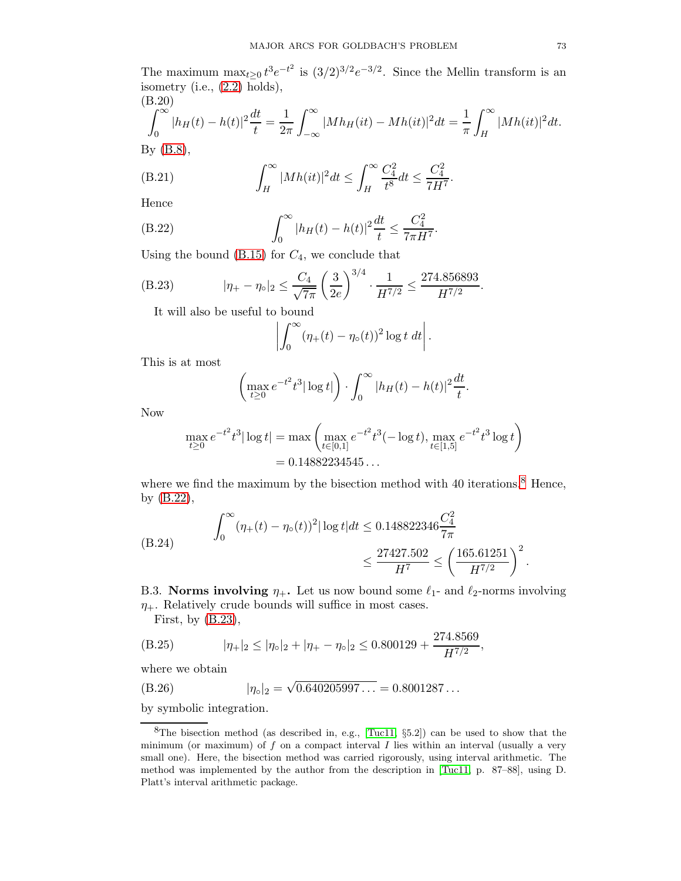The maximum $\max_{t\geq 0} t^3 e^{-t^2}$ is $(3/2)^{3/2} e^{-3/2}$. Since the Mellin transform is an isometry (i.e., (2.2) holds),

(B.20)
$$\int_0^\infty |h_H(t) - h(t)|^2 \frac{dt}{t} = \frac{1}{2\pi}\int_{-\infty}^{\infty} |Mh_H(it) - Mh(it)|^2 dt = \frac{1}{\pi}\int_H^\infty |Mh(it)|^2 dt.$$

By (B.8),

$$\int_H^\infty |Mh(it)|^2 dt \leq \int_H^\infty \frac{C_4^2}{t^8} dt \leq \frac{C_4^2}{7H^7}. \tag{B.21}$$

Hence

$$\int_0^\infty |h_H(t) - h(t)|^2 \frac{dt}{t} \leq \frac{C_4^2}{7\pi H^7}. \tag{B.22}$$

Using the bound (B.15) for $C_4$, we conclude that

$$|\eta_+ - \eta_\circ|_2 \leq \frac{C_4}{\sqrt{7\pi}} \left(\frac{3}{2e}\right)^{3/4} \cdot \frac{1}{H^{7/2}} \leq \frac{274.856893}{H^{7/2}}. \tag{B.23}$$

It will also be useful to bound

$$\left|\int_0^\infty (\eta_+(t) - \eta_\circ(t))^2 \log t \; dt\right|.$$

This is at most

$$\left(\max_{t\geq 0} e^{-t^2} t^3 |\log t|\right) \cdot \int_0^\infty |h_H(t) - h(t)|^2 \frac{dt}{t}.$$

Now

$$\begin{aligned}\max_{t\geq 0} e^{-t^2} t^3 |\log t| &= \max\left(\max_{t\in[0,1]} e^{-t^2} t^3 (-\log t), \max_{t\in[1,5]} e^{-t^2} t^3 \log t\right) \\ &= 0.14882234545\ldots\end{aligned}$$

where we find the maximum by the bisection method with 40 iterations.[8] Hence, by (B.22),

$$\begin{aligned}\int_0^\infty (\eta_+(t) - \eta_\circ(t))^2 |\log t| dt &\leq 0.148822346 \frac{C_4^2}{7\pi} \\ &\leq \frac{27427.502}{H^7} \leq \left(\frac{165.61251}{H^{7/2}}\right)^2.\end{aligned} \tag{B.24}$$

B.3. **Norms involving $\eta_+$.** Let us now bound some $\ell_1$- and $\ell_2$-norms involving $\eta_+$. Relatively crude bounds will suffice in most cases.

First, by (B.23),

$$|\eta_+|_2 \leq |\eta_\circ|_2 + |\eta_+ - \eta_\circ|_2 \leq 0.800129 + \frac{274.8569}{H^{7/2}}, \tag{B.25}$$

where we obtain

$$|\eta_\circ|_2 = \sqrt{0.640205997\ldots} = 0.8001287\ldots \tag{B.26}$$

by symbolic integration.

[8] The bisection method (as described in, e.g., [Tuc11, §5.2]) can be used to show that the minimum (or maximum) of $f$ on a compact interval $I$ lies within an interval (usually a very small one). Here, the bisection method was carried rigorously, using interval arithmetic. The method was implemented by the author from the description in [Tuc11, p. 87–88], using D. Platt's interval arithmetic package.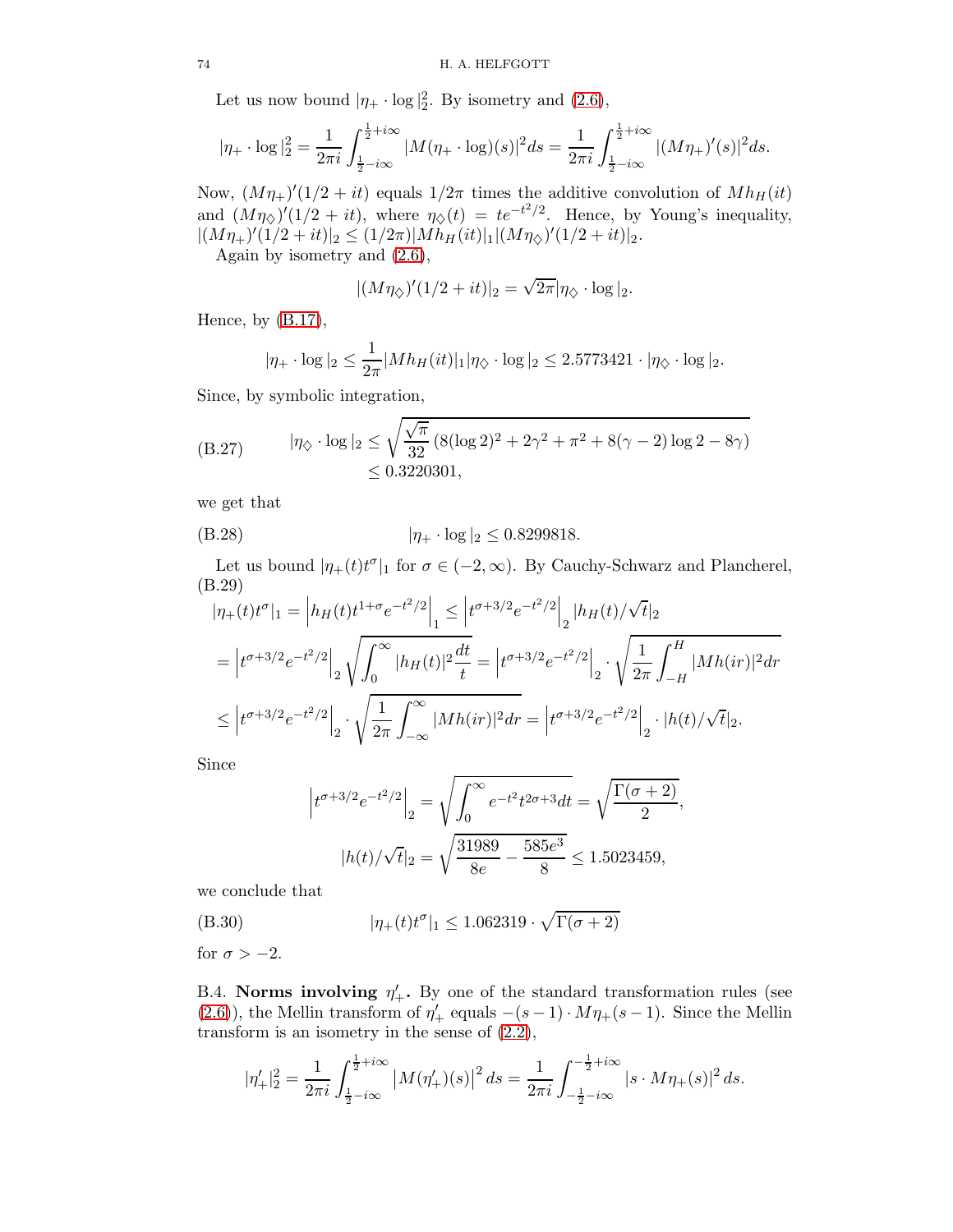Let us now bound $|\eta_+ \cdot \log|_2^2$. By isometry and (2.6),

$$|\eta_+ \cdot \log|_2^2 = \frac{1}{2\pi i}\int_{\frac{1}{2}-i\infty}^{\frac{1}{2}+i\infty} |M(\eta_+ \cdot \log)(s)|^2 ds = \frac{1}{2\pi i}\int_{\frac{1}{2}-i\infty}^{\frac{1}{2}+i\infty} |(M\eta_+)'(s)|^2 ds.$$

Now, $(M\eta_+)'(1/2+it)$ equals $1/2\pi$ times the additive convolution of $Mh_H(it)$ and $(M\eta_\diamondsuit)'(1/2+it)$, where $\eta_\diamondsuit(t) = te^{-t^2/2}$. Hence, by Young's inequality, $|(M\eta_+)'(1/2+it)|_2 \leq (1/2\pi)|Mh_H(it)|_1 |(M\eta_\diamondsuit)'(1/2+it)|_2$.

Again by isometry and (2.6),

$$|(M\eta_\diamondsuit)'(1/2+it)|_2 = \sqrt{2\pi}|\eta_\diamondsuit \cdot \log|_2.$$

Hence, by (B.17),

$$|\eta_+ \cdot \log|_2 \leq \frac{1}{2\pi}|Mh_H(it)|_1 |\eta_\diamondsuit \cdot \log|_2 \leq 2.5773421 \cdot |\eta_\diamondsuit \cdot \log|_2.$$

Since, by symbolic integration,

$$\text{(B.27)} \qquad \begin{aligned} |\eta_\diamondsuit \cdot \log|_2 &\leq \sqrt{\frac{\sqrt{\pi}}{32}\left(8(\log 2)^2 + 2\gamma^2 + \pi^2 + 8(\gamma-2)\log 2 - 8\gamma\right)} \\ &\leq 0.3220301, \end{aligned}$$

we get that

$$\text{(B.28)} \qquad |\eta_+ \cdot \log|_2 \leq 0.8299818.$$

Let us bound $|\eta_+(t)t^\sigma|_1$ for $\sigma \in (-2,\infty)$. By Cauchy-Schwarz and Plancherel,

(B.29)
$$\begin{aligned} |\eta_+(t)t^\sigma|_1 &= \left|h_H(t)t^{1+\sigma}e^{-t^2/2}\right|_1 \leq \left|t^{\sigma+3/2}e^{-t^2/2}\right|_2 |h_H(t)/\sqrt{t}|_2 \\ &= \left|t^{\sigma+3/2}e^{-t^2/2}\right|_2 \sqrt{\int_0^\infty |h_H(t)|^2 \frac{dt}{t}} = \left|t^{\sigma+3/2}e^{-t^2/2}\right|_2 \cdot \sqrt{\frac{1}{2\pi}\int_{-H}^{H} |Mh(ir)|^2 dr} \\ &\leq \left|t^{\sigma+3/2}e^{-t^2/2}\right|_2 \cdot \sqrt{\frac{1}{2\pi}\int_{-\infty}^{\infty} |Mh(ir)|^2 dr} = \left|t^{\sigma+3/2}e^{-t^2/2}\right|_2 \cdot |h(t)/\sqrt{t}|_2. \end{aligned}$$

Since

$$\left|t^{\sigma+3/2}e^{-t^2/2}\right|_2 = \sqrt{\int_0^\infty e^{-t^2}t^{2\sigma+3}dt} = \sqrt{\frac{\Gamma(\sigma+2)}{2}},$$

$$|h(t)/\sqrt{t}|_2 = \sqrt{\frac{31989}{8e} - \frac{585e^3}{8}} \leq 1.5023459,$$

we conclude that

$$\text{(B.30)} \qquad |\eta_+(t)t^\sigma|_1 \leq 1.062319 \cdot \sqrt{\Gamma(\sigma+2)}$$

for $\sigma > -2$.

B.4. **Norms involving $\eta_+'$.** By one of the standard transformation rules (see (2.6)), the Mellin transform of $\eta_+'$ equals $-(s-1)\cdot M\eta_+(s-1)$. Since the Mellin transform is an isometry in the sense of (2.2),

$$|\eta_+'|_2^2 = \frac{1}{2\pi i}\int_{\frac{1}{2}-i\infty}^{\frac{1}{2}+i\infty} \left|M(\eta_+')(s)\right|^2 ds = \frac{1}{2\pi i}\int_{-\frac{1}{2}-i\infty}^{-\frac{1}{2}+i\infty} \left|s \cdot M\eta_+(s)\right|^2 ds.$$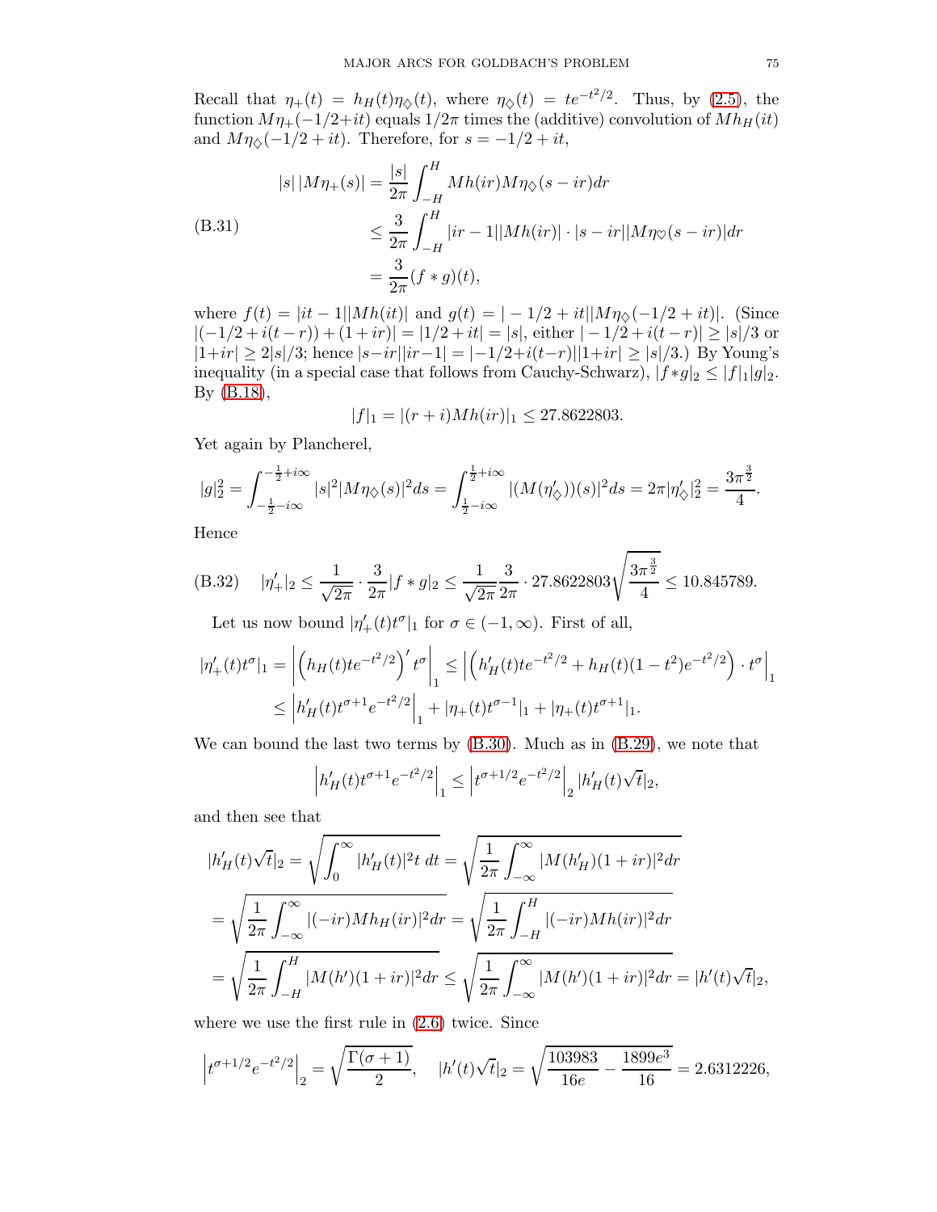Recall that $\eta_+(t) = h_H(t)\eta_\diamondsuit(t)$, where $\eta_\diamondsuit(t) = te^{-t^2/2}$. Thus, by (2.5), the function $M\eta_+(-1/2+it)$ equals $1/2\pi$ times the (additive) convolution of $Mh_H(it)$ and $M\eta_\diamondsuit(-1/2+it)$. Therefore, for $s = -1/2+it$,

$$
\begin{aligned}
|s|\,|M\eta_+(s)| &= \frac{|s|}{2\pi}\int_{-H}^{H} Mh(ir)M\eta_\diamondsuit(s-ir)dr \\
&\leq \frac{3}{2\pi}\int_{-H}^{H} |ir-1||Mh(ir)|\cdot|s-ir||M\eta_\heartsuit(s-ir)|dr \\
&= \frac{3}{2\pi}(f*g)(t),
\end{aligned}
\tag{B.31}
$$

where $f(t) = |it-1||Mh(it)|$ and $g(t) = |-1/2+it||M\eta_\diamondsuit(-1/2+it)|$. (Since $|(-1/2+i(t-r))+(1+ir)| = |1/2+it| = |s|$, either $|-1/2+i(t-r)| \geq |s|/3$ or $|1+ir| \geq 2|s|/3$; hence $|s-ir||ir-1| = |-1/2+i(t-r)||1+ir| \geq |s|/3$.) By Young's inequality (in a special case that follows from Cauchy-Schwarz), $|f*g|_2 \leq |f|_1|g|_2$. By (B.18),

$$|f|_1 = |(r+i)Mh(ir)|_1 \leq 27.8622803.$$

Yet again by Plancherel,

$$|g|_2^2 = \int_{-\frac{1}{2}-i\infty}^{-\frac{1}{2}+i\infty} |s|^2|M\eta_\diamondsuit(s)|^2 ds = \int_{\frac{1}{2}-i\infty}^{\frac{1}{2}+i\infty} |(M(\eta_\diamondsuit'))(s)|^2 ds = 2\pi|\eta_\diamondsuit'|_2^2 = \frac{3\pi^{\frac{3}{2}}}{4}.$$

Hence

$$|\eta_+'|_2 \leq \frac{1}{\sqrt{2\pi}}\cdot\frac{3}{2\pi}|f*g|_2 \leq \frac{1}{\sqrt{2\pi}}\frac{3}{2\pi}\cdot 27.8622803\sqrt{\frac{3\pi^{\frac{3}{2}}}{4}} \leq 10.845789. \tag{B.32}$$

Let us now bound $|\eta_+'(t)t^\sigma|_1$ for $\sigma \in (-1,\infty)$. First of all,

$$
\begin{aligned}
|\eta_+'(t)t^\sigma|_1 &= \left|\left(h_H(t)te^{-t^2/2}\right)' t^\sigma\right|_1 \leq \left|\left(h_H'(t)te^{-t^2/2} + h_H(t)(1-t^2)e^{-t^2/2}\right)\cdot t^\sigma\right|_1 \\
&\leq \left|h_H'(t)t^{\sigma+1}e^{-t^2/2}\right|_1 + |\eta_+(t)t^{\sigma-1}|_1 + |\eta_+(t)t^{\sigma+1}|_1.
\end{aligned}
$$

We can bound the last two terms by (B.30). Much as in (B.29), we note that

$$\left|h_H'(t)t^{\sigma+1}e^{-t^2/2}\right|_1 \leq \left|t^{\sigma+1/2}e^{-t^2/2}\right|_2 |h_H'(t)\sqrt{t}|_2,$$

and then see that

$$
\begin{aligned}
|h_H'(t)\sqrt{t}|_2 &= \sqrt{\int_0^\infty |h_H'(t)|^2 t\, dt} = \sqrt{\frac{1}{2\pi}\int_{-\infty}^{\infty} |M(h_H')(1+ir)|^2 dr} \\
&= \sqrt{\frac{1}{2\pi}\int_{-\infty}^{\infty} |(-ir)Mh_H(ir)|^2 dr} = \sqrt{\frac{1}{2\pi}\int_{-H}^{H} |(-ir)Mh(ir)|^2 dr} \\
&= \sqrt{\frac{1}{2\pi}\int_{-H}^{H} |M(h')(1+ir)|^2 dr} \leq \sqrt{\frac{1}{2\pi}\int_{-\infty}^{\infty} |M(h')(1+ir)|^2 dr} = |h'(t)\sqrt{t}|_2,
\end{aligned}
$$

where we use the first rule in (2.6) twice. Since

$$\left|t^{\sigma+1/2}e^{-t^2/2}\right|_2 = \sqrt{\frac{\Gamma(\sigma+1)}{2}}, \quad |h'(t)\sqrt{t}|_2 = \sqrt{\frac{103983}{16e} - \frac{1899e^3}{16}} = 2.6312226,$$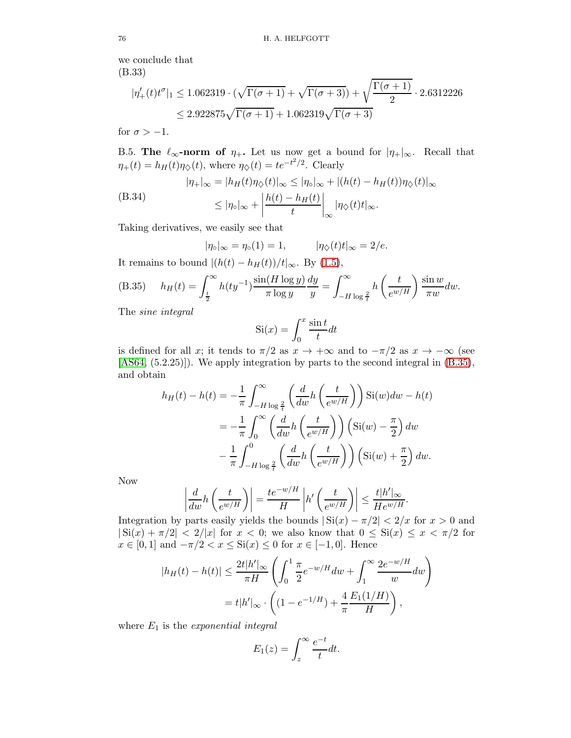we conclude that

(B.33)

$$|\eta_+'(t)t^\sigma|_1 \leq 1.062319 \cdot (\sqrt{\Gamma(\sigma+1)} + \sqrt{\Gamma(\sigma+3)}) + \sqrt{\frac{\Gamma(\sigma+1)}{2}} \cdot 2.6312226$$
$$\leq 2.922875\sqrt{\Gamma(\sigma+1)} + 1.062319\sqrt{\Gamma(\sigma+3)}$$

for $\sigma > -1$.

B.5. **The $\ell_\infty$-norm of $\eta_+$.** Let us now get a bound for $|\eta_+|_\infty$. Recall that $\eta_+(t) = h_H(t)\eta_\diamondsuit(t)$, where $\eta_\diamondsuit(t) = te^{-t^2/2}$. Clearly

$$|\eta_+|_\infty = |h_H(t)\eta_\diamondsuit(t)|_\infty \leq |\eta_\circ|_\infty + |(h(t) - h_H(t))\eta_\diamondsuit(t)|_\infty$$
$$\leq |\eta_\circ|_\infty + \left|\frac{h(t) - h_H(t)}{t}\right|_\infty |\eta_\diamondsuit(t)t|_\infty. \tag{B.34}$$

Taking derivatives, we easily see that

$$|\eta_\circ|_\infty = \eta_\circ(1) = 1, \qquad |\eta_\diamondsuit(t)t|_\infty = 2/e.$$

It remains to bound $|(h(t) - h_H(t))/t|_\infty$. By (1.5),

$$h_H(t) = \int_{\frac{t}{2}}^\infty h(ty^{-1})\frac{\sin(H\log y)}{\pi \log y}\frac{dy}{y} = \int_{-H\log\frac{2}{t}}^\infty h\left(\frac{t}{e^{w/H}}\right)\frac{\sin w}{\pi w}dw. \tag{B.35}$$

The *sine integral*

$$\mathrm{Si}(x) = \int_0^x \frac{\sin t}{t}dt$$

is defined for all $x$; it tends to $\pi/2$ as $x \to +\infty$ and to $-\pi/2$ as $x \to -\infty$ (see [AS64, (5.2.25)]). We apply integration by parts to the second integral in (B.35), and obtain

$$h_H(t) - h(t) = -\frac{1}{\pi}\int_{-H\log\frac{2}{t}}^\infty \left(\frac{d}{dw}h\left(\frac{t}{e^{w/H}}\right)\right)\mathrm{Si}(w)dw - h(t)$$
$$= -\frac{1}{\pi}\int_0^\infty \left(\frac{d}{dw}h\left(\frac{t}{e^{w/H}}\right)\right)\left(\mathrm{Si}(w) - \frac{\pi}{2}\right)dw$$
$$-\frac{1}{\pi}\int_{-H\log\frac{2}{t}}^0 \left(\frac{d}{dw}h\left(\frac{t}{e^{w/H}}\right)\right)\left(\mathrm{Si}(w) + \frac{\pi}{2}\right)dw.$$

Now

$$\left|\frac{d}{dw}h\left(\frac{t}{e^{w/H}}\right)\right| = \frac{te^{-w/H}}{H}\left|h'\left(\frac{t}{e^{w/H}}\right)\right| \leq \frac{t|h'|_\infty}{He^{w/H}}.$$

Integration by parts easily yields the bounds $|\mathrm{Si}(x) - \pi/2| < 2/x$ for $x > 0$ and $|\mathrm{Si}(x) + \pi/2| < 2/|x|$ for $x < 0$; we also know that $0 \leq \mathrm{Si}(x) \leq x < \pi/2$ for $x \in [0,1]$ and $-\pi/2 < x \leq \mathrm{Si}(x) \leq 0$ for $x \in [-1,0]$. Hence

$$|h_H(t) - h(t)| \leq \frac{2t|h'|_\infty}{\pi H}\left(\int_0^1 \frac{\pi}{2}e^{-w/H}dw + \int_1^\infty \frac{2e^{-w/H}}{w}dw\right)$$
$$= t|h'|_\infty \cdot \left((1 - e^{-1/H}) + \frac{4}{\pi}\frac{E_1(1/H)}{H}\right),$$

where $E_1$ is the *exponential integral*

$$E_1(z) = \int_z^\infty \frac{e^{-t}}{t}dt.$$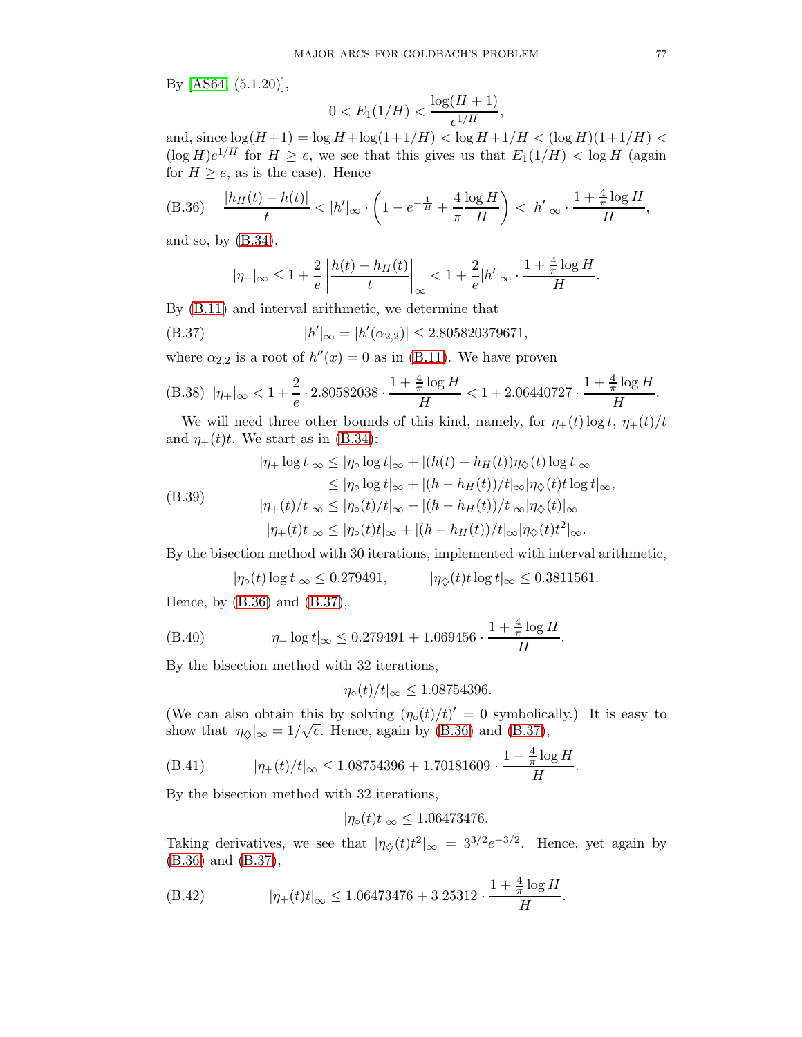By [AS64, (5.1.20)],

$$0 < E_1(1/H) < \frac{\log(H+1)}{e^{1/H}},$$

and, since $\log(H+1) = \log H + \log(1+1/H) < \log H + 1/H < (\log H)(1+1/H) < (\log H)e^{1/H}$ for $H \geq e$, we see that this gives us that $E_1(1/H) < \log H$ (again for $H \geq e$, as is the case). Hence

$$\frac{|h_H(t) - h(t)|}{t} < |h'|_\infty \cdot \left(1 - e^{-\frac{1}{H}} + \frac{4}{\pi}\frac{\log H}{H}\right) < |h'|_\infty \cdot \frac{1 + \frac{4}{\pi}\log H}{H}, \tag{B.36}$$

and so, by (B.34),

$$|\eta_+|_\infty \leq 1 + \frac{2}{e}\left|\frac{h(t) - h_H(t)}{t}\right|_\infty < 1 + \frac{2}{e}|h'|_\infty \cdot \frac{1 + \frac{4}{\pi}\log H}{H}.$$

By (B.11) and interval arithmetic, we determine that

$$|h'|_\infty = |h'(\alpha_{2,2})| \leq 2.805820379671, \tag{B.37}$$

where $\alpha_{2,2}$ is a root of $h''(x) = 0$ as in (B.11). We have proven

$$|\eta_+|_\infty < 1 + \frac{2}{e} \cdot 2.80582038 \cdot \frac{1 + \frac{4}{\pi}\log H}{H} < 1 + 2.06440727 \cdot \frac{1 + \frac{4}{\pi}\log H}{H}. \tag{B.38}$$

We will need three other bounds of this kind, namely, for $\eta_+(t)\log t$, $\eta_+(t)/t$ and $\eta_+(t)t$. We start as in (B.34):

$$\begin{aligned}
|\eta_+ \log t|_\infty &\leq |\eta_\circ \log t|_\infty + |(h(t) - h_H(t))\eta_\diamondsuit(t)\log t|_\infty \\
&\leq |\eta_\circ \log t|_\infty + |(h - h_H(t))/t|_\infty |\eta_\diamondsuit(t) t \log t|_\infty, \\
|\eta_+(t)/t|_\infty &\leq |\eta_\circ(t)/t|_\infty + |(h - h_H(t))/t|_\infty |\eta_\diamondsuit(t)|_\infty \\
|\eta_+(t)t|_\infty &\leq |\eta_\circ(t)t|_\infty + |(h - h_H(t))/t|_\infty |\eta_\diamondsuit(t)t^2|_\infty.
\end{aligned} \tag{B.39}$$

By the bisection method with 30 iterations, implemented with interval arithmetic,

$$|\eta_\circ(t)\log t|_\infty \leq 0.279491, \qquad |\eta_\diamondsuit(t) t \log t|_\infty \leq 0.3811561.$$

Hence, by (B.36) and (B.37),

$$|\eta_+ \log t|_\infty \leq 0.279491 + 1.069456 \cdot \frac{1 + \frac{4}{\pi}\log H}{H}. \tag{B.40}$$

By the bisection method with 32 iterations,

$$|\eta_\circ(t)/t|_\infty \leq 1.08754396.$$

(We can also obtain this by solving $(\eta_\circ(t)/t)' = 0$ symbolically.) It is easy to show that $|\eta_\diamondsuit|_\infty = 1/\sqrt{e}$. Hence, again by (B.36) and (B.37),

$$|\eta_+(t)/t|_\infty \leq 1.08754396 + 1.70181609 \cdot \frac{1 + \frac{4}{\pi}\log H}{H}. \tag{B.41}$$

By the bisection method with 32 iterations,

$$|\eta_\circ(t)t|_\infty \leq 1.06473476.$$

Taking derivatives, we see that $|\eta_\diamondsuit(t)t^2|_\infty = 3^{3/2}e^{-3/2}$. Hence, yet again by (B.36) and (B.37),

$$|\eta_+(t)t|_\infty \leq 1.06473476 + 3.25312 \cdot \frac{1 + \frac{4}{\pi}\log H}{H}. \tag{B.42}$$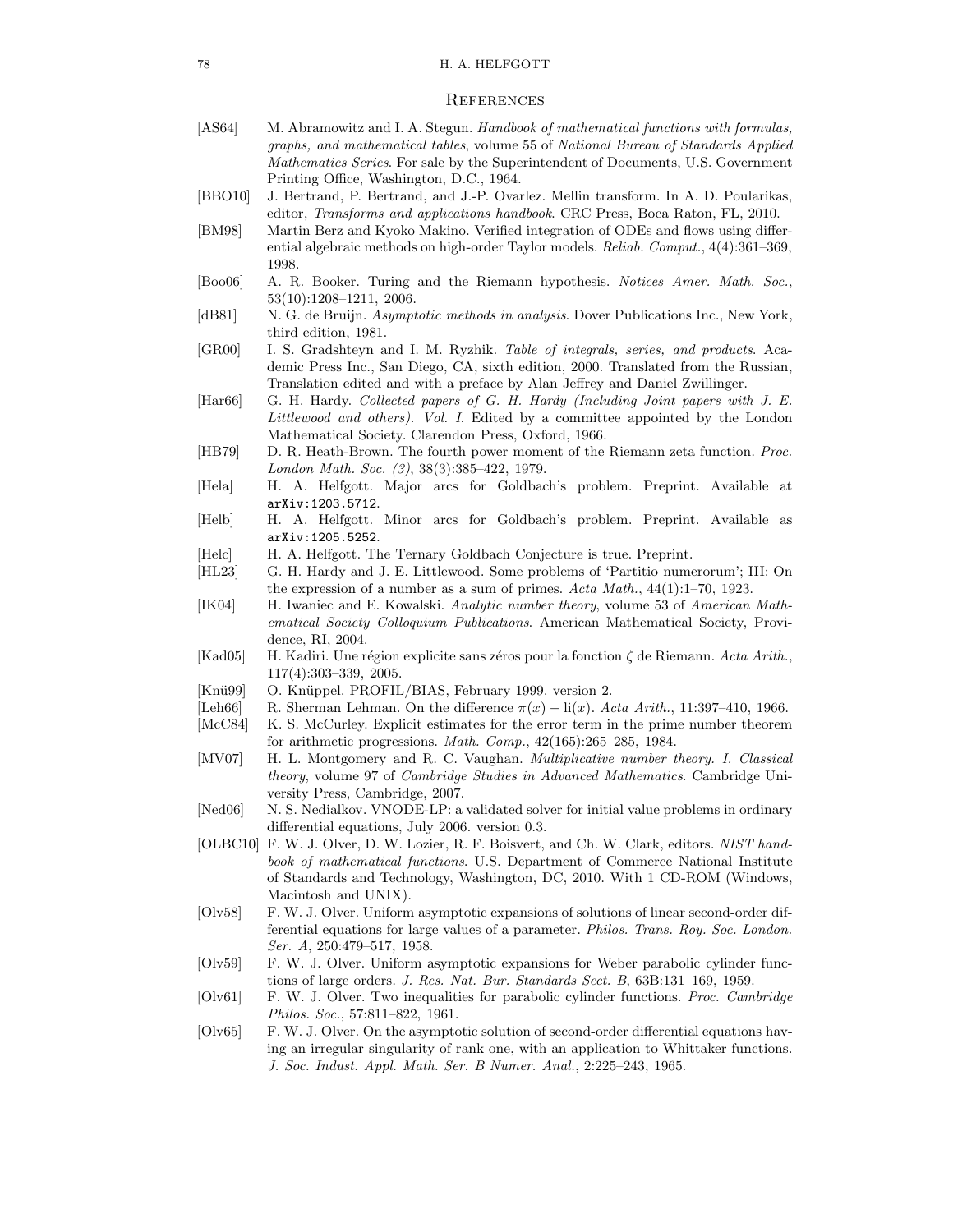## References

[AS64] M. Abramowitz and I. A. Stegun. *Handbook of mathematical functions with formulas, graphs, and mathematical tables*, volume 55 of *National Bureau of Standards Applied Mathematics Series*. For sale by the Superintendent of Documents, U.S. Government Printing Office, Washington, D.C., 1964.

[BBO10] J. Bertrand, P. Bertrand, and J.-P. Ovarlez. Mellin transform. In A. D. Poularikas, editor, *Transforms and applications handbook*. CRC Press, Boca Raton, FL, 2010.

[BM98] Martin Berz and Kyoko Makino. Verified integration of ODEs and flows using differential algebraic methods on high-order Taylor models. *Reliab. Comput.*, 4(4):361–369, 1998.

[Boo06] A. R. Booker. Turing and the Riemann hypothesis. *Notices Amer. Math. Soc.*, 53(10):1208–1211, 2006.

[dB81] N. G. de Bruijn. *Asymptotic methods in analysis*. Dover Publications Inc., New York, third edition, 1981.

[GR00] I. S. Gradshteyn and I. M. Ryzhik. *Table of integrals, series, and products*. Academic Press Inc., San Diego, CA, sixth edition, 2000. Translated from the Russian, Translation edited and with a preface by Alan Jeffrey and Daniel Zwillinger.

[Har66] G. H. Hardy. *Collected papers of G. H. Hardy (Including Joint papers with J. E. Littlewood and others). Vol. I*. Edited by a committee appointed by the London Mathematical Society. Clarendon Press, Oxford, 1966.

[HB79] D. R. Heath-Brown. The fourth power moment of the Riemann zeta function. *Proc. London Math. Soc. (3)*, 38(3):385–422, 1979.

[Hela] H. A. Helfgott. Major arcs for Goldbach's problem. Preprint. Available at `arXiv:1203.5712`.

[Helb] H. A. Helfgott. Minor arcs for Goldbach's problem. Preprint. Available as `arXiv:1205.5252`.

[Helc] H. A. Helfgott. The Ternary Goldbach Conjecture is true. Preprint.

[HL23] G. H. Hardy and J. E. Littlewood. Some problems of 'Partitio numerorum'; III: On the expression of a number as a sum of primes. *Acta Math.*, 44(1):1–70, 1923.

[IK04] H. Iwaniec and E. Kowalski. *Analytic number theory*, volume 53 of *American Mathematical Society Colloquium Publications*. American Mathematical Society, Providence, RI, 2004.

[Kad05] H. Kadiri. Une région explicite sans zéros pour la fonction $\zeta$ de Riemann. *Acta Arith.*, 117(4):303–339, 2005.

[Knü99] O. Knüppel. PROFIL/BIAS, February 1999. version 2.

[Leh66] R. Sherman Lehman. On the difference $\pi(x) - \mathrm{li}(x)$. *Acta Arith.*, 11:397–410, 1966.

[McC84] K. S. McCurley. Explicit estimates for the error term in the prime number theorem for arithmetic progressions. *Math. Comp.*, 42(165):265–285, 1984.

[MV07] H. L. Montgomery and R. C. Vaughan. *Multiplicative number theory. I. Classical theory*, volume 97 of *Cambridge Studies in Advanced Mathematics*. Cambridge University Press, Cambridge, 2007.

[Ned06] N. S. Nedialkov. VNODE-LP: a validated solver for initial value problems in ordinary differential equations, July 2006. version 0.3.

[OLBC10] F. W. J. Olver, D. W. Lozier, R. F. Boisvert, and Ch. W. Clark, editors. *NIST handbook of mathematical functions*. U.S. Department of Commerce National Institute of Standards and Technology, Washington, DC, 2010. With 1 CD-ROM (Windows, Macintosh and UNIX).

[Olv58] F. W. J. Olver. Uniform asymptotic expansions of solutions of linear second-order differential equations for large values of a parameter. *Philos. Trans. Roy. Soc. London. Ser. A*, 250:479–517, 1958.

[Olv59] F. W. J. Olver. Uniform asymptotic expansions for Weber parabolic cylinder functions of large orders. *J. Res. Nat. Bur. Standards Sect. B*, 63B:131–169, 1959.

[Olv61] F. W. J. Olver. Two inequalities for parabolic cylinder functions. *Proc. Cambridge Philos. Soc.*, 57:811–822, 1961.

[Olv65] F. W. J. Olver. On the asymptotic solution of second-order differential equations having an irregular singularity of rank one, with an application to Whittaker functions. *J. Soc. Indust. Appl. Math. Ser. B Numer. Anal.*, 2:225–243, 1965.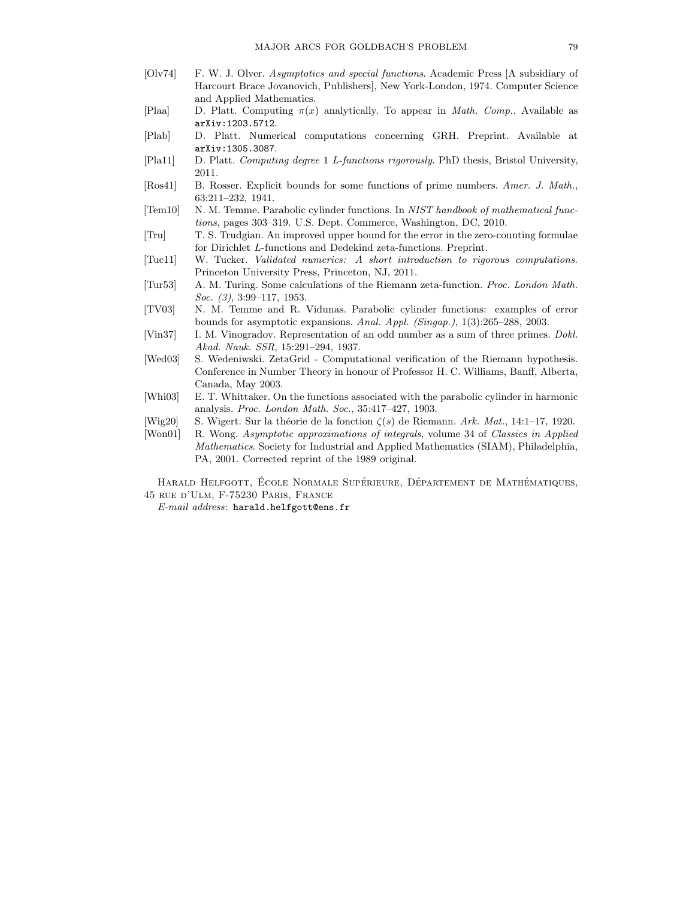[Olv74] F. W. J. Olver. *Asymptotics and special functions*. Academic Press [A subsidiary of Harcourt Brace Jovanovich, Publishers], New York-London, 1974. Computer Science and Applied Mathematics.

[Plaa] D. Platt. Computing $\pi(x)$ analytically. To appear in *Math. Comp.*. Available as `arXiv:1203.5712`.

[Plab] D. Platt. Numerical computations concerning GRH. Preprint. Available at `arXiv:1305.3087`.

[Pla11] D. Platt. *Computing degree 1 L-functions rigorously*. PhD thesis, Bristol University, 2011.

[Ros41] B. Rosser. Explicit bounds for some functions of prime numbers. *Amer. J. Math.*, 63:211–232, 1941.

[Tem10] N. M. Temme. Parabolic cylinder functions. In *NIST handbook of mathematical functions*, pages 303–319. U.S. Dept. Commerce, Washington, DC, 2010.

[Tru] T. S. Trudgian. An improved upper bound for the error in the zero-counting formulae for Dirichlet L-functions and Dedekind zeta-functions. Preprint.

[Tuc11] W. Tucker. *Validated numerics: A short introduction to rigorous computations*. Princeton University Press, Princeton, NJ, 2011.

[Tur53] A. M. Turing. Some calculations of the Riemann zeta-function. *Proc. London Math. Soc. (3)*, 3:99–117, 1953.

[TV03] N. M. Temme and R. Vidunas. Parabolic cylinder functions: examples of error bounds for asymptotic expansions. *Anal. Appl. (Singap.)*, 1(3):265–288, 2003.

[Vin37] I. M. Vinogradov. Representation of an odd number as a sum of three primes. *Dokl. Akad. Nauk. SSR*, 15:291–294, 1937.

[Wed03] S. Wedeniwski. ZetaGrid - Computational verification of the Riemann hypothesis. Conference in Number Theory in honour of Professor H. C. Williams, Banff, Alberta, Canada, May 2003.

[Whi03] E. T. Whittaker. On the functions associated with the parabolic cylinder in harmonic analysis. *Proc. London Math. Soc.*, 35:417–427, 1903.

[Wig20] S. Wigert. Sur la théorie de la fonction $\zeta(s)$ de Riemann. *Ark. Mat.*, 14:1–17, 1920.

[Won01] R. Wong. *Asymptotic approximations of integrals*, volume 34 of *Classics in Applied Mathematics*. Society for Industrial and Applied Mathematics (SIAM), Philadelphia, PA, 2001. Corrected reprint of the 1989 original.

Harald Helfgott, École Normale Supérieure, Département de Mathématiques, 45 rue d'Ulm, F-75230 Paris, France

*E-mail address*: `harald.helfgott@ens.fr`